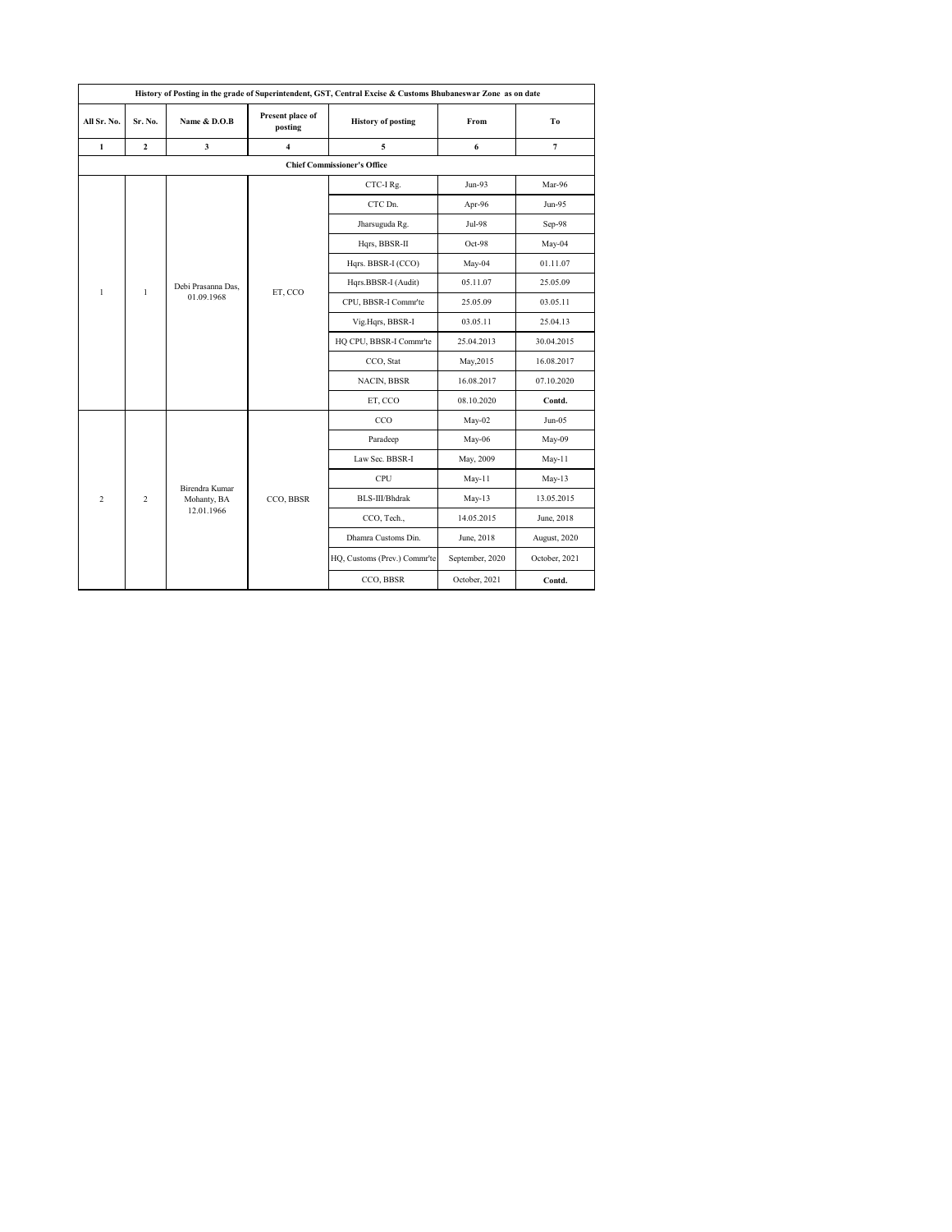| History of Posting in the grade of Superintendent, GST, Central Excise & Customs Bhubaneswar Zone as on date | | | | | | |
|---|---|---|---|---|---|---|
| **All Sr. No.** | **Sr. No.** | **Name & D.O.B** | **Present place of posting** | **History of posting** | **From** | **To** |
| **1** | **2** | **3** | **4** | **5** | **6** | **7** |
| **Chief Commissioner's Office** | | | | | | |
| 1 | 1 | Debi Prasanna Das, 01.09.1968 | ET, CCO | CTC-I Rg. | Jun-93 | Mar-96 |
| | | | | CTC Dn. | Apr-96 | Jun-95 |
| | | | | Jharsuguda Rg. | Jul-98 | Sep-98 |
| | | | | Hqrs, BBSR-II | Oct-98 | May-04 |
| | | | | Hqrs. BBSR-I (CCO) | May-04 | 01.11.07 |
| | | | | Hqrs.BBSR-I (Audit) | 05.11.07 | 25.05.09 |
| | | | | CPU, BBSR-I Commr'te | 25.05.09 | 03.05.11 |
| | | | | Vig.Hqrs, BBSR-I | 03.05.11 | 25.04.13 |
| | | | | HQ CPU, BBSR-I Commr'te | 25.04.2013 | 30.04.2015 |
| | | | | CCO, Stat | May,2015 | 16.08.2017 |
| | | | | NACIN, BBSR | 16.08.2017 | 07.10.2020 |
| | | | | ET, CCO | 08.10.2020 | **Contd.** |
| 2 | 2 | Birendra Kumar Mohanty, BA 12.01.1966 | CCO, BBSR | CCO | May-02 | Jun-05 |
| | | | | Paradeep | May-06 | May-09 |
| | | | | Law Sec. BBSR-I | May, 2009 | May-11 |
| | | | | CPU | May-11 | May-13 |
| | | | | BLS-III/Bhdrak | May-13 | 13.05.2015 |
| | | | | CCO, Tech., | 14.05.2015 | June, 2018 |
| | | | | Dhamra Customs Din. | June, 2018 | August, 2020 |
| | | | | HQ, Customs (Prev.) Commr'te | September, 2020 | October, 2021 |
| | | | | CCO, BBSR | October, 2021 | **Contd.** |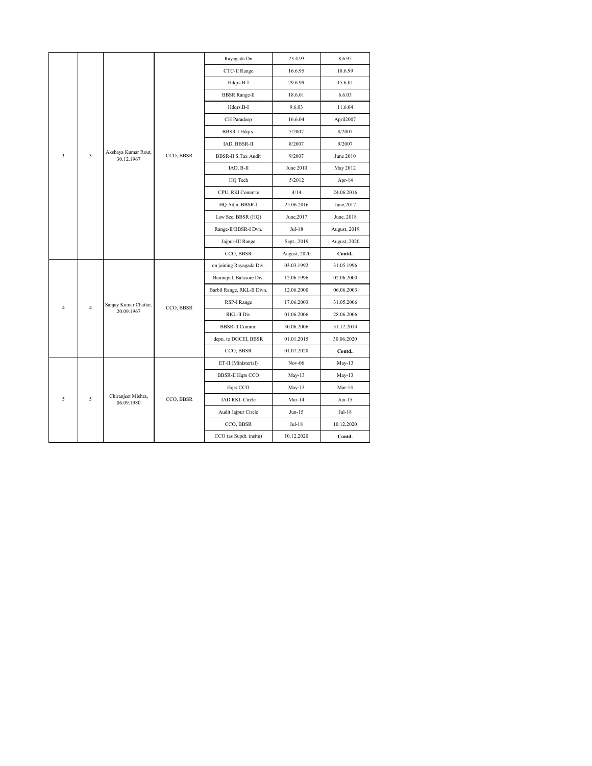| | | | | | | |
|---|---|---|---|---|---|---|
| 3 | 3 | Akshaya Kumar Rout, 30.12.1967 | CCO, BBSR | Rayagada Dn | 23.4.93 | 8.6.95 |
| | | | | CTC-II Range | 16.6.95 | 18.6.99 |
| | | | | Hdqrs.B-I | 29.6.99 | 15.6.01 |
| | | | | BBSR Range-II | 18.6.01 | 6.6.03 |
| | | | | Hdqrs.B-I | 9.6.03 | 11.6.04 |
| | | | | CH Paradeep | 16.6.04 | April2007 |
| | | | | BBSR-I Hdqrs. | 5/2007 | 8/2007 |
| | | | | IAD, BBSR-II | 8/2007 | 9/2007 |
| | | | | BBSR-II S.Tax Audit | 9/2007 | June 2010 |
| | | | | IAD, B-II | June 2010 | May 2012 |
| | | | | HQ Tech | 5/2012 | Apr-14 |
| | | | | CPU, RKl Comm'te | 4/14 | 24.06.2016 |
| | | | | HQ Adjn, BBSR-I | 25.06.2016 | June,2017 |
| | | | | Law Sec. BBSR (HQ) | June,2017 | June, 2018 |
| | | | | Range-II/BBSR-I Dvn. | Jul-18 | August, 2019 |
| | | | | Jajpur-III Range | Sept., 2019 | August, 2020 |
| | | | | CCO, BBSR | August, 2020 | **Contd..** |
| 4 | 4 | Sanjay Kumar Chattar, 20.09.1967 | CCO, BBSR | on joining Rayagada Div. | 03.03.1992 | 31.05.1996 |
| | | | | Bamnipal, Balasore Div. | 12.06.1996 | 02.06.2000 |
| | | | | Barbil Range, RKL-II Divn. | 12.06.2000 | 06.06.2003 |
| | | | | RSP-I Range | 17.06.2003 | 31.05.2006 |
| | | | | RKL-II Div | 01.06.2006 | 28.06.2006 |
| | | | | BBSR-II Commr. | 30.06.2006 | 31.12.2014 |
| | | | | depn. to DGCEI, BBSR | 01.01.2015 | 30.06.2020 |
| | | | | CCO, BBSR | 01.07.2020 | **Contd..** |
| 5 | 5 | Chiranjeet Mishra, 06.09.1980 | CCO, BBSR | ET-II (Ministerial) | Nov-06 | May-13 |
| | | | | BBSR-II Hqrs CCO | May-13 | May-13 |
| | | | | Hqrs CCO | May-13 | Mar-14 |
| | | | | IAD RKL Circle | Mar-14 | Jun-15 |
| | | | | Audit Jajpur Circle | Jun-15 | Jul-18 |
| | | | | CCO, BBSR | Jul-18 | 10.12.2020 |
| | | | | CCO (as Supdt. insitu) | 10.12.2020 | **Contd.** |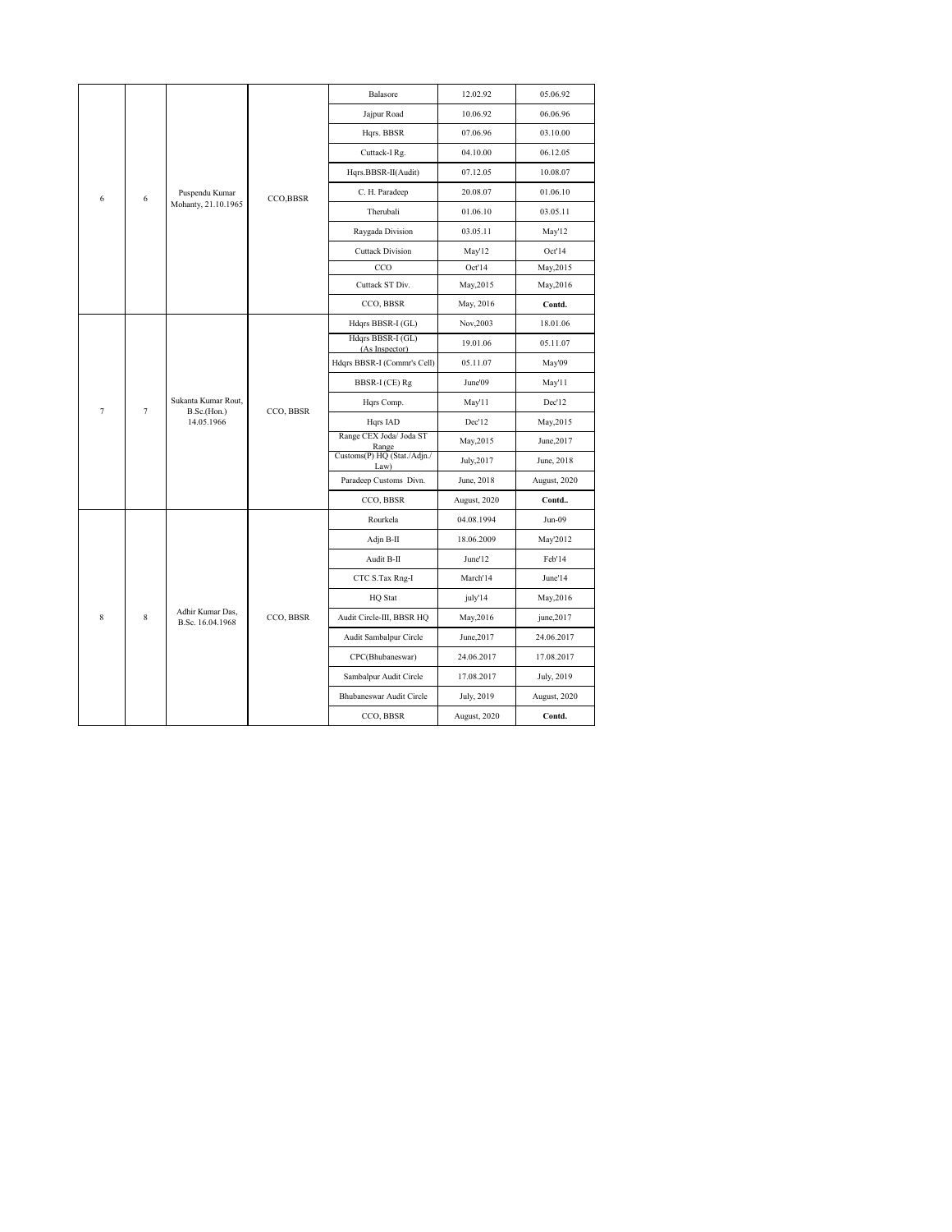| | | | | | | |
|---|---|---|---|---|---|---|
| 6 | 6 | Puspendu Kumar Mohanty, 21.10.1965 | CCO,BBSR | Balasore | 12.02.92 | 05.06.92 |
| | | | | Jajpur Road | 10.06.92 | 06.06.96 |
| | | | | Hqrs. BBSR | 07.06.96 | 03.10.00 |
| | | | | Cuttack-I Rg. | 04.10.00 | 06.12.05 |
| | | | | Hqrs.BBSR-II(Audit) | 07.12.05 | 10.08.07 |
| | | | | C. H. Paradeep | 20.08.07 | 01.06.10 |
| | | | | Therubali | 01.06.10 | 03.05.11 |
| | | | | Raygada Division | 03.05.11 | May'12 |
| | | | | Cuttack Division | May'12 | Oct'14 |
| | | | | CCO | Oct'14 | May,2015 |
| | | | | Cuttack ST Div. | May,2015 | May,2016 |
| | | | | CCO, BBSR | May, 2016 | **Contd.** |
| 7 | 7 | Sukanta Kumar Rout, B.Sc.(Hon.) 14.05.1966 | CCO, BBSR | Hdqrs BBSR-I (GL) | Nov,2003 | 18.01.06 |
| | | | | Hdqrs BBSR-I (GL) (As Inspector) | 19.01.06 | 05.11.07 |
| | | | | Hdqrs BBSR-I (Commr's Cell) | 05.11.07 | May'09 |
| | | | | BBSR-I (CE) Rg | June'09 | May'11 |
| | | | | Hqrs Comp. | May'11 | Dec'12 |
| | | | | Hqrs IAD | Dec'12 | May,2015 |
| | | | | Range CEX Joda/ Joda ST Range | May,2015 | June,2017 |
| | | | | Customs(P) HQ (Stat./Adjn./ Law) | July,2017 | June, 2018 |
| | | | | Paradeep Customs Divn. | June, 2018 | August, 2020 |
| | | | | CCO, BBSR | August, 2020 | **Contd..** |
| 8 | 8 | Adhir Kumar Das, B.Sc. 16.04.1968 | CCO, BBSR | Rourkela | 04.08.1994 | Jun-09 |
| | | | | Adjn B-II | 18.06.2009 | May'2012 |
| | | | | Audit B-II | June'12 | Feb'14 |
| | | | | CTC S.Tax Rng-I | March'14 | June'14 |
| | | | | HQ Stat | july'14 | May,2016 |
| | | | | Audit Circle-III, BBSR HQ | May,2016 | june,2017 |
| | | | | Audit Sambalpur Circle | June,2017 | 24.06.2017 |
| | | | | CPC(Bhubaneswar) | 24.06.2017 | 17.08.2017 |
| | | | | Sambalpur Audit Circle | 17.08.2017 | July, 2019 |
| | | | | Bhubaneswar Audit Circle | July, 2019 | August, 2020 |
| | | | | CCO, BBSR | August, 2020 | **Contd.** |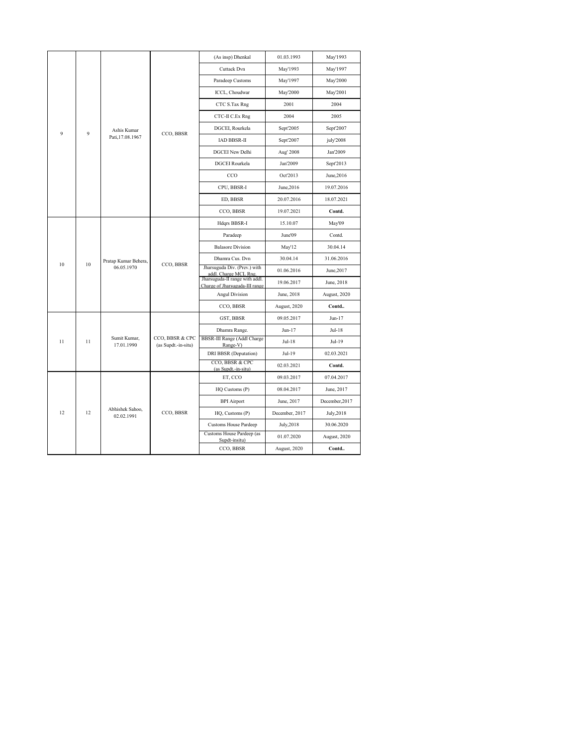| 9 | 9 | Ashis Kumar Pati,17.08.1967 | CCO, BBSR | (As insp) Dhenkal | 01.03.1993 | May'1993 |
|---|---|---|---|---|---|---|
| | | | | Cuttack Dvn | May'1993 | May'1997 |
| | | | | Paradeep Customs | May'1997 | May'2000 |
| | | | | ICCL, Choudwar | May'2000 | May'2001 |
| | | | | CTC S.Tax Rng | 2001 | 2004 |
| | | | | CTC-II C.Ex Rng | 2004 | 2005 |
| | | | | DGCEI, Rourkela | Sept'2005 | Sept'2007 |
| | | | | IAD BBSR-II | Sept'2007 | july'2008 |
| | | | | DGCEI New Delhi | Aug' 2008 | Jan'2009 |
| | | | | DGCEI Rourkela | Jan'2009 | Sept'2013 |
| | | | | CCO | Oct'2013 | June,2016 |
| | | | | CPU, BBSR-I | June,2016 | 19.07.2016 |
| | | | | ED, BBSR | 20.07.2016 | 18.07.2021 |
| | | | | CCO, BBSR | 19.07.2021 | **Contd.** |
| 10 | 10 | Pratap Kumar Behera, 06.05.1970 | CCO, BBSR | Hdqrs BBSR-I | 15.10.07 | May'09 |
| | | | | Paradeep | June'09 | Contd. |
| | | | | Balasore Division | May'12 | 30.04.14 |
| | | | | Dhamra Cus. Dvn | 30.04.14 | 31.06.2016 |
| | | | | Jharsuguda Div. (Prev.) with addl. Charge MCL Rng. | 01.06.2016 | June,2017 |
| | | | | Jharsuguda-II range with addl. Charge of Jharsuguda-III range | 19.06.2017 | June, 2018 |
| | | | | Angul Division | June, 2018 | August, 2020 |
| | | | | CCO, BBSR | August, 2020 | **Contd..** |
| 11 | 11 | Sumit Kumar, 17.01.1990 | CCO, BBSR & CPC (as Supdt.-in-situ) | GST, BBSR | 09.05.2017 | Jun-17 |
| | | | | Dhamra Range. | Jun-17 | Jul-18 |
| | | | | BBSR-III Range (Addl Charge Range-V) | Jul-18 | Jul-19 |
| | | | | DRI BBSR (Deputation) | Jul-19 | 02.03.2021 |
| | | | | CCO, BBSR & CPC (as Supdt.-in-situ) | 02.03.2021 | **Contd.** |
| 12 | 12 | Abhishek Sahoo, 02.02.1991 | CCO, BBSR | ET, CCO | 09.03.2017 | 07.04.2017 |
| | | | | HQ Customs (P) | 08.04.2017 | June, 2017 |
| | | | | BPI Airport | June, 2017 | December,2017 |
| | | | | HQ, Customs (P) | December, 2017 | July,2018 |
| | | | | Customs House Pardeep | July,2018 | 30.06.2020 |
| | | | | Customs House Pardeep (as Supdt-insitu) | 01.07.2020 | August, 2020 |
| | | | | CCO, BBSR | August, 2020 | **Contd..** |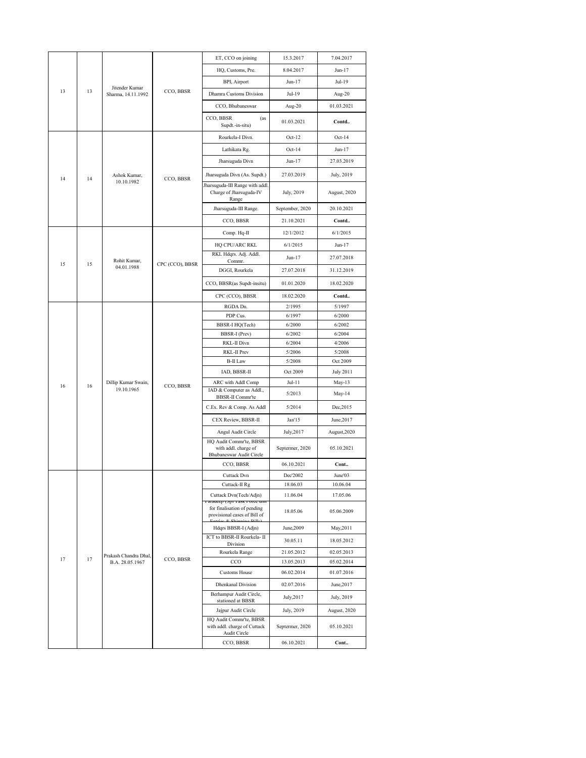| | | | | | | |
|---|---|---|---|---|---|---|
| 13 | 13 | Jitender Kumar Sharma, 14.11.1992 | CCO, BBSR | ET, CCO on joining | 15.3.2017 | 7.04.2017 |
| | | | | HQ, Customs, Pre. | 8.04.2017 | Jun-17 |
| | | | | BPI, Airport | Jun-17 | Jul-19 |
| | | | | Dhamra Customs Division | Jul-19 | Aug-20 |
| | | | | CCO, Bhubaneswar | Aug-20 | 01.03.2021 |
| | | | | CCO, BBSR (as Supdt.-in-situ) | 01.03.2021 | **Contd..** |
| 14 | 14 | Ashok Kumar, 10.10.1982 | CCO, BBSR | Rourkela-I Divn. | Oct-12 | Oct-14 |
| | | | | Lathikata Rg. | Oct-14 | Jun-17 |
| | | | | Jharsuguda Divn | Jun-17 | 27.03.2019 |
| | | | | Jharsuguda Divn (As. Supdt.) | 27.03.2019 | July, 2019 |
| | | | | Jharsuguda-III Range with addl. Charge of Jharsuguda-IV Range | July, 2019 | August, 2020 |
| | | | | Jharsuguda-III Range. | September, 2020 | 20.10.2021 |
| | | | | CCO, BBSR | 21.10.2021 | **Contd..** |
| 15 | 15 | Rohit Kumar, 04.01.1988 | CPC (CCO), BBSR | Comp. Hq-II | 12/1/2012 | 6/1/2015 |
| | | | | HQ CPU/ARC RKL | 6/1/2015 | Jun-17 |
| | | | | RKL Hdqrs. Adj. Addl. Commr. | Jun-17 | 27.07.2018 |
| | | | | DGGI, Rourkela | 27.07.2018 | 31.12.2019 |
| | | | | CCO, BBSR(as Supdt-insitu) | 01.01.2020 | 18.02.2020 |
| | | | | CPC (CCO), BBSR | 18.02.2020 | **Contd..** |
| 16 | 16 | Dillip Kumar Swain, 19.10.1965 | CCO, BBSR | RGDA Dn. | 2/1995 | 5/1997 |
| | | | | PDP Cus. | 6/1997 | 6/2000 |
| | | | | BBSR-I HQ(Tech) | 6/2000 | 6/2002 |
| | | | | BBSR-I (Prev) | 6/2002 | 6/2004 |
| | | | | RKL-II Divn | 6/2004 | 4/2006 |
| | | | | RKL-II Prev | 5/2006 | 5/2008 |
| | | | | B-II Law | 5/2008 | Oct 2009 |
| | | | | IAD, BBSR-II | Oct 2009 | July 2011 |
| | | | | ARC with Addl Comp | Jul-11 | May-13 |
| | | | | IAD & Computer as Addl., BBSR-II Commr'te | 5/2013 | May-14 |
| | | | | C.Ex. Rev & Comp. As Addl | 5/2014 | Dec,2015 |
| | | | | CEX Review, BBSR-II | Jan'15 | June,2017 |
| | | | | Angul Audit Circle | July,2017 | August,2020 |
| | | | | HQ Audit Commr'te, BBSR with addl. charge of Bhubaneswar Audit Circle | Septermer, 2020 | 05.10.2021 |
| | | | | CCO, BBSR | 06.10.2021 | **Cont..** |
| 17 | 17 | Prakash Chandra Dhal, B.A. 28.05.1967 | CCO, BBSR | Cuttack Dvn | Dec'2002 | June'03 |
| | | | | Cuttack-II Rg | 18.06.03 | 10.06.04 |
| | | | | Cuttack Dvn(Tech/Adjn) | 11.06.04 | 17.05.06 |
| | | | | Paradeep (Spl Task Force unit for finalisation of pending provisional cases of Bill of Entries & Shipping Bills) | 18.05.06 | 05.06.2009 |
| | | | | Hdqrs BBSR-I (Adjn) | June,2009 | May,2011 |
| | | | | ICT to BBSR-II Rourkela- II Division | 30.05.11 | 18.05.2012 |
| | | | | Rourkela Range | 21.05.2012 | 02.05.2013 |
| | | | | CCO | 13.05.2013 | 05.02.2014 |
| | | | | Customs House | 06.02.2014 | 01.07.2016 |
| | | | | Dhenkanal Division | 02.07.2016 | June,2017 |
| | | | | Berhampur Audit Circle, stationed at BBSR | July,2017 | July, 2019 |
| | | | | Jajpur Audit Circle | July, 2019 | August, 2020 |
| | | | | HQ Audit Commr'te, BBSR with addl. charge of Cuttack Audit Circle | Septermer, 2020 | 05.10.2021 |
| | | | | CCO, BBSR | 06.10.2021 | **Cont..** |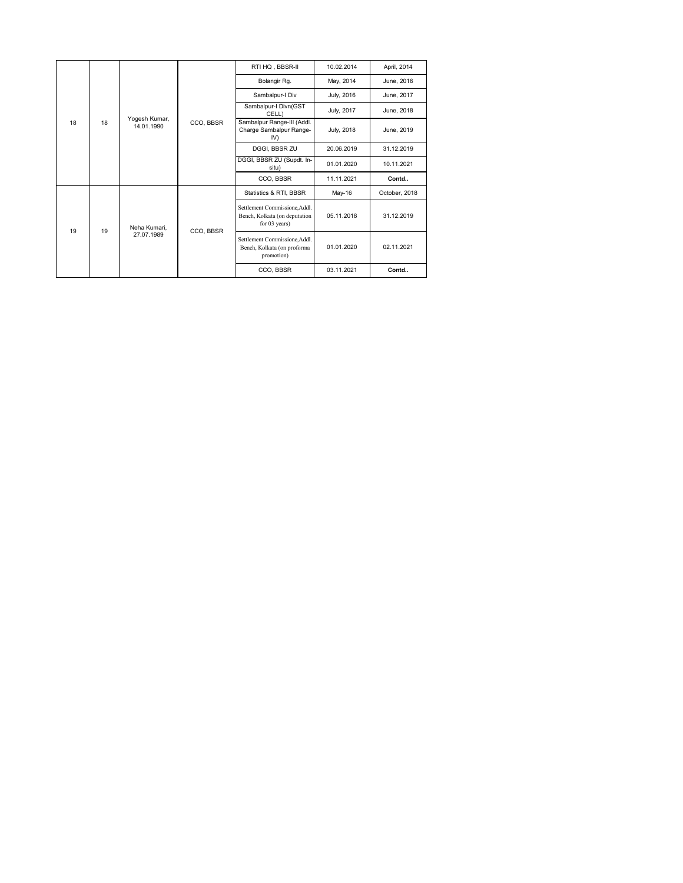| | | | | | | |
|---|---|---|---|---|---|---|
| 18 | 18 | Yogesh Kumar, 14.01.1990 | CCO, BBSR | RTI HQ , BBSR-II | 10.02.2014 | April, 2014 |
| | | | | Bolangir Rg. | May, 2014 | June, 2016 |
| | | | | Sambalpur-I Div | July, 2016 | June, 2017 |
| | | | | Sambalpur-I Divn(GST CELL) | July, 2017 | June, 2018 |
| | | | | Sambalpur Range-III (Addl. Charge Sambalpur Range-IV) | July, 2018 | June, 2019 |
| | | | | DGGI, BBSR ZU | 20.06.2019 | 31.12.2019 |
| | | | | DGGI, BBSR ZU (Supdt. In-situ) | 01.01.2020 | 10.11.2021 |
| | | | | CCO, BBSR | 11.11.2021 | **Contd..** |
| 19 | 19 | Neha Kumari, 27.07.1989 | CCO, BBSR | Statistics & RTI, BBSR | May-16 | October, 2018 |
| | | | | Settlement Commissione,Addl. Bench, Kolkata (on deputation for 03 years) | 05.11.2018 | 31.12.2019 |
| | | | | Settlement Commissione,Addl. Bench, Kolkata (on proforma promotion) | 01.01.2020 | 02.11.2021 |
| | | | | CCO, BBSR | 03.11.2021 | **Contd..** |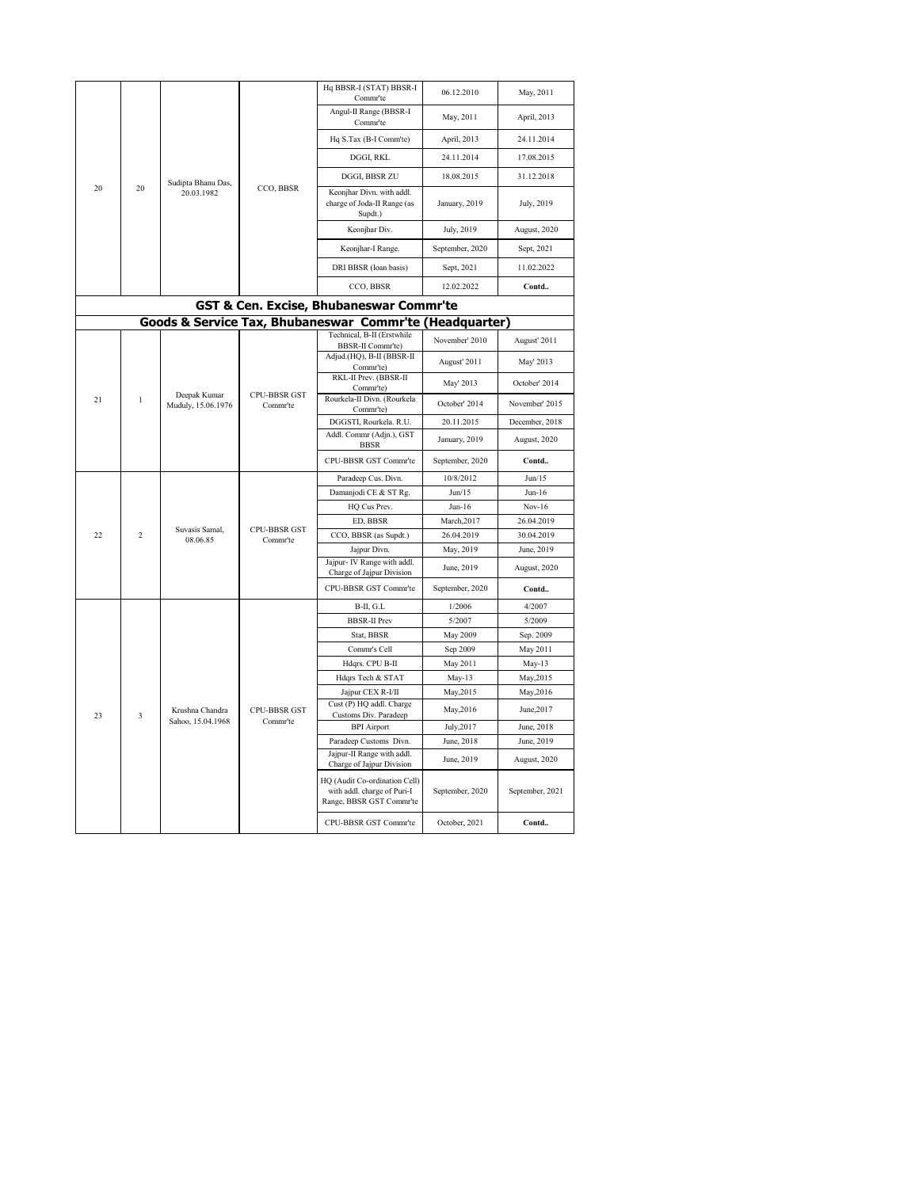| | | | | | | |
|---|---|---|---|---|---|---|
| 20 | 20 | Sudipta Bhanu Das, 20.03.1982 | CCO, BBSR | Hq BBSR-I (STAT) BBSR-I Commr'te | 06.12.2010 | May, 2011 |
| | | | | Angul-II Range (BBSR-I Commr'te | May, 2011 | April, 2013 |
| | | | | Hq S.Tax (B-I Comm'te) | April, 2013 | 24.11.2014 |
| | | | | DGGI, RKL | 24.11.2014 | 17.08.2015 |
| | | | | DGGI, BBSR ZU | 18.08.2015 | 31.12.2018 |
| | | | | Keonjhar Divn. with addl. charge of Joda-II Range (as Supdt.) | January, 2019 | July, 2019 |
| | | | | Keonjhar Div. | July, 2019 | August, 2020 |
| | | | | Keonjhar-I Range. | September, 2020 | Sept, 2021 |
| | | | | DRI BBSR (loan basis) | Sept, 2021 | 11.02.2022 |
| | | | | CCO, BBSR | 12.02.2022 | **Contd..** |
| **GST & Cen. Excise, Bhubaneswar Commr'te** | | | | | | |
| **Goods & Service Tax, Bhubaneswar Commr'te (Headquarter)** | | | | | | |
| 21 | 1 | Deepak Kumar Muduly, 15.06.1976 | CPU-BBSR GST Commr'te | Technical, B-II (Erstwhile BBSR-II Commr'te) | November' 2010 | August' 2011 |
| | | | | Adjud.(HQ), B-II (BBSR-II Commr'te) | August' 2011 | May' 2013 |
| | | | | RKL-II Prev. (BBSR-II Commr'te) | May' 2013 | October' 2014 |
| | | | | Rourkela-II Divn. (Rourkela Commr'te) | October' 2014 | November' 2015 |
| | | | | DGGSTI, Rourkela. R.U. | 20.11.2015 | December, 2018 |
| | | | | Addl. Commr (Adjn.), GST BBSR | January, 2019 | August, 2020 |
| | | | | CPU-BBSR GST Commr'te | September, 2020 | **Contd..** |
| 22 | 2 | Suvasis Samal, 08.06.85 | CPU-BBSR GST Commr'te | Paradeep Cus. Divn. | 10/8/2012 | Jun/15 |
| | | | | Damanjodi CE & ST Rg. | Jun/15 | Jun-16 |
| | | | | HQ Cus Prev. | Jun-16 | Nov-16 |
| | | | | ED, BBSR | March,2017 | 26.04.2019 |
| | | | | CCO, BBSR (as Supdt.) | 26.04.2019 | 30.04.2019 |
| | | | | Jajpur Divn. | May, 2019 | June, 2019 |
| | | | | Jajpur- IV Range with addl. Charge of Jajpur Division | June, 2019 | August, 2020 |
| | | | | CPU-BBSR GST Commr'te | September, 2020 | **Contd..** |
| 23 | 3 | Krushna Chandra Sahoo, 15.04.1968 | CPU-BBSR GST Commr'te | B-II, G.L | 1/2006 | 4/2007 |
| | | | | BBSR-II Prev | 5/2007 | 5/2009 |
| | | | | Stat, BBSR | May 2009 | Sep. 2009 |
| | | | | Commr's Cell | Sep 2009 | May 2011 |
| | | | | Hdqrs. CPU B-II | May 2011 | May-13 |
| | | | | Hdqrs Tech & STAT | May-13 | May,2015 |
| | | | | Jajpur CEX R-I/II | May,2015 | May,2016 |
| | | | | Cust (P) HQ addl. Charge Customs Div. Paradeep | May,2016 | June,2017 |
| | | | | BPI Airport | July,2017 | June, 2018 |
| | | | | Paradeep Customs Divn. | June, 2018 | June, 2019 |
| | | | | Jajpur-II Range with addl. Charge of Jajpur Division | June, 2019 | August, 2020 |
| | | | | HQ (Audit Co-ordination Cell) with addl. charge of Puri-I Range, BBSR GST Commr'te | September, 2020 | September, 2021 |
| | | | | CPU-BBSR GST Commr'te | October, 2021 | **Contd..** |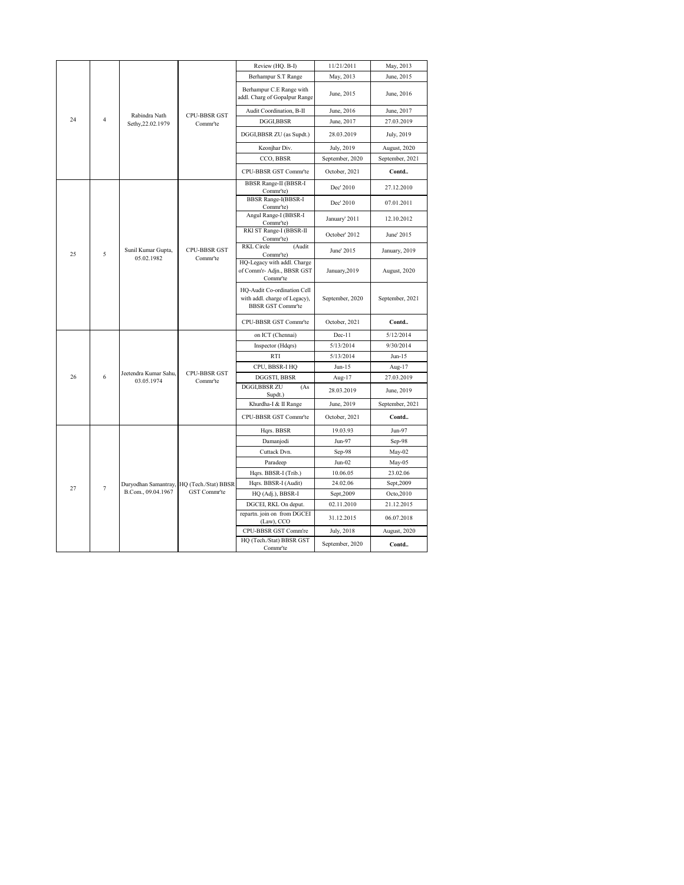| | | | | | | |
|---|---|---|---|---|---|---|
| 24 | 4 | Rabindra Nath Sethy,22.02.1979 | CPU-BBSR GST Commr'te | Review (HQ. B-I) | 11/21/2011 | May, 2013 |
| | | | | Berhampur S.T Range | May, 2013 | June, 2015 |
| | | | | Berhampur C.E Range with addl. Charg of Gopalpur Range | June, 2015 | June, 2016 |
| | | | | Audit Coordination, B-II | June, 2016 | June, 2017 |
| | | | | DGGI,BBSR | June, 2017 | 27.03.2019 |
| | | | | DGGI,BBSR ZU (as Supdt.) | 28.03.2019 | July, 2019 |
| | | | | Keonjhar Div. | July, 2019 | August, 2020 |
| | | | | CCO, BBSR | September, 2020 | September, 2021 |
| | | | | CPU-BBSR GST Commr'te | October, 2021 | **Contd..** |
| 25 | 5 | Sunil Kumar Gupta, 05.02.1982 | CPU-BBSR GST Commr'te | BBSR Range-II (BBSR-I Commr'te) | Dec' 2010 | 27.12.2010 |
| | | | | BBSR Range-I(BBSR-I Commr'te) | Dec' 2010 | 07.01.2011 |
| | | | | Angul Range-I (BBSR-I Commr'te) | January' 2011 | 12.10.2012 |
| | | | | RKl ST Range-I (BBSR-II Commr'te) | October' 2012 | June' 2015 |
| | | | | RKL Circle (Audit Commr'te) | June' 2015 | January, 2019 |
| | | | | HQ-Legacy with addl. Charge of Comm'r- Adjn., BBSR GST Commr'te | January,2019 | August, 2020 |
| | | | | HQ-Audit Co-ordination Cell with addl. charge of Legacy), BBSR GST Commr'te | September, 2020 | September, 2021 |
| | | | | CPU-BBSR GST Commr'te | October, 2021 | **Contd..** |
| 26 | 6 | Jeetendra Kumar Sahu, 03.05.1974 | CPU-BBSR GST Commr'te | on ICT (Chennai) | Dec-11 | 5/12/2014 |
| | | | | Inspector (Hdqrs) | 5/13/2014 | 9/30/2014 |
| | | | | RTI | 5/13/2014 | Jun-15 |
| | | | | CPU, BBSR-I HQ | Jun-15 | Aug-17 |
| | | | | DGGSTI, BBSR | Aug-17 | 27.03.2019 |
| | | | | DGGI,BBSR ZU (As Supdt.) | 28.03.2019 | June, 2019 |
| | | | | Khurdha-I & II Range | June, 2019 | September, 2021 |
| | | | | CPU-BBSR GST Commr'te | October, 2021 | **Contd..** |
| 27 | 7 | Duryodhan Samantray, B.Com., 09.04.1967 | HQ (Tech./Stat) BBSR GST Commr'te | Hqrs. BBSR | 19.03.93 | Jun-97 |
| | | | | Damanjodi | Jun-97 | Sep-98 |
| | | | | Cuttack Dvn. | Sep-98 | May-02 |
| | | | | Paradeep | Jun-02 | May-05 |
| | | | | Hqrs. BBSR-I (Trib.) | 10.06.05 | 23.02.06 |
| | | | | Hqrs. BBSR-I (Audit) | 24.02.06 | Sept,2009 |
| | | | | HQ (Adj.), BBSR-I | Sept,2009 | Octo,2010 |
| | | | | DGCEI, RKL On deput. | 02.11.2010 | 21.12.2015 |
| | | | | repartn. join on from DGCEI (Law), CCO | 31.12.2015 | 06.07.2018 |
| | | | | CPU-BBSR GST Comm're | July, 2018 | August, 2020 |
| | | | | HQ (Tech./Stat) BBSR GST Commr'te | September, 2020 | **Contd..** |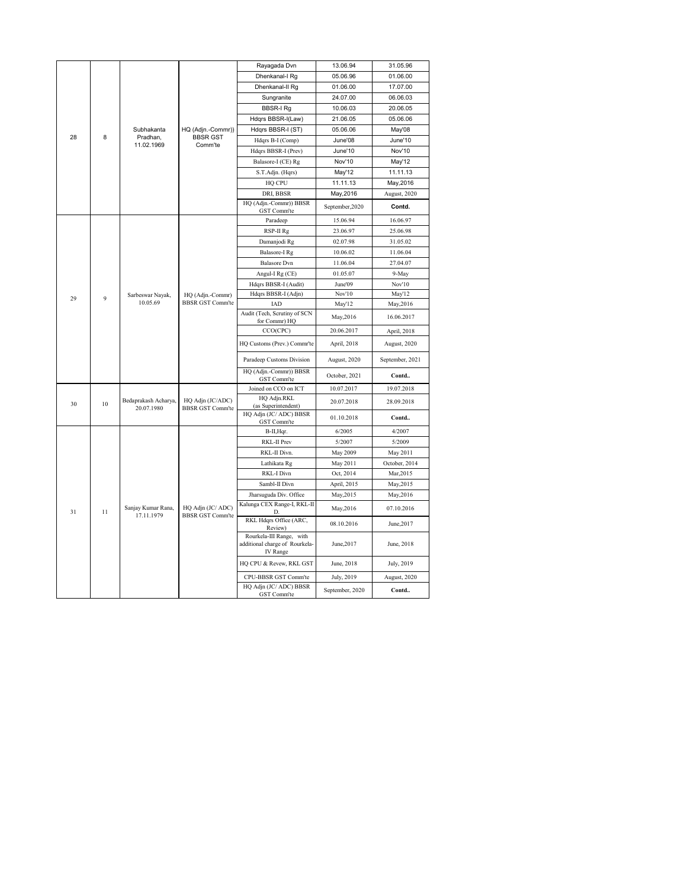| 28 | 8 | Subhakanta Pradhan, 11.02.1969 | HQ (Adjn.-Commr)) BBSR GST Comm'te | Rayagada Dvn | 13.06.94 | 31.05.96 |
|---|---|---|---|---|---|---|
| | | | | Dhenkanal-I Rg | 05.06.96 | 01.06.00 |
| | | | | Dhenkanal-II Rg | 01.06.00 | 17.07.00 |
| | | | | Sungranite | 24.07.00 | 06.06.03 |
| | | | | BBSR-I Rg | 10.06.03 | 20.06.05 |
| | | | | Hdqrs BBSR-I(Law) | 21.06.05 | 05.06.06 |
| | | | | Hdqrs BBSR-I (ST) | 05.06.06 | May'08 |
| | | | | Hdqrs B-I (Comp) | June'08 | June'10 |
| | | | | Hdqrs BBSR-I (Prev) | June'10 | Nov'10 |
| | | | | Balasore-I (CE) Rg | Nov'10 | May'12 |
| | | | | S.T.Adjn. (Hqrs) | May'12 | 11.11.13 |
| | | | | HQ CPU | 11.11.13 | May,2016 |
| | | | | DRI, BBSR | May,2016 | August, 2020 |
| | | | | HQ (Adjn.-Commr)) BBSR GST Comm'te | September,2020 | **Contd.** |
| 29 | 9 | Sarbeswar Nayak, 10.05.69 | HQ (Adjn.-Commr) BBSR GST Comm'te | Paradeep | 15.06.94 | 16.06.97 |
| | | | | RSP-II Rg | 23.06.97 | 25.06.98 |
| | | | | Damanjodi Rg | 02.07.98 | 31.05.02 |
| | | | | Balasore-I Rg | 10.06.02 | 11.06.04 |
| | | | | Balasore Dvn | 11.06.04 | 27.04.07 |
| | | | | Angul-I Rg (CE) | 01.05.07 | 9-May |
| | | | | Hdqrs BBSR-I (Audit) | June'09 | Nov'10 |
| | | | | Hdqrs BBSR-I (Adjn) | Nov'10 | May'12 |
| | | | | IAD | May'12 | May,2016 |
| | | | | Audit (Tech, Scrutiny of SCN for Commr) HQ | May,2016 | 16.06.2017 |
| | | | | CCO(CPC) | 20.06.2017 | April, 2018 |
| | | | | HQ Customs (Prev.) Commr'te | April, 2018 | August, 2020 |
| | | | | Paradeep Customs Division | August, 2020 | September, 2021 |
| | | | | HQ (Adjn.-Commr)) BBSR GST Comm'te | October, 2021 | **Contd..** |
| 30 | 10 | Bedaprakash Acharya, 20.07.1980 | HQ Adjn (JC/ADC) BBSR GST Comm'te | Joined on CCO on ICT | 10.07.2017 | 19.07.2018 |
| | | | | HQ Adjn.RKL (as Superintendent) | 20.07.2018 | 28.09.2018 |
| | | | | HQ Adjn (JC/ ADC) BBSR GST Comm'te | 01.10.2018 | **Contd..** |
| 31 | 11 | Sanjay Kumar Rana, 17.11.1979 | HQ Adjn (JC/ ADC) BBSR GST Comm'te | B-II,Hqr. | 6/2005 | 4/2007 |
| | | | | RKL-II Prev | 5/2007 | 5/2009 |
| | | | | RKL-II Divn. | May 2009 | May 2011 |
| | | | | Lathikata Rg | May 2011 | October, 2014 |
| | | | | RKL-I Divn | Oct, 2014 | Mar,2015 |
| | | | | Sambl-II Divn | April, 2015 | May,2015 |
| | | | | Jharsuguda Div. Office | May,2015 | May,2016 |
| | | | | Kalunga CEX Range-I, RKL-II D. | May,2016 | 07.10.2016 |
| | | | | RKL Hdqrs Office (ARC, Review) | 08.10.2016 | June,2017 |
| | | | | Rourkela-III Range, with additional charge of Rourkela-IV Range | June,2017 | June, 2018 |
| | | | | HQ CPU & Revew, RKL GST | June, 2018 | July, 2019 |
| | | | | CPU-BBSR GST Comm'te | July, 2019 | August, 2020 |
| | | | | HQ Adjn (JC/ ADC) BBSR GST Comm'te | September, 2020 | **Contd..** |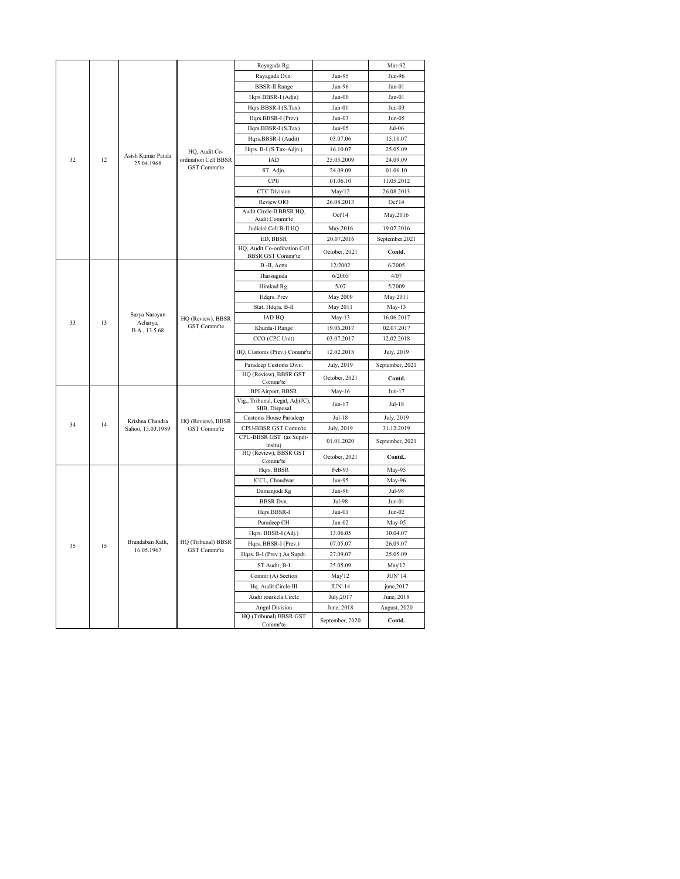| | | | | | | |
|---|---|---|---|---|---|---|
| 32 | 12 | Asish Kumar Panda 25.04.1968 | HQ, Audit Co-ordination Cell BBSR GST Commr'te | Rayagada Rg. | | Mar-92 |
| | | | | Rayagada Dvn. | Jun-95 | Jun-96 |
| | | | | BBSR-II Range | Jun-96 | Jan-01 |
| | | | | Hqrs.BBSR-I (Adjn) | Jun-00 | Jan-01 |
| | | | | Hqrs.BBSR-I (S.Tax) | Jan-01 | Jun-03 |
| | | | | Hqrs.BBSR-I (Prev) | Jun-03 | Jun-05 |
| | | | | Hqrs.BBSR-I (S.Tax) | Jun-05 | Jul-06 |
| | | | | Hqrs.BBSR-I (Audit) | 03.07.06 | 15.10.07 |
| | | | | Hqrs. B-I (S.Tax-Adjn.) | 16.10.07 | 25.05.09 |
| | | | | IAD | 25.05.2009 | 24.09.09 |
| | | | | ST. Adjn. | 24.09.09 | 01.06.10 |
| | | | | CPU | 01.06.10 | 11.05.2012 |
| | | | | CTC Division | May/12 | 26.08.2013 |
| | | | | Review OIO | 26.08.2013 | Oct'14 |
| | | | | Audit Circle-II BBSR HQ, Audit Commr'te | Oct'14 | May,2016 |
| | | | | Judicial Cell B-II HQ | May,2016 | 19.07.2016 |
| | | | | ED, BBSR | 20.07.2016 | September,2021 |
| | | | | HQ, Audit Co-ordination Cell BBSR GST Commr'te | October, 2021 | **Contd.** |
| 33 | 13 | Surya Narayan Acharya, B.A., 13.5.68 | HQ (Review), BBSR GST Commr'te | B -II, Actts | 12/2002 | 6/2005 |
| | | | | Jharsuguda | 6/2005 | 4/07 |
| | | | | Hirakud Rg. | 5/07 | 5/2009 |
| | | | | Hdqrs. Prev | May 2009 | May 2011 |
| | | | | Stat. Hdqra. B-II | May 2011 | May-13 |
| | | | | IAD HQ | May-13 | 16.06.2017 |
| | | | | Khurda-I Range | 19.06.2017 | 02.07.2017 |
| | | | | CCO (CPC Unit) | 03.07.2017 | 12.02.2018 |
| | | | | HQ, Customs (Prev.) Commr'te | 12.02.2018 | July, 2019 |
| | | | | Paradeep Customs Divn. | July, 2019 | September, 2021 |
| | | | | HQ (Review), BBSR GST Commr'te | October, 2021 | **Contd.** |
| 34 | 14 | Krishna Chandra Sahoo, 15.03.1989 | HQ (Review), BBSR GST Commr'te | BPI Airport, BBSR | May-16 | Jun-17 |
| | | | | Vig., Tribunal, Legal, Adj(JC), SIIB, Disposal | Jun-17 | Jul-18 |
| | | | | Customs House Paradeep | Jul-18 | July, 2019 |
| | | | | CPU-BBSR GST Comm'te | July, 2019 | 31.12.2019 |
| | | | | CPU-BBSR GST (as Supdt-insitu) | 01.01.2020 | September, 2021 |
| | | | | HQ (Review), BBSR GST Commr'te | October, 2021 | **Contd..** |
| 35 | 15 | Brundaban Rath, 16.05.1967 | HQ (Tribunal) BBSR GST Commr'te | Hqrs. BBSR | Feb-93 | May-95 |
| | | | | ICCL, Choudwar | Jun-95 | May-96 |
| | | | | Damanjodi Rg | Jun-96 | Jul-98 |
| | | | | BBSR Dvn. | Jul-98 | Jun-01 |
| | | | | Hqrs.BBSR-I | Jun-01 | Jun-02 |
| | | | | Paradeep CH | Jun-02 | May-05 |
| | | | | Hqrs. BBSR-I (Adj.) | 13.06.05 | 30.04.07 |
| | | | | Hqrs. BBSR-I (Prev.) | 07.05.07 | 26.09.07 |
| | | | | Hqrs. B-I (Prev.) As Supdt. | 27.09.07 | 25.05.09 |
| | | | | ST.Audit, B-I | 25.05.09 | May'12 |
| | | | | Commr (A) Section | May'12 | JUN' 14 |
| | | | | Hq. Audit Circle-III | JUN' 14 | june,2017 |
| | | | | Audit rourkela Circle | July,2017 | June, 2018 |
| | | | | Angul Division | June, 2018 | August, 2020 |
| | | | | HQ (Tribunal) BBSR GST Commr'te | September, 2020 | **Contd.** |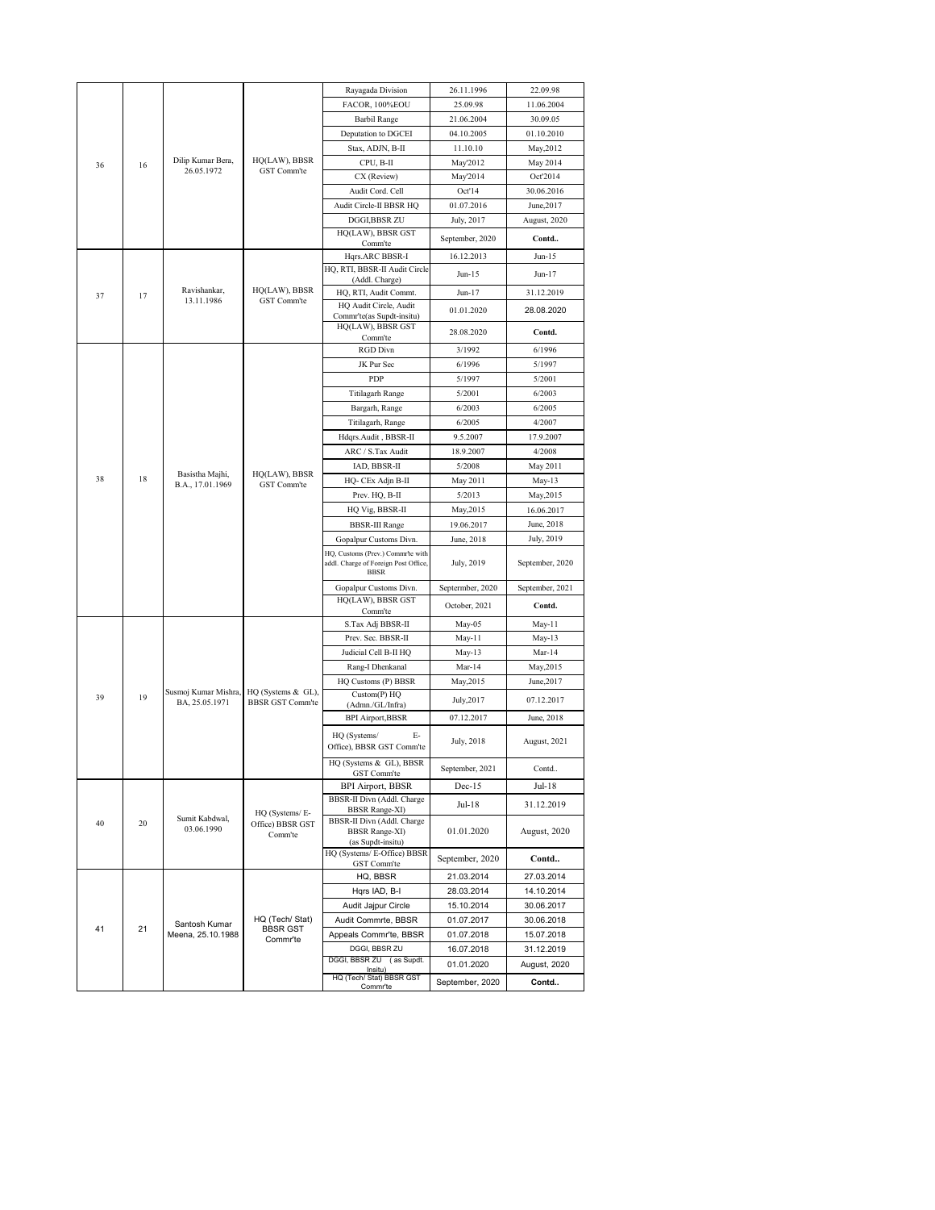| | | | | | |
|---|---|---|---|---|---|
| 36 | 16 | Dilip Kumar Bera, 26.05.1972 | HQ(LAW), BBSR GST Comm'te | Rayagada Division | 26.11.1996 | 22.09.98 |
| | | | | FACOR, 100%EOU | 25.09.98 | 11.06.2004 |
| | | | | Barbil Range | 21.06.2004 | 30.09.05 |
| | | | | Deputation to DGCEI | 04.10.2005 | 01.10.2010 |
| | | | | Stax, ADJN, B-II | 11.10.10 | May,2012 |
| | | | | CPU, B-II | May'2012 | May 2014 |
| | | | | CX (Review) | May'2014 | Oct'2014 |
| | | | | Audit Cord. Cell | Oct'14 | 30.06.2016 |
| | | | | Audit Circle-II BBSR HQ | 01.07.2016 | June,2017 |
| | | | | DGGI,BBSR ZU | July, 2017 | August, 2020 |
| | | | | HQ(LAW), BBSR GST Comm'te | September, 2020 | **Contd..** |
| 37 | 17 | Ravishankar, 13.11.1986 | HQ(LAW), BBSR GST Comm'te | Hqrs.ARC BBSR-I | 16.12.2013 | Jun-15 |
| | | | | HQ, RTI, BBSR-II Audit Circle (Addl. Charge) | Jun-15 | Jun-17 |
| | | | | HQ, RTI, Audit Commt. | Jun-17 | 31.12.2019 |
| | | | | HQ Audit Circle, Audit Commr'te(as Supdt-insitu) | 01.01.2020 | 28.08.2020 |
| | | | | HQ(LAW), BBSR GST Comm'te | 28.08.2020 | **Contd.** |
| 38 | 18 | Basistha Majhi, B.A., 17.01.1969 | HQ(LAW), BBSR GST Comm'te | RGD Divn | 3/1992 | 6/1996 |
| | | | | JK Pur Sec | 6/1996 | 5/1997 |
| | | | | PDP | 5/1997 | 5/2001 |
| | | | | Titilagarh Range | 5/2001 | 6/2003 |
| | | | | Bargarh, Range | 6/2003 | 6/2005 |
| | | | | Titilagarh, Range | 6/2005 | 4/2007 |
| | | | | Hdqrs.Audit , BBSR-II | 9.5.2007 | 17.9.2007 |
| | | | | ARC / S.Tax Audit | 18.9.2007 | 4/2008 |
| | | | | IAD, BBSR-II | 5/2008 | May 2011 |
| | | | | HQ- CEx Adjn B-II | May 2011 | May-13 |
| | | | | Prev. HQ, B-II | 5/2013 | May,2015 |
| | | | | HQ Vig, BBSR-II | May,2015 | 16.06.2017 |
| | | | | BBSR-III Range | 19.06.2017 | June, 2018 |
| | | | | Gopalpur Customs Divn. | June, 2018 | July, 2019 |
| | | | | HQ, Customs (Prev.) Commr'te with addl. Charge of Foreign Post Office, BBSR | July, 2019 | September, 2020 |
| | | | | Gopalpur Customs Divn. | Septermber, 2020 | September, 2021 |
| | | | | HQ(LAW), BBSR GST Comm'te | October, 2021 | **Contd.** |
| 39 | 19 | Susmoj Kumar Mishra, BA, 25.05.1971 | HQ (Systems & GL), BBSR GST Comm'te | S.Tax Adj BBSR-II | May-05 | May-11 |
| | | | | Prev. Sec. BBSR-II | May-11 | May-13 |
| | | | | Judicial Cell B-II HQ | May-13 | Mar-14 |
| | | | | Rang-I Dhenkanal | Mar-14 | May,2015 |
| | | | | HQ Customs (P) BBSR | May,2015 | June,2017 |
| | | | | Custom(P) HQ (Admn./GL/Infra) | July,2017 | 07.12.2017 |
| | | | | BPI Airport,BBSR | 07.12.2017 | June, 2018 |
| | | | | HQ (Systems/ E-Office), BBSR GST Comm'te | July, 2018 | August, 2021 |
| | | | | HQ (Systems & GL), BBSR GST Comm'te | September, 2021 | Contd.. |
| 40 | 20 | Sumit Kabdwal, 03.06.1990 | HQ (Systems/ E-Office) BBSR GST Comm'te | BPI Airport, BBSR | Dec-15 | Jul-18 |
| | | | | BBSR-II Divn (Addl. Charge BBSR Range-XI) | Jul-18 | 31.12.2019 |
| | | | | BBSR-II Divn (Addl. Charge BBSR Range-XI) (as Supdt-insitu) | 01.01.2020 | August, 2020 |
| | | | | HQ (Systems/ E-Office) BBSR GST Comm'te | September, 2020 | **Contd..** |
| 41 | 21 | Santosh Kumar Meena, 25.10.1988 | HQ (Tech/ Stat) BBSR GST Commr'te | HQ, BBSR | 21.03.2014 | 27.03.2014 |
| | | | | Hqrs IAD, B-I | 28.03.2014 | 14.10.2014 |
| | | | | Audit Jajpur Circle | 15.10.2014 | 30.06.2017 |
| | | | | Audit Commrte, BBSR | 01.07.2017 | 30.06.2018 |
| | | | | Appeals Commr'te, BBSR | 01.07.2018 | 15.07.2018 |
| | | | | DGGI, BBSR ZU | 16.07.2018 | 31.12.2019 |
| | | | | DGGI, BBSR ZU (as Supdt. Insitu) | 01.01.2020 | August, 2020 |
| | | | | HQ (Tech/ Stat) BBSR GST Commr'te | September, 2020 | **Contd..** |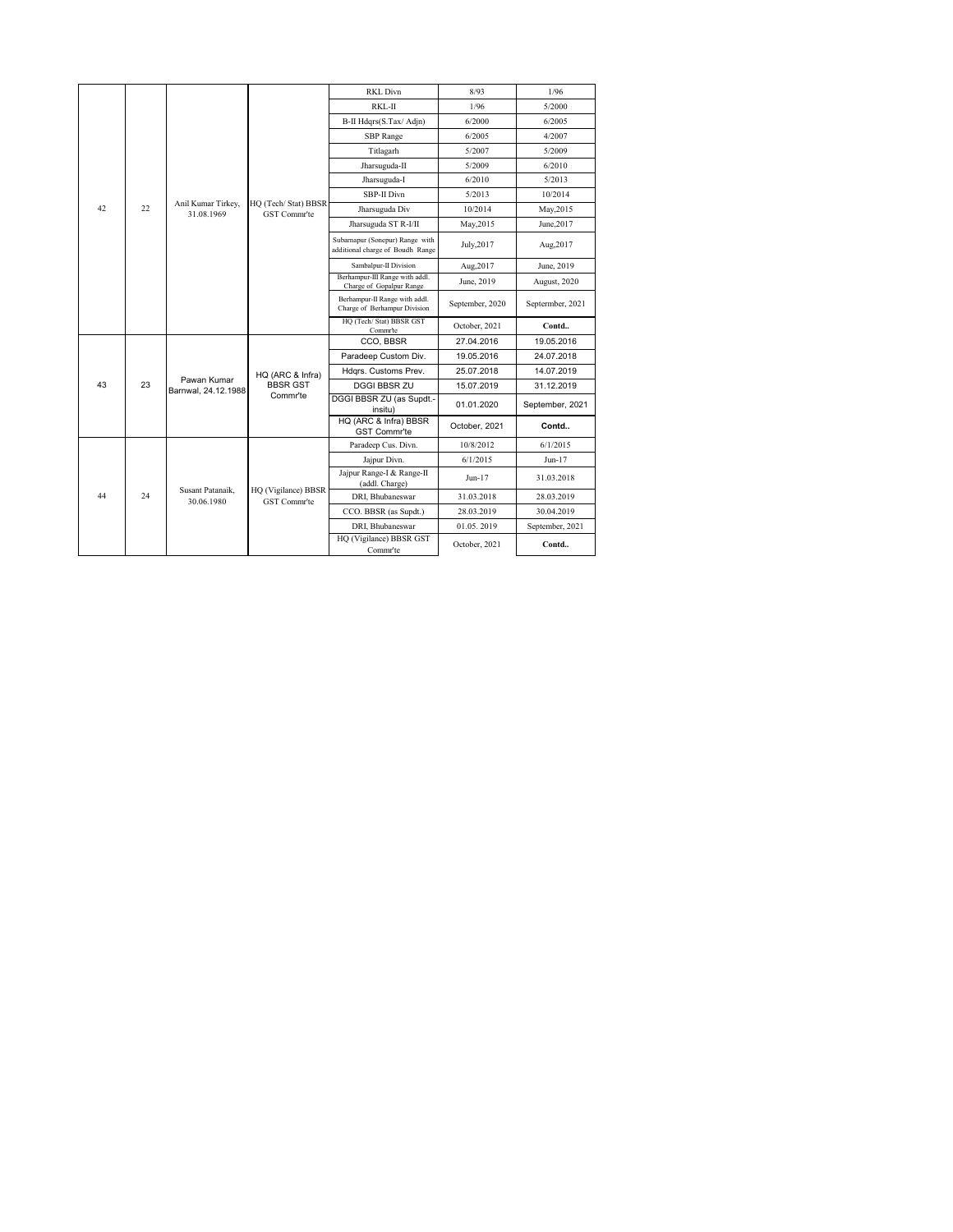| | | | | | | |
|---|---|---|---|---|---|---|
| 42 | 22 | Anil Kumar Tirkey, 31.08.1969 | HQ (Tech/ Stat) BBSR GST Commr'te | RKL Divn | 8/93 | 1/96 |
| | | | | RKL-II | 1/96 | 5/2000 |
| | | | | B-II Hdqrs(S.Tax/ Adjn) | 6/2000 | 6/2005 |
| | | | | SBP Range | 6/2005 | 4/2007 |
| | | | | Titlagarh | 5/2007 | 5/2009 |
| | | | | Jharsuguda-II | 5/2009 | 6/2010 |
| | | | | Jharsuguda-I | 6/2010 | 5/2013 |
| | | | | SBP-II Divn | 5/2013 | 10/2014 |
| | | | | Jharsuguda Div | 10/2014 | May,2015 |
| | | | | Jharsuguda ST R-I/II | May,2015 | June,2017 |
| | | | | Subarnapur (Sonepur) Range with additional charge of Boudh Range | July,2017 | Aug,2017 |
| | | | | Sambalpur-II Division | Aug,2017 | June, 2019 |
| | | | | Berhampur-III Range with addl. Charge of Gopalpur Range | June, 2019 | August, 2020 |
| | | | | Berhampur-II Range with addl. Charge of Berhampur Division | September, 2020 | September, 2021 |
| | | | | HQ (Tech/ Stat) BBSR GST Commr'te | October, 2021 | **Contd..** |
| 43 | 23 | Pawan Kumar Barnwal, 24.12.1988 | HQ (ARC & Infra) BBSR GST Commr'te | CCO, BBSR | 27.04.2016 | 19.05.2016 |
| | | | | Paradeep Custom Div. | 19.05.2016 | 24.07.2018 |
| | | | | Hdqrs. Customs Prev. | 25.07.2018 | 14.07.2019 |
| | | | | DGGI BBSR ZU | 15.07.2019 | 31.12.2019 |
| | | | | DGGI BBSR ZU (as Supdt.-insitu) | 01.01.2020 | September, 2021 |
| | | | | HQ (ARC & Infra) BBSR GST Commr'te | October, 2021 | **Contd..** |
| 44 | 24 | Susant Patanaik, 30.06.1980 | HQ (Vigilance) BBSR GST Commr'te | Paradeep Cus. Divn. | 10/8/2012 | 6/1/2015 |
| | | | | Jajpur Divn. | 6/1/2015 | Jun-17 |
| | | | | Jajpur Range-I & Range-II (addl. Charge) | Jun-17 | 31.03.2018 |
| | | | | DRI, Bhubaneswar | 31.03.2018 | 28.03.2019 |
| | | | | CCO. BBSR (as Supdt.) | 28.03.2019 | 30.04.2019 |
| | | | | DRI, Bhubaneswar | 01.05. 2019 | September, 2021 |
| | | | | HQ (Vigilance) BBSR GST Commr'te | October, 2021 | **Contd..** |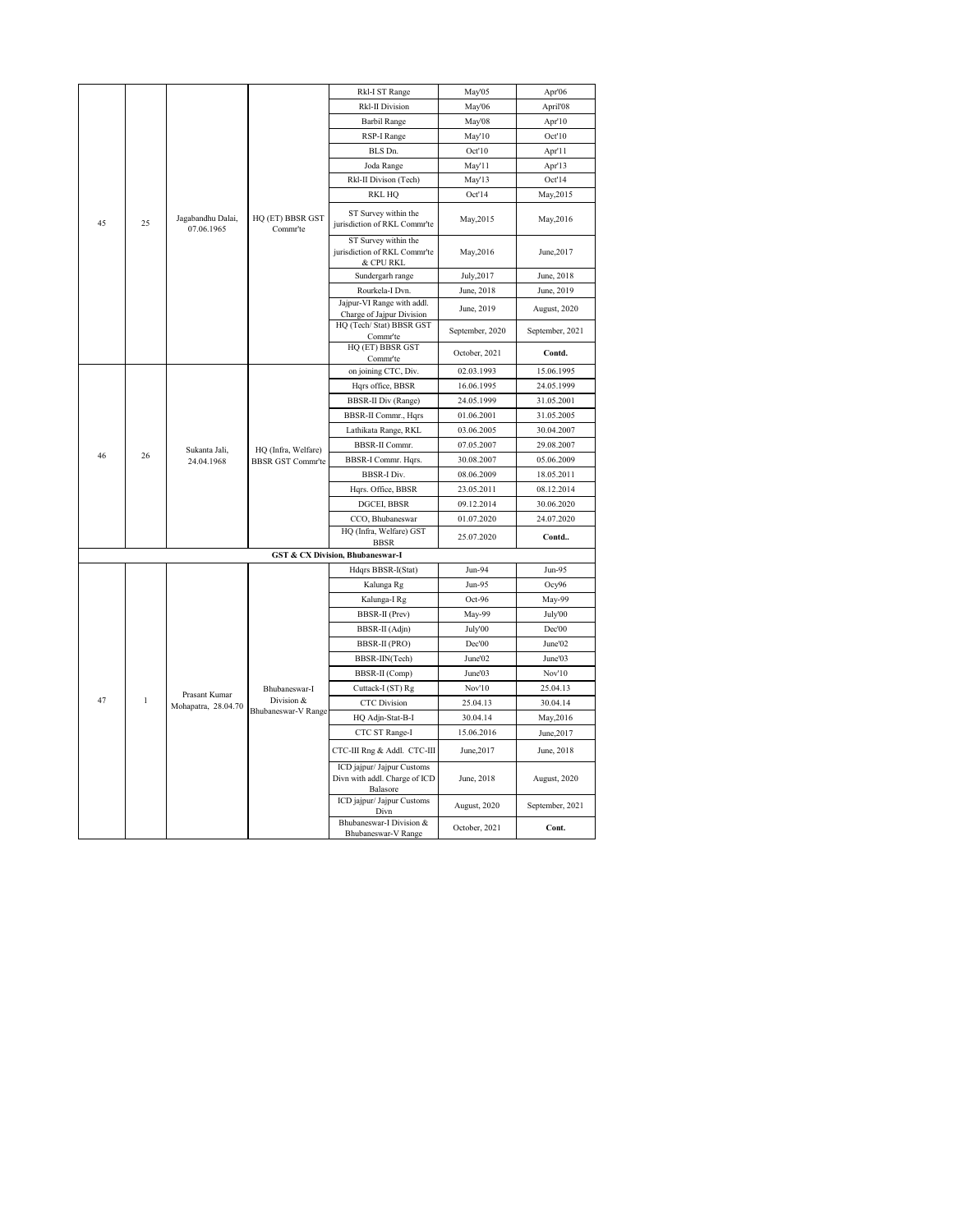| | | | | Rkl-I ST Range | May'05 | Apr'06 |
|---|---|---|---|---|---|---|
| | | | | Rkl-II Division | May'06 | April'08 |
| | | | | Barbil Range | May'08 | Apr'10 |
| | | | | RSP-I Range | May'10 | Oct'10 |
| | | | | BLS Dn. | Oct'10 | Apr'11 |
| | | | | Joda Range | May'11 | Apr'13 |
| | | | | Rkl-II Divison (Tech) | May'13 | Oct'14 |
| | | | | RKL HQ | Oct'14 | May,2015 |
| 45 | 25 | Jagabandhu Dalai, 07.06.1965 | HQ (ET) BBSR GST Commr'te | ST Survey within the jurisdiction of RKL Commr'te | May,2015 | May,2016 |
| | | | | ST Survey within the jurisdiction of RKL Commr'te & CPU RKL | May,2016 | June,2017 |
| | | | | Sundergarh range | July,2017 | June, 2018 |
| | | | | Rourkela-I Dvn. | June, 2018 | June, 2019 |
| | | | | Jajpur-VI Range with addl. Charge of Jajpur Division | June, 2019 | August, 2020 |
| | | | | HQ (Tech/ Stat) BBSR GST Commr'te | September, 2020 | September, 2021 |
| | | | | HQ (ET) BBSR GST Commr'te | October, 2021 | **Contd.** |
| | | | | on joining CTC, Div. | 02.03.1993 | 15.06.1995 |
| | | | | Hqrs office, BBSR | 16.06.1995 | 24.05.1999 |
| | | | | BBSR-II Div (Range) | 24.05.1999 | 31.05.2001 |
| | | | | BBSR-II Commr., Hqrs | 01.06.2001 | 31.05.2005 |
| | | | | Lathikata Range, RKL | 03.06.2005 | 30.04.2007 |
| 46 | 26 | Sukanta Jali, 24.04.1968 | HQ (Infra, Welfare) BBSR GST Commr'te | BBSR-II Commr. | 07.05.2007 | 29.08.2007 |
| | | | | BBSR-I Commr. Hqrs. | 30.08.2007 | 05.06.2009 |
| | | | | BBSR-I Div. | 08.06.2009 | 18.05.2011 |
| | | | | Hqrs. Office, BBSR | 23.05.2011 | 08.12.2014 |
| | | | | DGCEI, BBSR | 09.12.2014 | 30.06.2020 |
| | | | | CCO, Bhubaneswar | 01.07.2020 | 24.07.2020 |
| | | | | HQ (Infra, Welfare) GST BBSR | 25.07.2020 | **Contd..** |
| **GST & CX Division, Bhubaneswar-I** | | | | | | |
| | | | | Hdqrs BBSR-I(Stat) | Jun-94 | Jun-95 |
| | | | | Kalunga Rg | Jun-95 | Ocy96 |
| | | | | Kalunga-I Rg | Oct-96 | May-99 |
| | | | | BBSR-II (Prev) | May-99 | July'00 |
| | | | | BBSR-II (Adjn) | July'00 | Dec'00 |
| | | | | BBSR-II (PRO) | Dec'00 | June'02 |
| | | | | BBSR-IIN(Tech) | June'02 | June'03 |
| | | | | BBSR-II (Comp) | June'03 | Nov'10 |
| 47 | 1 | Prasant Kumar Mohapatra, 28.04.70 | Bhubaneswar-I Division & Bhubaneswar-V Range | Cuttack-I (ST) Rg | Nov'10 | 25.04.13 |
| | | | | CTC Division | 25.04.13 | 30.04.14 |
| | | | | HQ Adjn-Stat-B-I | 30.04.14 | May,2016 |
| | | | | CTC ST Range-I | 15.06.2016 | June,2017 |
| | | | | CTC-III Rng & Addl. CTC-III | June,2017 | June, 2018 |
| | | | | ICD jajpur/ Jajpur Customs Divn with addl. Charge of ICD Balasore | June, 2018 | August, 2020 |
| | | | | ICD jajpur/ Jajpur Customs Divn | August, 2020 | September, 2021 |
| | | | | Bhubaneswar-I Division & Bhubaneswar-V Range | October, 2021 | **Cont.** |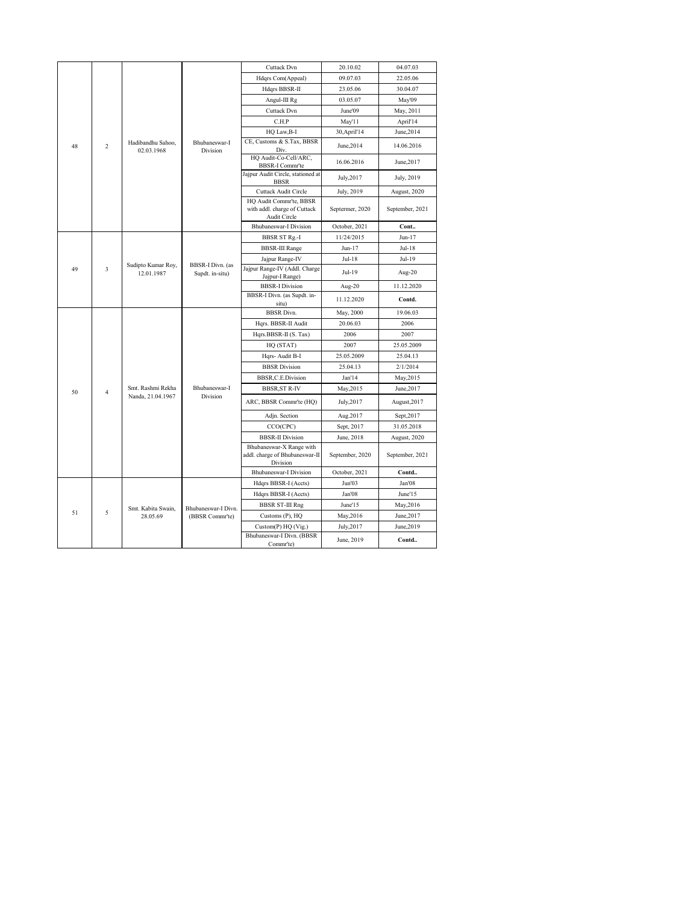| | | | | | | |
|---|---|---|---|---|---|---|
| 48 | 2 | Hadibandhu Sahoo, 02.03.1968 | Bhubaneswar-I Division | Cuttack Dvn | 20.10.02 | 04.07.03 |
| | | | | Hdqrs Com(Appeal) | 09.07.03 | 22.05.06 |
| | | | | Hdqrs BBSR-II | 23.05.06 | 30.04.07 |
| | | | | Angul-III Rg | 03.05.07 | May'09 |
| | | | | Cuttack Dvn | June'09 | May, 2011 |
| | | | | C.H.P | May'11 | April'14 |
| | | | | HQ Law,B-I | 30,April'14 | June,2014 |
| | | | | CE, Customs & S.Tax, BBSR Div. | June,2014 | 14.06.2016 |
| | | | | HQ Audit-Co-Cell/ARC, BBSR-I Commr'te | 16.06.2016 | June,2017 |
| | | | | Jajpur Audit Circle, stationed at BBSR | July,2017 | July, 2019 |
| | | | | Cuttack Audit Circle | July, 2019 | August, 2020 |
| | | | | HQ Audit Commr'te, BBSR with addl. charge of Cuttack Audit Circle | Septermer, 2020 | September, 2021 |
| | | | | Bhubaneswar-I Division | October, 2021 | **Cont..** |
| 49 | 3 | Sudipto Kumar Roy, 12.01.1987 | BBSR-I Divn. (as Supdt. in-situ) | BBSR ST Rg.-I | 11/24/2015 | Jun-17 |
| | | | | BBSR-III Range | Jun-17 | Jul-18 |
| | | | | Jajpur Range-IV | Jul-18 | Jul-19 |
| | | | | Jajpur Range-IV (Addl. Charge Jajpur-I Range) | Jul-19 | Aug-20 |
| | | | | BBSR-I Division | Aug-20 | 11.12.2020 |
| | | | | BBSR-I Divn. (as Supdt. in-situ) | 11.12.2020 | **Contd.** |
| 50 | 4 | Smt. Rashmi Rekha Nanda, 21.04.1967 | Bhubaneswar-I Division | BBSR Divn. | May, 2000 | 19.06.03 |
| | | | | Hqrs. BBSR-II Audit | 20.06.03 | 2006 |
| | | | | Hqrs.BBSR-II (S. Tax) | 2006 | 2007 |
| | | | | HQ (STAT) | 2007 | 25.05.2009 |
| | | | | Hqrs- Audit B-I | 25.05.2009 | 25.04.13 |
| | | | | BBSR Division | 25.04.13 | 2/1/2014 |
| | | | | BBSR,C.E.Division | Jan'14 | May,2015 |
| | | | | BBSR,ST R-IV | May,2015 | June,2017 |
| | | | | ARC, BBSR Commr'te (HQ) | July,2017 | August,2017 |
| | | | | Adjn. Section | Aug.2017 | Sept,2017 |
| | | | | CCO(CPC) | Sept, 2017 | 31.05.2018 |
| | | | | BBSR-II Division | June, 2018 | August, 2020 |
| | | | | Bhubaneswar-X Range with addl. charge of Bhubaneswar-II Division | September, 2020 | September, 2021 |
| | | | | Bhubaneswar-I Division | October, 2021 | **Contd..** |
| 51 | 5 | Smt. Kabita Swain, 28.05.69 | Bhubaneswar-I Divn. (BBSR Commr'te) | Hdqrs BBSR-I (Accts) | Jun'03 | Jan'08 |
| | | | | Hdqrs BBSR-I (Accts) | Jan'08 | June'15 |
| | | | | BBSR ST-III Rng | June'15 | May,2016 |
| | | | | Customs (P), HQ | May,2016 | June,2017 |
| | | | | Custom(P) HQ (Vig.) | July,2017 | June,2019 |
| | | | | Bhubaneswar-I Divn. (BBSR Commr'te) | June, 2019 | **Contd..** |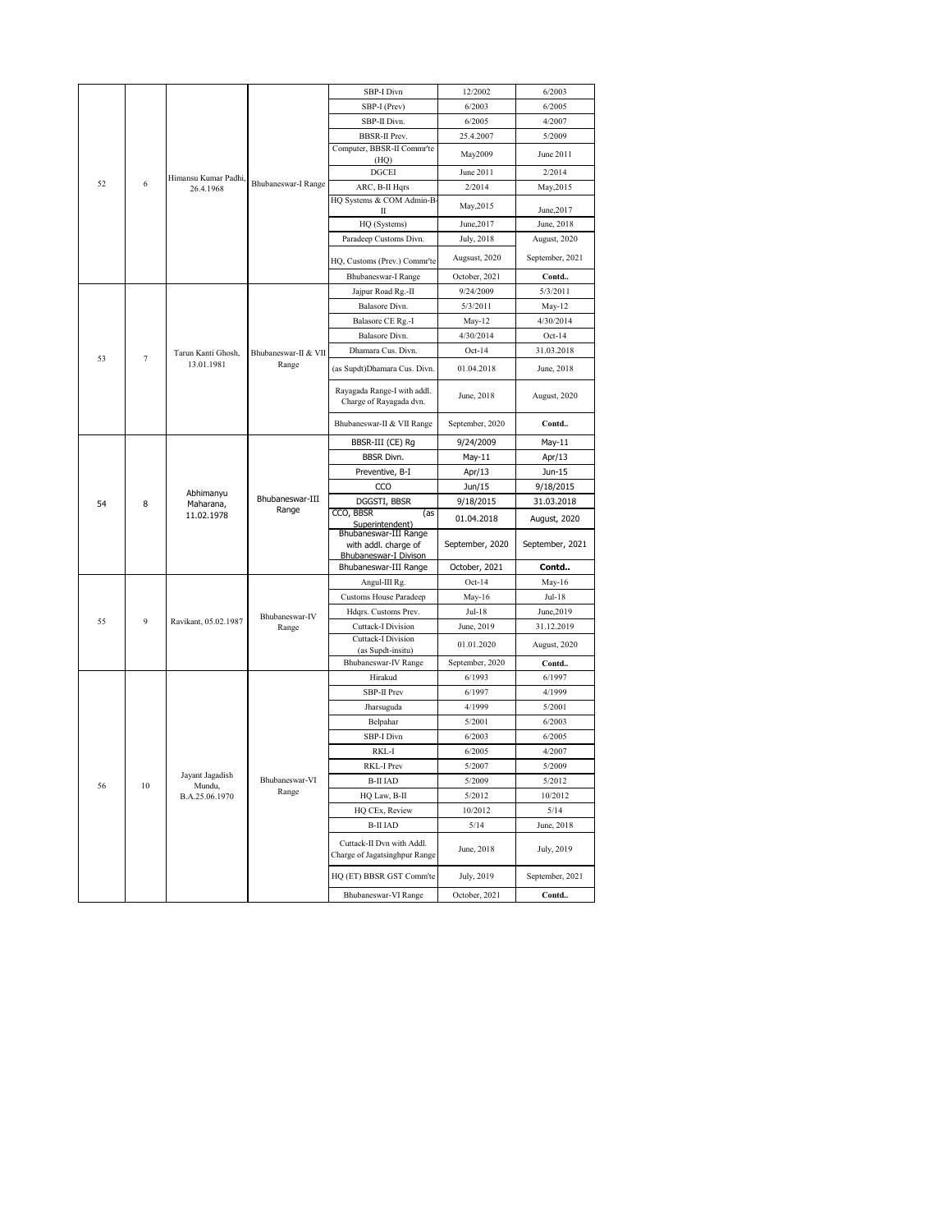| 52 | 6 | Himansu Kumar Padhi, 26.4.1968 | Bhubaneswar-I Range | SBP-I Divn | 12/2002 | 6/2003 |
|---|---|---|---|---|---|---|
| | | | | SBP-I (Prev) | 6/2003 | 6/2005 |
| | | | | SBP-II Divn. | 6/2005 | 4/2007 |
| | | | | BBSR-II Prev. | 25.4.2007 | 5/2009 |
| | | | | Computer, BBSR-II Commr'te (HQ) | May2009 | June 2011 |
| | | | | DGCEI | June 2011 | 2/2014 |
| | | | | ARC, B-II Hqrs | 2/2014 | May,2015 |
| | | | | HQ Systems & COM Admin-B-II | May,2015 | June,2017 |
| | | | | HQ (Systems) | June,2017 | June, 2018 |
| | | | | Paradeep Customs Divn. | July, 2018 | August, 2020 |
| | | | | HQ, Customs (Prev.) Commr'te | Augsust, 2020 | September, 2021 |
| | | | | Bhubaneswar-I Range | October, 2021 | Contd.. |
| 53 | 7 | Tarun Kanti Ghosh, 13.01.1981 | Bhubaneswar-II & VII Range | Jajpur Road Rg.-II | 9/24/2009 | 5/3/2011 |
| | | | | Balasore Divn. | 5/3/2011 | May-12 |
| | | | | Balasore CE Rg.-I | May-12 | 4/30/2014 |
| | | | | Balasore Divn. | 4/30/2014 | Oct-14 |
| | | | | Dhamara Cus. Divn. | Oct-14 | 31.03.2018 |
| | | | | (as Supdt)Dhamara Cus. Divn. | 01.04.2018 | June, 2018 |
| | | | | Rayagada Range-I with addl. Charge of Rayagada dvn. | June, 2018 | August, 2020 |
| | | | | Bhubaneswar-II & VII Range | September, 2020 | Contd.. |
| 54 | 8 | Abhimanyu Maharana, 11.02.1978 | Bhubaneswar-III Range | BBSR-III (CE) Rg | 9/24/2009 | May-11 |
| | | | | BBSR Divn. | May-11 | Apr/13 |
| | | | | Preventive, B-I | Apr/13 | Jun-15 |
| | | | | CCO | Jun/15 | 9/18/2015 |
| | | | | DGGSTI, BBSR | 9/18/2015 | 31.03.2018 |
| | | | | CCO, BBSR (as Superintendent) | 01.04.2018 | August, 2020 |
| | | | | Bhubaneswar-III Range with addl. charge of Bhubaneswar-I Divison | September, 2020 | September, 2021 |
| | | | | Bhubaneswar-III Range | October, 2021 | Contd.. |
| 55 | 9 | Ravikant, 05.02.1987 | Bhubaneswar-IV Range | Angul-III Rg. | Oct-14 | May-16 |
| | | | | Customs House Paradeep | May-16 | Jul-18 |
| | | | | Hdqrs. Customs Prev. | Jul-18 | June,2019 |
| | | | | Cuttack-I Division | June, 2019 | 31.12.2019 |
| | | | | Cuttack-I Division (as Supdt-insitu) | 01.01.2020 | August, 2020 |
| | | | | Bhubaneswar-IV Range | September, 2020 | Contd.. |
| 56 | 10 | Jayant Jagadish Mundu, B.A.25.06.1970 | Bhubaneswar-VI Range | Hirakud | 6/1993 | 6/1997 |
| | | | | SBP-II Prev | 6/1997 | 4/1999 |
| | | | | Jharsuguda | 4/1999 | 5/2001 |
| | | | | Belpahar | 5/2001 | 6/2003 |
| | | | | SBP-I Divn | 6/2003 | 6/2005 |
| | | | | RKL-I | 6/2005 | 4/2007 |
| | | | | RKL-I Prev | 5/2007 | 5/2009 |
| | | | | B-II IAD | 5/2009 | 5/2012 |
| | | | | HQ Law, B-II | 5/2012 | 10/2012 |
| | | | | HQ CEx, Review | 10/2012 | 5/14 |
| | | | | B-II IAD | 5/14 | June, 2018 |
| | | | | Cuttack-II Dvn with Addl. Charge of Jagatsinghpur Range | June, 2018 | July, 2019 |
| | | | | HQ (ET) BBSR GST Comm'te | July, 2019 | September, 2021 |
| | | | | Bhubaneswar-VI Range | October, 2021 | Contd.. |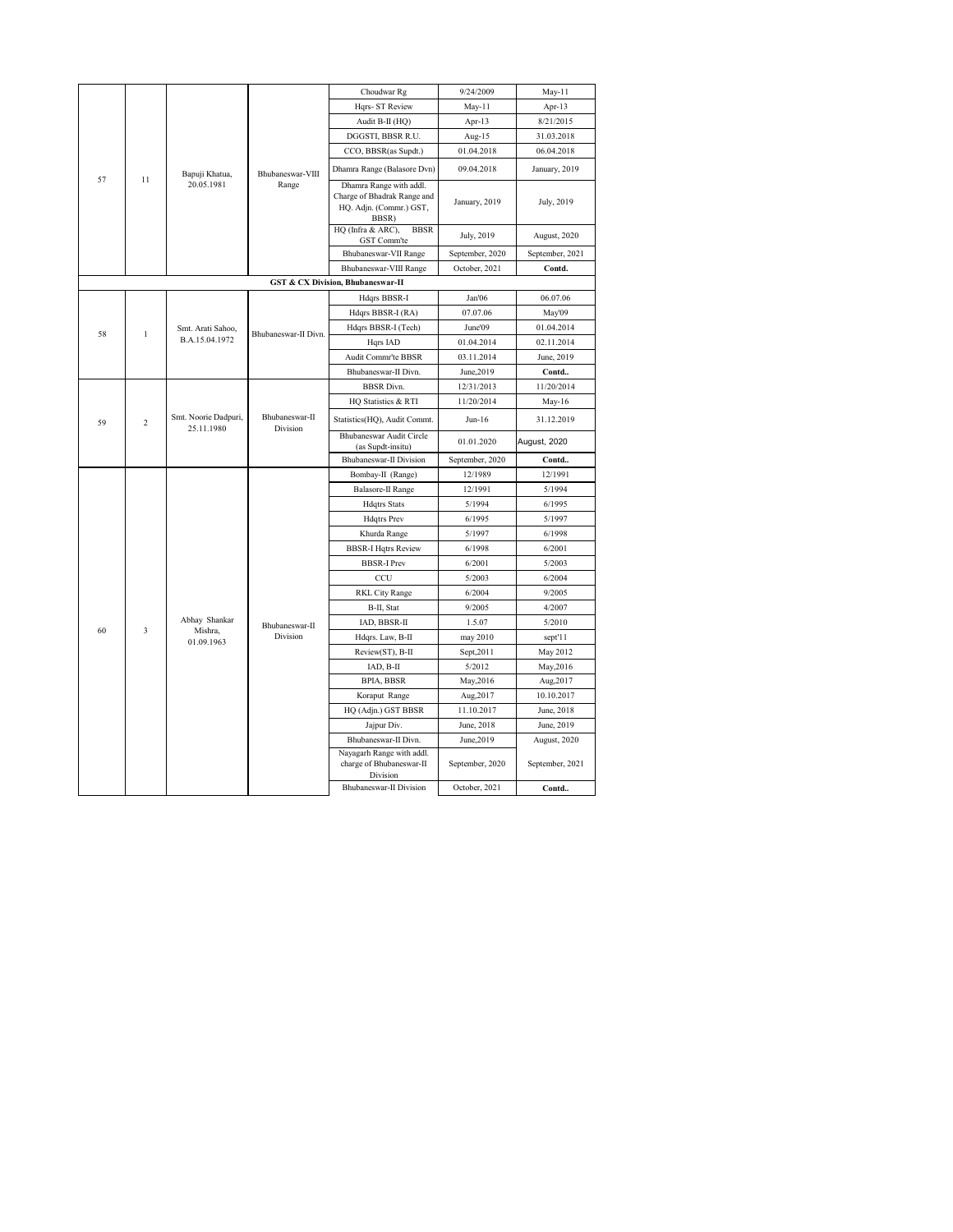| | | | | Choudwar Rg | 9/24/2009 | May-11 |
|---|---|---|---|---|---|---|
| 57 | 11 | Bapuji Khatua, 20.05.1981 | Bhubaneswar-VIII Range | Hqrs- ST Review | May-11 | Apr-13 |
| | | | | Audit B-II (HQ) | Apr-13 | 8/21/2015 |
| | | | | DGGSTI, BBSR R.U. | Aug-15 | 31.03.2018 |
| | | | | CCO, BBSR(as Supdt.) | 01.04.2018 | 06.04.2018 |
| | | | | Dhamra Range (Balasore Dvn) | 09.04.2018 | January, 2019 |
| | | | | Dhamra Range with addl. Charge of Bhadrak Range and HQ. Adjn. (Commr.) GST, BBSR) | January, 2019 | July, 2019 |
| | | | | HQ (Infra & ARC), BBSR GST Comm'te | July, 2019 | August, 2020 |
| | | | | Bhubaneswar-VII Range | September, 2020 | September, 2021 |
| | | | | Bhubaneswar-VIII Range | October, 2021 | **Contd.** |
| **GST & CX Division, Bhubaneswar-II** | | | | | | |
| 58 | 1 | Smt. Arati Sahoo, B.A.15.04.1972 | Bhubaneswar-II Divn. | Hdqrs BBSR-I | Jan'06 | 06.07.06 |
| | | | | Hdqrs BBSR-I (RA) | 07.07.06 | May'09 |
| | | | | Hdqrs BBSR-I (Tech) | June'09 | 01.04.2014 |
| | | | | Hqrs IAD | 01.04.2014 | 02.11.2014 |
| | | | | Audit Commr'te BBSR | 03.11.2014 | June, 2019 |
| | | | | Bhubaneswar-II Divn. | June,2019 | **Contd..** |
| 59 | 2 | Smt. Noorie Dadpuri, 25.11.1980 | Bhubaneswar-II Division | BBSR Divn. | 12/31/2013 | 11/20/2014 |
| | | | | HQ Statistics & RTI | 11/20/2014 | May-16 |
| | | | | Statistics(HQ), Audit Commt. | Jun-16 | 31.12.2019 |
| | | | | Bhubaneswar Audit Circle (as Supdt-insitu) | 01.01.2020 | August, 2020 |
| | | | | Bhubaneswar-II Division | September, 2020 | **Contd..** |
| 60 | 3 | Abhay Shankar Mishra, 01.09.1963 | Bhubaneswar-II Division | Bombay-II (Range) | 12/1989 | 12/1991 |
| | | | | Balasore-II Range | 12/1991 | 5/1994 |
| | | | | Hdqtrs Stats | 5/1994 | 6/1995 |
| | | | | Hdqtrs Prev | 6/1995 | 5/1997 |
| | | | | Khurda Range | 5/1997 | 6/1998 |
| | | | | BBSR-I Hqtrs Review | 6/1998 | 6/2001 |
| | | | | BBSR-I Prev | 6/2001 | 5/2003 |
| | | | | CCU | 5/2003 | 6/2004 |
| | | | | RKL City Range | 6/2004 | 9/2005 |
| | | | | B-II, Stat | 9/2005 | 4/2007 |
| | | | | IAD, BBSR-II | 1.5.07 | 5/2010 |
| | | | | Hdqrs. Law, B-II | may 2010 | sept'11 |
| | | | | Review(ST), B-II | Sept,2011 | May 2012 |
| | | | | IAD, B-II | 5/2012 | May,2016 |
| | | | | BPIA, BBSR | May,2016 | Aug,2017 |
| | | | | Koraput Range | Aug,2017 | 10.10.2017 |
| | | | | HQ (Adjn.) GST BBSR | 11.10.2017 | June, 2018 |
| | | | | Jajpur Div. | June, 2018 | June, 2019 |
| | | | | Bhubaneswar-II Divn. | June,2019 | August, 2020 |
| | | | | Nayagarh Range with addl. charge of Bhubaneswar-II Division | September, 2020 | September, 2021 |
| | | | | Bhubaneswar-II Division | October, 2021 | **Contd..** |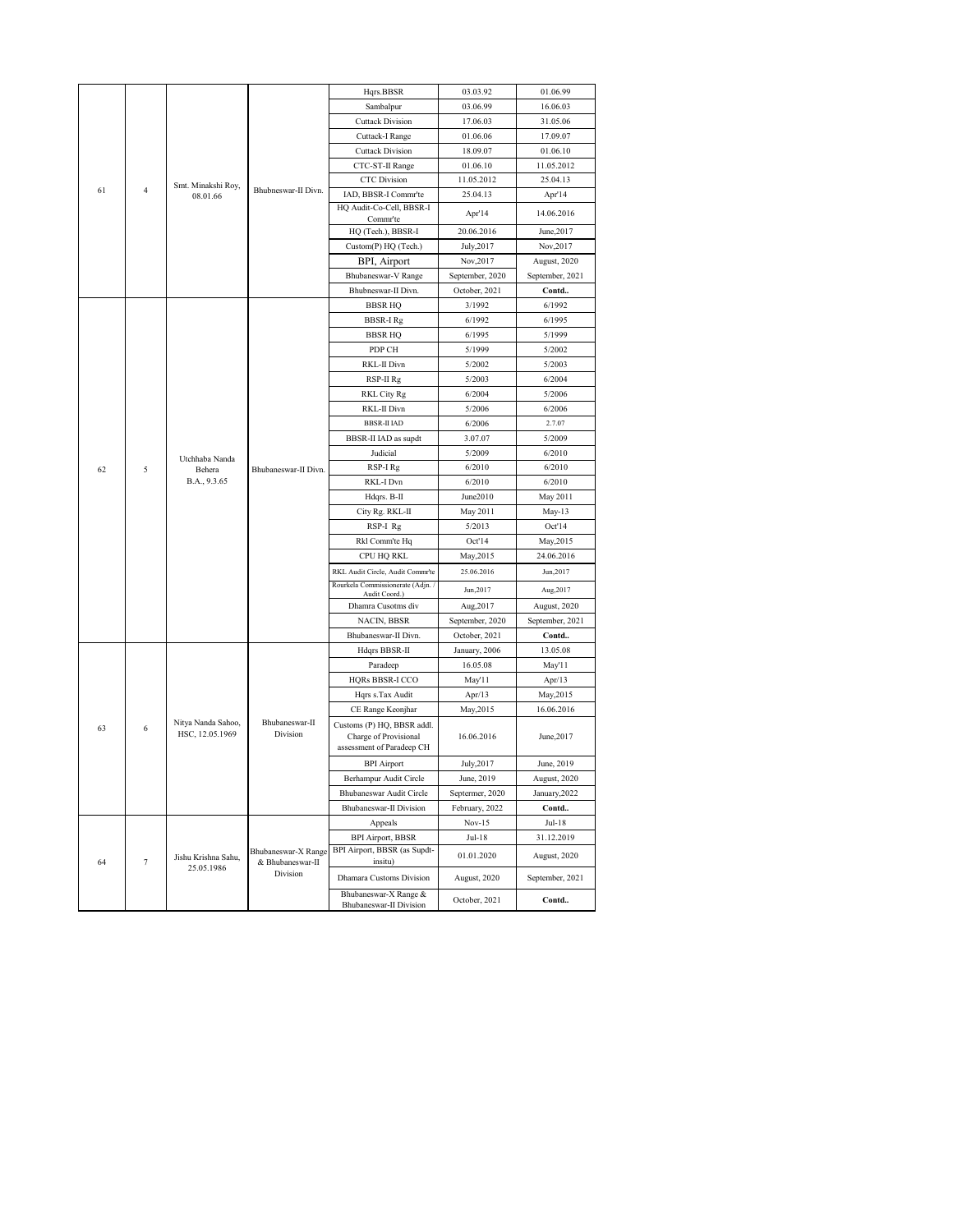| 61 | 4 | Smt. Minakshi Roy, 08.01.66 | Bhubneswar-II Divn. | Hqrs.BBSR | 03.03.92 | 01.06.99 |
|---|---|---|---|---|---|---|
| | | | | Sambalpur | 03.06.99 | 16.06.03 |
| | | | | Cuttack Division | 17.06.03 | 31.05.06 |
| | | | | Cuttack-I Range | 01.06.06 | 17.09.07 |
| | | | | Cuttack Division | 18.09.07 | 01.06.10 |
| | | | | CTC-ST-II Range | 01.06.10 | 11.05.2012 |
| | | | | CTC Division | 11.05.2012 | 25.04.13 |
| | | | | IAD, BBSR-I Commr'te | 25.04.13 | Apr'14 |
| | | | | HQ Audit-Co-Cell, BBSR-I Commr'te | Apr'14 | 14.06.2016 |
| | | | | HQ (Tech.), BBSR-I | 20.06.2016 | June,2017 |
| | | | | Custom(P) HQ (Tech.) | July,2017 | Nov,2017 |
| | | | | BPI, Airport | Nov,2017 | August, 2020 |
| | | | | Bhubaneswar-V Range | September, 2020 | September, 2021 |
| | | | | Bhubneswar-II Divn. | October, 2021 | **Contd..** |
| 62 | 5 | Utchhaba Nanda Behera B.A., 9.3.65 | Bhubaneswar-II Divn. | BBSR HQ | 3/1992 | 6/1992 |
| | | | | BBSR-I Rg | 6/1992 | 6/1995 |
| | | | | BBSR HQ | 6/1995 | 5/1999 |
| | | | | PDP CH | 5/1999 | 5/2002 |
| | | | | RKL-II Divn | 5/2002 | 5/2003 |
| | | | | RSP-II Rg | 5/2003 | 6/2004 |
| | | | | RKL City Rg | 6/2004 | 5/2006 |
| | | | | RKL-II Divn | 5/2006 | 6/2006 |
| | | | | BBSR-II IAD | 6/2006 | 2.7.07 |
| | | | | BBSR-II IAD as supdt | 3.07.07 | 5/2009 |
| | | | | Judicial | 5/2009 | 6/2010 |
| | | | | RSP-I Rg | 6/2010 | 6/2010 |
| | | | | RKL-I Dvn | 6/2010 | 6/2010 |
| | | | | Hdqrs. B-II | June2010 | May 2011 |
| | | | | City Rg. RKL-II | May 2011 | May-13 |
| | | | | RSP-I Rg | 5/2013 | Oct'14 |
| | | | | Rkl Comm'te Hq | Oct'14 | May,2015 |
| | | | | CPU HQ RKL | May,2015 | 24.06.2016 |
| | | | | RKL Audit Circle, Audit Commr'te | 25.06.2016 | Jun,2017 |
| | | | | Rourkela Commissionerate (Adjn. / Audit Coord.) | Jun,2017 | Aug,2017 |
| | | | | Dhamra Cusotms div | Aug,2017 | August, 2020 |
| | | | | NACIN, BBSR | September, 2020 | September, 2021 |
| | | | | Bhubaneswar-II Divn. | October, 2021 | **Contd..** |
| 63 | 6 | Nitya Nanda Sahoo, HSC, 12.05.1969 | Bhubaneswar-II Division | Hdqrs BBSR-II | January, 2006 | 13.05.08 |
| | | | | Paradeep | 16.05.08 | May'11 |
| | | | | HQRs BBSR-I CCO | May'11 | Apr/13 |
| | | | | Hqrs s.Tax Audit | Apr/13 | May,2015 |
| | | | | CE Range Keonjhar | May,2015 | 16.06.2016 |
| | | | | Customs (P) HQ, BBSR addl. Charge of Provisional assessment of Paradeep CH | 16.06.2016 | June,2017 |
| | | | | BPI Airport | July,2017 | June, 2019 |
| | | | | Berhampur Audit Circle | June, 2019 | August, 2020 |
| | | | | Bhubaneswar Audit Circle | Septermer, 2020 | January,2022 |
| | | | | Bhubaneswar-II Division | February, 2022 | **Contd..** |
| 64 | 7 | Jishu Krishna Sahu, 25.05.1986 | Bhubaneswar-X Range & Bhubaneswar-II Division | Appeals | Nov-15 | Jul-18 |
| | | | | BPI Airport, BBSR | Jul-18 | 31.12.2019 |
| | | | | BPI Airport, BBSR (as Supdt-insitu) | 01.01.2020 | August, 2020 |
| | | | | Dhamara Customs Division | August, 2020 | September, 2021 |
| | | | | Bhubaneswar-X Range & Bhubaneswar-II Division | October, 2021 | **Contd..** |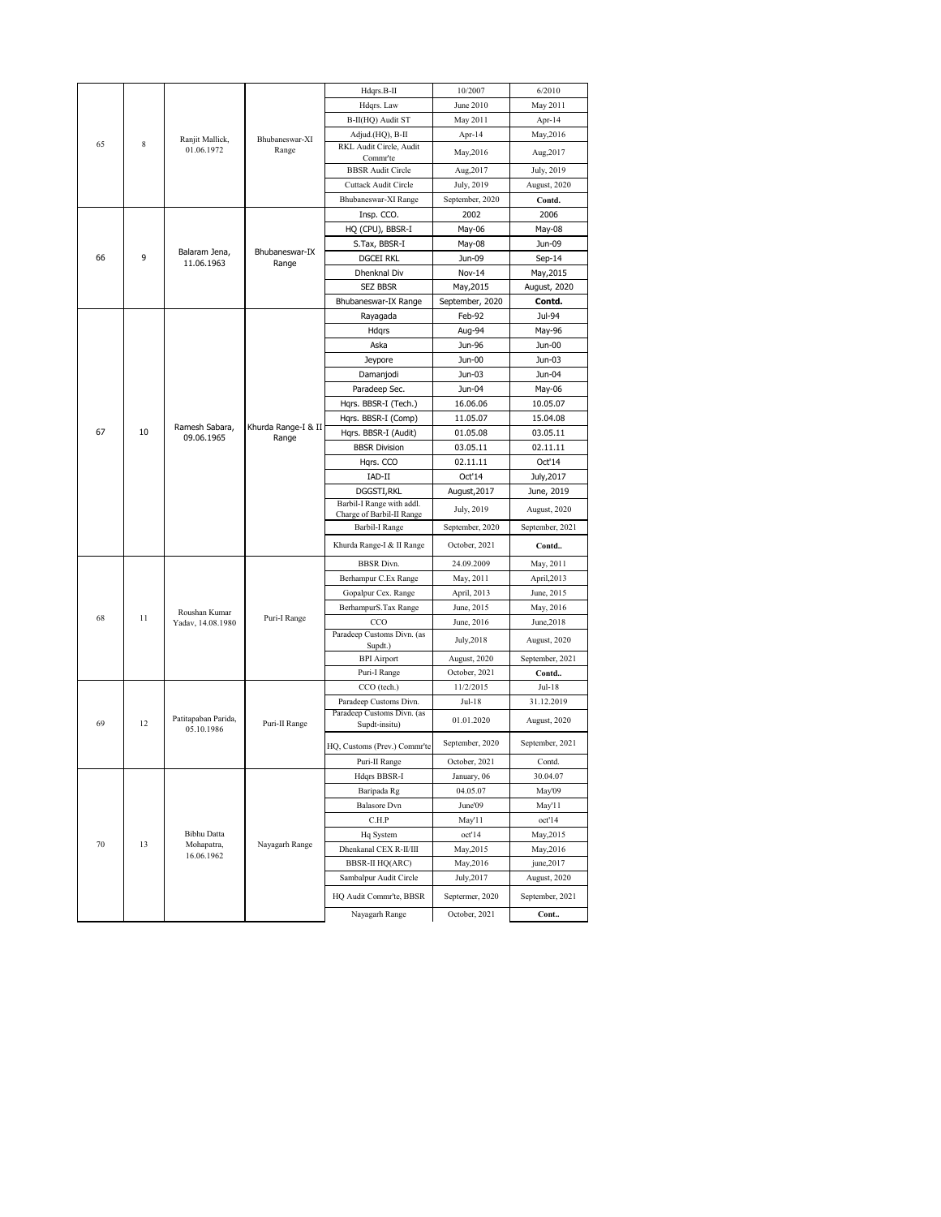| 65 | 8 | Ranjit Mallick, 01.06.1972 | Bhubaneswar-XI Range | Hdqrs.B-II | 10/2007 | 6/2010 |
|---|---|---|---|---|---|---|
| | | | | Hdqrs. Law | June 2010 | May 2011 |
| | | | | B-II(HQ) Audit ST | May 2011 | Apr-14 |
| | | | | Adjud.(HQ), B-II | Apr-14 | May,2016 |
| | | | | RKL Audit Circle, Audit Commr'te | May,2016 | Aug,2017 |
| | | | | BBSR Audit Circle | Aug,2017 | July, 2019 |
| | | | | Cuttack Audit Circle | July, 2019 | August, 2020 |
| | | | | Bhubaneswar-XI Range | September, 2020 | **Contd.** |
| 66 | 9 | Balaram Jena, 11.06.1963 | Bhubaneswar-IX Range | Insp. CCO. | 2002 | 2006 |
| | | | | HQ (CPU), BBSR-I | May-06 | May-08 |
| | | | | S.Tax, BBSR-I | May-08 | Jun-09 |
| | | | | DGCEI RKL | Jun-09 | Sep-14 |
| | | | | Dhenknal Div | Nov-14 | May,2015 |
| | | | | SEZ BBSR | May,2015 | August, 2020 |
| | | | | Bhubaneswar-IX Range | September, 2020 | **Contd.** |
| 67 | 10 | Ramesh Sabara, 09.06.1965 | Khurda Range-I & II Range | Rayagada | Feb-92 | Jul-94 |
| | | | | Hdqrs | Aug-94 | May-96 |
| | | | | Aska | Jun-96 | Jun-00 |
| | | | | Jeypore | Jun-00 | Jun-03 |
| | | | | Damanjodi | Jun-03 | Jun-04 |
| | | | | Paradeep Sec. | Jun-04 | May-06 |
| | | | | Hqrs. BBSR-I (Tech.) | 16.06.06 | 10.05.07 |
| | | | | Hqrs. BBSR-I (Comp) | 11.05.07 | 15.04.08 |
| | | | | Hqrs. BBSR-I (Audit) | 01.05.08 | 03.05.11 |
| | | | | BBSR Division | 03.05.11 | 02.11.11 |
| | | | | Hqrs. CCO | 02.11.11 | Oct'14 |
| | | | | IAD-II | Oct'14 | July,2017 |
| | | | | DGGSTI,RKL | August,2017 | June, 2019 |
| | | | | Barbil-I Range with addl. Charge of Barbil-II Range | July, 2019 | August, 2020 |
| | | | | Barbil-I Range | September, 2020 | September, 2021 |
| | | | | Khurda Range-I & II Range | October, 2021 | **Contd..** |
| 68 | 11 | Roushan Kumar Yadav, 14.08.1980 | Puri-I Range | BBSR Divn. | 24.09.2009 | May, 2011 |
| | | | | Berhampur C.Ex Range | May, 2011 | April,2013 |
| | | | | Gopalpur Cex. Range | April, 2013 | June, 2015 |
| | | | | BerhampurS.Tax Range | June, 2015 | May, 2016 |
| | | | | CCO | June, 2016 | June,2018 |
| | | | | Paradeep Customs Divn. (as Supdt.) | July,2018 | August, 2020 |
| | | | | BPI Airport | August, 2020 | September, 2021 |
| | | | | Puri-I Range | October, 2021 | **Contd..** |
| 69 | 12 | Patitapaban Parida, 05.10.1986 | Puri-II Range | CCO (tech.) | 11/2/2015 | Jul-18 |
| | | | | Paradeep Customs Divn. | Jul-18 | 31.12.2019 |
| | | | | Paradeep Customs Divn. (as Supdt-insitu) | 01.01.2020 | August, 2020 |
| | | | | HQ, Customs (Prev.) Commr'te | September, 2020 | September, 2021 |
| | | | | Puri-II Range | October, 2021 | Contd. |
| 70 | 13 | Bibhu Datta Mohapatra, 16.06.1962 | Nayagarh Range | Hdqrs BBSR-I | January, 06 | 30.04.07 |
| | | | | Baripada Rg | 04.05.07 | May'09 |
| | | | | Balasore Dvn | June'09 | May'11 |
| | | | | C.H.P | May'11 | oct'14 |
| | | | | Hq System | oct'14 | May,2015 |
| | | | | Dhenkanal CEX R-II/III | May,2015 | May,2016 |
| | | | | BBSR-II HQ(ARC) | May,2016 | june,2017 |
| | | | | Sambalpur Audit Circle | July,2017 | August, 2020 |
| | | | | HQ Audit Commr'te, BBSR | Septermer, 2020 | September, 2021 |
| | | | | Nayagarh Range | October, 2021 | **Cont..** |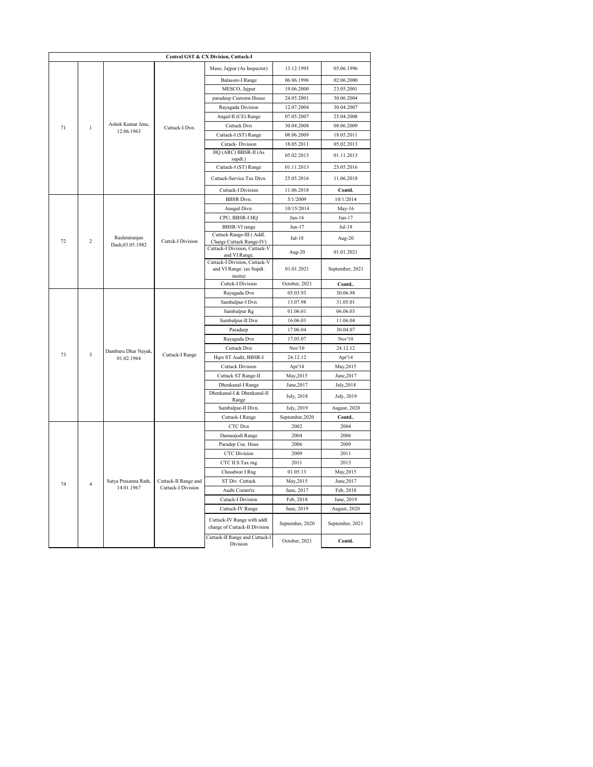| Central GST & CX Division, Cuttack-I | | | | | | |
|---|---|---|---|---|---|---|
| 71 | 1 | Ashok Kumar Jena, 12.06.1963 | Cuttack-I Dvn. | Meso, Jajpur (As Inspector) | 13.12.1995 | 05.06.1996 |
| | | | | Balasore-I Range | 06.06.1996 | 02.06.2000 |
| | | | | MESCO, Jajpur | 19.06.2000 | 23.05.2001 |
| | | | | paradeep Customs House | 24.05.2001 | 30.06.2004 |
| | | | | Rayagada Division | 12.07.2004 | 30.04.2007 |
| | | | | Angul-II (CE) Range | 07.05.2007 | 25.04.2008 |
| | | | | Cuttack Dvn | 30.04.2008 | 08.06.2009 |
| | | | | Cuttack-I (ST) Range | 08.06.2009 | 18.05.2011 |
| | | | | Cutack- Division | 18.05.2011 | 05.02.2013 |
| | | | | HQ (ARC) BBSR-II (As supdt.) | 05.02.2013 | 01.11.2013 |
| | | | | Cuttack-I (ST) Range | 01.11.2013 | 25.05.2016 |
| | | | | Cuttack-Service Tax Divn. | 25.05.2016 | 11.06.2018 |
| | | | | Cuttack-I Division | 11.06.2018 | **Contd.** |
| 72 | 2 | Rashmiranjan Dash,03.05.1982 | Cuttck-I Division | BBSR Divn. | 5/1/2009 | 10/1/2014 |
| | | | | Anugul Divn. | 10/15/2014 | May-16 |
| | | | | CPU, BBSR-I HQ | Jun-16 | Jun-17 |
| | | | | BBSR-VI range | Jun-17 | Jul-18 |
| | | | | Cuttack Range-III ( Addl. Charge Cuttack Range-IV) | Jul-18 | Aug-20 |
| | | | | Cuttack-I Division, Cuttack-V and VI Range. | Aug-20 | 01.01.2021 |
| | | | | Cuttack-I Division, Cuttack-V and VI Range. (as Supdt. insitu) | 01.01.2021 | September, 2021 |
| | | | | Cuttck-I Division | October, 2021 | **Contd..** |
| 73 | 3 | Dambaru Dhar Nayak, 01.02.1964 | Cuttack-I Range | Rayagada Dvn | 05.03.93 | 30.06.98 |
| | | | | Sambalpur-I Dvn | 13.07.98 | 31.05.01 |
| | | | | Sambalpur Rg | 01.06.01 | 06.06.03 |
| | | | | Sambalpur-II Dvn | 16.06.03 | 11.06.04 |
| | | | | Paradeep | 17.06.04 | 30.04.07 |
| | | | | Rayagada Dvn | 17.05.07 | Nov'10 |
| | | | | Cuttack Dvn | Nov'10 | 24.12.12 |
| | | | | Hqrs ST Audit, BBSR-I | 24.12.12 | Apr'14 |
| | | | | Cuttack Division | Apr'14 | May,2015 |
| | | | | Cuttack ST Range-II | May,2015 | June,2017 |
| | | | | Dhenkanal-I Range | June,2017 | July,2018 |
| | | | | Dhenkanal-I & Dhenkanal-II Range | July, 2018 | July, 2019 |
| | | | | Sambalpur-II Divn. | July, 2019 | August, 2020 |
| | | | | Cuttack-I Range | September,2020 | **Contd..** |
| 74 | 4 | Satya Prasanna Rath, 14.01.1967 | Cuttack-II Range and Cuttack-I Division | CTC Dvn | 2002 | 2004 |
| | | | | Damanjodi Range | 2004 | 2006 |
| | | | | Paradep Cus. Hous | 2006 | 2009 |
| | | | | CTC Division | 2009 | 2011 |
| | | | | CTC II S.Tax rng | 2011 | 2013 |
| | | | | Choudwar I Rng | 01.05.13 | May,2015 |
| | | | | ST Div. Cuttack | May,2015 | June,2017 |
| | | | | Audit Comm'te | June, 2017 | Feb, 2018 |
| | | | | Cutack-I Division | Feb, 2018 | June, 2019 |
| | | | | Cuttack-IV Range | June, 2019 | August, 2020 |
| | | | | Cuttack-IV Range with addl. charge of Cuttack-II Division | September, 2020 | September, 2021 |
| | | | | Cuttack-II Range and Cuttack-I Division | October, 2021 | **Contd.** |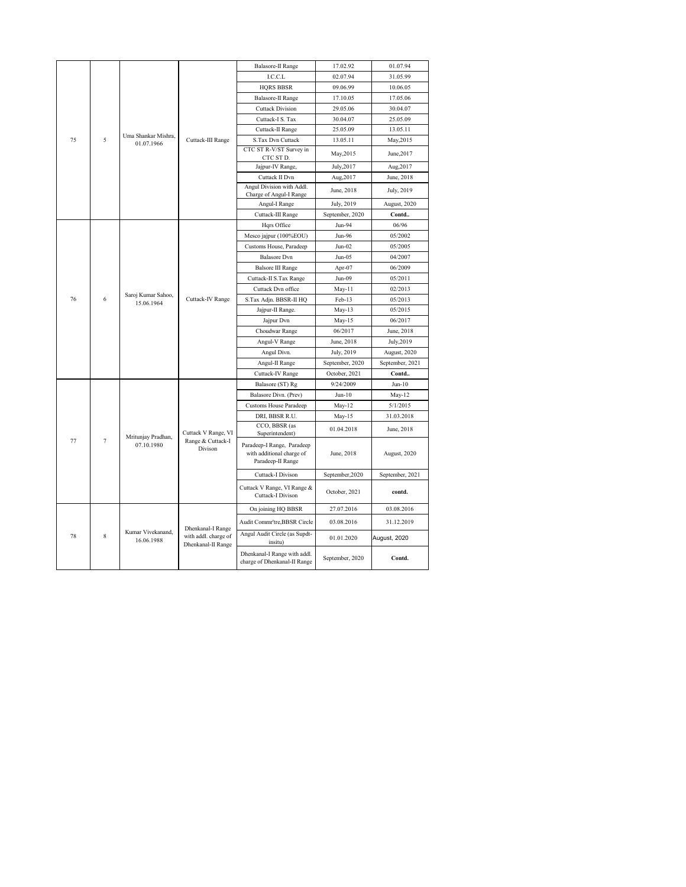| | | | | | | |
|---|---|---|---|---|---|---|
| 75 | 5 | Uma Shankar Mishra, 01.07.1966 | Cuttack-III Range | Balasore-II Range | 17.02.92 | 01.07.94 |
| | | | | I.C.C.L | 02.07.94 | 31.05.99 |
| | | | | HQRS BBSR | 09.06.99 | 10.06.05 |
| | | | | Balasore-II Range | 17.10.05 | 17.05.06 |
| | | | | Cuttack Division | 29.05.06 | 30.04.07 |
| | | | | Cuttack-I S. Tax | 30.04.07 | 25.05.09 |
| | | | | Cuttack-II Range | 25.05.09 | 13.05.11 |
| | | | | S.Tax Dvn Cuttack | 13.05.11 | May,2015 |
| | | | | CTC ST R-V/ST Survey in CTC ST D. | May,2015 | June,2017 |
| | | | | Jajpur-IV Range, | July,2017 | Aug,2017 |
| | | | | Cuttack II Dvn | Aug,2017 | June, 2018 |
| | | | | Angul Division with Addl. Charge of Angul-I Range | June, 2018 | July, 2019 |
| | | | | Angul-I Range | July, 2019 | August, 2020 |
| | | | | Cuttack-III Range | September, 2020 | **Contd..** |
| 76 | 6 | Saroj Kumar Sahoo, 15.06.1964 | Cuttack-IV Range | Hqrs Office | Jun-94 | 06/96 |
| | | | | Mesco jajpur (100%EOU) | Jun-96 | 05/2002 |
| | | | | Customs House, Paradeep | Jun-02 | 05/2005 |
| | | | | Balasore Dvn | Jun-05 | 04/2007 |
| | | | | Balsore III Range | Apr-07 | 06/2009 |
| | | | | Cuttack-II S.Tax Range | Jun-09 | 05/2011 |
| | | | | Cuttack Dvn office | May-11 | 02/2013 |
| | | | | S.Tax Adjn. BBSR-II HQ | Feb-13 | 05/2013 |
| | | | | Jajpur-II Range. | May-13 | 05/2015 |
| | | | | Jajpur Dvn | May-15 | 06/2017 |
| | | | | Choudwar Range | 06/2017 | June, 2018 |
| | | | | Angul-V Range | June, 2018 | July,2019 |
| | | | | Angul Divn. | July, 2019 | August, 2020 |
| | | | | Angul-II Range | September, 2020 | September, 2021 |
| | | | | Cuttack-IV Range | October, 2021 | **Contd..** |
| 77 | 7 | Mritunjay Pradhan, 07.10.1980 | Cuttack V Range, VI Range & Cuttack-I Divison | Balasore (ST) Rg | 9/24/2009 | Jun-10 |
| | | | | Balasore Divn. (Prev) | Jun-10 | May-12 |
| | | | | Customs House Paradeep | May-12 | 5/1/2015 |
| | | | | DRI, BBSR R.U. | May-15 | 31.03.2018 |
| | | | | CCO, BBSR (as Superintendent) | 01.04.2018 | June, 2018 |
| | | | | Paradeep-I Range, Paradeep with additional charge of Paradeep-II Range | June, 2018 | August, 2020 |
| | | | | Cuttack-I Divison | September,2020 | September, 2021 |
| | | | | Cuttack V Range, VI Range & Cuttack-I Divison | October, 2021 | **contd.** |
| 78 | 8 | Kumar Vivekanand, 16.06.1988 | Dhenkanal-I Range with addl. charge of Dhenkanal-II Range | On joining HQ BBSR | 27.07.2016 | 03.08.2016 |
| | | | | Audit Commr'tre,BBSR Circle | 03.08.2016 | 31.12.2019 |
| | | | | Angul Audit Circle (as Supdt-insitu) | 01.01.2020 | August, 2020 |
| | | | | Dhenkanal-I Range with addl. charge of Dhenkanal-II Range | September, 2020 | **Contd.** |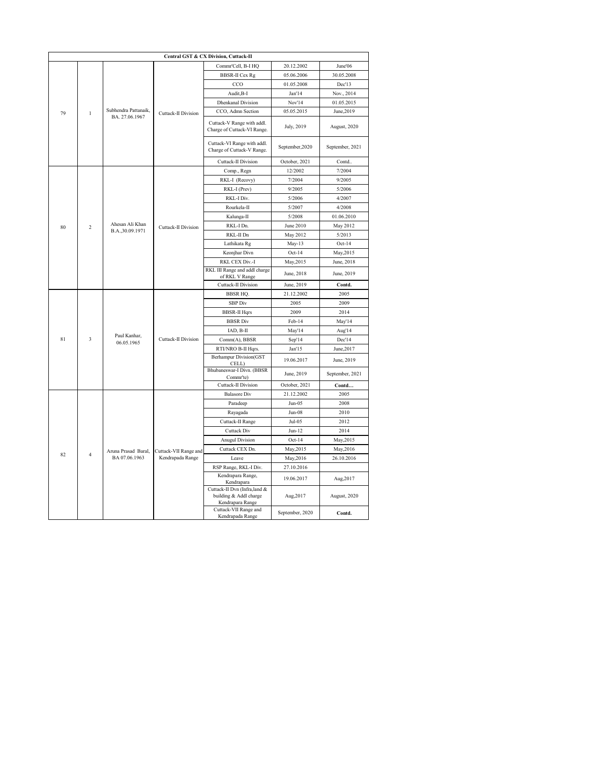| Central GST & CX Division, Cuttack-II | | | | | | |
|---|---|---|---|---|---|---|
| 79 | 1 | Subhendra Pattanaik, BA. 27.06.1967 | Cuttack-II Division | Commr'Cell, B-I HQ | 20.12.2002 | June'06 |
| | | | | BBSR-II Cex Rg | 05.06.2006 | 30.05.2008 |
| | | | | CCO | 01.05.2008 | Dec'13 |
| | | | | Audit,B-I | Jan'14 | Nov., 2014 |
| | | | | Dhenkanal Division | Nov'14 | 01.05.2015 |
| | | | | CCO, Admn Section | 05.05.2015 | June,2019 |
| | | | | Cuttack-V Range with addl. Charge of Cuttack-VI Range. | July, 2019 | August, 2020 |
| | | | | Cuttack-VI Range with addl. Charge of Cuttack-V Range. | September,2020 | September, 2021 |
| | | | | Cuttack-II Division | October, 2021 | Contd.. |
| 80 | 2 | Ahesan Ali Khan B.A.,30.09.1971 | Cuttack-II Division | Comp., Regn | 12/2002 | 7/2004 |
| | | | | RKL-I (Recovy) | 7/2004 | 9/2005 |
| | | | | RKL-I (Prev) | 9/2005 | 5/2006 |
| | | | | RKL-I Div. | 5/2006 | 4/2007 |
| | | | | Rourkela-II | 5/2007 | 4/2008 |
| | | | | Kalunga-II | 5/2008 | 01.06.2010 |
| | | | | RKL-I Dn. | June 2010 | May 2012 |
| | | | | RKL-II Dn | May 2012 | 5/2013 |
| | | | | Lathikata Rg | May-13 | Oct-14 |
| | | | | Keonjhar Divn | Oct-14 | May,2015 |
| | | | | RKL CEX Div.-I | May,2015 | June, 2018 |
| | | | | RKL III Range and addl charge of RKL V Range | June, 2018 | June, 2019 |
| | | | | Cuttack-II Division | June, 2019 | **Contd.** |
| 81 | 3 | Paul Kanhar, 06.05.1965 | Cuttack-II Division | BBSR HQ. | 21.12.2002 | 2005 |
| | | | | SBP Div | 2005 | 2009 |
| | | | | BBSR-II Hqrs | 2009 | 2014 |
| | | | | BBSR Div | Feb-14 | May'14 |
| | | | | IAD, B-II | May'14 | Aug'14 |
| | | | | Comm(A), BBSR | Sep'14 | Dec'14 |
| | | | | RTI/NRO B-II Hqrs. | Jan'15 | June,2017 |
| | | | | Berhampur Division(GST CELL) | 19.06.2017 | June, 2019 |
| | | | | Bhubaneswar-I Divn. (BBSR Commr'te) | June, 2019 | September, 2021 |
| | | | | Cuttack-II Division | October, 2021 | **Contd…** |
| 82 | 4 | Aruna Prasad Baral, BA 07.06.1963 | Cuttack-VII Range and Kendrapada Range | Balasore Div | 21.12.2002 | 2005 |
| | | | | Paradeep | Jun-05 | 2008 |
| | | | | Rayagada | Jun-08 | 2010 |
| | | | | Cuttack-II Range | Jul-05 | 2012 |
| | | | | Cuttack Div | Jun-12 | 2014 |
| | | | | Anugul Division | Oct-14 | May,2015 |
| | | | | Cuttack CEX Dn. | May,2015 | May,2016 |
| | | | | Leave | May,2016 | 26.10.2016 |
| | | | | RSP Range, RKL-I Div. | 27.10.2016 | |
| | | | | Kendrapara Range, Kendrapara | 19.06.2017 | Aug,2017 |
| | | | | Cuttack-II Dvn (Infra,land & building & Addl charge Kendrapara Range | Aug,2017 | August, 2020 |
| | | | | Cuttack-VII Range and Kendrapada Range | September, 2020 | **Contd.** |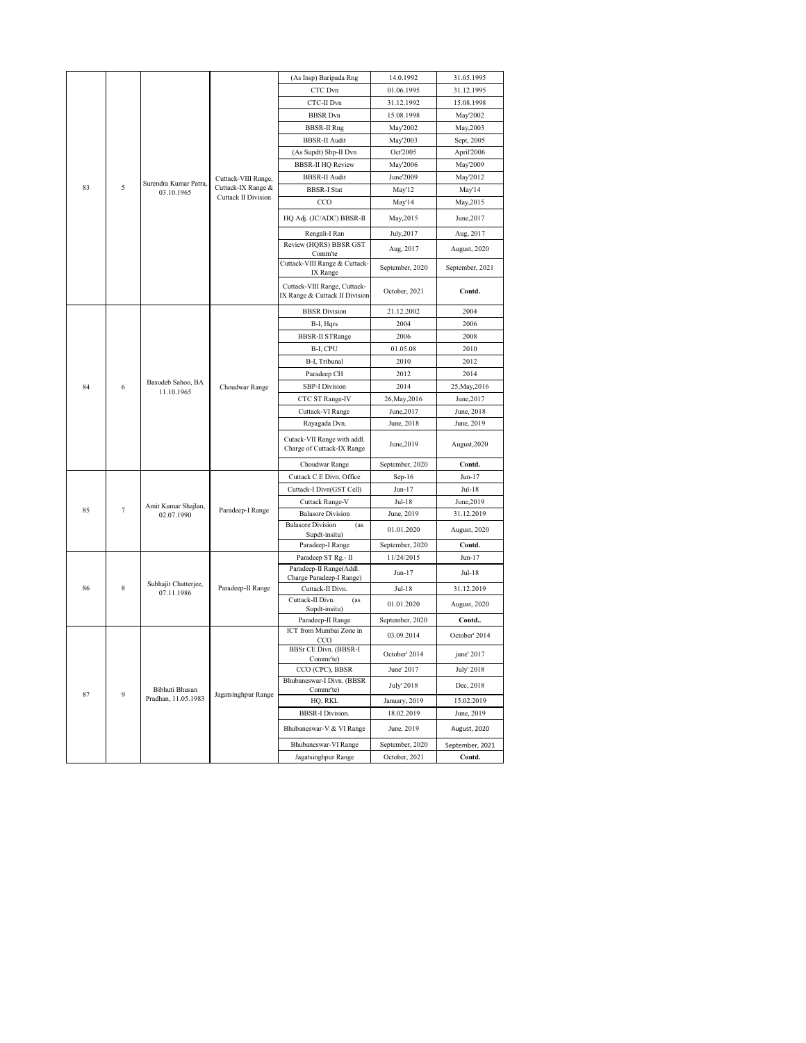| | | | | | |
|---|---|---|---|---|---|
| 83 | 5 | Surendra Kumar Patra, 03.10.1965 | Cuttack-VIII Range, Cuttack-IX Range & Cuttack II Division | (As Insp) Baripada Rng | 14.0.1992 | 31.05.1995 |
| | | | | CTC Dvn | 01.06.1995 | 31.12.1995 |
| | | | | CTC-II Dvn | 31.12.1992 | 15.08.1998 |
| | | | | BBSR Dvn | 15.08.1998 | May'2002 |
| | | | | BBSR-II Rng | May'2002 | May,2003 |
| | | | | BBSR-II Audit | May'2003 | Sept, 2005 |
| | | | | (As Supdt) Sbp-II Dvn | Oct'2005 | April'2006 |
| | | | | BBSR-II HQ Review | May'2006 | May'2009 |
| | | | | BBSR-II Audit | June'2009 | May'2012 |
| | | | | BBSR-I Stat | May'12 | May'14 |
| | | | | CCO | May'14 | May,2015 |
| | | | | HQ Adj. (JC/ADC) BBSR-II | May,2015 | June,2017 |
| | | | | Rengali-I Ran | July,2017 | Aug, 2017 |
| | | | | Review (HQRS) BBSR GST Comm'te | Aug, 2017 | August, 2020 |
| | | | | Cuttack-VIII Range & Cuttack-IX Range | September, 2020 | September, 2021 |
| | | | | Cuttack-VIII Range, Cuttack-IX Range & Cuttack II Division | October, 2021 | **Contd.** |
| 84 | 6 | Basudeb Sahoo, BA 11.10.1965 | Choudwar Range | BBSR Division | 21.12.2002 | 2004 |
| | | | | B-I, Hqrs | 2004 | 2006 |
| | | | | BBSR-II STRange | 2006 | 2008 |
| | | | | B-I, CPU | 01.05.08 | 2010 |
| | | | | B-I, Tribunal | 2010 | 2012 |
| | | | | Paradeep CH | 2012 | 2014 |
| | | | | SBP-I Division | 2014 | 25,May,2016 |
| | | | | CTC ST Range-IV | 26,May,2016 | June,2017 |
| | | | | Cuttack-VI Range | June,2017 | June, 2018 |
| | | | | Rayagada Dvn. | June, 2018 | June, 2019 |
| | | | | Cutack-VII Range with addl. Charge of Cuttack-IX Range | June,2019 | August,2020 |
| | | | | Choudwar Range | September, 2020 | **Contd.** |
| 85 | 7 | Amit Kumar Shajlan, 02.07.1990 | Paradeep-I Range | Cuttack C.E Divn. Office | Sep-16 | Jun-17 |
| | | | | Cuttack-I Divn(GST Cell) | Jun-17 | Jul-18 |
| | | | | Cuttack Range-V | Jul-18 | June,2019 |
| | | | | Balasore Division | June, 2019 | 31.12.2019 |
| | | | | Balasore Division (as Supdt-insitu) | 01.01.2020 | August, 2020 |
| | | | | Paradeep-I Range | September, 2020 | **Contd.** |
| 86 | 8 | Subhajit Chatterjee, 07.11.1986 | Paradeep-II Range | Paradeep ST Rg.- II | 11/24/2015 | Jun-17 |
| | | | | Paradeep-II Range(Addl. Charge Paradeep-I Range) | Jun-17 | Jul-18 |
| | | | | Cuttack-II Divn. | Jul-18 | 31.12.2019 |
| | | | | Cuttack-II Divn. (as Supdt-insitu) | 01.01.2020 | August, 2020 |
| | | | | Paradeep-II Range | September, 2020 | **Contd..** |
| 87 | 9 | Bibhuti Bhusan Pradhan, 11.05.1983 | Jagatsinghpur Range | ICT from Mumbai Zone in CCO | 03.09.2014 | October' 2014 |
| | | | | BBSr CE Divn. (BBSR-I Commr'te) | October' 2014 | june' 2017 |
| | | | | CCO (CPC), BBSR | June' 2017 | July' 2018 |
| | | | | Bhubaneswar-I Divn. (BBSR Commr'te) | July' 2018 | Dec, 2018 |
| | | | | HQ, RKL | January, 2019 | 15.02.2019 |
| | | | | BBSR-I Division. | 18.02.2019 | June, 2019 |
| | | | | Bhubaneswar-V & VI Range | June, 2019 | August, 2020 |
| | | | | Bhubaneswar-VI Range | September, 2020 | September, 2021 |
| | | | | Jagatsinghpur Range | October, 2021 | **Contd.** |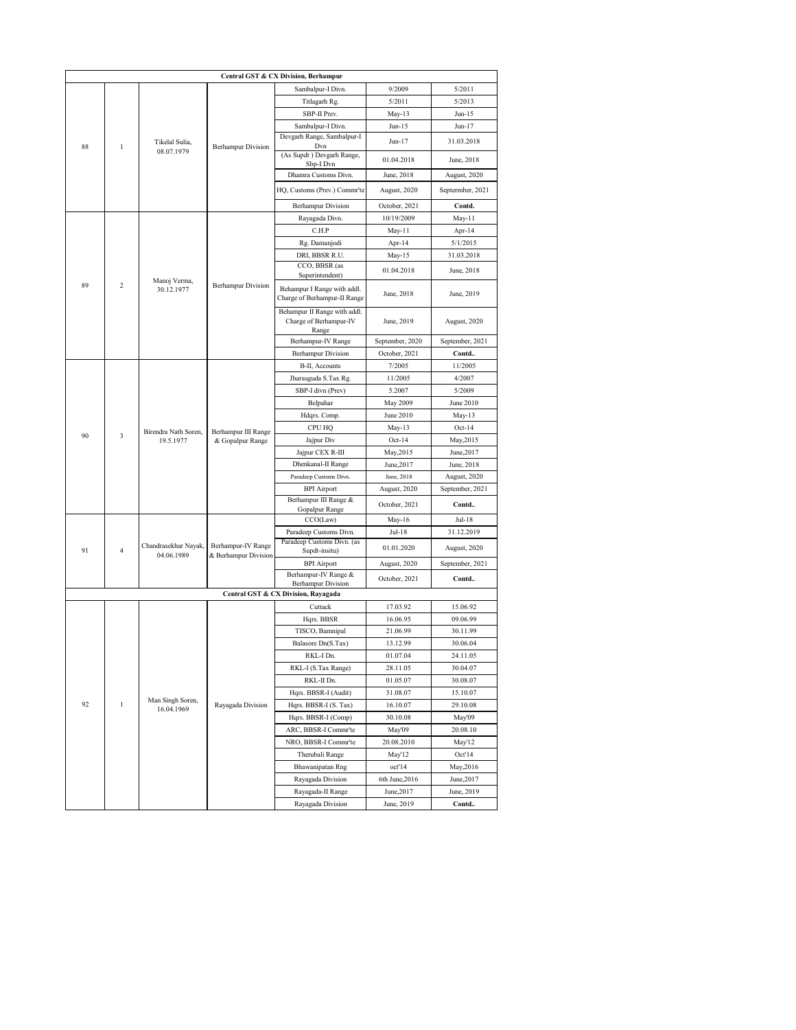| | | | | | | |
|---|---|---|---|---|---|---|
| **Central GST & CX Division, Berhampur** | | | | | | |
| 88 | 1 | Tikelal Sulia, 08.07.1979 | Berhampur Division | Sambalpur-I Divn. | 9/2009 | 5/2011 |
| | | | | Titlagarh Rg. | 5/2011 | 5/2013 |
| | | | | SBP-II Prev. | May-13 | Jun-15 |
| | | | | Sambalpur-I Divn. | Jun-15 | Jun-17 |
| | | | | Devgarh Range, Sambalpur-I Dvn | Jun-17 | 31.03.2018 |
| | | | | (As Supdt ) Devgarh Range, Sbp-I Dvn | 01.04.2018 | June, 2018 |
| | | | | Dhamra Customs Divn. | June, 2018 | August, 2020 |
| | | | | HQ, Customs (Prev.) Commr'te | August, 2020 | Septermber, 2021 |
| | | | | Berhampur Division | October, 2021 | Contd. |
| 89 | 2 | Manoj Verma, 30.12.1977 | Berhampur Division | Rayagada Divn. | 10/19/2009 | May-11 |
| | | | | C.H.P | May-11 | Apr-14 |
| | | | | Rg. Damanjodi | Apr-14 | 5/1/2015 |
| | | | | DRI, BBSR R.U. | May-15 | 31.03.2018 |
| | | | | CCO, BBSR (as Superintendent) | 01.04.2018 | June, 2018 |
| | | | | Behampur I Range with addl. Charge of Berhampur-II Range | June, 2018 | June, 2019 |
| | | | | Behampur II Range with addl. Charge of Berhampur-IV Range | June, 2019 | August, 2020 |
| | | | | Berhampur-IV Range | September, 2020 | September, 2021 |
| | | | | Berhampur Division | October, 2021 | Contd.. |
| 90 | 3 | Birendra Nath Soren, 19.5.1977 | Berhampur III Range & Gopalpur Range | B-II, Accounts | 7/2005 | 11/2005 |
| | | | | Jharsuguda S.Tax Rg. | 11/2005 | 4/2007 |
| | | | | SBP-I divn (Prev) | 5.2007 | 5/2009 |
| | | | | Belpahar | May 2009 | June 2010 |
| | | | | Hdqrs. Comp. | June 2010 | May-13 |
| | | | | CPU HQ | May-13 | Oct-14 |
| | | | | Jajpur Div | Oct-14 | May,2015 |
| | | | | Jajpur CEX R-III | May,2015 | June,2017 |
| | | | | Dhenkanal-II Range | June,2017 | June, 2018 |
| | | | | Paradeep Customs Divn. | June, 2018 | August, 2020 |
| | | | | BPI Airport | August, 2020 | September, 2021 |
| | | | | Berhampur III Range & Gopalpur Range | October, 2021 | Contd.. |
| 91 | 4 | Chandrasekhar Nayak, 04.06.1989 | Berhampur-IV Range & Berhampur Division | CCO(Law) | May-16 | Jul-18 |
| | | | | Paradeep Customs Divn. | Jul-18 | 31.12.2019 |
| | | | | Paradeep Customs Divn. (as Supdt-insitu) | 01.01.2020 | August, 2020 |
| | | | | BPI Airport | August, 2020 | September, 2021 |
| | | | | Berhampur-IV Range & Berhampur Division | October, 2021 | Contd.. |
| **Central GST & CX Division, Rayagada** | | | | | | |
| 92 | 1 | Man Singh Soren, 16.04.1969 | Rayagada Division | Cuttack | 17.03.92 | 15.06.92 |
| | | | | Hqrs. BBSR | 16.06.95 | 09.06.99 |
| | | | | TISCO, Bamnipal | 21.06.99 | 30.11.99 |
| | | | | Balasore Dn(S.Tax) | 13.12.99 | 30.06.04 |
| | | | | RKL-I Dn. | 01.07.04 | 24.11.05 |
| | | | | RKL-I (S.Tax Range) | 28.11.05 | 30.04.07 |
| | | | | RKL-II Dn. | 01.05.07 | 30.08.07 |
| | | | | Hqrs. BBSR-I (Audit) | 31.08.07 | 15.10.07 |
| | | | | Hqrs. BBSR-I (S. Tax) | 16.10.07 | 29.10.08 |
| | | | | Hqrs. BBSR-I (Comp) | 30.10.08 | May'09 |
| | | | | ARC, BBSR-I Commr'te | May'09 | 20.08.10 |
| | | | | NRO, BBSR-I Commr'te | 20.08.2010 | May'12 |
| | | | | Therubali Range | May'12 | Oct'14 |
| | | | | Bhawanipatan Rng | oct'14 | May,2016 |
| | | | | Rayagada Division | 6th June,2016 | June,2017 |
| | | | | Rayagada-II Range | June,2017 | June, 2019 |
| | | | | Rayagada Division | June, 2019 | Contd.. |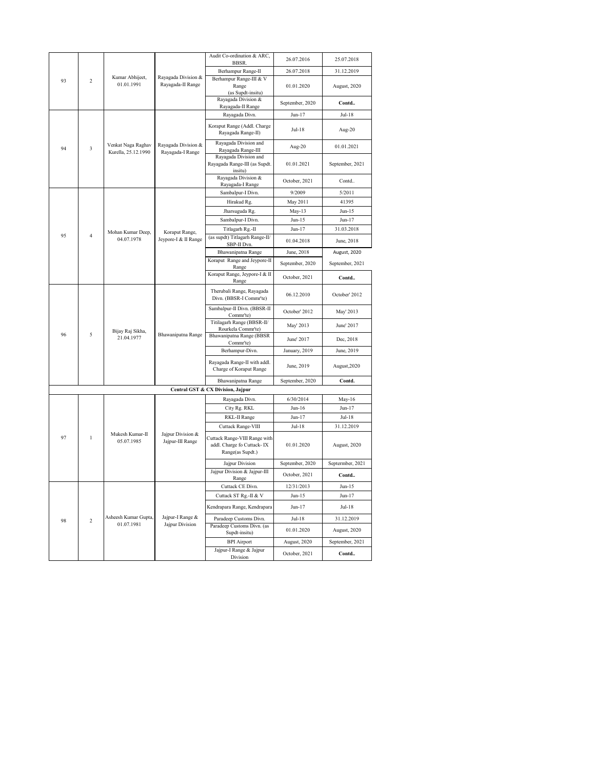| | | | | | | |
|---|---|---|---|---|---|---|
| 93 | 2 | Kumar Abhijeet, 01.01.1991 | Rayagada Division & Rayagada-II Range | Audit Co-ordination & ARC, BBSR. | 26.07.2016 | 25.07.2018 |
| | | | | Berhampur Range-II | 26.07.2018 | 31.12.2019 |
| | | | | Berhampur Range-III & V Range (as Supdt-insitu) | 01.01.2020 | August, 2020 |
| | | | | Rayagada Division & Rayagada-II Range | September, 2020 | **Contd..** |
| 94 | 3 | Venkat Naga Raghav Kurella, 25.12.1990 | Rayagada Division & Rayagada-I Range | Rayagada Divn. | Jun-17 | Jul-18 |
| | | | | Koraput Range (Addl. Charge Rayagada Range-II) | Jul-18 | Aug-20 |
| | | | | Rayagada Division and Rayagada Range-III | Aug-20 | 01.01.2021 |
| | | | | Rayagada Division and Rayagada Range-III (as Supdt. insitu) | 01.01.2021 | September, 2021 |
| | | | | Rayagada Division & Rayagada-I Range | October, 2021 | Contd.. |
| 95 | 4 | Mohan Kumar Deep, 04.07.1978 | Koraput Range, Jeypore-I & II Range | Sambalpur-I Divn. | 9/2009 | 5/2011 |
| | | | | Hirakud Rg. | May 2011 | 41395 |
| | | | | Jharsuguda Rg. | May-13 | Jun-15 |
| | | | | Sambalpur-I Divn. | Jun-15 | Jun-17 |
| | | | | Titlagarh Rg.-II | Jun-17 | 31.03.2018 |
| | | | | (as supdt) Titlagarh Range-II/ SBP-II Dvn. | 01.04.2018 | June, 2018 |
| | | | | Bhawanipatna Range | June, 2018 | August, 2020 |
| | | | | Koraput Range and Jeypore-II Range | September, 2020 | September, 2021 |
| | | | | Koraput Range, Jeypore-I & II Range | October, 2021 | **Contd..** |
| 96 | 5 | Bijay Raj Sikha, 21.04.1977 | Bhawanipatna Range | Therubali Range, Rayagada Divn. (BBSR-I Commr'te) | 06.12.2010 | October' 2012 |
| | | | | Sambalpur-II Divn. (BBSR-II Commr'te) | October' 2012 | May' 2013 |
| | | | | Titilagarh Range (BBSR-II/ Rourkela Commr'te) | May' 2013 | June' 2017 |
| | | | | Bhawanipatna Range (BBSR Commr'te) | June' 2017 | Dec, 2018 |
| | | | | Berhampur-Divn. | January, 2019 | June, 2019 |
| | | | | Rayagada Range-II with addl. Charge of Koraput Range | June, 2019 | August,2020 |
| | | | | Bhawanipatna Range | September, 2020 | **Contd.** |
| **Central GST & CX Division, Jajpur** | | | | | | |
| 97 | 1 | Mukesh Kumar-II 05.07.1985 | Jajpur Division & Jajpur-III Range | Rayagada Divn. | 6/30/2014 | May-16 |
| | | | | City Rg. RKL | Jun-16 | Jun-17 |
| | | | | RKL-II Range | Jun-17 | Jul-18 |
| | | | | Cuttack Range-VIII | Jul-18 | 31.12.2019 |
| | | | | Cuttack Range-VIII Range with addl. Charge fo Cuttack- IX Range(as Supdt.) | 01.01.2020 | August, 2020 |
| | | | | Jajpur Division | September, 2020 | Septermber, 2021 |
| | | | | Jajpur Division & Jajpur-III Range | October, 2021 | **Contd..** |
| 98 | 2 | Asheesh Kumar Gupta, 01.07.1981 | Jajpur-I Range & Jajpur Division | Cuttack CE Divn. | 12/31/2013 | Jun-15 |
| | | | | Cuttack ST Rg.-II & V | Jun-15 | Jun-17 |
| | | | | Kendrapara Range, Kendrapara | Jun-17 | Jul-18 |
| | | | | Paradeep Customs Divn. | Jul-18 | 31.12.2019 |
| | | | | Paradeep Customs Divn. (as Supdt-insitu) | 01.01.2020 | August, 2020 |
| | | | | BPI Airport | August, 2020 | September, 2021 |
| | | | | Jajpur-I Range & Jajpur Division | October, 2021 | **Contd..** |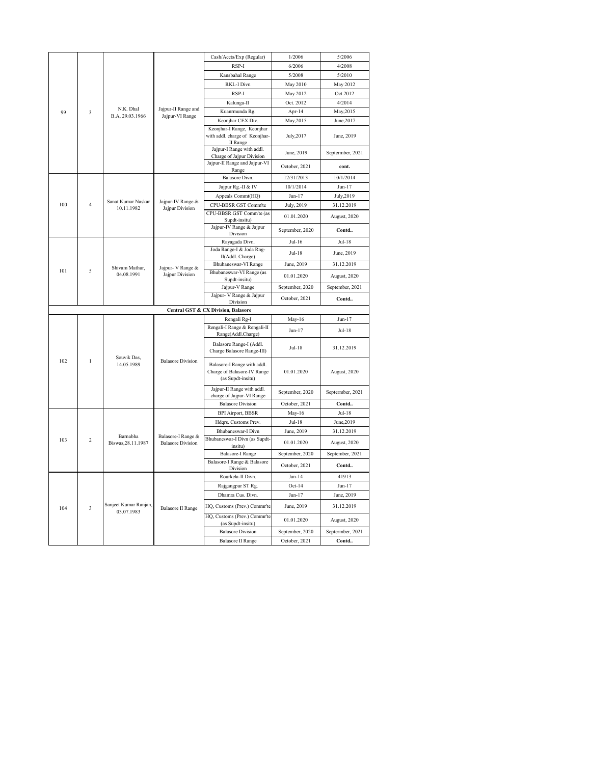| | | | | | | |
|---|---|---|---|---|---|---|
| 99 | 3 | N.K. Dhal B.A, 29.03.1966 | Jajpur-II Range and Jajpur-VI Range | Cash/Accts/Exp (Regular) | 1/2006 | 5/2006 |
| | | | | RSP-I | 6/2006 | 4/2008 |
| | | | | Kansbahal Range | 5/2008 | 5/2010 |
| | | | | RKL-I Divn | May 2010 | May 2012 |
| | | | | RSP-I | May 2012 | Oct.2012 |
| | | | | Kalunga-II | Oct. 2012 | 4/2014 |
| | | | | Kuanrmunda Rg. | Apr-14 | May,2015 |
| | | | | Keonjhar CEX Div. | May,2015 | June,2017 |
| | | | | Keonjhar-I Range, Keonjhar with addl. charge of Keonjhar-II Range | July,2017 | June, 2019 |
| | | | | Jajpur-I Range with addl. Charge of Jajpur Division | June, 2019 | Septermber, 2021 |
| | | | | Jajpur-II Range and Jajpur-VI Range | October, 2021 | **cont.** |
| 100 | 4 | Sanat Kumar Naskar 10.11.1982 | Jajpur-IV Range & Jajpur Division | Balasore Divn. | 12/31/2013 | 10/1/2014 |
| | | | | Jajpur Rg.-II & IV | 10/1/2014 | Jun-17 |
| | | | | Appeals Commt(HQ) | Jun-17 | July,2019 |
| | | | | CPU-BBSR GST Comm'te | July, 2019 | 31.12.2019 |
| | | | | CPU-BBSR GST Comm'te (as Supdt-insitu) | 01.01.2020 | August, 2020 |
| | | | | Jajpur-IV Range & Jajpur Division | September, 2020 | **Contd..** |
| 101 | 5 | Shivam Mathur, 04.08.1991 | Jajpur- V Range & Jajpur Division | Rayagada Divn. | Jul-16 | Jul-18 |
| | | | | Joda Range-I & Joda Rng-II(Addl. Charge) | Jul-18 | June, 2019 |
| | | | | Bhubaneswar-VI Range | June, 2019 | 31.12.2019 |
| | | | | Bhubaneswar-VI Range (as Supdt-insitu) | 01.01.2020 | August, 2020 |
| | | | | Jajpur-V Range | September, 2020 | September, 2021 |
| | | | | Jajpur- V Range & Jajpur Division | October, 2021 | **Contd..** |
| **Central GST & CX Division, Balasore** | | | | | | |
| 102 | 1 | Souvik Das, 14.05.1989 | Balasore Division | Rengali Rg-I | May-16 | Jun-17 |
| | | | | Rengali-I Range & Rengali-II Range(Addl.Charge) | Jun-17 | Jul-18 |
| | | | | Balasore Range-I (Addl. Charge Balasore Range-III) | Jul-18 | 31.12.2019 |
| | | | | Balasore-I Range with addl. Charge of Balasore-IV Range (as Supdt-insitu) | 01.01.2020 | August, 2020 |
| | | | | Jajpur-II Range with addl. charge of Jajpur-VI Range | September, 2020 | Septermber, 2021 |
| | | | | Balasore Division | October, 2021 | **Contd..** |
| 103 | 2 | Barnabha Biswas,28.11.1987 | Balasore-I Range & Balasore Division | BPI Airport, BBSR | May-16 | Jul-18 |
| | | | | Hdqrs. Customs Prev. | Jul-18 | June,2019 |
| | | | | Bhubaneswar-I Divn | June, 2019 | 31.12.2019 |
| | | | | Bhubaneswar-I Divn (as Supdt-insitu) | 01.01.2020 | August, 2020 |
| | | | | Balasore-I Range | September, 2020 | September, 2021 |
| | | | | Balasore-I Range & Balasore Division | October, 2021 | **Contd..** |
| 104 | 3 | Sanjeet Kumar Ranjan, 03.07.1983 | Balasore II Range | Rourkela-II Divn. | Jan-14 | 41913 |
| | | | | Rajgangpur ST Rg. | Oct-14 | Jun-17 |
| | | | | Dhamra Cus. Divn. | Jun-17 | June, 2019 |
| | | | | HQ, Customs (Prev.) Commr'te | June, 2019 | 31.12.2019 |
| | | | | HQ, Customs (Prev.) Commr'te (as Supdt-insitu) | 01.01.2020 | August, 2020 |
| | | | | Balasore Division | September, 2020 | Septermber, 2021 |
| | | | | Balasore II Range | October, 2021 | **Contd..** |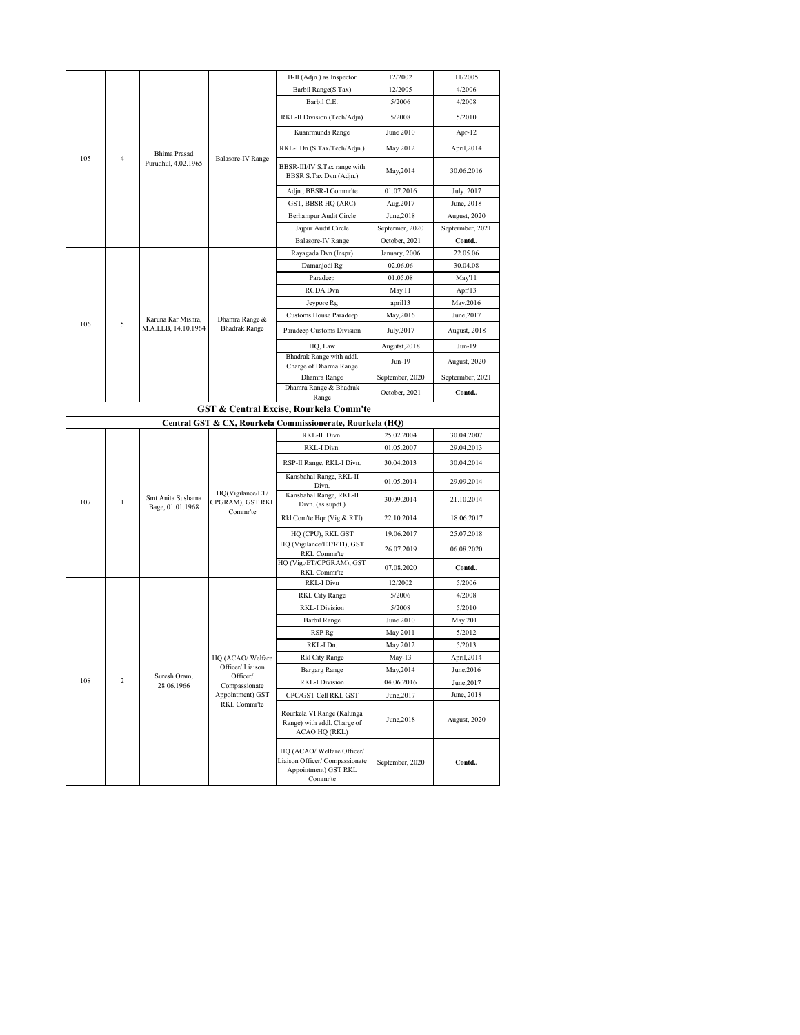| | | | | | | |
|---|---|---|---|---|---|---|
| 105 | 4 | Bhima Prasad Purudhul, 4.02.1965 | Balasore-IV Range | B-II (Adjn.) as Inspector | 12/2002 | 11/2005 |
| | | | | Barbil Range(S.Tax) | 12/2005 | 4/2006 |
| | | | | Barbil C.E. | 5/2006 | 4/2008 |
| | | | | RKL-II Division (Tech/Adjn) | 5/2008 | 5/2010 |
| | | | | Kuanrmunda Range | June 2010 | Apr-12 |
| | | | | RKL-I Dn (S.Tax/Tech/Adjn.) | May 2012 | April,2014 |
| | | | | BBSR-III/IV S.Tax range with BBSR S.Tax Dvn (Adjn.) | May,2014 | 30.06.2016 |
| | | | | Adjn., BBSR-I Commr'te | 01.07.2016 | July. 2017 |
| | | | | GST, BBSR HQ (ARC) | Aug.2017 | June, 2018 |
| | | | | Berhampur Audit Circle | June,2018 | August, 2020 |
| | | | | Jajpur Audit Circle | Septermer, 2020 | Septermber, 2021 |
| | | | | Balasore-IV Range | October, 2021 | **Contd..** |
| 106 | 5 | Karuna Kar Mishra, M.A.LLB, 14.10.1964 | Dhamra Range & Bhadrak Range | Rayagada Dvn (Inspr) | January, 2006 | 22.05.06 |
| | | | | Damanjodi Rg | 02.06.06 | 30.04.08 |
| | | | | Paradeep | 01.05.08 | May'11 |
| | | | | RGDA Dvn | May'11 | Apr/13 |
| | | | | Jeypore Rg | april13 | May,2016 |
| | | | | Customs House Paradeep | May,2016 | June,2017 |
| | | | | Paradeep Customs Division | July,2017 | August, 2018 |
| | | | | HQ, Law | Augutst,2018 | Jun-19 |
| | | | | Bhadrak Range with addl. Charge of Dharma Range | Jun-19 | August, 2020 |
| | | | | Dhamra Range | September, 2020 | Septermber, 2021 |
| | | | | Dhamra Range & Bhadrak Range | October, 2021 | **Contd..** |
| **GST & Central Excise, Rourkela Comm'te** | | | | | | |
| **Central GST & CX, Rourkela Commissionerate, Rourkela (HQ)** | | | | | | |
| 107 | 1 | Smt Anita Sushama Bage, 01.01.1968 | HQ(Vigilance/ET/CPGRAM), GST RKL Commr'te | RKL-II Divn. | 25.02.2004 | 30.04.2007 |
| | | | | RKL-I Divn. | 01.05.2007 | 29.04.2013 |
| | | | | RSP-II Range, RKL-I Divn. | 30.04.2013 | 30.04.2014 |
| | | | | Kansbahal Range, RKL-II Divn. | 01.05.2014 | 29.09.2014 |
| | | | | Kansbahal Range, RKL-II Divn. (as supdt.) | 30.09.2014 | 21.10.2014 |
| | | | | Rkl Com'te Hqr (Vig.& RTI) | 22.10.2014 | 18.06.2017 |
| | | | | HQ (CPU), RKL GST | 19.06.2017 | 25.07.2018 |
| | | | | HQ (Vigilance/ET/RTI), GST RKL Commr'te | 26.07.2019 | 06.08.2020 |
| | | | | HQ (Vig./ET/CPGRAM), GST RKL Commr'te | 07.08.2020 | **Contd..** |
| 108 | 2 | Suresh Oram, 28.06.1966 | HQ (ACAO/ Welfare Officer/ Liaison Officer/ Compassionate Appointment) GST RKL Commr'te | RKL-I Divn | 12/2002 | 5/2006 |
| | | | | RKL City Range | 5/2006 | 4/2008 |
| | | | | RKL-I Division | 5/2008 | 5/2010 |
| | | | | Barbil Range | June 2010 | May 2011 |
| | | | | RSP Rg | May 2011 | 5/2012 |
| | | | | RKL-I Dn. | May 2012 | 5/2013 |
| | | | | Rkl City Range | May-13 | April,2014 |
| | | | | Bargarg Range | May,2014 | June,2016 |
| | | | | RKL-I Division | 04.06.2016 | June,2017 |
| | | | | CPC/GST Cell RKL GST | June,2017 | June, 2018 |
| | | | | Rourkela VI Range (Kalunga Range) with addl. Charge of ACAO HQ (RKL) | June,2018 | August, 2020 |
| | | | | HQ (ACAO/ Welfare Officer/ Liaison Officer/ Compassionate Appointment) GST RKL Commr'te | September, 2020 | **Contd..** |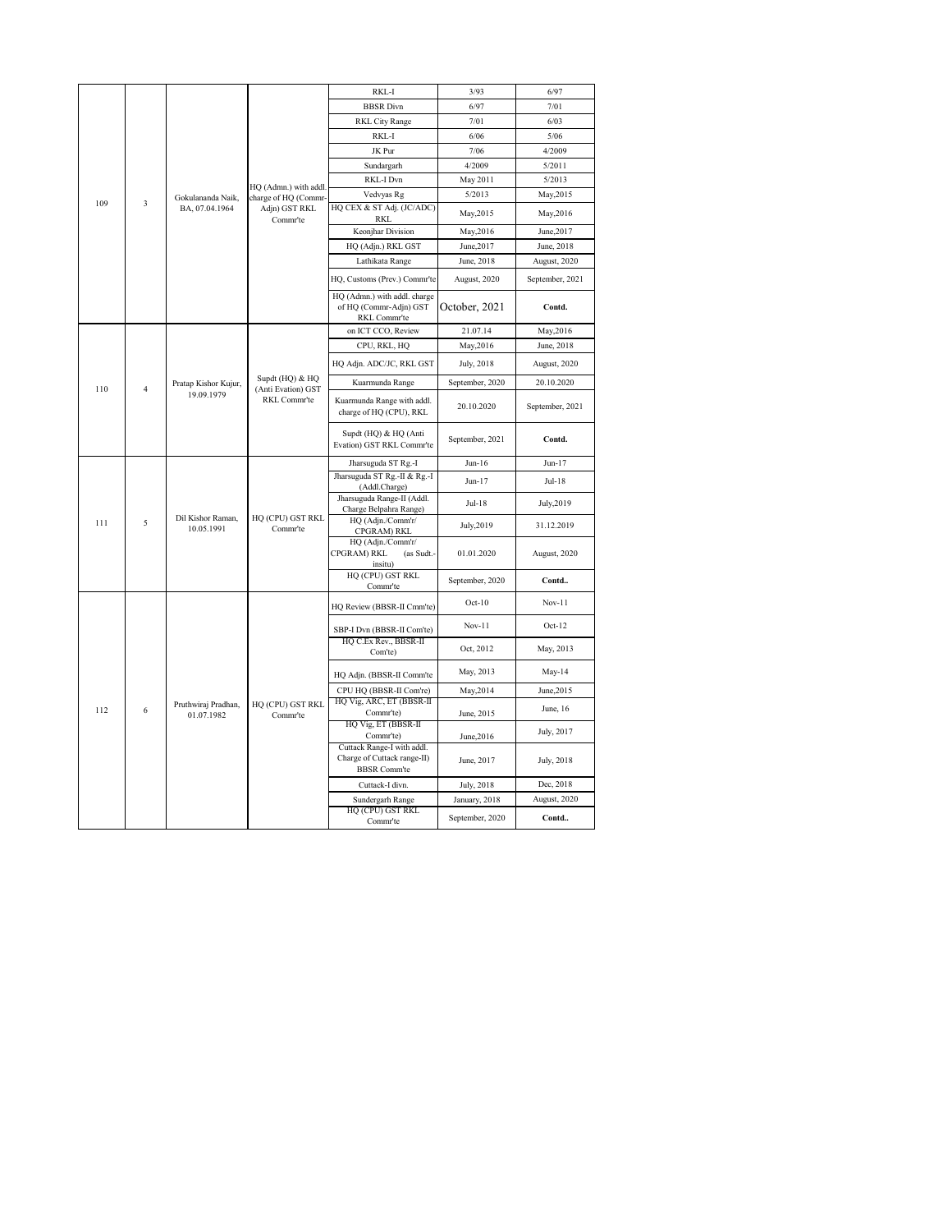| | | | | | | |
|---|---|---|---|---|---|---|
| 109 | 3 | Gokulananda Naik, BA, 07.04.1964 | HQ (Admn.) with addl. charge of HQ (Commr-Adjn) GST RKL Commr'te | RKL-I | 3/93 | 6/97 |
| | | | | BBSR Divn | 6/97 | 7/01 |
| | | | | RKL City Range | 7/01 | 6/03 |
| | | | | RKL-I | 6/06 | 5/06 |
| | | | | JK Pur | 7/06 | 4/2009 |
| | | | | Sundargarh | 4/2009 | 5/2011 |
| | | | | RKL-I Dvn | May 2011 | 5/2013 |
| | | | | Vedvyas Rg | 5/2013 | May,2015 |
| | | | | HQ CEX & ST Adj. (JC/ADC) RKL | May,2015 | May,2016 |
| | | | | Keonjhar Division | May,2016 | June,2017 |
| | | | | HQ (Adjn.) RKL GST | June,2017 | June, 2018 |
| | | | | Lathikata Range | June, 2018 | August, 2020 |
| | | | | HQ, Customs (Prev.) Commr'te | August, 2020 | September, 2021 |
| | | | | HQ (Admn.) with addl. charge of HQ (Commr-Adjn) GST RKL Commr'te | October, 2021 | **Contd.** |
| 110 | 4 | Pratap Kishor Kujur, 19.09.1979 | Supdt (HQ) & HQ (Anti Evation) GST RKL Commr'te | on ICT CCO, Review | 21.07.14 | May,2016 |
| | | | | CPU, RKL, HQ | May,2016 | June, 2018 |
| | | | | HQ Adjn. ADC/JC, RKL GST | July, 2018 | August, 2020 |
| | | | | Kuarmunda Range | September, 2020 | 20.10.2020 |
| | | | | Kuarmunda Range with addl. charge of HQ (CPU), RKL | 20.10.2020 | September, 2021 |
| | | | | Supdt (HQ) & HQ (Anti Evation) GST RKL Commr'te | September, 2021 | **Contd.** |
| 111 | 5 | Dil Kishor Raman, 10.05.1991 | HQ (CPU) GST RKL Commr'te | Jharsuguda ST Rg.-I | Jun-16 | Jun-17 |
| | | | | Jharsuguda ST Rg.-II & Rg.-I (Addl.Charge) | Jun-17 | Jul-18 |
| | | | | Jharsuguda Range-II (Addl. Charge Belpahra Range) | Jul-18 | July,2019 |
| | | | | HQ (Adjn./Comm'r/ CPGRAM) RKL | July,2019 | 31.12.2019 |
| | | | | HQ (Adjn./Comm'r/ CPGRAM) RKL (as Sudt.-insitu) | 01.01.2020 | August, 2020 |
| | | | | HQ (CPU) GST RKL Commr'te | September, 2020 | **Contd..** |
| 112 | 6 | Pruthwiraj Pradhan, 01.07.1982 | HQ (CPU) GST RKL Commr'te | HQ Review (BBSR-II Cmm'te) | Oct-10 | Nov-11 |
| | | | | SBP-I Dvn (BBSR-II Com'te) | Nov-11 | Oct-12 |
| | | | | HQ C.Ex Rev., BBSR-II Com'te) | Oct, 2012 | May, 2013 |
| | | | | HQ Adjn. (BBSR-II Comm'te | May, 2013 | May-14 |
| | | | | CPU HQ (BBSR-II Com're) | May,2014 | June,2015 |
| | | | | HQ Vig, ARC, ET (BBSR-II Commr'te) | June, 2015 | June, 16 |
| | | | | HQ Vig, ET (BBSR-II Commr'te) | June,2016 | July, 2017 |
| | | | | Cuttack Range-I with addl. Charge of Cuttack range-II) BBSR Comm'te | June, 2017 | July, 2018 |
| | | | | Cuttack-I divn. | July, 2018 | Dec, 2018 |
| | | | | Sundergarh Range | January, 2018 | August, 2020 |
| | | | | HQ (CPU) GST RKL Commr'te | September, 2020 | **Contd..** |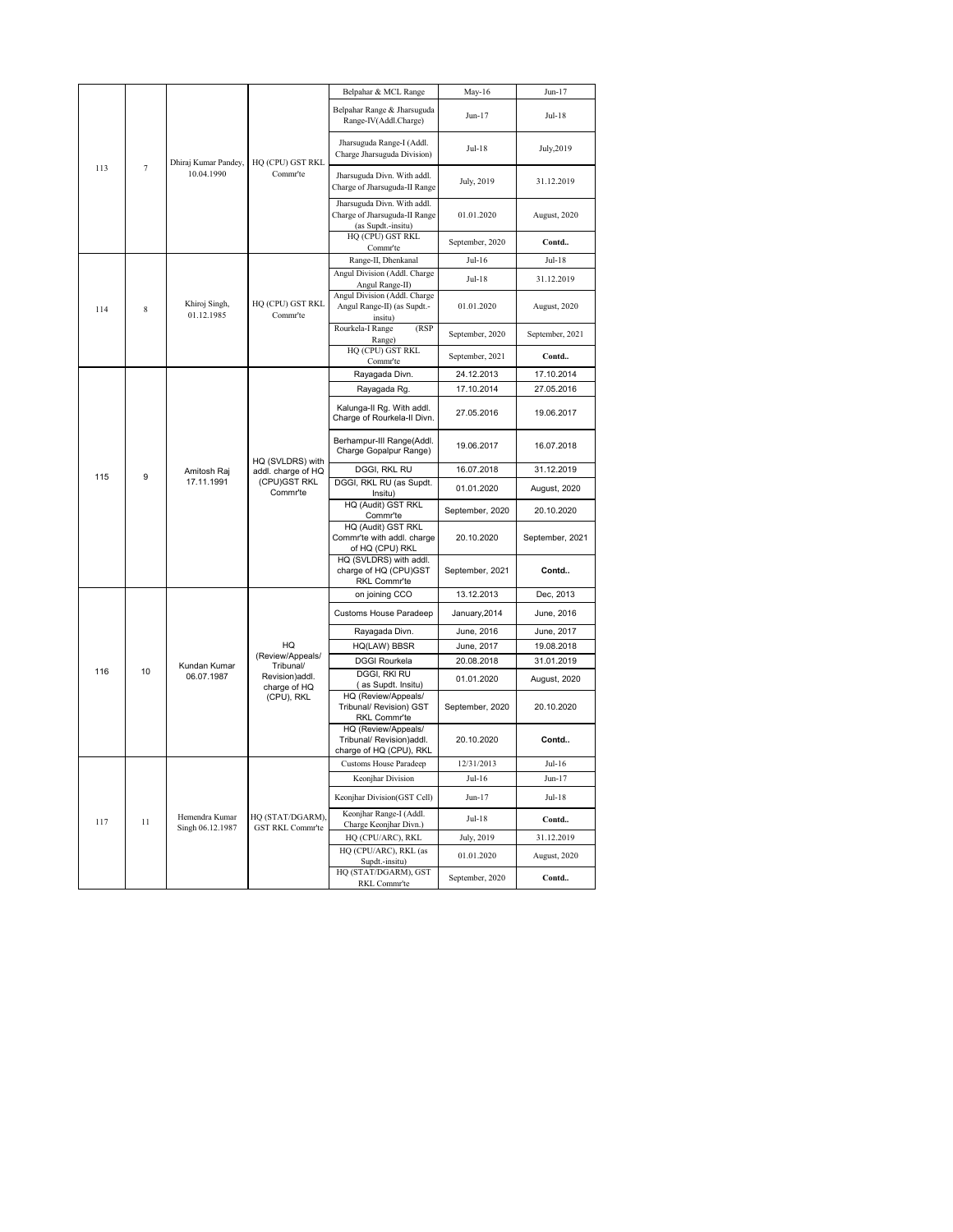| | | | | | | |
|---|---|---|---|---|---|---|
| 113 | 7 | Dhiraj Kumar Pandey, 10.04.1990 | HQ (CPU) GST RKL Commr'te | Belpahar & MCL Range | May-16 | Jun-17 |
| | | | | Belpahar Range & Jharsuguda Range-IV(Addl.Charge) | Jun-17 | Jul-18 |
| | | | | Jharsuguda Range-I (Addl. Charge Jharsuguda Division) | Jul-18 | July,2019 |
| | | | | Jharsuguda Divn. With addl. Charge of Jharsuguda-II Range | July, 2019 | 31.12.2019 |
| | | | | Jharsuguda Divn. With addl. Charge of Jharsuguda-II Range (as Supdt.-insitu) | 01.01.2020 | August, 2020 |
| | | | | HQ (CPU) GST RKL Commr'te | September, 2020 | **Contd..** |
| 114 | 8 | Khiroj Singh, 01.12.1985 | HQ (CPU) GST RKL Commr'te | Range-II, Dhenkanal | Jul-16 | Jul-18 |
| | | | | Angul Division (Addl. Charge Angul Range-II) | Jul-18 | 31.12.2019 |
| | | | | Angul Division (Addl. Charge Angul Range-II) (as Supdt.-insitu) | 01.01.2020 | August, 2020 |
| | | | | Rourkela-I Range (RSP Range) | September, 2020 | September, 2021 |
| | | | | HQ (CPU) GST RKL Commr'te | September, 2021 | **Contd..** |
| 115 | 9 | Amitosh Raj 17.11.1991 | HQ (SVLDRS) with addl. charge of HQ (CPU)GST RKL Commr'te | Rayagada Divn. | 24.12.2013 | 17.10.2014 |
| | | | | Rayagada Rg. | 17.10.2014 | 27.05.2016 |
| | | | | Kalunga-II Rg. With addl. Charge of Rourkela-II Divn. | 27.05.2016 | 19.06.2017 |
| | | | | Berhampur-III Range(Addl. Charge Gopalpur Range) | 19.06.2017 | 16.07.2018 |
| | | | | DGGI, RKL RU | 16.07.2018 | 31.12.2019 |
| | | | | DGGI, RKL RU (as Supdt. Insitu) | 01.01.2020 | August, 2020 |
| | | | | HQ (Audit) GST RKL Commr'te | September, 2020 | 20.10.2020 |
| | | | | HQ (Audit) GST RKL Commr'te with addl. charge of HQ (CPU) RKL | 20.10.2020 | September, 2021 |
| | | | | HQ (SVLDRS) with addl. charge of HQ (CPU)GST RKL Commr'te | September, 2021 | **Contd..** |
| 116 | 10 | Kundan Kumar 06.07.1987 | HQ (Review/Appeals/ Tribunal/ Revision)addl. charge of HQ (CPU), RKL | on joining CCO | 13.12.2013 | Dec, 2013 |
| | | | | Customs House Paradeep | January,2014 | June, 2016 |
| | | | | Rayagada Divn. | June, 2016 | June, 2017 |
| | | | | HQ(LAW) BBSR | June, 2017 | 19.08.2018 |
| | | | | DGGI Rourkela | 20.08.2018 | 31.01.2019 |
| | | | | DGGI, RKl RU ( as Supdt. Insitu) | 01.01.2020 | August, 2020 |
| | | | | HQ (Review/Appeals/ Tribunal/ Revision) GST RKL Commr'te | September, 2020 | 20.10.2020 |
| | | | | HQ (Review/Appeals/ Tribunal/ Revision)addl. charge of HQ (CPU), RKL | 20.10.2020 | **Contd..** |
| 117 | 11 | Hemendra Kumar Singh 06.12.1987 | HQ (STAT/DGARM), GST RKL Commr'te | Customs House Paradeep | 12/31/2013 | Jul-16 |
| | | | | Keonjhar Division | Jul-16 | Jun-17 |
| | | | | Keonjhar Division(GST Cell) | Jun-17 | Jul-18 |
| | | | | Keonjhar Range-I (Addl. Charge Keonjhar Divn.) | Jul-18 | **Contd..** |
| | | | | HQ (CPU/ARC), RKL | July, 2019 | 31.12.2019 |
| | | | | HQ (CPU/ARC), RKL (as Supdt.-insitu) | 01.01.2020 | August, 2020 |
| | | | | HQ (STAT/DGARM), GST RKL Commr'te | September, 2020 | **Contd..** |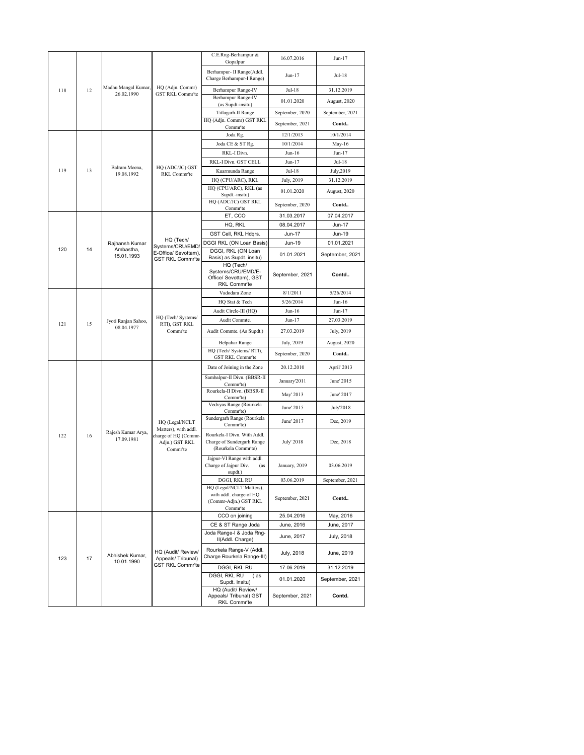| | | | | | |
|---|---|---|---|---|---|
| 118 | 12 | Madhu Mangal Kumar, 26.02.1990 | HQ (Adjn. Commr) GST RKL Commr'te | C.E.Rng-Berhampur & Gopalpur | 16.07.2016 | Jun-17 |
| | | | | Berhampur- II Range(Addl. Charge Berhampur-I Range) | Jun-17 | Jul-18 |
| | | | | Berhampur Range-IV | Jul-18 | 31.12.2019 |
| | | | | Berhampur Range-IV (as Supdt-insitu) | 01.01.2020 | August, 2020 |
| | | | | Titlagarh-II Range | September, 2020 | September, 2021 |
| | | | | HQ (Adjn. Commr) GST RKL Commr'te | September, 2021 | **Contd..** |
| 119 | 13 | Balram Meena, 19.08.1992 | HQ (ADC/JC) GST RKL Commr'te | Joda Rg. | 12/1/2013 | 10/1/2014 |
| | | | | Joda CE & ST Rg. | 10/1/2014 | May-16 |
| | | | | RKL-I Divn. | Jun-16 | Jun-17 |
| | | | | RKL-I Divn. GST CELL | Jun-17 | Jul-18 |
| | | | | Kuarmunda Range | Jul-18 | July,2019 |
| | | | | HQ (CPU/ARC), RKL | July, 2019 | 31.12.2019 |
| | | | | HQ (CPU/ARC), RKL (as Supdt.-insitu) | 01.01.2020 | August, 2020 |
| | | | | HQ (ADC/JC) GST RKL Commr'te | September, 2020 | **Contd..** |
| 120 | 14 | Rajhansh Kumar Ambastha, 15.01.1993 | HQ (Tech/ Systems/CRU/EMD/ E-Office/ Sevottam), GST RKL Commr'te | ET, CCO | 31.03.2017 | 07.04.2017 |
| | | | | HQ, RKL | 08.04.2017 | Jun-17 |
| | | | | GST Cell, RKL Hdqrs. | Jun-17 | Jun-19 |
| | | | | DGGI RKL (ON Loan Basis) | Jun-19 | 01.01.2021 |
| | | | | DGGI, RKL (ON Loan Basis) as Supdt. insitu) | 01.01.2021 | September, 2021 |
| | | | | HQ (Tech/ Systems/CRU/EMD/E-Office/ Sevottam), GST RKL Commr'te | September, 2021 | **Contd..** |
| 121 | 15 | Jyoti Ranjan Sahoo, 08.04.1977 | HQ (Tech/ Systems/ RTI), GST RKL Commr'te | Vadodara Zone | 8/1/2011 | 5/26/2014 |
| | | | | HQ Stat & Tech | 5/26/2014 | Jun-16 |
| | | | | Audit Circle-III (HQ) | Jun-16 | Jun-17 |
| | | | | Audit Commte. | Jun-17 | 27.03.2019 |
| | | | | Audit Commte. (As Supdt.) | 27.03.2019 | July, 2019 |
| | | | | Belpahar Range | July, 2019 | August, 2020 |
| | | | | HQ (Tech/ Systems/ RTI), GST RKL Commr'te | September, 2020 | **Contd..** |
| 122 | 16 | Rajesh Kumar Arya, 17.09.1981 | HQ (Legal/NCLT Matters), with addl. charge of HQ (Commr-Adjn.) GST RKL Commr'te | Date of Joining in the Zone | 20.12.2010 | April' 2013 |
| | | | | Sambalpur-II Divn. (BBSR-II Commr'te) | January'2011 | June' 2015 |
| | | | | Rourkela-II Divn. (BBSR-II Commr'te) | May' 2013 | June' 2017 |
| | | | | Vedvyas Range (Rourkela Commr'te) | June' 2015 | July'2018 |
| | | | | Sundergarh Range (Rourkela Commr'te) | June' 2017 | Dec, 2019 |
| | | | | Rourkela-I Divn. With Addl. Charge of Sundergarh Range (Rourkela Commr'te) | July' 2018 | Dec, 2018 |
| | | | | Jajpur-VI Range with addl. Charge of Jajpur Div. (as supdt.) | January, 2019 | 03.06.2019 |
| | | | | DGGI, RKL RU | 03.06.2019 | September, 2021 |
| | | | | HQ (Legal/NCLT Matters), with addl. charge of HQ (Commr-Adjn.) GST RKL Commr'te | September, 2021 | **Contd..** |
| 123 | 17 | Abhishek Kumar, 10.01.1990 | HQ (Audit/ Review/ Appeals/ Tribunal) GST RKL Commr'te | CCO on joining | 25.04.2016 | May, 2016 |
| | | | | CE & ST Range Joda | June, 2016 | June, 2017 |
| | | | | Joda Range-I & Joda Rng-II(Addl. Charge) | June, 2017 | July, 2018 |
| | | | | Rourkela Range-V (Addl. Charge Rourkela Range-III) | July, 2018 | June, 2019 |
| | | | | DGGI, RKL RU | 17.06.2019 | 31.12.2019 |
| | | | | DGGI, RKL RU (as Supdt. Insitu) | 01.01.2020 | September, 2021 |
| | | | | HQ (Audit/ Review/ Appeals/ Tribunal) GST RKL Commr'te | September, 2021 | **Contd.** |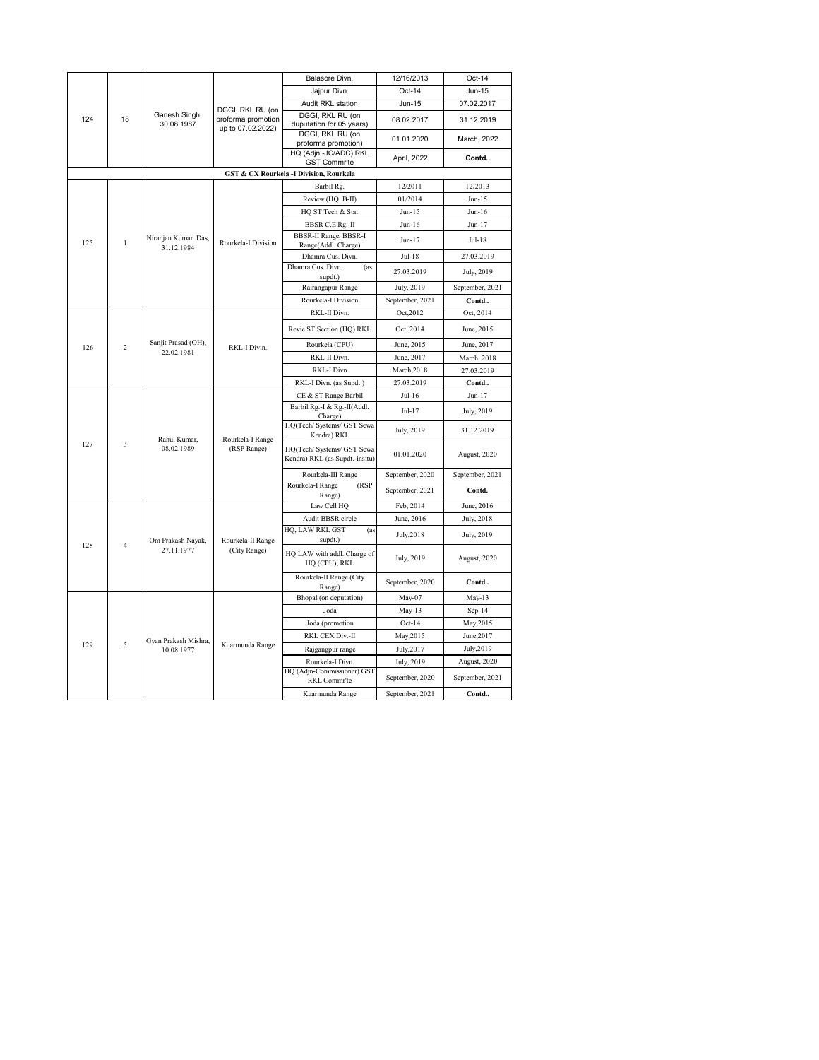| | | | | Balasore Divn. | 12/16/2013 | Oct-14 |
|---|---|---|---|---|---|---|
| 124 | 18 | Ganesh Singh, 30.08.1987 | DGGI, RKL RU (on proforma promotion up to 07.02.2022) | Jajpur Divn. | Oct-14 | Jun-15 |
| | | | | Audit RKL station | Jun-15 | 07.02.2017 |
| | | | | DGGI, RKL RU (on duputation for 05 years) | 08.02.2017 | 31.12.2019 |
| | | | | DGGI, RKL RU (on proforma promotion) | 01.01.2020 | March, 2022 |
| | | | | HQ (Adjn.-JC/ADC) RKL GST Commr'te | April, 2022 | **Contd..** |
| **GST & CX Rourkela -I Division, Rourkela** | | | | | | |
| 125 | 1 | Niranjan Kumar Das, 31.12.1984 | Rourkela-I Division | Barbil Rg. | 12/2011 | 12/2013 |
| | | | | Review (HQ. B-II) | 01/2014 | Jun-15 |
| | | | | HQ ST Tech & Stat | Jun-15 | Jun-16 |
| | | | | BBSR C.E Rg.-II | Jun-16 | Jun-17 |
| | | | | BBSR-II Range, BBSR-I Range(Addl. Charge) | Jun-17 | Jul-18 |
| | | | | Dhamra Cus. Divn. | Jul-18 | 27.03.2019 |
| | | | | Dhamra Cus. Divn. (as supdt.) | 27.03.2019 | July, 2019 |
| | | | | Rairangapur Range | July, 2019 | September, 2021 |
| | | | | Rourkela-I Division | September, 2021 | **Contd..** |
| 126 | 2 | Sanjit Prasad (OH), 22.02.1981 | RKL-I Divin. | RKL-II Divn. | Oct,2012 | Oct, 2014 |
| | | | | Revie ST Section (HQ) RKL | Oct, 2014 | June, 2015 |
| | | | | Rourkela (CPU) | June, 2015 | June, 2017 |
| | | | | RKL-II Divn. | June, 2017 | March, 2018 |
| | | | | RKL-I Divn | March,2018 | 27.03.2019 |
| | | | | RKL-I Divn. (as Supdt.) | 27.03.2019 | **Contd..** |
| 127 | 3 | Rahul Kumar, 08.02.1989 | Rourkela-I Range (RSP Range) | CE & ST Range Barbil | Jul-16 | Jun-17 |
| | | | | Barbil Rg.-I & Rg.-II(Addl. Charge) | Jul-17 | July, 2019 |
| | | | | HQ(Tech/ Systems/ GST Sewa Kendra) RKL | July, 2019 | 31.12.2019 |
| | | | | HQ(Tech/ Systems/ GST Sewa Kendra) RKL (as Supdt.-insitu) | 01.01.2020 | August, 2020 |
| | | | | Rourkela-III Range | September, 2020 | September, 2021 |
| | | | | Rourkela-I Range (RSP Range) | September, 2021 | **Contd.** |
| 128 | 4 | Om Prakash Nayak, 27.11.1977 | Rourkela-II Range (City Range) | Law Cell HQ | Feb, 2014 | June, 2016 |
| | | | | Audit BBSR circle | June, 2016 | July, 2018 |
| | | | | HQ, LAW RKL GST (as supdt.) | July,2018 | July, 2019 |
| | | | | HQ LAW with addl. Charge of HQ (CPU), RKL | July, 2019 | August, 2020 |
| | | | | Rourkela-II Range (City Range) | September, 2020 | **Contd..** |
| 129 | 5 | Gyan Prakash Mishra, 10.08.1977 | Kuarmunda Range | Bhopal (on deputation) | May-07 | May-13 |
| | | | | Joda | May-13 | Sep-14 |
| | | | | Joda (promotion | Oct-14 | May,2015 |
| | | | | RKL CEX Div.-II | May,2015 | June,2017 |
| | | | | Rajgangpur range | July,2017 | July,2019 |
| | | | | Rourkela-I Divn. | July, 2019 | August, 2020 |
| | | | | HQ (Adjn-Commissioner) GST RKL Commr'te | September, 2020 | September, 2021 |
| | | | | Kuarmunda Range | September, 2021 | **Contd..** |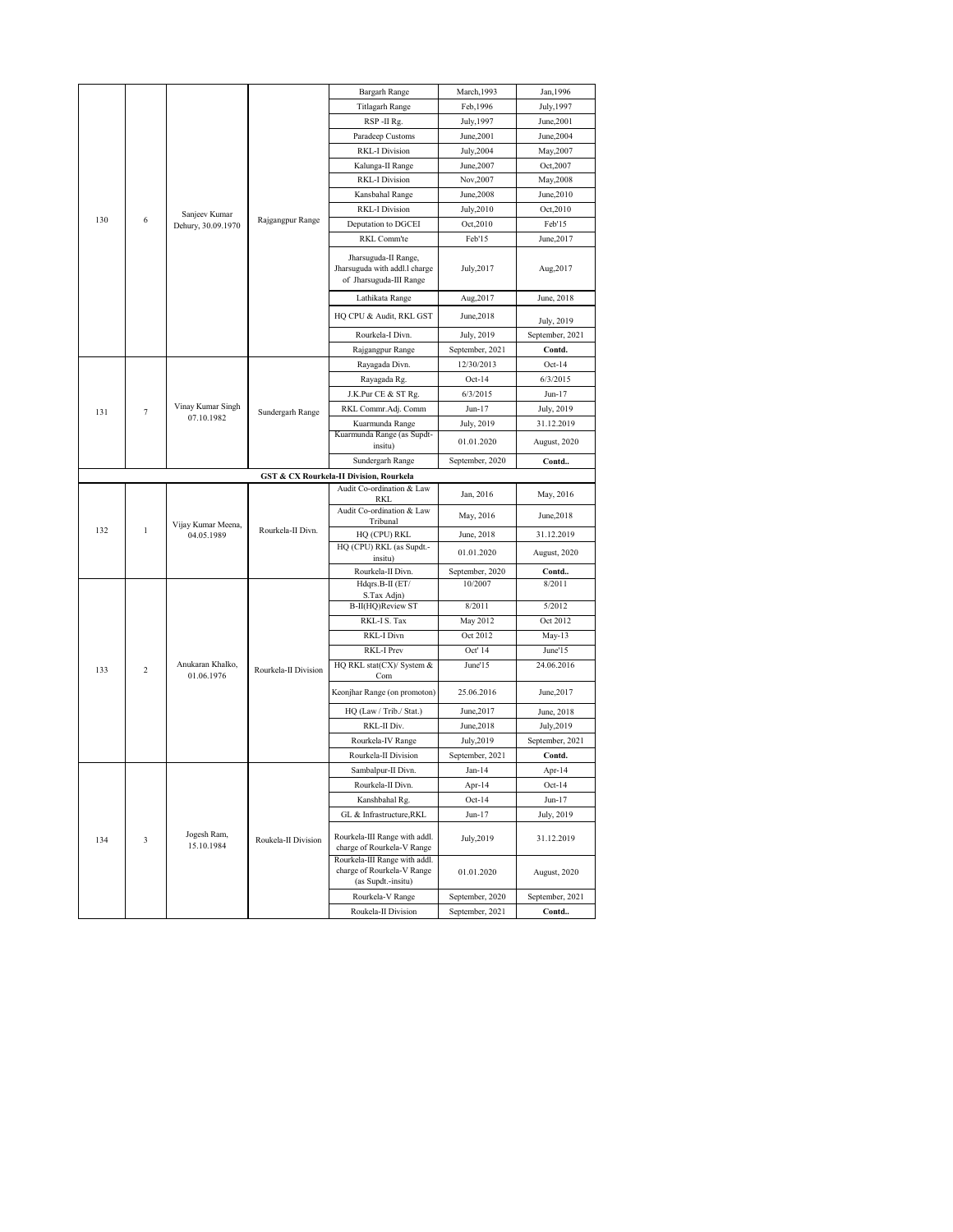| | | | | | | |
|---|---|---|---|---|---|---|
| 130 | 6 | Sanjeev Kumar Dehury, 30.09.1970 | Rajgangpur Range | Bargarh Range | March,1993 | Jan,1996 |
| | | | | Titlagarh Range | Feb,1996 | July,1997 |
| | | | | RSP -II Rg. | July,1997 | June,2001 |
| | | | | Paradeep Customs | June,2001 | June,2004 |
| | | | | RKL-I Division | July,2004 | May,2007 |
| | | | | Kalunga-II Range | June,2007 | Oct,2007 |
| | | | | RKL-I Division | Nov,2007 | May,2008 |
| | | | | Kansbahal Range | June,2008 | June,2010 |
| | | | | RKL-I Division | July,2010 | Oct,2010 |
| | | | | Deputation to DGCEI | Oct,2010 | Feb'15 |
| | | | | RKL Comm'te | Feb'15 | June,2017 |
| | | | | Jharsuguda-II Range, Jharsuguda with addl.l charge of Jharsuguda-III Range | July,2017 | Aug,2017 |
| | | | | Lathikata Range | Aug,2017 | June, 2018 |
| | | | | HQ CPU & Audit, RKL GST | June,2018 | July, 2019 |
| | | | | Rourkela-I Divn. | July, 2019 | September, 2021 |
| | | | | Rajgangpur Range | September, 2021 | **Contd.** |
| 131 | 7 | Vinay Kumar Singh 07.10.1982 | Sundergarh Range | Rayagada Divn. | 12/30/2013 | Oct-14 |
| | | | | Rayagada Rg. | Oct-14 | 6/3/2015 |
| | | | | J.K.Pur CE & ST Rg. | 6/3/2015 | Jun-17 |
| | | | | RKL Commr.Adj. Comm | Jun-17 | July, 2019 |
| | | | | Kuarmunda Range | July, 2019 | 31.12.2019 |
| | | | | Kuarmunda Range (as Supdt-insitu) | 01.01.2020 | August, 2020 |
| | | | | Sundergarh Range | September, 2020 | **Contd..** |
| | | | | **GST & CX Rourkela-II Division, Rourkela** | | |
| 132 | 1 | Vijay Kumar Meena, 04.05.1989 | Rourkela-II Divn. | Audit Co-ordination & Law RKL | Jan, 2016 | May, 2016 |
| | | | | Audit Co-ordination & Law Tribunal | May, 2016 | June,2018 |
| | | | | HQ (CPU) RKL | June, 2018 | 31.12.2019 |
| | | | | HQ (CPU) RKL (as Supdt.-insitu) | 01.01.2020 | August, 2020 |
| | | | | Rourkela-II Divn. | September, 2020 | **Contd..** |
| 133 | 2 | Anukaran Khalko, 01.06.1976 | Rourkela-II Division | Hdqrs.B-II (ET/ S.Tax Adjn) | 10/2007 | 8/2011 |
| | | | | B-II(HQ)Review ST | 8/2011 | 5/2012 |
| | | | | RKL-I S. Tax | May 2012 | Oct 2012 |
| | | | | RKL-I Divn | Oct 2012 | May-13 |
| | | | | RKL-I Prev | Oct' 14 | June'15 |
| | | | | HQ RKL stat(CX)/ System & Com | June'15 | 24.06.2016 |
| | | | | Keonjhar Range (on promoton) | 25.06.2016 | June,2017 |
| | | | | HQ (Law / Trib./ Stat.) | June,2017 | June, 2018 |
| | | | | RKL-II Div. | June,2018 | July,2019 |
| | | | | Rourkela-IV Range | July,2019 | September, 2021 |
| | | | | Rourkela-II Division | September, 2021 | **Contd.** |
| 134 | 3 | Jogesh Ram, 15.10.1984 | Roukela-II Division | Sambalpur-II Divn. | Jan-14 | Apr-14 |
| | | | | Rourkela-II Divn. | Apr-14 | Oct-14 |
| | | | | Kanshbahal Rg. | Oct-14 | Jun-17 |
| | | | | GL & Infrastructure,RKL | Jun-17 | July, 2019 |
| | | | | Rourkela-III Range with addl. charge of Rourkela-V Range | July,2019 | 31.12.2019 |
| | | | | Rourkela-III Range with addl. charge of Rourkela-V Range (as Supdt.-insitu) | 01.01.2020 | August, 2020 |
| | | | | Rourkela-V Range | September, 2020 | September, 2021 |
| | | | | Roukela-II Division | September, 2021 | **Contd..** |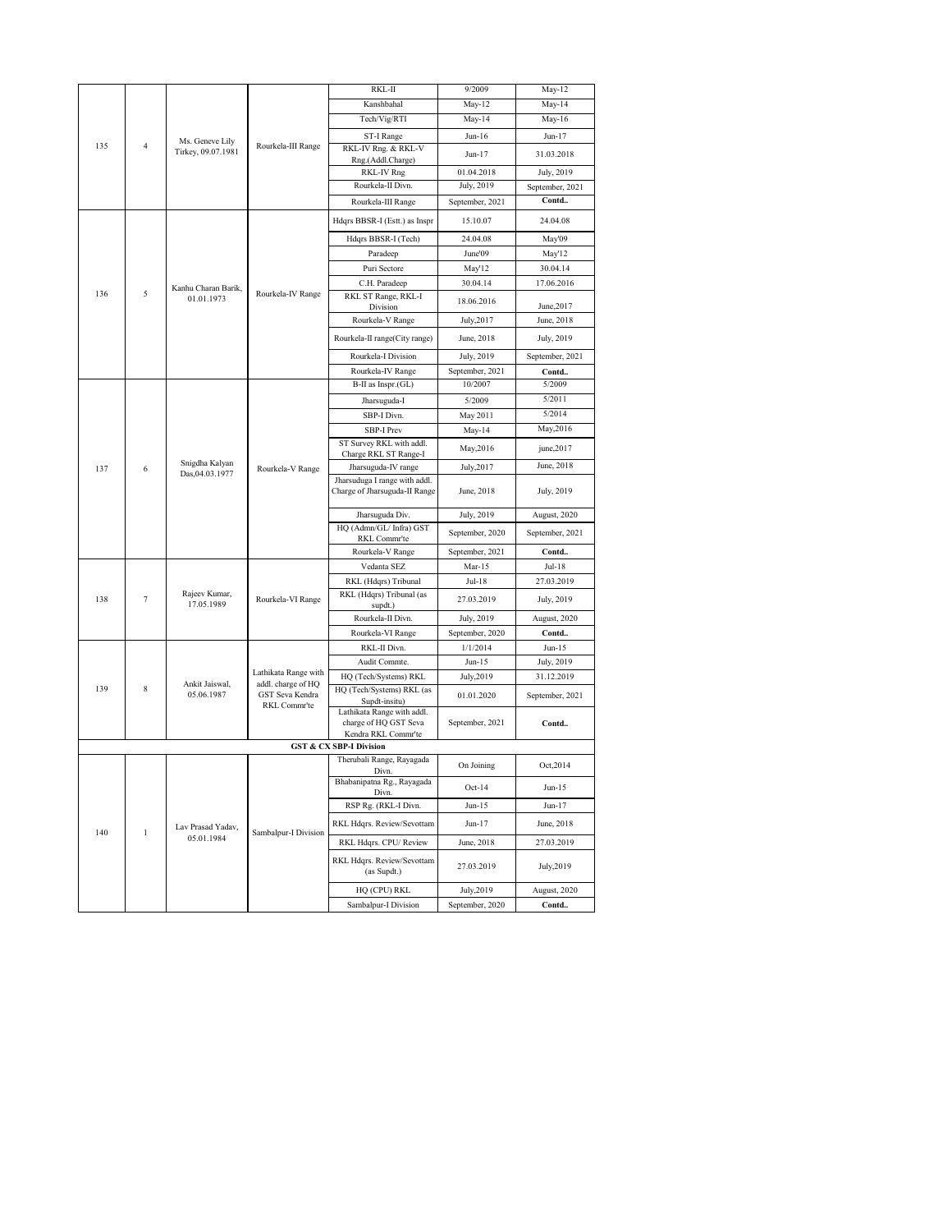| | | | | RKL-II | 9/2009 | May-12 |
|---|---|---|---|---|---|---|
| 135 | 4 | Ms. Geneve Lily Tirkey, 09.07.1981 | Rourkela-III Range | RKL-II | 9/2009 | May-12 |
| | | | | Kanshbahal | May-12 | May-14 |
| | | | | Tech/Vig/RTI | May-14 | May-16 |
| | | | | ST-I Range | Jun-16 | Jun-17 |
| | | | | RKL-IV Rng. & RKL-V Rng.(Addl.Charge) | Jun-17 | 31.03.2018 |
| | | | | RKL-IV Rng | 01.04.2018 | July, 2019 |
| | | | | Rourkela-II Divn. | July, 2019 | September, 2021 |
| | | | | Rourkela-III Range | September, 2021 | **Contd..** |
| 136 | 5 | Kanhu Charan Barik, 01.01.1973 | Rourkela-IV Range | Hdqrs BBSR-I (Estt.) as Inspr | 15.10.07 | 24.04.08 |
| | | | | Hdqrs BBSR-I (Tech) | 24.04.08 | May'09 |
| | | | | Paradeep | June'09 | May'12 |
| | | | | Puri Sectore | May'12 | 30.04.14 |
| | | | | C.H. Paradeep | 30.04.14 | 17.06.2016 |
| | | | | RKL ST Range, RKL-I Division | 18.06.2016 | June,2017 |
| | | | | Rourkela-V Range | July,2017 | June, 2018 |
| | | | | Rourkela-II range(City range) | June, 2018 | July, 2019 |
| | | | | Rourkela-I Division | July, 2019 | September, 2021 |
| | | | | Rourkela-IV Range | September, 2021 | **Contd..** |
| 137 | 6 | Snigdha Kalyan Das,04.03.1977 | Rourkela-V Range | B-II as Inspr.(GL) | 10/2007 | 5/2009 |
| | | | | Jharsuguda-I | 5/2009 | 5/2011 |
| | | | | SBP-I Divn. | May 2011 | 5/2014 |
| | | | | SBP-I Prev | May-14 | May,2016 |
| | | | | ST Survey RKL with addl. Charge RKL ST Range-I | May,2016 | june,2017 |
| | | | | Jharsuguda-IV range | July,2017 | June, 2018 |
| | | | | Jharsuduga I range with addl. Charge of Jharsuguda-II Range | June, 2018 | July, 2019 |
| | | | | Jharsuguda Div. | July, 2019 | August, 2020 |
| | | | | HQ (Admn/GL/ Infra) GST RKL Commr'te | September, 2020 | September, 2021 |
| | | | | Rourkela-V Range | September, 2021 | **Contd..** |
| 138 | 7 | Rajeev Kumar, 17.05.1989 | Rourkela-VI Range | Vedanta SEZ | Mar-15 | Jul-18 |
| | | | | RKL (Hdqrs) Tribunal | Jul-18 | 27.03.2019 |
| | | | | RKL (Hdqrs) Tribunal (as supdt.) | 27.03.2019 | July, 2019 |
| | | | | Rourkela-II Divn. | July, 2019 | August, 2020 |
| | | | | Rourkela-VI Range | September, 2020 | **Contd..** |
| 139 | 8 | Ankit Jaiswal, 05.06.1987 | Lathikata Range with addl. charge of HQ GST Seva Kendra RKL Commr'te | RKL-II Divn. | 1/1/2014 | Jun-15 |
| | | | | Audit Commte. | Jun-15 | July, 2019 |
| | | | | HQ (Tech/Systems) RKL | July,2019 | 31.12.2019 |
| | | | | HQ (Tech/Systems) RKL (as Supdt-insitu) | 01.01.2020 | September, 2021 |
| | | | | Lathikata Range with addl. charge of HQ GST Seva Kendra RKL Commr'te | September, 2021 | **Contd..** |
| | | | | **GST & CX SBP-I Division** | | |
| 140 | 1 | Lav Prasad Yadav, 05.01.1984 | Sambalpur-I Division | Therubali Range, Rayagada Divn. | On Joining | Oct,2014 |
| | | | | Bhabanipatna Rg., Rayagada Divn. | Oct-14 | Jun-15 |
| | | | | RSP Rg. (RKL-I Divn. | Jun-15 | Jun-17 |
| | | | | RKL Hdqrs. Review/Sevottam | Jun-17 | June, 2018 |
| | | | | RKL Hdqrs. CPU/ Review | June, 2018 | 27.03.2019 |
| | | | | RKL Hdqrs. Review/Sevottam (as Supdt.) | 27.03.2019 | July,2019 |
| | | | | HQ (CPU) RKL | July,2019 | August, 2020 |
| | | | | Sambalpur-I Division | September, 2020 | **Contd..** |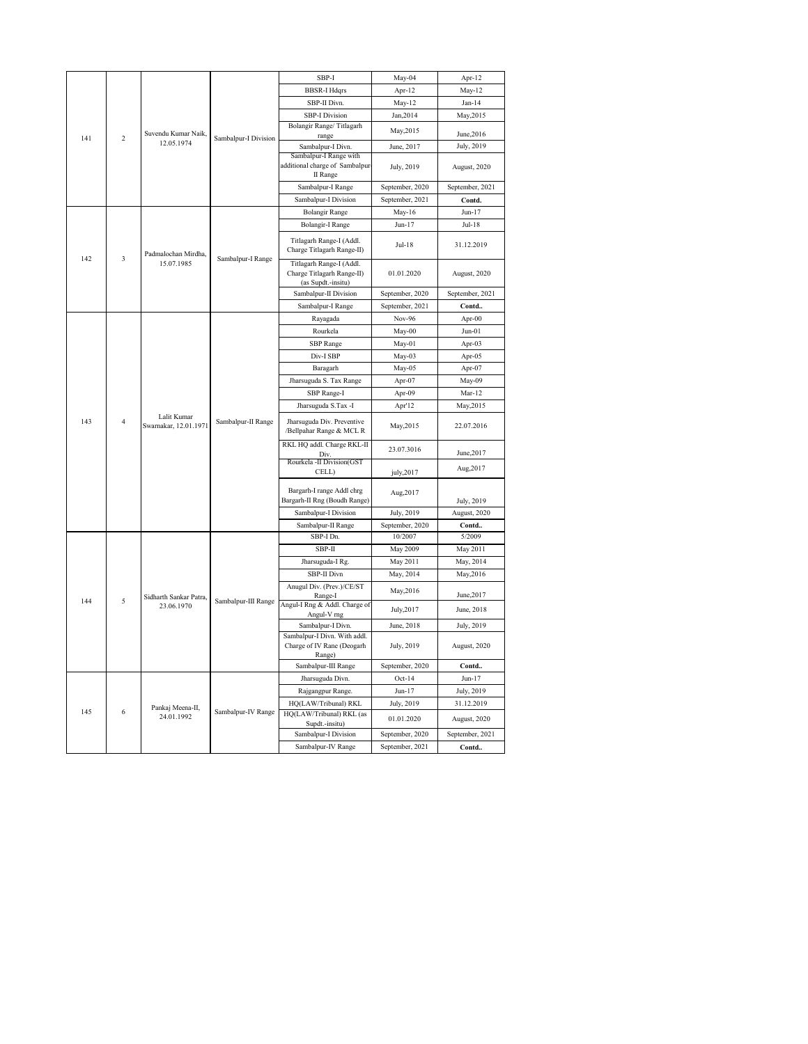| | | | | | | |
|---|---|---|---|---|---|---|
| 141 | 2 | Suvendu Kumar Naik, 12.05.1974 | Sambalpur-I Division | SBP-I | May-04 | Apr-12 |
| | | | | BBSR-I Hdqrs | Apr-12 | May-12 |
| | | | | SBP-II Divn. | May-12 | Jan-14 |
| | | | | SBP-I Division | Jan,2014 | May,2015 |
| | | | | Bolangir Range/ Titlagarh range | May,2015 | June,2016 |
| | | | | Sambalpur-I Divn. | June, 2017 | July, 2019 |
| | | | | Sambalpur-I Range with additional charge of Sambalpur-II Range | July, 2019 | August, 2020 |
| | | | | Sambalpur-I Range | September, 2020 | September, 2021 |
| | | | | Sambalpur-I Division | September, 2021 | **Contd.** |
| 142 | 3 | Padmalochan Mirdha, 15.07.1985 | Sambalpur-I Range | Bolangir Range | May-16 | Jun-17 |
| | | | | Bolangir-I Range | Jun-17 | Jul-18 |
| | | | | Titlagarh Range-I (Addl. Charge Titlagarh Range-II) | Jul-18 | 31.12.2019 |
| | | | | Titlagarh Range-I (Addl. Charge Titlagarh Range-II) (as Supdt.-insitu) | 01.01.2020 | August, 2020 |
| | | | | Sambalpur-II Division | September, 2020 | September, 2021 |
| | | | | Sambalpur-I Range | September, 2021 | **Contd..** |
| 143 | 4 | Lalit Kumar Swarnakar, 12.01.1971 | Sambalpur-II Range | Rayagada | Nov-96 | Apr-00 |
| | | | | Rourkela | May-00 | Jun-01 |
| | | | | SBP Range | May-01 | Apr-03 |
| | | | | Div-I SBP | May-03 | Apr-05 |
| | | | | Baragarh | May-05 | Apr-07 |
| | | | | Jharsuguda S. Tax Range | Apr-07 | May-09 |
| | | | | SBP Range-I | Apr-09 | Mar-12 |
| | | | | Jharsuguda S.Tax -I | Apr'12 | May,2015 |
| | | | | Jharsuguda Div. Preventive /Bellpahar Range & MCL R | May,2015 | 22.07.2016 |
| | | | | RKL HQ addl. Charge RKL-II Div. | 23.07.3016 | June,2017 |
| | | | | Rourkela -II Division(GST CELL) | july,2017 | Aug,2017 |
| | | | | Bargarh-I range Addl chrg Bargarh-II Rng (Boudh Range) | Aug,2017 | July, 2019 |
| | | | | Sambalpur-I Division | July, 2019 | August, 2020 |
| | | | | Sambalpur-II Range | September, 2020 | **Contd..** |
| 144 | 5 | Sidharth Sankar Patra, 23.06.1970 | Sambalpur-III Range | SBP-I Dn. | 10/2007 | 5/2009 |
| | | | | SBP-II | May 2009 | May 2011 |
| | | | | Jharsuguda-I Rg. | May 2011 | May, 2014 |
| | | | | SBP-II Divn | May, 2014 | May,2016 |
| | | | | Anugul Div. (Prev.)/CE/ST Range-I | May,2016 | June,2017 |
| | | | | Angul-I Rng & Addl. Charge of Angul-V rng | July,2017 | June, 2018 |
| | | | | Sambalpur-I Divn. | June, 2018 | July, 2019 |
| | | | | Sambalpur-I Divn. With addl. Charge of IV Rane (Deogarh Range) | July, 2019 | August, 2020 |
| | | | | Sambalpur-III Range | September, 2020 | **Contd..** |
| 145 | 6 | Pankaj Meena-II, 24.01.1992 | Sambalpur-IV Range | Jharsuguda Divn. | Oct-14 | Jun-17 |
| | | | | Rajgangpur Range. | Jun-17 | July, 2019 |
| | | | | HQ(LAW/Tribunal) RKL | July, 2019 | 31.12.2019 |
| | | | | HQ(LAW/Tribunal) RKL (as Supdt.-insitu) | 01.01.2020 | August, 2020 |
| | | | | Sambalpur-I Division | September, 2020 | September, 2021 |
| | | | | Sambalpur-IV Range | September, 2021 | **Contd..** |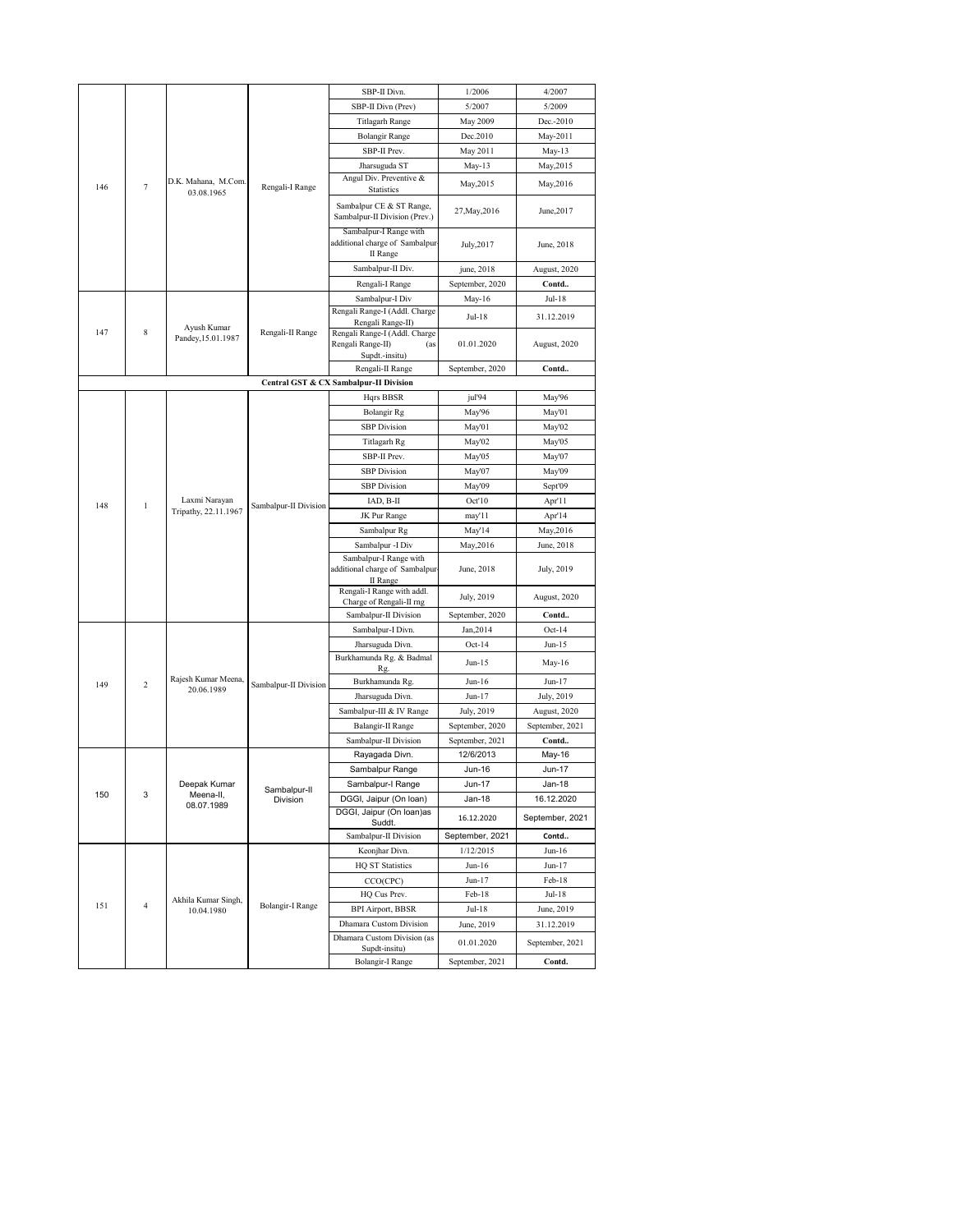| | | | | SBP-II Divn. | 1/2006 | 4/2007 |
|---|---|---|---|---|---|---|
| | | | | SBP-II Divn (Prev) | 5/2007 | 5/2009 |
| | | | | Titlagarh Range | May 2009 | Dec.-2010 |
| | | | | Bolangir Range | Dec.2010 | May-2011 |
| | | | | SBP-II Prev. | May 2011 | May-13 |
| | | | | Jharsuguda ST | May-13 | May,2015 |
| 146 | 7 | D.K. Mahana, M.Com. 03.08.1965 | Rengali-I Range | Angul Div. Preventive & Statistics | May,2015 | May,2016 |
| | | | | Sambalpur CE & ST Range, Sambalpur-II Division (Prev.) | 27,May,2016 | June,2017 |
| | | | | Sambalpur-I Range with additional charge of Sambalpur-II Range | July,2017 | June, 2018 |
| | | | | Sambalpur-II Div. | june, 2018 | August, 2020 |
| | | | | Rengali-I Range | September, 2020 | **Contd..** |
| | | | | Sambalpur-I Div | May-16 | Jul-18 |
| 147 | 8 | Ayush Kumar Pandey,15.01.1987 | Rengali-II Range | Rengali Range-I (Addl. Charge Rengali Range-II) | Jul-18 | 31.12.2019 |
| | | | | Rengali Range-I (Addl. Charge Rengali Range-II) (as Supdt.-insitu) | 01.01.2020 | August, 2020 |
| | | | | Rengali-II Range | September, 2020 | **Contd..** |
| **Central GST & CX Sambalpur-II Division** | | | | | | |
| | | | | Hqrs BBSR | jul'94 | May'96 |
| | | | | Bolangir Rg | May'96 | May'01 |
| | | | | SBP Division | May'01 | May'02 |
| | | | | Titlagarh Rg | May'02 | May'05 |
| | | | | SBP-II Prev. | May'05 | May'07 |
| | | | | SBP Division | May'07 | May'09 |
| | | | | SBP Division | May'09 | Sept'09 |
| 148 | 1 | Laxmi Narayan Tripathy, 22.11.1967 | Sambalpur-II Division | IAD, B-II | Oct'10 | Apr'11 |
| | | | | JK Pur Range | may'11 | Apr'14 |
| | | | | Sambalpur Rg | May'14 | May,2016 |
| | | | | Sambalpur -I Div | May,2016 | June, 2018 |
| | | | | Sambalpur-I Range with additional charge of Sambalpur-II Range | June, 2018 | July, 2019 |
| | | | | Rengali-I Range with addl. Charge of Rengali-II rng | July, 2019 | August, 2020 |
| | | | | Sambalpur-II Division | September, 2020 | **Contd..** |
| | | | | Sambalpur-I Divn. | Jan,2014 | Oct-14 |
| | | | | Jharsuguda Divn. | Oct-14 | Jun-15 |
| | | | | Burkhamunda Rg. & Badmal Rg. | Jun-15 | May-16 |
| 149 | 2 | Rajesh Kumar Meena, 20.06.1989 | Sambalpur-II Division | Burkhamunda Rg. | Jun-16 | Jun-17 |
| | | | | Jharsuguda Divn. | Jun-17 | July, 2019 |
| | | | | Sambalpur-III & IV Range | July, 2019 | August, 2020 |
| | | | | Balangir-II Range | September, 2020 | September, 2021 |
| | | | | Sambalpur-II Division | September, 2021 | **Contd..** |
| | | | | Rayagada Divn. | 12/6/2013 | May-16 |
| | | | | Sambalpur Range | Jun-16 | Jun-17 |
| 150 | 3 | Deepak Kumar Meena-II, 08.07.1989 | Sambalpur-II Division | Sambalpur-I Range | Jun-17 | Jan-18 |
| | | | | DGGI, Jaipur (On loan) | Jan-18 | 16.12.2020 |
| | | | | DGGI, Jaipur (On loan)as Suddt. | 16.12.2020 | September, 2021 |
| | | | | Sambalpur-II Division | September, 2021 | **Contd..** |
| | | | | Keonjhar Divn. | 1/12/2015 | Jun-16 |
| | | | | HQ ST Statistics | Jun-16 | Jun-17 |
| | | | | CCO(CPC) | Jun-17 | Feb-18 |
| 151 | 4 | Akhila Kumar Singh, 10.04.1980 | Bolangir-I Range | HQ Cus Prev. | Feb-18 | Jul-18 |
| | | | | BPI Airport, BBSR | Jul-18 | June, 2019 |
| | | | | Dhamara Custom Division | June, 2019 | 31.12.2019 |
| | | | | Dhamara Custom Division (as Supdt-insitu) | 01.01.2020 | September, 2021 |
| | | | | Bolangir-I Range | September, 2021 | **Contd.** |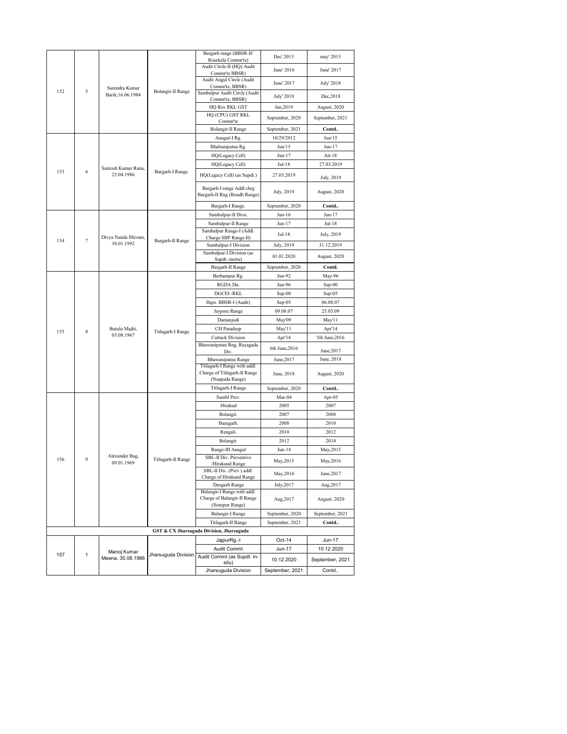| | | | | | | |
|---|---|---|---|---|---|---|
| 152 | 5 | Surendra Kumar Barik,16.06.1984 | Bolangir-II Range | Bargarh range (BBSR-II/ Rourkela Commr'te) | Dec' 2013 | may' 2013 |
| | | | | Audit Circle-II (HQ) Audit Commr'te BBSR) | June' 2016 | June' 2017 |
| | | | | Audit Angul Circle (Audit Commr'te, BBSR) | June' 2017 | July' 2018 |
| | | | | Sambalpur Audit Circle (Audit Commr'te, BBSR) | July' 2018 | Dec,2018 |
| | | | | HQ Rev RKL GST | Jan,2019 | August, 2020 |
| | | | | HQ (CPU) GST RKL Commr'te | September, 2020 | September, 2021 |
| | | | | Bolangir-II Range | September, 2021 | **Contd..** |
| 153 | 6 | Santosh Kumar Rana, 25.04.1986 | Bargarh-I Range. | Anugul-I Rg. | 10/29/2012 | Jun/15 |
| | | | | Bhabanipatna Rg. | Jun/15 | Jun-17 |
| | | | | HQ(Legacy Cell) | Jun-17 | Jul-18 |
| | | | | HQ(Legacy Cell) | Jul-18 | 27.03.2019 |
| | | | | HQ(Legacy Cell) (as Supdt.) | 27.03.2019 | July, 2019 |
| | | | | Bargarh-I range Addl chrg Bargarh-II Rng (Boudh Range) | July, 2019 | August, 2020 |
| | | | | Bargarh-I Range. | September, 2020 | **Contd..** |
| 154 | 7 | Divya Nanda Shivam, 30.01.1992 | Bargarh-II Range | Sambalpur-II Divn. | Jun-16 | Jun-17 |
| | | | | Sambalpur-II Range | Jun-17 | Jul-18 |
| | | | | Sambalpur Range-I (Addl. Charge SBP Range-II) | Jul-18 | July, 2019 |
| | | | | Sambalpur-I Division | July, 2019 | 31.12.2019 |
| | | | | Sambalpur-I Division (as Supdt.-insitu) | 01.01.2020 | August, 2020 |
| | | | | Bargarh-II Range | September, 2020 | **Contd.** |
| 155 | 8 | Butulu Majhi, 03.08.1967 | Titlagarh-I Range | Berhampur Rg. | Jun-92 | May-96 |
| | | | | RGDA Dn. | Jun-96 | Sep-00 |
| | | | | DGCEI -RKL | Sep-00 | Sep-05 |
| | | | | Hqrs. BBSR-I (Audit) | Sep-05 | 06.08.07 |
| | | | | Jeypore Range | 09.08.07 | 25.05.09 |
| | | | | Damanjodi | May'09 | May'11 |
| | | | | CH Paradeep | May'11 | Apr'14 |
| | | | | Cuttack Division | Apr'14 | 5th June,2016 |
| | | | | Bhawanipatan Rng, Rayagada Div. | 6th June,2016 | June,2017 |
| | | | | Bhawanipatna Range | June,2017 | June, 2018 |
| | | | | Titlagarh-I Range with addl. Charge of Titlagarh-II Range (Nuapada Range) | June, 2018 | August, 2020 |
| | | | | Titlagarh-I Range | September, 2020 | **Contd..** |
| 156 | 9 | Alexander Bag, 09.01.1969 | Titlagarh-II Range | Sambl Prev. | Mar-04 | Apr-05 |
| | | | | Hirakud | 2005 | 2007 |
| | | | | Bolangir. | 2007 | 2008 |
| | | | | Baragarh. | 2008 | 2010 |
| | | | | Rengali. | 2010 | 2012 |
| | | | | Bolangir. | 2012 | 2014 |
| | | | | Range-III Anugul | Jun-14 | May,2015 |
| | | | | SBL-II Div. Preventive /Hirakund Range | May,2015 | May,2016 |
| | | | | SBL-II Div. (Prev.) addl. Charge of Hirakund Range | May,2016 | June,2017 |
| | | | | Deogarh Range | July,2017 | Aug,2017 |
| | | | | Balangir-I Range with addl. Charge of Balangir-II Range (Sonepur Range) | Aug,2017 | August, 2020 |
| | | | | Balangir-I Range | September, 2020 | September, 2021 |
| | | | | Titlagarh-II Range | September, 2021 | **Contd..** |
| **GST & CX Jharsuguda Division, Jharsuguda** | | | | | | |
| 157 | 1 | Manoj Kumar Meena, 30.08.1986 | Jharsuguda Division | JajpurRg.-I | Oct-14 | Jun-17 |
| | | | | Audit Commt | Jun-17 | 10.12.2020 |
| | | | | Audit Commt (as Supdt. in-situ) | 10.12.2020 | September, 2021 |
| | | | | Jharsuguda Division | September, 2021 | Contd.. |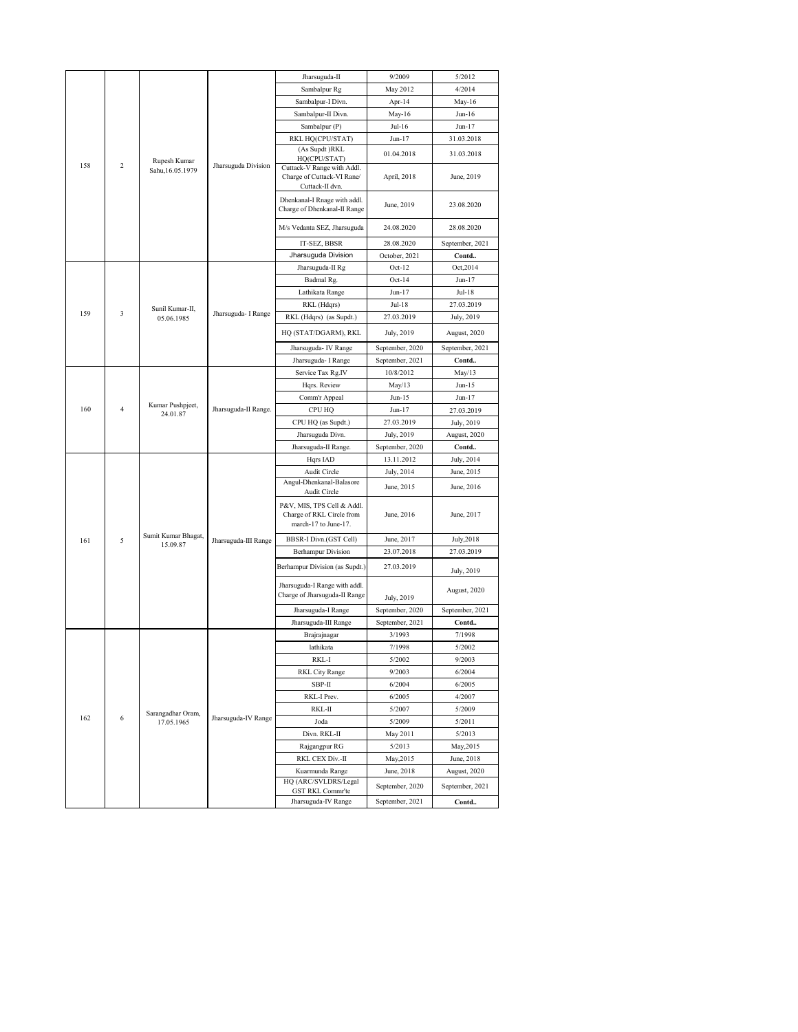| | | | | | | |
|---|---|---|---|---|---|---|
| 158 | 2 | Rupesh Kumar Sahu,16.05.1979 | Jharsuguda Division | Jharsuguda-II | 9/2009 | 5/2012 |
| | | | | Sambalpur Rg | May 2012 | 4/2014 |
| | | | | Sambalpur-I Divn. | Apr-14 | May-16 |
| | | | | Sambalpur-II Divn. | May-16 | Jun-16 |
| | | | | Sambalpur (P) | Jul-16 | Jun-17 |
| | | | | RKL HQ(CPU/STAT) | Jun-17 | 31.03.2018 |
| | | | | (As Supdt )RKL HQ(CPU/STAT) | 01.04.2018 | 31.03.2018 |
| | | | | Cuttack-V Range with Addl. Charge of Cuttack-VI Rane/ Cuttack-II dvn. | April, 2018 | June, 2019 |
| | | | | Dhenkanal-I Rnage with addl. Charge of Dhenkanal-II Range | June, 2019 | 23.08.2020 |
| | | | | M/s Vedanta SEZ, Jharsuguda | 24.08.2020 | 28.08.2020 |
| | | | | IT-SEZ, BBSR | 28.08.2020 | September, 2021 |
| | | | | Jharsuguda Division | October, 2021 | Contd.. |
| 159 | 3 | Sunil Kumar-II, 05.06.1985 | Jharsuguda- I Range | Jharsuguda-II Rg | Oct-12 | Oct,2014 |
| | | | | Badmal Rg. | Oct-14 | Jun-17 |
| | | | | Lathikata Range | Jun-17 | Jul-18 |
| | | | | RKL (Hdqrs) | Jul-18 | 27.03.2019 |
| | | | | RKL (Hdqrs) (as Supdt.) | 27.03.2019 | July, 2019 |
| | | | | HQ (STAT/DGARM), RKL | July, 2019 | August, 2020 |
| | | | | Jharsuguda- IV Range | September, 2020 | September, 2021 |
| | | | | Jharsuguda- I Range | September, 2021 | Contd.. |
| 160 | 4 | Kumar Pushpjeet, 24.01.87 | Jharsuguda-II Range. | Service Tax Rg.IV | 10/8/2012 | May/13 |
| | | | | Hqrs. Review | May/13 | Jun-15 |
| | | | | Comm'r Appeal | Jun-15 | Jun-17 |
| | | | | CPU HQ | Jun-17 | 27.03.2019 |
| | | | | CPU HQ (as Supdt.) | 27.03.2019 | July, 2019 |
| | | | | Jharsuguda Divn. | July, 2019 | August, 2020 |
| | | | | Jharsuguda-II Range. | September, 2020 | Contd.. |
| 161 | 5 | Sumit Kumar Bhagat, 15.09.87 | Jharsuguda-III Range | Hqrs IAD | 13.11.2012 | July, 2014 |
| | | | | Audit Circle | July, 2014 | June, 2015 |
| | | | | Angul-Dhenkanal-Balasore Audit Circle | June, 2015 | June, 2016 |
| | | | | P&V, MIS, TPS Cell & Addl. Charge of RKL Circle from march-17 to June-17. | June, 2016 | June, 2017 |
| | | | | BBSR-I Divn.(GST Cell) | June, 2017 | July,2018 |
| | | | | Berhampur Division | 23.07.2018 | 27.03.2019 |
| | | | | Berhampur Division (as Supdt.) | 27.03.2019 | July, 2019 |
| | | | | Jharsuguda-I Range with addl. Charge of Jharsuguda-II Range | July, 2019 | August, 2020 |
| | | | | Jharsuguda-I Range | September, 2020 | September, 2021 |
| | | | | Jharsuguda-III Range | September, 2021 | Contd.. |
| 162 | 6 | Sarangadhar Oram, 17.05.1965 | Jharsuguda-IV Range | Brajrajnagar | 3/1993 | 7/1998 |
| | | | | lathikata | 7/1998 | 5/2002 |
| | | | | RKL-I | 5/2002 | 9/2003 |
| | | | | RKL City Range | 9/2003 | 6/2004 |
| | | | | SBP-II | 6/2004 | 6/2005 |
| | | | | RKL-I Prev. | 6/2005 | 4/2007 |
| | | | | RKL-II | 5/2007 | 5/2009 |
| | | | | Joda | 5/2009 | 5/2011 |
| | | | | Divn. RKL-II | May 2011 | 5/2013 |
| | | | | Rajgangpur RG | 5/2013 | May,2015 |
| | | | | RKL CEX Div.-II | May,2015 | June, 2018 |
| | | | | Kuarmunda Range | June, 2018 | August, 2020 |
| | | | | HQ (ARC/SVLDRS/Legal GST RKL Commr'te | September, 2020 | September, 2021 |
| | | | | Jharsuguda-IV Range | September, 2021 | Contd.. |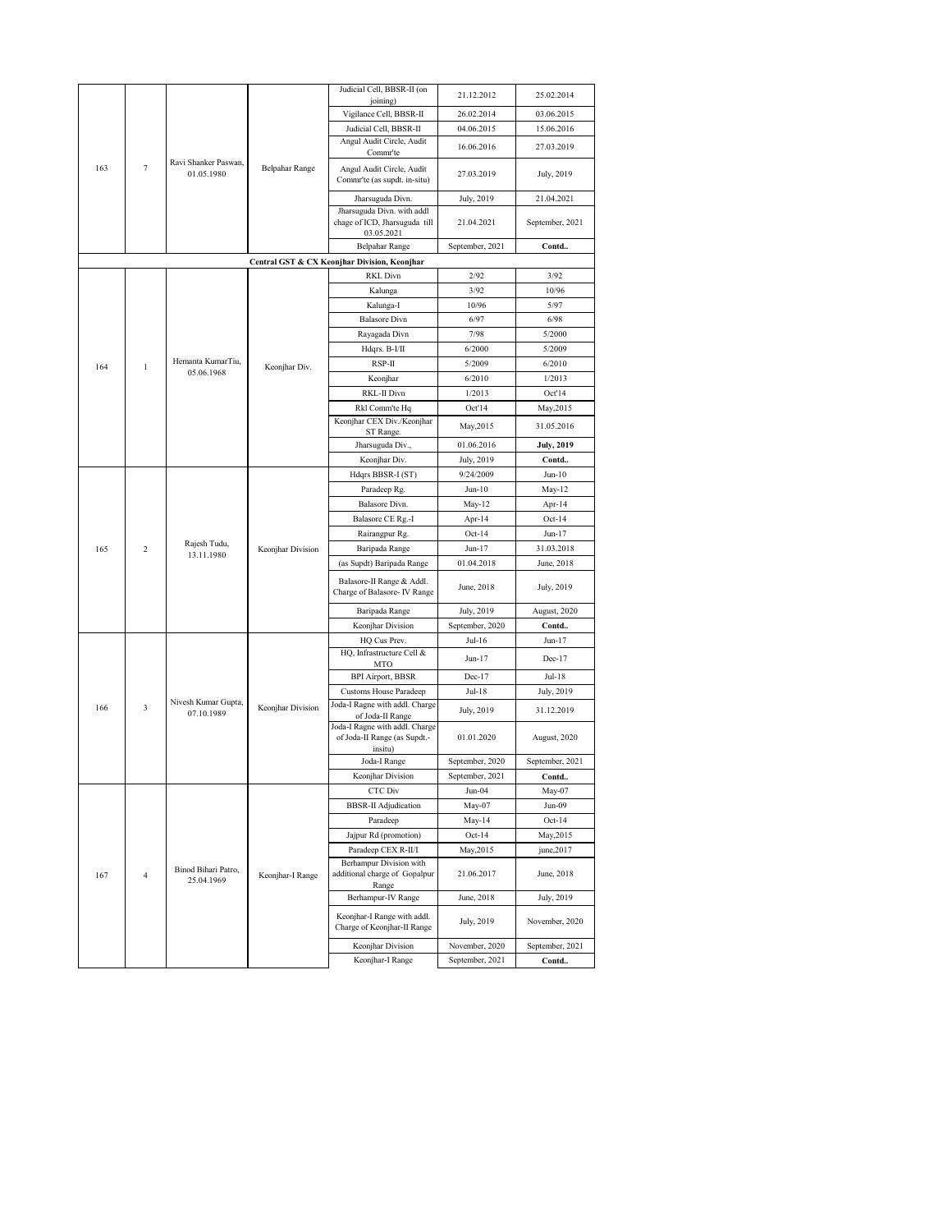| | | | | Judicial Cell, BBSR-II (on joining) | 21.12.2012 | 25.02.2014 |
|---|---|---|---|---|---|---|
| | | | | Vigilance Cell, BBSR-II | 26.02.2014 | 03.06.2015 |
| | | | | Judicial Cell, BBSR-II | 04.06.2015 | 15.06.2016 |
| | | | | Angul Audit Circle, Audit Commr'te | 16.06.2016 | 27.03.2019 |
| 163 | 7 | Ravi Shanker Paswan, 01.05.1980 | Belpahar Range | Angul Audit Circle, Audit Commr'te (as supdt. in-situ) | 27.03.2019 | July, 2019 |
| | | | | Jharsuguda Divn. | July, 2019 | 21.04.2021 |
| | | | | Jharsuguda Divn. with addl chage of ICD, Jharsuguda till 03.05.2021 | 21.04.2021 | September, 2021 |
| | | | | Belpahar Range | September, 2021 | **Contd..** |
| | | | | **Central GST & CX Keonjhar Division, Keonjhar** | | |
| | | | | RKL Divn | 2/92 | 3/92 |
| | | | | Kalunga | 3/92 | 10/96 |
| | | | | Kalunga-I | 10/96 | 5/97 |
| | | | | Balasore Divn | 6/97 | 6/98 |
| | | | | Rayagada Divn | 7/98 | 5/2000 |
| | | | | Hdqrs. B-I/II | 6/2000 | 5/2009 |
| 164 | 1 | Hemanta KumarTiu, 05.06.1968 | Keonjhar Div. | RSP-II | 5/2009 | 6/2010 |
| | | | | Keonjhar | 6/2010 | 1/2013 |
| | | | | RKL-II Divn | 1/2013 | Oct'14 |
| | | | | Rkl Comm'te Hq | Oct'14 | May,2015 |
| | | | | Keonjhar CEX Div./Keonjhar ST Range. | May,2015 | 31.05.2016 |
| | | | | Jharsuguda Div., | 01.06.2016 | **July, 2019** |
| | | | | Keonjhar Div. | July, 2019 | **Contd..** |
| | | | | Hdqrs BBSR-I (ST) | 9/24/2009 | Jun-10 |
| | | | | Paradeep Rg. | Jun-10 | May-12 |
| | | | | Balasore Divn. | May-12 | Apr-14 |
| | | | | Balasore CE Rg.-I | Apr-14 | Oct-14 |
| | | | | Rairangpur Rg. | Oct-14 | Jun-17 |
| 165 | 2 | Rajesh Tudu, 13.11.1980 | Keonjhar Division | Baripada Range | Jun-17 | 31.03.2018 |
| | | | | (as Supdt) Baripada Range | 01.04.2018 | June, 2018 |
| | | | | Balasore-II Range & Addl. Charge of Balasore- IV Range | June, 2018 | July, 2019 |
| | | | | Baripada Range | July, 2019 | August, 2020 |
| | | | | Keonjhar Division | September, 2020 | **Contd..** |
| | | | | HQ Cus Prev. | Jul-16 | Jun-17 |
| | | | | HQ, Infrastructure Cell & MTO | Jun-17 | Dec-17 |
| | | | | BPI Airport, BBSR | Dec-17 | Jul-18 |
| | | | | Customs House Paradeep | Jul-18 | July, 2019 |
| 166 | 3 | Nivesh Kumar Gupta, 07.10.1989 | Keonjhar Division | Joda-I Ragne with addl. Charge of Joda-II Range | July, 2019 | 31.12.2019 |
| | | | | Joda-I Ragne with addl. Charge of Joda-II Range (as Supdt.-insitu) | 01.01.2020 | August, 2020 |
| | | | | Joda-I Range | September, 2020 | September, 2021 |
| | | | | Keonjhar Division | September, 2021 | **Contd..** |
| | | | | CTC Div | Jun-04 | May-07 |
| | | | | BBSR-II Adjudication | May-07 | Jun-09 |
| | | | | Paradeep | May-14 | Oct-14 |
| | | | | Jajpur Rd (promotion) | Oct-14 | May,2015 |
| | | | | Paradeep CEX R-II/I | May,2015 | june,2017 |
| 167 | 4 | Binod Bihari Patro, 25.04.1969 | Keonjhar-I Range | Berhampur Division with additional charge of Gopalpur Range | 21.06.2017 | June, 2018 |
| | | | | Berhampur-IV Range | June, 2018 | July, 2019 |
| | | | | Keonjhar-I Range with addl. Charge of Keonjhar-II Range | July, 2019 | November, 2020 |
| | | | | Keonjhar Division | November, 2020 | September, 2021 |
| | | | | Keonjhar-I Range | September, 2021 | **Contd..** |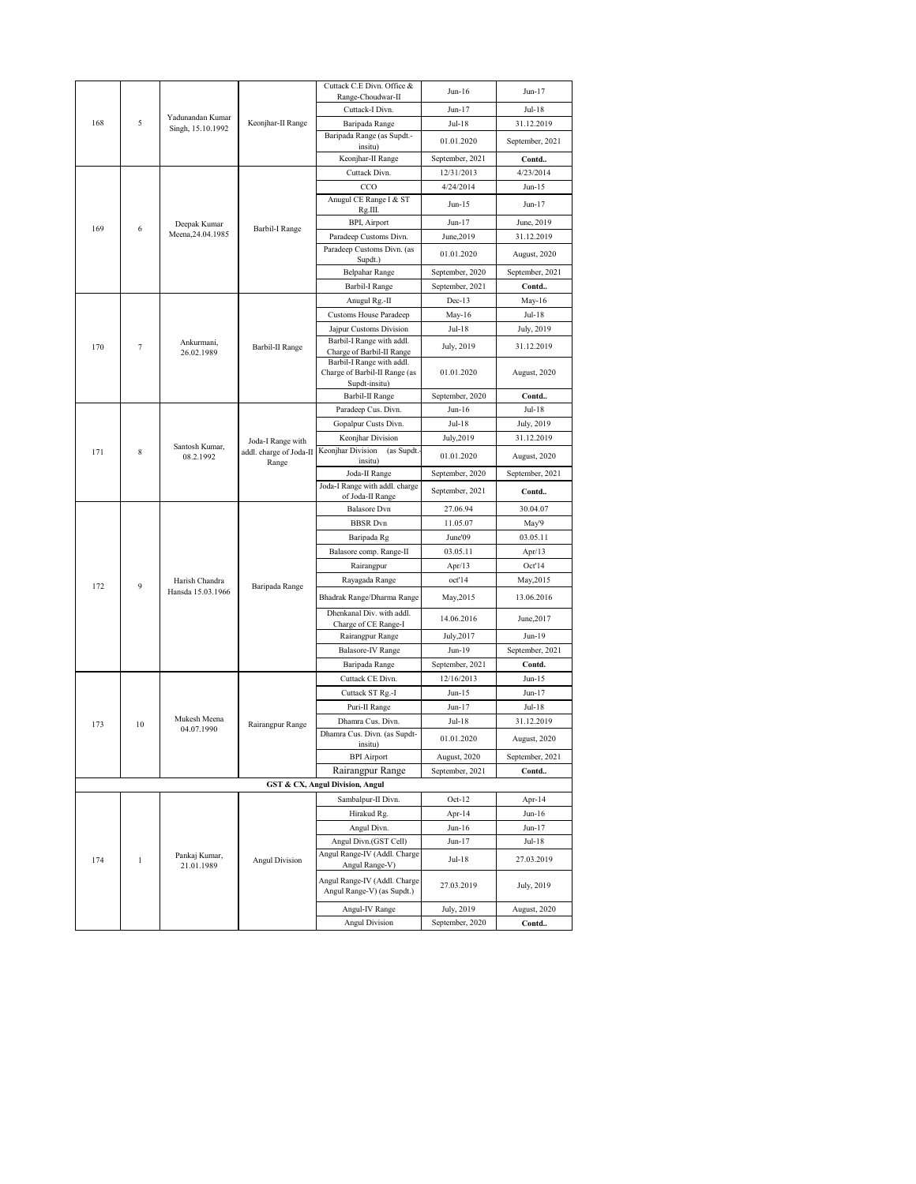| | | | | | | |
|---|---|---|---|---|---|---|
| 168 | 5 | Yadunandan Kumar Singh, 15.10.1992 | Keonjhar-II Range | Cuttack C.E Divn. Office & Range-Choudwar-II | Jun-16 | Jun-17 |
| | | | | Cuttack-I Divn. | Jun-17 | Jul-18 |
| | | | | Baripada Range | Jul-18 | 31.12.2019 |
| | | | | Baripada Range (as Supdt.-insitu) | 01.01.2020 | September, 2021 |
| | | | | Keonjhar-II Range | September, 2021 | **Contd..** |
| 169 | 6 | Deepak Kumar Meena,24.04.1985 | Barbil-I Range | Cuttack Divn. | 12/31/2013 | 4/23/2014 |
| | | | | CCO | 4/24/2014 | Jun-15 |
| | | | | Anugul CE Range I & ST Rg.III. | Jun-15 | Jun-17 |
| | | | | BPI, Airport | Jun-17 | June, 2019 |
| | | | | Paradeep Customs Divn. | June,2019 | 31.12.2019 |
| | | | | Paradeep Customs Divn. (as Supdt.) | 01.01.2020 | August, 2020 |
| | | | | Belpahar Range | September, 2020 | September, 2021 |
| | | | | Barbil-I Range | September, 2021 | **Contd..** |
| 170 | 7 | Ankurmani, 26.02.1989 | Barbil-II Range | Anugul Rg.-II | Dec-13 | May-16 |
| | | | | Customs House Paradeep | May-16 | Jul-18 |
| | | | | Jajpur Customs Division | Jul-18 | July, 2019 |
| | | | | Barbil-I Range with addl. Charge of Barbil-II Range | July, 2019 | 31.12.2019 |
| | | | | Barbil-I Range with addl. Charge of Barbil-II Range (as Supdt-insitu) | 01.01.2020 | August, 2020 |
| | | | | Barbil-II Range | September, 2020 | **Contd..** |
| 171 | 8 | Santosh Kumar, 08.2.1992 | Joda-I Range with addl. charge of Joda-II Range | Paradeep Cus. Divn. | Jun-16 | Jul-18 |
| | | | | Gopalpur Custs Divn. | Jul-18 | July, 2019 |
| | | | | Keonjhar Division | July,2019 | 31.12.2019 |
| | | | | Keonjhar Division (as Supdt.-insitu) | 01.01.2020 | August, 2020 |
| | | | | Joda-II Range | September, 2020 | September, 2021 |
| | | | | Joda-I Range with addl. charge of Joda-II Range | September, 2021 | **Contd..** |
| 172 | 9 | Harish Chandra Hansda 15.03.1966 | Baripada Range | Balasore Dvn | 27.06.94 | 30.04.07 |
| | | | | BBSR Dvn | 11.05.07 | May'9 |
| | | | | Baripada Rg | June'09 | 03.05.11 |
| | | | | Balasore comp. Range-II | 03.05.11 | Apr/13 |
| | | | | Rairangpur | Apr/13 | Oct'14 |
| | | | | Rayagada Range | oct'14 | May,2015 |
| | | | | Bhadrak Range/Dharma Range | May,2015 | 13.06.2016 |
| | | | | Dhenkanal Div. with addl. Charge of CE Range-I | 14.06.2016 | June,2017 |
| | | | | Rairangpur Range | July,2017 | Jun-19 |
| | | | | Balasore-IV Range | Jun-19 | September, 2021 |
| | | | | Baripada Range | September, 2021 | **Contd.** |
| 173 | 10 | Mukesh Meena 04.07.1990 | Rairangpur Range | Cuttack CE Divn. | 12/16/2013 | Jun-15 |
| | | | | Cuttack ST Rg.-I | Jun-15 | Jun-17 |
| | | | | Puri-II Range | Jun-17 | Jul-18 |
| | | | | Dhamra Cus. Divn. | Jul-18 | 31.12.2019 |
| | | | | Dhamra Cus. Divn. (as Supdt-insitu) | 01.01.2020 | August, 2020 |
| | | | | BPI Airport | August, 2020 | September, 2021 |
| | | | | Rairangpur Range | September, 2021 | **Contd..** |
| | | | **GST & CX, Angul Division, Angul** | | | |
| 174 | 1 | Pankaj Kumar, 21.01.1989 | Angul Division | Sambalpur-II Divn. | Oct-12 | Apr-14 |
| | | | | Hirakud Rg. | Apr-14 | Jun-16 |
| | | | | Angul Divn. | Jun-16 | Jun-17 |
| | | | | Angul Divn.(GST Cell) | Jun-17 | Jul-18 |
| | | | | Angul Range-IV (Addl. Charge Angul Range-V) | Jul-18 | 27.03.2019 |
| | | | | Angul Range-IV (Addl. Charge Angul Range-V) (as Supdt.) | 27.03.2019 | July, 2019 |
| | | | | Angul-IV Range | July, 2019 | August, 2020 |
| | | | | Angul Division | September, 2020 | **Contd..** |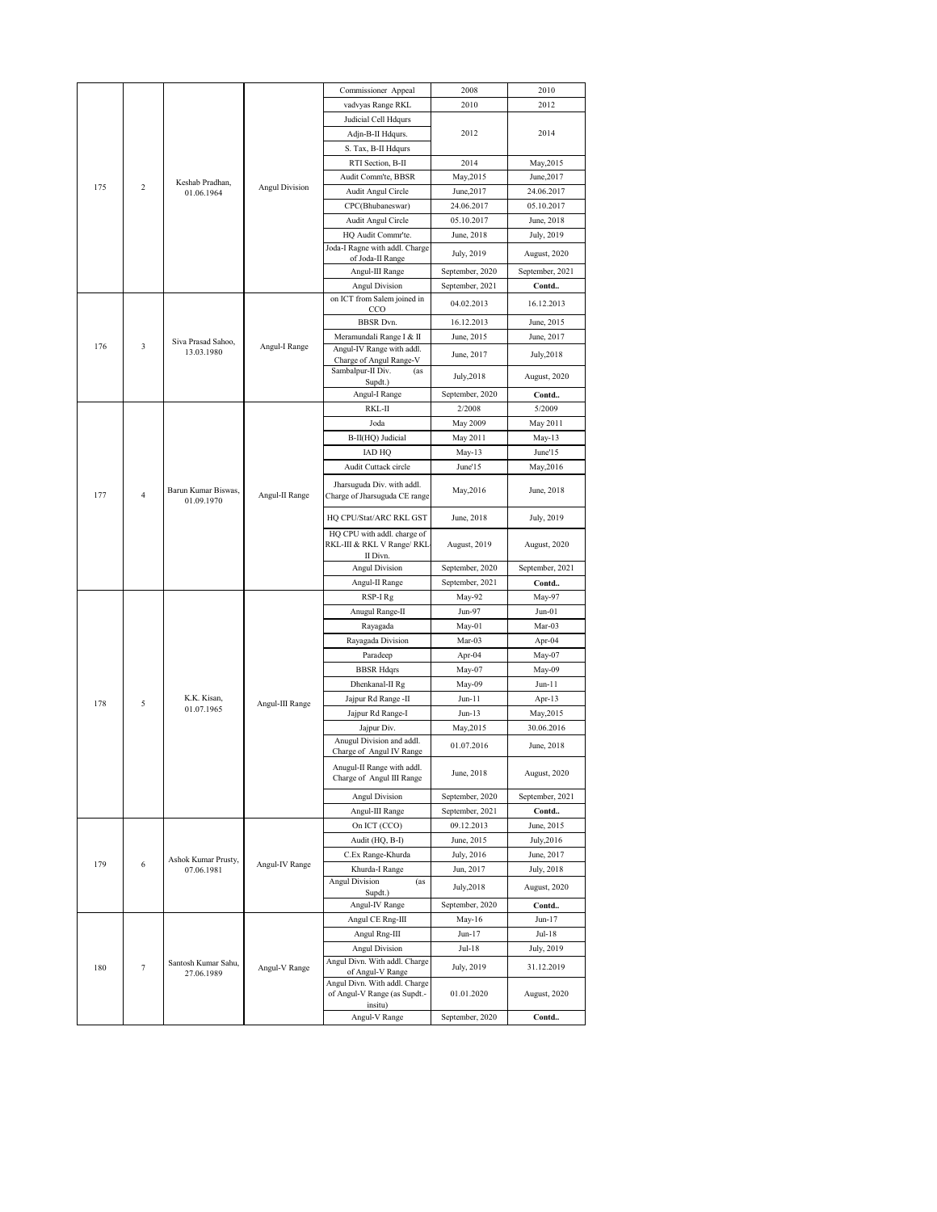| | | | | | | |
|---|---|---|---|---|---|---|
| 175 | 2 | Keshab Pradhan, 01.06.1964 | Angul Division | Commissioner Appeal | 2008 | 2010 |
| | | | | vadvyas Range RKL | 2010 | 2012 |
| | | | | Judicial Cell Hdqurs | 2012 | 2014 |
| | | | | Adjn-B-II Hdqurs. | | |
| | | | | S. Tax, B-II Hdqurs | | |
| | | | | RTI Section, B-II | 2014 | May,2015 |
| | | | | Audit Comm'te, BBSR | May,2015 | June,2017 |
| | | | | Audit Angul Circle | June,2017 | 24.06.2017 |
| | | | | CPC(Bhubaneswar) | 24.06.2017 | 05.10.2017 |
| | | | | Audit Angul Circle | 05.10.2017 | June, 2018 |
| | | | | HQ Audit Commr'te. | June, 2018 | July, 2019 |
| | | | | Joda-I Ragne with addl. Charge of Joda-II Range | July, 2019 | August, 2020 |
| | | | | Angul-III Range | September, 2020 | September, 2021 |
| | | | | Angul Division | September, 2021 | **Contd..** |
| 176 | 3 | Siva Prasad Sahoo, 13.03.1980 | Angul-I Range | on ICT from Salem joined in CCO | 04.02.2013 | 16.12.2013 |
| | | | | BBSR Dvn. | 16.12.2013 | June, 2015 |
| | | | | Meramundali Range I & II | June, 2015 | June, 2017 |
| | | | | Angul-IV Range with addl. Charge of Angul Range-V | June, 2017 | July,2018 |
| | | | | Sambalpur-II Div. (as Supdt.) | July,2018 | August, 2020 |
| | | | | Angul-I Range | September, 2020 | **Contd..** |
| 177 | 4 | Barun Kumar Biswas, 01.09.1970 | Angul-II Range | RKL-II | 2/2008 | 5/2009 |
| | | | | Joda | May 2009 | May 2011 |
| | | | | B-II(HQ) Judicial | May 2011 | May-13 |
| | | | | IAD HQ | May-13 | June'15 |
| | | | | Audit Cuttack circle | June'15 | May,2016 |
| | | | | Jharsuguda Div. with addl. Charge of Jharsuguda CE range | May,2016 | June, 2018 |
| | | | | HQ CPU/Stat/ARC RKL GST | June, 2018 | July, 2019 |
| | | | | HQ CPU with addl. charge of RKL-III & RKL V Range/ RKL-II Divn. | August, 2019 | August, 2020 |
| | | | | Angul Division | September, 2020 | September, 2021 |
| | | | | Angul-II Range | September, 2021 | **Contd..** |
| 178 | 5 | K.K. Kisan, 01.07.1965 | Angul-III Range | RSP-I Rg | May-92 | May-97 |
| | | | | Anugul Range-II | Jun-97 | Jun-01 |
| | | | | Rayagada | May-01 | Mar-03 |
| | | | | Rayagada Division | Mar-03 | Apr-04 |
| | | | | Paradeep | Apr-04 | May-07 |
| | | | | BBSR Hdqrs | May-07 | May-09 |
| | | | | Dhenkanal-II Rg | May-09 | Jun-11 |
| | | | | Jajpur Rd Range -II | Jun-11 | Apr-13 |
| | | | | Jajpur Rd Range-I | Jun-13 | May,2015 |
| | | | | Jajpur Div. | May,2015 | 30.06.2016 |
| | | | | Anugul Division and addl. Charge of Angul IV Range | 01.07.2016 | June, 2018 |
| | | | | Anugul-II Range with addl. Charge of Angul III Range | June, 2018 | August, 2020 |
| | | | | Angul Division | September, 2020 | September, 2021 |
| | | | | Angul-III Range | September, 2021 | **Contd..** |
| 179 | 6 | Ashok Kumar Prusty, 07.06.1981 | Angul-IV Range | On ICT (CCO) | 09.12.2013 | June, 2015 |
| | | | | Audit (HQ, B-I) | June, 2015 | July,2016 |
| | | | | C.Ex Range-Khurda | July, 2016 | June, 2017 |
| | | | | Khurda-I Range | Jun, 2017 | July, 2018 |
| | | | | Angul Division (as Supdt.) | July,2018 | August, 2020 |
| | | | | Angul-IV Range | September, 2020 | **Contd..** |
| 180 | 7 | Santosh Kumar Sahu, 27.06.1989 | Angul-V Range | Angul CE Rng-III | May-16 | Jun-17 |
| | | | | Angul Rng-III | Jun-17 | Jul-18 |
| | | | | Angul Division | Jul-18 | July, 2019 |
| | | | | Angul Divn. With addl. Charge of Angul-V Range | July, 2019 | 31.12.2019 |
| | | | | Angul Divn. With addl. Charge of Angul-V Range (as Supdt.-insitu) | 01.01.2020 | August, 2020 |
| | | | | Angul-V Range | September, 2020 | **Contd..** |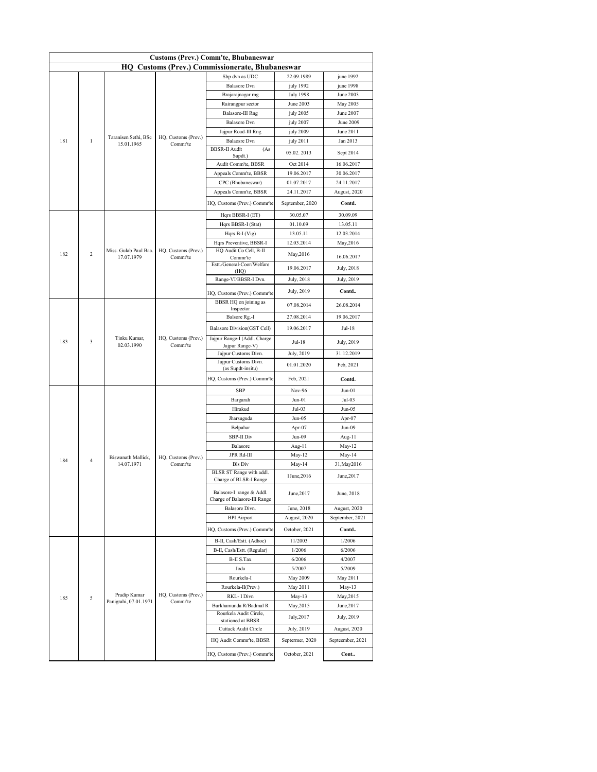| Customs (Prev.) Comm'te, Bhubaneswar | | | | | | |
|---|---|---|---|---|---|---|
| **HQ Customs (Prev.) Commissionerate, Bhubaneswar** | | | | | | |
| 181 | 1 | Taranisen Sethi, BSc 15.01.1965 | HQ, Customs (Prev.) Commr'te | Sbp dvn as UDC | 22.09.1989 | june 1992 |
| | | | | Balasore Dvn | july 1992 | june 1998 |
| | | | | Brajarajnagar rng | July 1998 | June 2003 |
| | | | | Rairangpur sector | June 2003 | May 2005 |
| | | | | Balasore-III Rng | july 2005 | June 2007 |
| | | | | Balasore Dvn | july 2007 | June 2009 |
| | | | | Jajpur Road-III Rng | july 2009 | June 2011 |
| | | | | Balaosre Dvn | july 2011 | Jan 2013 |
| | | | | BBSR-II Audit (As Supdt.) | 05.02. 2013 | Sept 2014 |
| | | | | Audit Comm'te, BBSR | Oct 2014 | 16.06.2017 |
| | | | | Appeals Comm'te, BBSR | 19.06.2017 | 30.06.2017 |
| | | | | CPC (Bhubaneswar) | 01.07.2017 | 24.11.2017 |
| | | | | Appeals Comm'te, BBSR | 24.11.2017 | August, 2020 |
| | | | | HQ, Customs (Prev.) Commr'te | September, 2020 | **Contd.** |
| 182 | 2 | Miss. Gulab Paul Baa. 17.07.1979 | HQ, Customs (Prev.) Commr'te | Hqrs BBSR-I (ET) | 30.05.07 | 30.09.09 |
| | | | | Hqrs BBSR-I (Stat) | 01.10.09 | 13.05.11 |
| | | | | Hqrs B-I (Vig) | 13.05.11 | 12.03.2014 |
| | | | | Hqrs Preventive, BBSR-I | 12.03.2014 | May,2016 |
| | | | | HQ Audit Co Cell, B-II Commr'te | May,2016 | 16.06.2017 |
| | | | | Estt./General-Coor/Welfare (HQ) | 19.06.2017 | July, 2018 |
| | | | | Range-VI/BBSR-I Dvn. | July, 2018 | July, 2019 |
| | | | | HQ, Customs (Prev.) Commr'te | July, 2019 | **Contd..** |
| 183 | 3 | Tinku Kumar, 02.03.1990 | HQ, Customs (Prev.) Commr'te | BBSR HQ on joining as Inspector | 07.08.2014 | 26.08.2014 |
| | | | | Balsore Rg.-I | 27.08.2014 | 19.06.2017 |
| | | | | Balasore Division(GST Cell) | 19.06.2017 | Jul-18 |
| | | | | Jajpur Range-I (Addl. Charge Jajpur Range-V) | Jul-18 | July, 2019 |
| | | | | Jajpur Customs Divn. | July, 2019 | 31.12.2019 |
| | | | | Jajpur Customs Divn. (as Supdt-insitu) | 01.01.2020 | Feb, 2021 |
| | | | | HQ, Customs (Prev.) Commr'te | Feb, 2021 | **Contd.** |
| 184 | 4 | Biswanath Mallick, 14.07.1971 | HQ, Customs (Prev.) Commr'te | SBP | Nov-96 | Jun-01 |
| | | | | Bargarah | Jun-01 | Jul-03 |
| | | | | Hirakud | Jul-03 | Jun-05 |
| | | | | Jharsuguda | Jun-05 | Apr-07 |
| | | | | Belpahar | Apr-07 | Jun-09 |
| | | | | SBP-II Div | Jun-09 | Aug-11 |
| | | | | Balasore | Aug-11 | May-12 |
| | | | | JPR Rd-III | May-12 | May-14 |
| | | | | Bls Div | May-14 | 31,May2016 |
| | | | | BLSR ST Range with addl. Charge of BLSR-I Range | 1June,2016 | June,2017 |
| | | | | Balasore-I range & Addl. Charge of Balasore-III Range | June,2017 | June, 2018 |
| | | | | Balasore Divn. | June, 2018 | August, 2020 |
| | | | | BPI Airport | August, 2020 | September, 2021 |
| | | | | HQ, Customs (Prev.) Commr'te | October, 2021 | **Contd..** |
| 185 | 5 | Pradip Kumar Panigrahi, 07.01.1971 | HQ, Customs (Prev.) Commr'te | B-II, Cash/Estt. (Adhoc) | 11/2003 | 1/2006 |
| | | | | B-II, Cash/Estt. (Regular) | 1/2006 | 6/2006 |
| | | | | B-II S.Tax | 6/2006 | 4/2007 |
| | | | | Joda | 5/2007 | 5/2009 |
| | | | | Rourkela-I | May 2009 | May 2011 |
| | | | | Rourkela-II(Prev.) | May 2011 | May-13 |
| | | | | RKL- I Divn | May-13 | May,2015 |
| | | | | Burkhamunda R/Badmal R | May,2015 | June,2017 |
| | | | | Rourkela Audit Circle, stationed at BBSR | July,2017 | July, 2019 |
| | | | | Cuttack Audit Circle | July, 2019 | August, 2020 |
| | | | | HQ Audit Commr'te, BBSR | Septermer, 2020 | Septeember, 2021 |
| | | | | HQ, Customs (Prev.) Commr'te | October, 2021 | **Cont..** |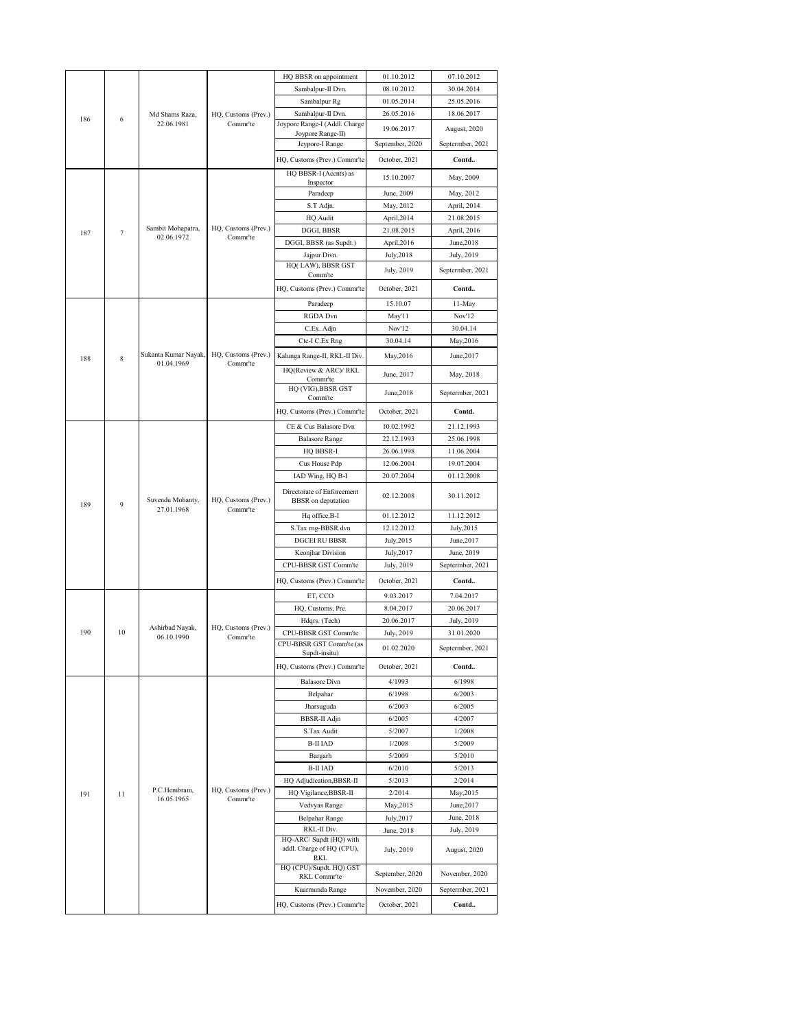| | | | | | | |
|---|---|---|---|---|---|---|
| 186 | 6 | Md Shams Raza, 22.06.1981 | HQ, Customs (Prev.) Commr'te | HQ BBSR on appointment | 01.10.2012 | 07.10.2012 |
| | | | | Sambalpur-II Dvn. | 08.10.2012 | 30.04.2014 |
| | | | | Sambalpur Rg | 01.05.2014 | 25.05.2016 |
| | | | | Sambalpur-II Dvn. | 26.05.2016 | 18.06.2017 |
| | | | | Joypore Range-I (Addl. Charge Joypore Range-II) | 19.06.2017 | August, 2020 |
| | | | | Jeypore-I Range | September, 2020 | Septermber, 2021 |
| | | | | HQ, Customs (Prev.) Commr'te | October, 2021 | **Contd..** |
| 187 | 7 | Sambit Mohapatra, 02.06.1972 | HQ, Customs (Prev.) Commr'te | HQ BBSR-I (Accnts) as Inspector | 15.10.2007 | May, 2009 |
| | | | | Paradeep | June, 2009 | May, 2012 |
| | | | | S.T Adjn. | May, 2012 | April, 2014 |
| | | | | HQ Audit | April,2014 | 21.08.2015 |
| | | | | DGGI, BBSR | 21.08.2015 | April, 2016 |
| | | | | DGGI, BBSR (as Supdt.) | April,2016 | June,2018 |
| | | | | Jajpur Divn. | July,2018 | July, 2019 |
| | | | | HQ( LAW), BBSR GST Comm'te | July, 2019 | Septermber, 2021 |
| | | | | HQ, Customs (Prev.) Commr'te | October, 2021 | **Contd..** |
| 188 | 8 | Sukanta Kumar Nayak, 01.04.1969 | HQ, Customs (Prev.) Commr'te | Paradeep | 15.10.07 | 11-May |
| | | | | RGDA Dvn | May'11 | Nov'12 |
| | | | | C.Ex. Adjn | Nov'12 | 30.04.14 |
| | | | | Ctc-I C.Ex Rng | 30.04.14 | May,2016 |
| | | | | Kalunga Range-II, RKL-II Div. | May,2016 | June,2017 |
| | | | | HQ(Review & ARC)/ RKL Commr'te | June, 2017 | May, 2018 |
| | | | | HQ (VIG),BBSR GST Comm'te | June,2018 | Septermber, 2021 |
| | | | | HQ, Customs (Prev.) Commr'te | October, 2021 | **Contd.** |
| 189 | 9 | Suvendu Mohanty, 27.01.1968 | HQ, Customs (Prev.) Commr'te | CE & Cus Balasore Dvn | 10.02.1992 | 21.12.1993 |
| | | | | Balasore Range | 22.12.1993 | 25.06.1998 |
| | | | | HQ BBSR-I | 26.06.1998 | 11.06.2004 |
| | | | | Cus House Pdp | 12.06.2004 | 19.07.2004 |
| | | | | IAD Wing, HQ B-I | 20.07.2004 | 01.12.2008 |
| | | | | Directorate of Enforcement BBSR on deputation | 02.12.2008 | 30.11.2012 |
| | | | | Hq office,B-I | 01.12.2012 | 11.12.2012 |
| | | | | S.Tax rng-BBSR dvn | 12.12.2012 | July,2015 |
| | | | | DGCEI RU BBSR | July,2015 | June,2017 |
| | | | | Keonjhar Division | July,2017 | June, 2019 |
| | | | | CPU-BBSR GST Comm'te | July, 2019 | Septermber, 2021 |
| | | | | HQ, Customs (Prev.) Commr'te | October, 2021 | **Contd..** |
| 190 | 10 | Ashirbad Nayak, 06.10.1990 | HQ, Customs (Prev.) Commr'te | ET, CCO | 9.03.2017 | 7.04.2017 |
| | | | | HQ, Customs, Pre. | 8.04.2017 | 20.06.2017 |
| | | | | Hdqrs. (Tech) | 20.06.2017 | July, 2019 |
| | | | | CPU-BBSR GST Comm'te | July, 2019 | 31.01.2020 |
| | | | | CPU-BBSR GST Comm'te (as Supdt-insitu) | 01.02.2020 | Septermber, 2021 |
| | | | | HQ, Customs (Prev.) Commr'te | October, 2021 | **Contd..** |
| 191 | 11 | P.C.Hembram, 16.05.1965 | HQ, Customs (Prev.) Commr'te | Balasore Divn | 4/1993 | 6/1998 |
| | | | | Belpahar | 6/1998 | 6/2003 |
| | | | | Jharsuguda | 6/2003 | 6/2005 |
| | | | | BBSR-II Adjn | 6/2005 | 4/2007 |
| | | | | S.Tax Audit | 5/2007 | 1/2008 |
| | | | | B-II IAD | 1/2008 | 5/2009 |
| | | | | Bargarh | 5/2009 | 5/2010 |
| | | | | B-II IAD | 6/2010 | 5/2013 |
| | | | | HQ Adjudication,BBSR-II | 5/2013 | 2/2014 |
| | | | | HQ Vigilance,BBSR-II | 2/2014 | May,2015 |
| | | | | Vedvyas Range | May,2015 | June,2017 |
| | | | | Belpahar Range | July,2017 | June, 2018 |
| | | | | RKL-II Div. | June, 2018 | July, 2019 |
| | | | | HQ-ARC/ Supdt (HQ) with addl. Charge of HQ (CPU), RKL | July, 2019 | August, 2020 |
| | | | | HQ (CPU)/Supdt. HQ) GST RKL Commr'te | September, 2020 | November, 2020 |
| | | | | Kuarmunda Range | November, 2020 | Septermber, 2021 |
| | | | | HQ, Customs (Prev.) Commr'te | October, 2021 | **Contd..** |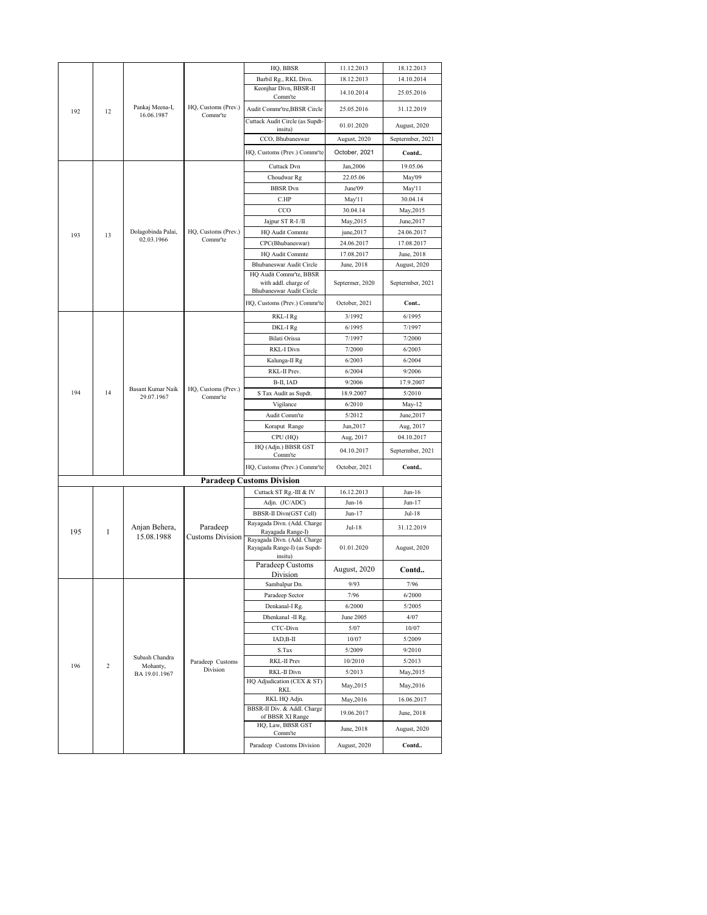| | | | | | | |
|---|---|---|---|---|---|---|
| 192 | 12 | Pankaj Meena-I, 16.06.1987 | HQ, Customs (Prev.) Comm'te | HQ, BBSR | 11.12.2013 | 18.12.2013 |
| | | | | Barbil Rg., RKL Divn. | 18.12.2013 | 14.10.2014 |
| | | | | Keonjhar Divn, BBSR-II Comm'te | 14.10.2014 | 25.05.2016 |
| | | | | Audit Commr'tre,BBSR Circle | 25.05.2016 | 31.12.2019 |
| | | | | Cuttack Audit Circle (as Supdt-insitu) | 01.01.2020 | August, 2020 |
| | | | | CCO, Bhubaneswar | August, 2020 | Septermber, 2021 |
| | | | | HQ, Customs (Prev.) Commr'te | October, 2021 | **Contd..** |
| 193 | 13 | Dolagobinda Palai, 02.03.1966 | HQ, Customs (Prev.) Commr'te | Cuttack Dvn | Jan,2006 | 19.05.06 |
| | | | | Choudwar Rg | 22.05.06 | May'09 |
| | | | | BBSR Dvn | June'09 | May'11 |
| | | | | C.HP | May'11 | 30.04.14 |
| | | | | CCO | 30.04.14 | May,2015 |
| | | | | Jajpur ST R-I /II | May,2015 | June,2017 |
| | | | | HQ Audit Commte | june,2017 | 24.06.2017 |
| | | | | CPC(Bhubaneswar) | 24.06.2017 | 17.08.2017 |
| | | | | HQ Audit Commte | 17.08.2017 | June, 2018 |
| | | | | Bhubaneswar Audit Circle | June, 2018 | August, 2020 |
| | | | | HQ Audit Commr'te, BBSR with addl. charge of Bhubaneswar Audit Circle | Septermer, 2020 | Septermber, 2021 |
| | | | | HQ, Customs (Prev.) Commr'te | October, 2021 | **Cont..** |
| 194 | 14 | Basant Kumar Naik 29.07.1967 | HQ, Customs (Prev.) Comm'te | RKL-I Rg | 3/1992 | 6/1995 |
| | | | | DKL-I Rg | 6/1995 | 7/1997 |
| | | | | Bilati Orissa | 7/1997 | 7/2000 |
| | | | | RKL-I Divn | 7/2000 | 6/2003 |
| | | | | Kalunga-II Rg | 6/2003 | 6/2004 |
| | | | | RKL-II Prev. | 6/2004 | 9/2006 |
| | | | | B-II, IAD | 9/2006 | 17.9.2007 |
| | | | | S Tax Audit as Supdt. | 18.9.2007 | 5/2010 |
| | | | | Vigilance | 6/2010 | May-12 |
| | | | | Audit Comm'te | 5/2012 | June,2017 |
| | | | | Koraput Range | Jun,2017 | Aug, 2017 |
| | | | | CPU (HQ) | Aug, 2017 | 04.10.2017 |
| | | | | HQ (Adjn.) BBSR GST Comm'te | 04.10.2017 | Septermber, 2021 |
| | | | | HQ, Customs (Prev.) Commr'te | October, 2021 | **Contd..** |
| **Paradeep Customs Division** | | | | | | |
| 195 | 1 | Anjan Behera, 15.08.1988 | Paradeep Customs Division | Cuttack ST Rg.-III & IV | 16.12.2013 | Jun-16 |
| | | | | Adjn. (JC/ADC) | Jun-16 | Jun-17 |
| | | | | BBSR-II Divn(GST Cell) | Jun-17 | Jul-18 |
| | | | | Rayagada Divn. (Add. Charge Rayagada Range-I) | Jul-18 | 31.12.2019 |
| | | | | Rayagada Divn. (Add. Charge Rayagada Range-I) (as Supdt-insitu) | 01.01.2020 | August, 2020 |
| | | | | Paradeep Customs Division | August, 2020 | **Contd..** |
| 196 | 2 | Subash Chandra Mohanty, BA 19.01.1967 | Paradeep Customs Division | Sambalpur Dn. | 9/93 | 7/96 |
| | | | | Paradeep Sector | 7/96 | 6/2000 |
| | | | | Denkanal-I Rg. | 6/2000 | 5/2005 |
| | | | | Dhenkanal -II Rg. | June 2005 | 4/07 |
| | | | | CTC-Divn | 5/07 | 10/07 |
| | | | | IAD,B-II | 10/07 | 5/2009 |
| | | | | S.Tax | 5/2009 | 9/2010 |
| | | | | RKL-II Prev | 10/2010 | 5/2013 |
| | | | | RKL-II Divn | 5/2013 | May,2015 |
| | | | | HQ Adjudication (CEX & ST) RKL | May,2015 | May,2016 |
| | | | | RKL HQ Adjn. | May,2016 | 16.06.2017 |
| | | | | BBSR-II Div. & Addl. Charge of BBSR XI Range | 19.06.2017 | June, 2018 |
| | | | | HQ, Law, BBSR GST Comm'te | June, 2018 | August, 2020 |
| | | | | Paradeep Customs Division | August, 2020 | **Contd..** |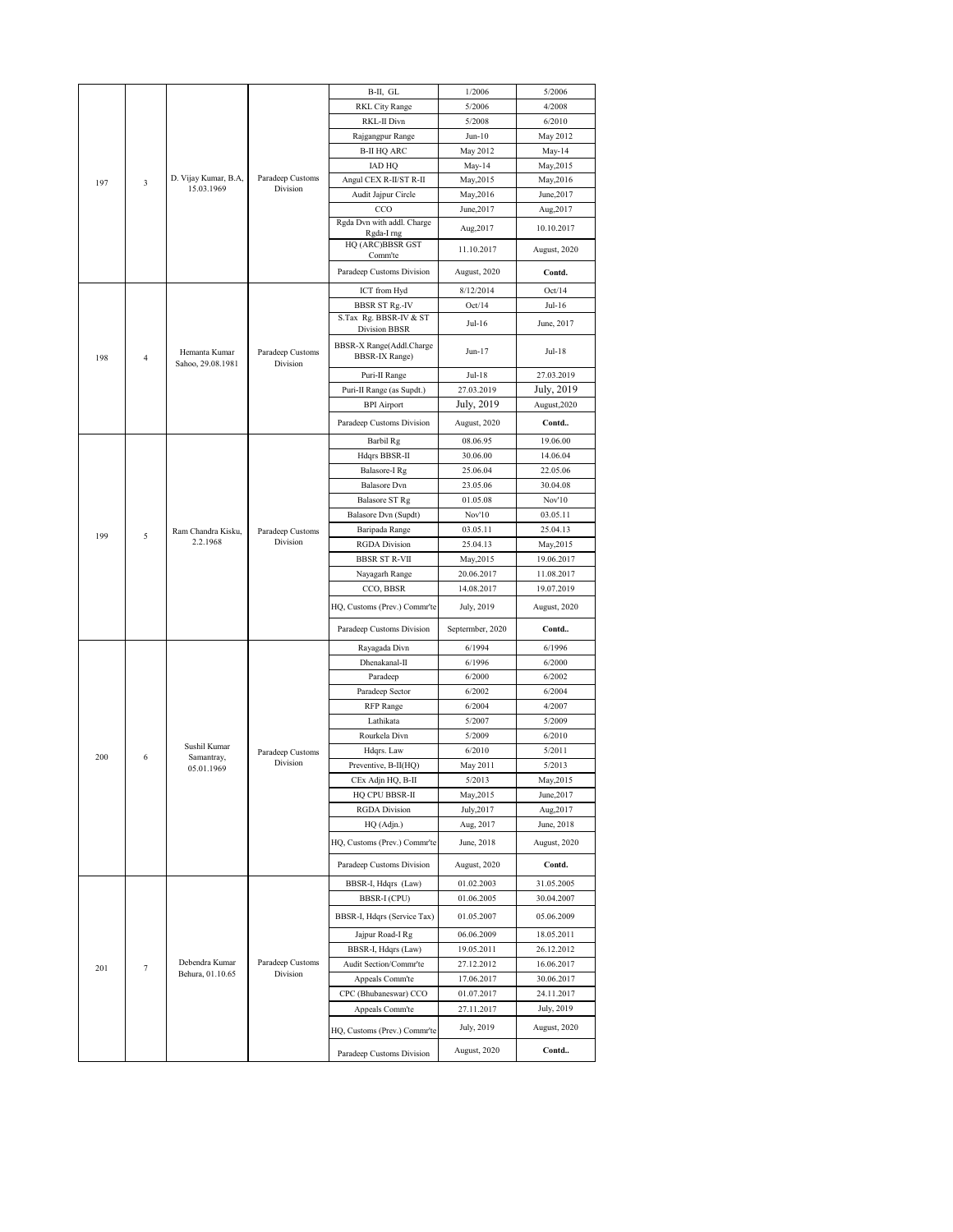| | | | | | | |
|---|---|---|---|---|---|---|
| 197 | 3 | D. Vijay Kumar, B.A, 15.03.1969 | Paradeep Customs Division | B-II, GL | 1/2006 | 5/2006 |
| | | | | RKL City Range | 5/2006 | 4/2008 |
| | | | | RKL-II Divn | 5/2008 | 6/2010 |
| | | | | Rajgangpur Range | Jun-10 | May 2012 |
| | | | | B-II HQ ARC | May 2012 | May-14 |
| | | | | IAD HQ | May-14 | May,2015 |
| | | | | Angul CEX R-II/ST R-II | May,2015 | May,2016 |
| | | | | Audit Jajpur Circle | May,2016 | June,2017 |
| | | | | CCO | June,2017 | Aug,2017 |
| | | | | Rgda Dvn with addl. Charge Rgda-I rng | Aug,2017 | 10.10.2017 |
| | | | | HQ (ARC)BBSR GST Comm'te | 11.10.2017 | August, 2020 |
| | | | | Paradeep Customs Division | August, 2020 | **Contd.** |
| 198 | 4 | Hemanta Kumar Sahoo, 29.08.1981 | Paradeep Customs Division | ICT from Hyd | 8/12/2014 | Oct/14 |
| | | | | BBSR ST Rg.-IV | Oct/14 | Jul-16 |
| | | | | S.Tax Rg. BBSR-IV & ST Division BBSR | Jul-16 | June, 2017 |
| | | | | BBSR-X Range(Addl.Charge BBSR-IX Range) | Jun-17 | Jul-18 |
| | | | | Puri-II Range | Jul-18 | 27.03.2019 |
| | | | | Puri-II Range (as Supdt.) | 27.03.2019 | July, 2019 |
| | | | | BPI Airport | July, 2019 | August,2020 |
| | | | | Paradeep Customs Division | August, 2020 | **Contd..** |
| 199 | 5 | Ram Chandra Kisku, 2.2.1968 | Paradeep Customs Division | Barbil Rg | 08.06.95 | 19.06.00 |
| | | | | Hdqrs BBSR-II | 30.06.00 | 14.06.04 |
| | | | | Balasore-I Rg | 25.06.04 | 22.05.06 |
| | | | | Balasore Dvn | 23.05.06 | 30.04.08 |
| | | | | Balasore ST Rg | 01.05.08 | Nov'10 |
| | | | | Balasore Dvn (Supdt) | Nov'10 | 03.05.11 |
| | | | | Baripada Range | 03.05.11 | 25.04.13 |
| | | | | RGDA Division | 25.04.13 | May,2015 |
| | | | | BBSR ST R-VII | May,2015 | 19.06.2017 |
| | | | | Nayagarh Range | 20.06.2017 | 11.08.2017 |
| | | | | CCO, BBSR | 14.08.2017 | 19.07.2019 |
| | | | | HQ, Customs (Prev.) Commr'te | July, 2019 | August, 2020 |
| | | | | Paradeep Customs Division | Septermber, 2020 | **Contd..** |
| 200 | 6 | Sushil Kumar Samantray, 05.01.1969 | Paradeep Customs Division | Rayagada Divn | 6/1994 | 6/1996 |
| | | | | Dhenakanal-II | 6/1996 | 6/2000 |
| | | | | Paradeep | 6/2000 | 6/2002 |
| | | | | Paradeep Sector | 6/2002 | 6/2004 |
| | | | | RFP Range | 6/2004 | 4/2007 |
| | | | | Lathikata | 5/2007 | 5/2009 |
| | | | | Rourkela Divn | 5/2009 | 6/2010 |
| | | | | Hdqrs. Law | 6/2010 | 5/2011 |
| | | | | Preventive, B-II(HQ) | May 2011 | 5/2013 |
| | | | | CEx Adjn HQ, B-II | 5/2013 | May,2015 |
| | | | | HQ CPU BBSR-II | May,2015 | June,2017 |
| | | | | RGDA Division | July,2017 | Aug,2017 |
| | | | | HQ (Adjn.) | Aug, 2017 | June, 2018 |
| | | | | HQ, Customs (Prev.) Commr'te | June, 2018 | August, 2020 |
| | | | | Paradeep Customs Division | August, 2020 | **Contd.** |
| 201 | 7 | Debendra Kumar Behura, 01.10.65 | Paradeep Customs Division | BBSR-I, Hdqrs (Law) | 01.02.2003 | 31.05.2005 |
| | | | | BBSR-I (CPU) | 01.06.2005 | 30.04.2007 |
| | | | | BBSR-I, Hdqrs (Service Tax) | 01.05.2007 | 05.06.2009 |
| | | | | Jajpur Road-I Rg | 06.06.2009 | 18.05.2011 |
| | | | | BBSR-I, Hdqrs (Law) | 19.05.2011 | 26.12.2012 |
| | | | | Audit Section/Commr'te | 27.12.2012 | 16.06.2017 |
| | | | | Appeals Comm'te | 17.06.2017 | 30.06.2017 |
| | | | | CPC (Bhubaneswar) CCO | 01.07.2017 | 24.11.2017 |
| | | | | Appeals Comm'te | 27.11.2017 | July, 2019 |
| | | | | HQ, Customs (Prev.) Commr'te | July, 2019 | August, 2020 |
| | | | | Paradeep Customs Division | August, 2020 | **Contd..** |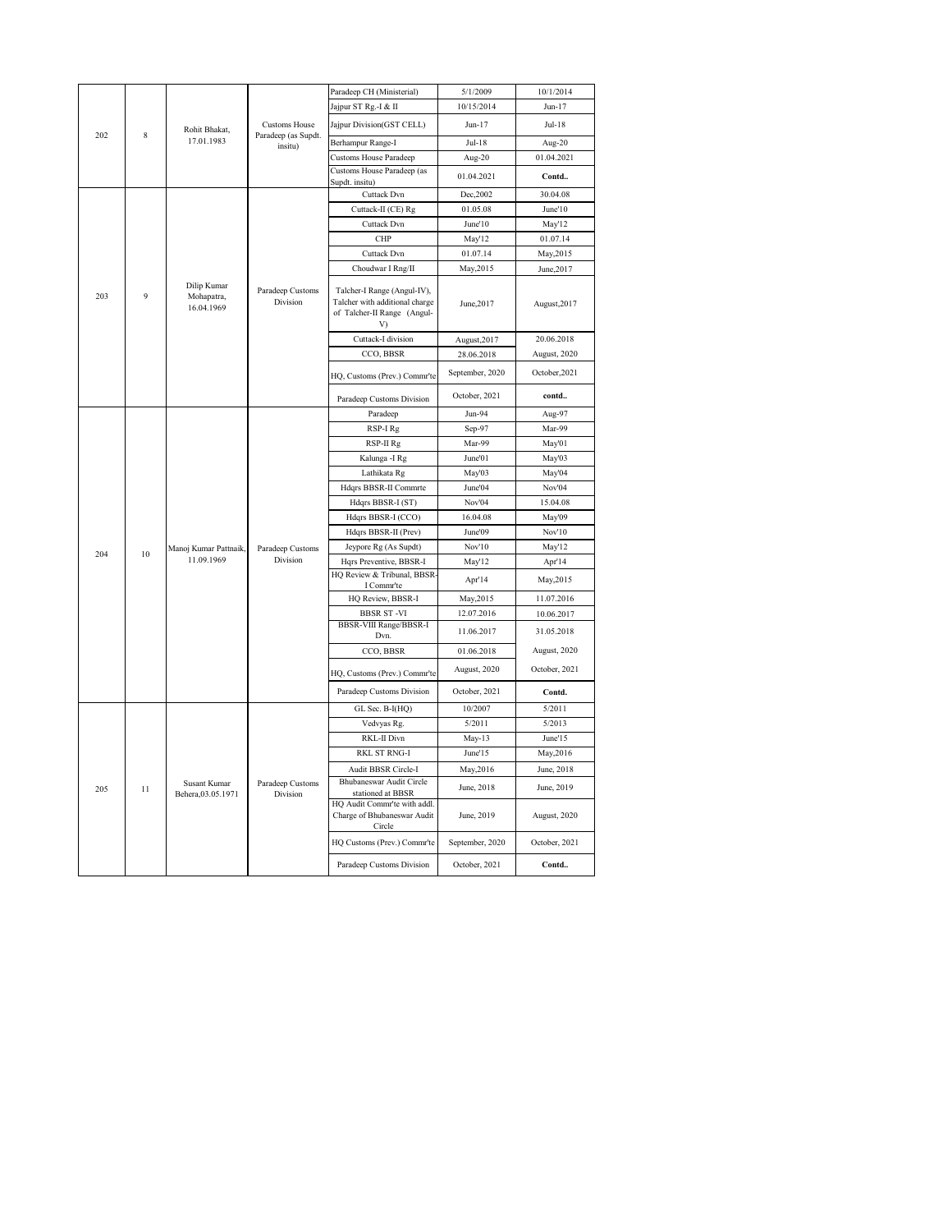| | | | | | | |
|---|---|---|---|---|---|---|
| 202 | 8 | Rohit Bhakat, 17.01.1983 | Customs House Paradeep (as Supdt. insitu) | Paradeep CH (Ministerial) | 5/1/2009 | 10/1/2014 |
| | | | | Jajpur ST Rg.-I & II | 10/15/2014 | Jun-17 |
| | | | | Jajpur Division(GST CELL) | Jun-17 | Jul-18 |
| | | | | Berhampur Range-I | Jul-18 | Aug-20 |
| | | | | Customs House Paradeep | Aug-20 | 01.04.2021 |
| | | | | Customs House Paradeep (as Supdt. insitu) | 01.04.2021 | **Contd..** |
| 203 | 9 | Dilip Kumar Mohapatra, 16.04.1969 | Paradeep Customs Division | Cuttack Dvn | Dec,2002 | 30.04.08 |
| | | | | Cuttack-II (CE) Rg | 01.05.08 | June'10 |
| | | | | Cuttack Dvn | June'10 | May'12 |
| | | | | CHP | May'12 | 01.07.14 |
| | | | | Cuttack Dvn | 01.07.14 | May,2015 |
| | | | | Choudwar I Rng/II | May,2015 | June,2017 |
| | | | | Talcher-I Range (Angul-IV), Talcher with additional charge of Talcher-II Range (Angul-V) | June,2017 | August,2017 |
| | | | | Cuttack-I division | August,2017 | 20.06.2018 |
| | | | | CCO, BBSR | 28.06.2018 | August, 2020 |
| | | | | HQ, Customs (Prev.) Commr'te | September, 2020 | October,2021 |
| | | | | Paradeep Customs Division | October, 2021 | **contd..** |
| 204 | 10 | Manoj Kumar Pattnaik, 11.09.1969 | Paradeep Customs Division | Paradeep | Jun-94 | Aug-97 |
| | | | | RSP-I Rg | Sep-97 | Mar-99 |
| | | | | RSP-II Rg | Mar-99 | May'01 |
| | | | | Kalunga -I Rg | June'01 | May'03 |
| | | | | Lathikata Rg | May'03 | May'04 |
| | | | | Hdqrs BBSR-II Commrte | June'04 | Nov'04 |
| | | | | Hdqrs BBSR-I (ST) | Nov'04 | 15.04.08 |
| | | | | Hdqrs BBSR-I (CCO) | 16.04.08 | May'09 |
| | | | | Hdqrs BBSR-II (Prev) | June'09 | Nov'10 |
| | | | | Jeypore Rg (As Supdt) | Nov'10 | May'12 |
| | | | | Hqrs Preventive, BBSR-I | May'12 | Apr'14 |
| | | | | HQ Review & Tribunal, BBSR-I Commr'te | Apr'14 | May,2015 |
| | | | | HQ Review, BBSR-I | May,2015 | 11.07.2016 |
| | | | | BBSR ST -VI | 12.07.2016 | 10.06.2017 |
| | | | | BBSR-VIII Range/BBSR-I Dvn. | 11.06.2017 | 31.05.2018 |
| | | | | CCO, BBSR | 01.06.2018 | August, 2020 |
| | | | | HQ, Customs (Prev.) Commr'te | August, 2020 | October, 2021 |
| | | | | Paradeep Customs Division | October, 2021 | **Contd.** |
| 205 | 11 | Susant Kumar Behera,03.05.1971 | Paradeep Customs Division | GL Sec. B-I(HQ) | 10/2007 | 5/2011 |
| | | | | Vedvyas Rg. | 5/2011 | 5/2013 |
| | | | | RKL-II Divn | May-13 | June'15 |
| | | | | RKL ST RNG-I | June'15 | May,2016 |
| | | | | Audit BBSR Circle-I | May,2016 | June, 2018 |
| | | | | Bhubaneswar Audit Circle stationed at BBSR | June, 2018 | June, 2019 |
| | | | | HQ Audit Commr'te with addl. Charge of Bhubaneswar Audit Circle | June, 2019 | August, 2020 |
| | | | | HQ Customs (Prev.) Commr'te | September, 2020 | October, 2021 |
| | | | | Paradeep Customs Division | October, 2021 | **Contd..** |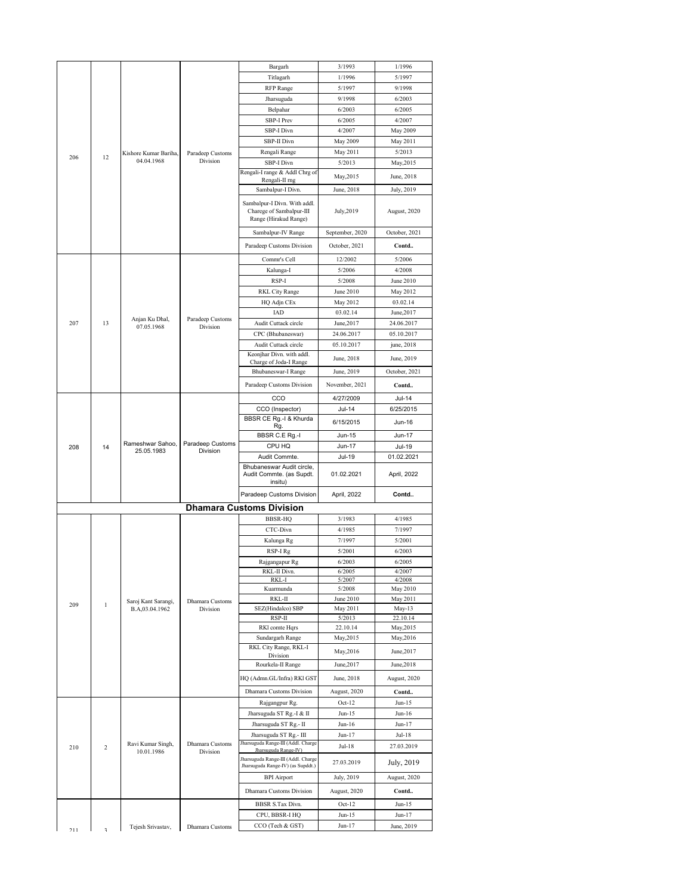| | | | | | | |
|---|---|---|---|---|---|---|
| 206 | 12 | Kishore Kumar Bariha, 04.04.1968 | Paradeep Customs Division | Bargarh | 3/1993 | 1/1996 |
| | | | | Titlagarh | 1/1996 | 5/1997 |
| | | | | RFP Range | 5/1997 | 9/1998 |
| | | | | Jharsuguda | 9/1998 | 6/2003 |
| | | | | Belpahar | 6/2003 | 6/2005 |
| | | | | SBP-I Prev | 6/2005 | 4/2007 |
| | | | | SBP-I Divn | 4/2007 | May 2009 |
| | | | | SBP-II Divn | May 2009 | May 2011 |
| | | | | Rengali Range | May 2011 | 5/2013 |
| | | | | SBP-I Divn | 5/2013 | May,2015 |
| | | | | Rengali-I range & Addl Chrg of Rengali-II rng | May,2015 | June, 2018 |
| | | | | Sambalpur-I Divn. | June, 2018 | July, 2019 |
| | | | | Sambalpur-I Divn. With addl. Charege of Sambalpur-III Range (Hirakud Range) | July,2019 | August, 2020 |
| | | | | Sambalpur-IV Range | September, 2020 | October, 2021 |
| | | | | Paradeep Customs Division | October, 2021 | **Contd..** |
| 207 | 13 | Anjan Ku Dhal, 07.05.1968 | Paradeep Customs Division | Commr's Cell | 12/2002 | 5/2006 |
| | | | | Kalunga-I | 5/2006 | 4/2008 |
| | | | | RSP-I | 5/2008 | June 2010 |
| | | | | RKL City Range | June 2010 | May 2012 |
| | | | | HQ Adjn CEx | May 2012 | 03.02.14 |
| | | | | IAD | 03.02.14 | June,2017 |
| | | | | Audit Cuttack circle | June,2017 | 24.06.2017 |
| | | | | CPC (Bhubaneswar) | 24.06.2017 | 05.10.2017 |
| | | | | Audit Cuttack circle | 05.10.2017 | june, 2018 |
| | | | | Keonjhar Divn. with addl. Charge of Joda-I Range | June, 2018 | June, 2019 |
| | | | | Bhubaneswar-I Range | June, 2019 | October, 2021 |
| | | | | Paradeep Customs Division | November, 2021 | **Contd..** |
| 208 | 14 | Rameshwar Sahoo, 25.05.1983 | Paradeep Customs Division | CCO | 4/27/2009 | Jul-14 |
| | | | | CCO (Inspector) | Jul-14 | 6/25/2015 |
| | | | | BBSR CE Rg.-I & Khurda Rg. | 6/15/2015 | Jun-16 |
| | | | | BBSR C.E Rg.-I | Jun-15 | Jun-17 |
| | | | | CPU HQ | Jun-17 | Jul-19 |
| | | | | Audit Commte. | Jul-19 | 01.02.2021 |
| | | | | Bhubaneswar Audit circle, Audit Commte. (as Supdt. insitu) | 01.02.2021 | April, 2022 |
| | | | | Paradeep Customs Division | April, 2022 | **Contd..** |
| | | | | **Dhamara Customs Division** | | |
| 209 | 1 | Saroj Kant Sarangi, B.A,03.04.1962 | Dhamara Customs Division | BBSR-HQ | 3/1983 | 4/1985 |
| | | | | CTC-Divn | 4/1985 | 7/1997 |
| | | | | Kalunga Rg | 7/1997 | 5/2001 |
| | | | | RSP-I Rg | 5/2001 | 6/2003 |
| | | | | Rajgangapur Rg | 6/2003 | 6/2005 |
| | | | | RKL-II Divn. | 6/2005 | 4/2007 |
| | | | | RKL-I | 5/2007 | 4/2008 |
| | | | | Kuarmunda | 5/2008 | May 2010 |
| | | | | RKL-II | June 2010 | May 2011 |
| | | | | SEZ(Hindalco) SBP | May 2011 | May-13 |
| | | | | RSP-II | 5/2013 | 22.10.14 |
| | | | | RKl comte Hqrs | 22.10.14 | May,2015 |
| | | | | Sundargarh Range | May,2015 | May,2016 |
| | | | | RKL City Range, RKL-I Division | May,2016 | June,2017 |
| | | | | Rourkela-II Range | June,2017 | June,2018 |
| | | | | HQ (Admn.GL/Infra) RKl GST | June, 2018 | August, 2020 |
| | | | | Dhamara Customs Division | August, 2020 | **Contd..** |
| 210 | 2 | Ravi Kumar Singh, 10.01.1986 | Dhamara Customs Division | Rajgangpur Rg. | Oct-12 | Jun-15 |
| | | | | Jharsuguda ST Rg.-I & II | Jun-15 | Jun-16 |
| | | | | Jharsuguda ST Rg.- II | Jun-16 | Jun-17 |
| | | | | Jharsuguda ST Rg.- III | Jun-17 | Jul-18 |
| | | | | Jharsuguda Range-III (Addl. Charge Jharsuguda Range-IV) | Jul-18 | 27.03.2019 |
| | | | | Jharsuguda Range-III (Addl. Charge Jharsuguda Range-IV) (as Supddt.) | 27.03.2019 | July, 2019 |
| | | | | BPI Airport | July, 2019 | August, 2020 |
| | | | | Dhamara Customs Division | August, 2020 | **Contd..** |
| 211 | 3 | Tejesh Srivastav, | Dhamara Customs | BBSR S.Tax Divn. | Oct-12 | Jun-15 |
| | | | | CPU, BBSR-I HQ | Jun-15 | Jun-17 |
| | | | | CCO (Tech & GST) | Jun-17 | June, 2019 |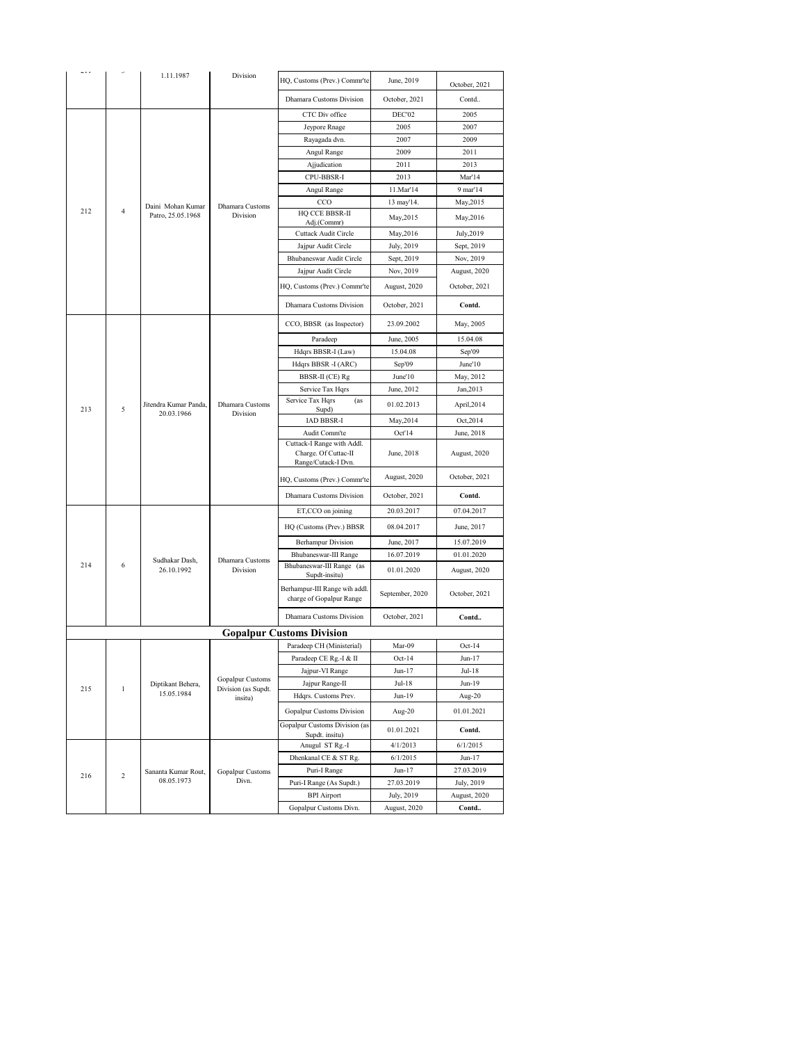| | | | | | | |
|---|---|---|---|---|---|---|
| 211 | 3 | 1.11.1987 | Division | HQ, Customs (Prev.) Commr'te | June, 2019 | October, 2021 |
| | | | | Dhamara Customs Division | October, 2021 | Contd.. |
| 212 | 4 | Daini Mohan Kumar Patro, 25.05.1968 | Dhamara Customs Division | CTC Div office | DEC'02 | 2005 |
| | | | | Jeypore Rnage | 2005 | 2007 |
| | | | | Rayagada dvn. | 2007 | 2009 |
| | | | | Angul Range | 2009 | 2011 |
| | | | | Ajjudication | 2011 | 2013 |
| | | | | CPU-BBSR-I | 2013 | Mar'14 |
| | | | | Angul Range | 11.Mar'14 | 9 mar'14 |
| | | | | CCO | 13 may'14. | May,2015 |
| | | | | HQ CCE BBSR-II Adj.(Commr) | May,2015 | May,2016 |
| | | | | Cuttack Audit Circle | May,2016 | July,2019 |
| | | | | Jajpur Audit Circle | July, 2019 | Sept, 2019 |
| | | | | Bhubaneswar Audit Circle | Sept, 2019 | Nov, 2019 |
| | | | | Jajpur Audit Circle | Nov, 2019 | August, 2020 |
| | | | | HQ, Customs (Prev.) Commr'te | August, 2020 | October, 2021 |
| | | | | Dhamara Customs Division | October, 2021 | **Contd.** |
| 213 | 5 | Jitendra Kumar Panda, 20.03.1966 | Dhamara Customs Division | CCO, BBSR (as Inspector) | 23.09.2002 | May, 2005 |
| | | | | Paradeep | June, 2005 | 15.04.08 |
| | | | | Hdqrs BBSR-I (Law) | 15.04.08 | Sep'09 |
| | | | | Hdqrs BBSR -I (ARC) | Sep'09 | June'10 |
| | | | | BBSR-II (CE) Rg | June'10 | May, 2012 |
| | | | | Service Tax Hqrs | June, 2012 | Jan,2013 |
| | | | | Service Tax Hqrs (as Supd) | 01.02.2013 | April,2014 |
| | | | | IAD BBSR-I | May,2014 | Oct,2014 |
| | | | | Audit Comm'te | Oct'14 | June, 2018 |
| | | | | Cuttack-I Range with Addl. Charge. Of Cuttac-II Range/Cutack-I Dvn. | June, 2018 | August, 2020 |
| | | | | HQ, Customs (Prev.) Commr'te | August, 2020 | October, 2021 |
| | | | | Dhamara Customs Division | October, 2021 | **Contd.** |
| 214 | 6 | Sudhakar Dash, 26.10.1992 | Dhamara Customs Division | ET,CCO on joining | 20.03.2017 | 07.04.2017 |
| | | | | HQ (Customs (Prev.) BBSR | 08.04.2017 | June, 2017 |
| | | | | Berhampur Division | June, 2017 | 15.07.2019 |
| | | | | Bhubaneswar-III Range | 16.07.2019 | 01.01.2020 |
| | | | | Bhubaneswar-III Range (as Supdt-insitu) | 01.01.2020 | August, 2020 |
| | | | | Berhampur-III Range wih addl. charge of Gopalpur Range | September, 2020 | October, 2021 |
| | | | | Dhamara Customs Division | October, 2021 | **Contd..** |
| | | | **Gopalpur Customs Division** | | | |
| 215 | 1 | Diptikant Behera, 15.05.1984 | Gopalpur Customs Division (as Supdt. insitu) | Paradeep CH (Ministerial) | Mar-09 | Oct-14 |
| | | | | Paradeep CE Rg.-I & II | Oct-14 | Jun-17 |
| | | | | Jajpur-VI Range | Jun-17 | Jul-18 |
| | | | | Jajpur Range-II | Jul-18 | Jun-19 |
| | | | | Hdqrs. Customs Prev. | Jun-19 | Aug-20 |
| | | | | Gopalpur Customs Division | Aug-20 | 01.01.2021 |
| | | | | Gopalpur Customs Division (as Supdt. insitu) | 01.01.2021 | **Contd.** |
| 216 | 2 | Sananta Kumar Rout, 08.05.1973 | Gopalpur Customs Divn. | Anugul ST Rg.-I | 4/1/2013 | 6/1/2015 |
| | | | | Dhenkanal CE & ST Rg. | 6/1/2015 | Jun-17 |
| | | | | Puri-I Range | Jun-17 | 27.03.2019 |
| | | | | Puri-I Range (As Supdt.) | 27.03.2019 | July, 2019 |
| | | | | BPI Airport | July, 2019 | August, 2020 |
| | | | | Gopalpur Customs Divn. | August, 2020 | **Contd..** |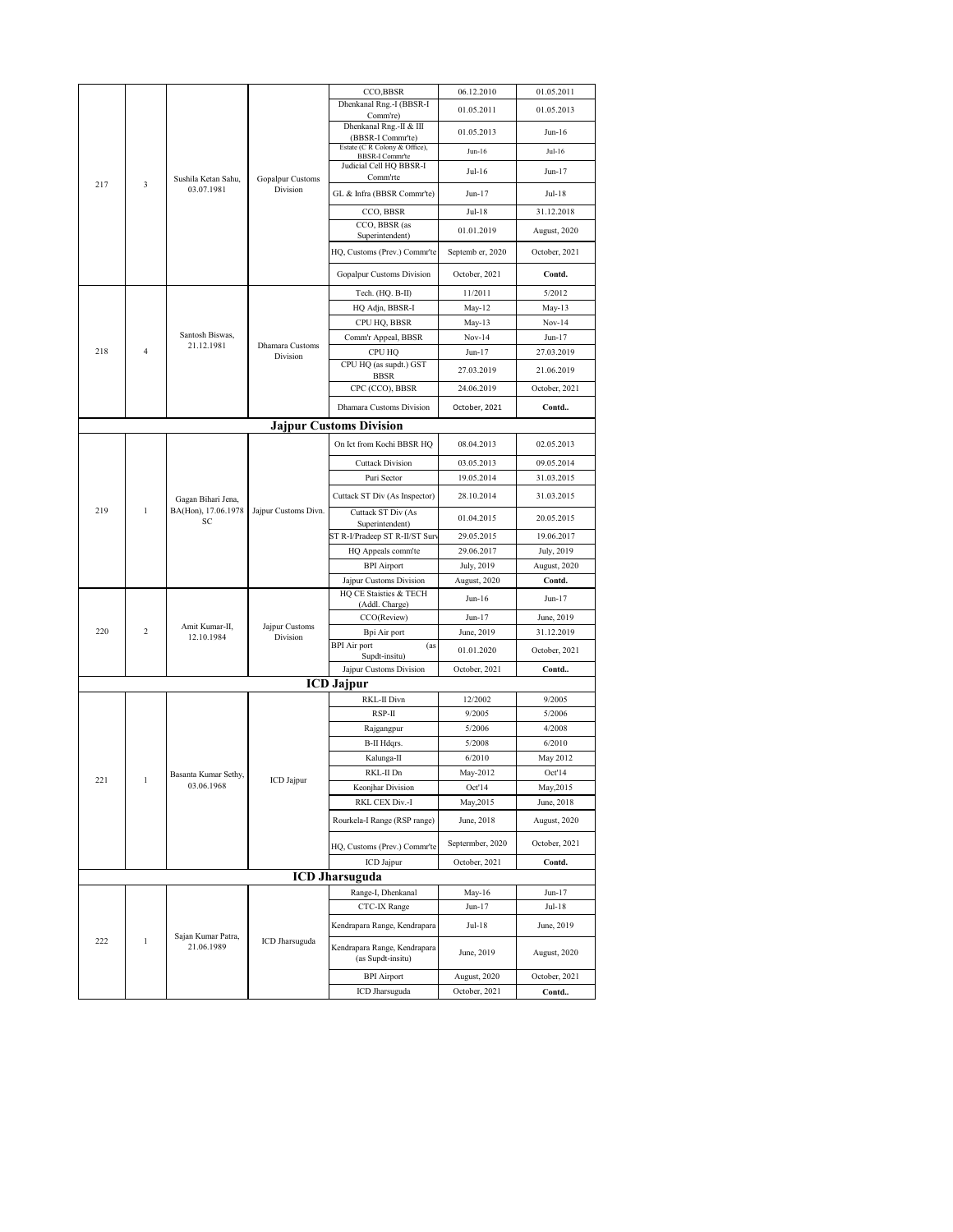| | | | | | | |
|---|---|---|---|---|---|---|
| 217 | 3 | Sushila Ketan Sahu, 03.07.1981 | Gopalpur Customs Division | CCO,BBSR | 06.12.2010 | 01.05.2011 |
| | | | | Dhenkanal Rng.-I (BBSR-I Comm're) | 01.05.2011 | 01.05.2013 |
| | | | | Dhenkanal Rng.-II & III (BBSR-I Commr'te) | 01.05.2013 | Jun-16 |
| | | | | Estate (C R Colony & Office), BBSR-I Commr'te | Jun-16 | Jul-16 |
| | | | | Judicial Cell HQ BBSR-I Comm'rte | Jul-16 | Jun-17 |
| | | | | GL & Infra (BBSR Commr'te) | Jun-17 | Jul-18 |
| | | | | CCO, BBSR | Jul-18 | 31.12.2018 |
| | | | | CCO, BBSR (as Superintendent) | 01.01.2019 | August, 2020 |
| | | | | HQ, Customs (Prev.) Commr'te | Septemb er, 2020 | October, 2021 |
| | | | | Gopalpur Customs Division | October, 2021 | **Contd.** |
| 218 | 4 | Santosh Biswas, 21.12.1981 | Dhamara Customs Division | Tech. (HQ. B-II) | 11/2011 | 5/2012 |
| | | | | HQ Adjn, BBSR-I | May-12 | May-13 |
| | | | | CPU HQ, BBSR | May-13 | Nov-14 |
| | | | | Comm'r Appeal, BBSR | Nov-14 | Jun-17 |
| | | | | CPU HQ | Jun-17 | 27.03.2019 |
| | | | | CPU HQ (as supdt.) GST BBSR | 27.03.2019 | 21.06.2019 |
| | | | | CPC (CCO), BBSR | 24.06.2019 | October, 2021 |
| | | | | Dhamara Customs Division | October, 2021 | **Contd..** |
| **Jajpur Customs Division** | | | | | | |
| 219 | 1 | Gagan Bihari Jena, BA(Hon), 17.06.1978 SC | Jajpur Customs Divn. | On lct from Kochi BBSR HQ | 08.04.2013 | 02.05.2013 |
| | | | | Cuttack Division | 03.05.2013 | 09.05.2014 |
| | | | | Puri Sector | 19.05.2014 | 31.03.2015 |
| | | | | Cuttack ST Div (As Inspector) | 28.10.2014 | 31.03.2015 |
| | | | | Cuttack ST Div (As Superintendent) | 01.04.2015 | 20.05.2015 |
| | | | | ST R-I/Pradeep ST R-II/ST Surv | 29.05.2015 | 19.06.2017 |
| | | | | HQ Appeals comm'te | 29.06.2017 | July, 2019 |
| | | | | BPI Airport | July, 2019 | August, 2020 |
| | | | | Jajpur Customs Division | August, 2020 | **Contd.** |
| 220 | 2 | Amit Kumar-II, 12.10.1984 | Jajpur Customs Division | HQ CE Staistics & TECH (Addl. Charge) | Jun-16 | Jun-17 |
| | | | | CCO(Review) | Jun-17 | June, 2019 |
| | | | | Bpi Air port | June, 2019 | 31.12.2019 |
| | | | | BPI Air port (as Supdt-insitu) | 01.01.2020 | October, 2021 |
| | | | | Jajpur Customs Division | October, 2021 | **Contd..** |
| **ICD Jajpur** | | | | | | |
| 221 | 1 | Basanta Kumar Sethy, 03.06.1968 | ICD Jajpur | RKL-II Divn | 12/2002 | 9/2005 |
| | | | | RSP-II | 9/2005 | 5/2006 |
| | | | | Rajgangpur | 5/2006 | 4/2008 |
| | | | | B-II Hdqrs. | 5/2008 | 6/2010 |
| | | | | Kalunga-II | 6/2010 | May 2012 |
| | | | | RKL-II Dn | May-2012 | Oct'14 |
| | | | | Keonjhar Division | Oct'14 | May,2015 |
| | | | | RKL CEX Div.-I | May,2015 | June, 2018 |
| | | | | Rourkela-I Range (RSP range) | June, 2018 | August, 2020 |
| | | | | HQ, Customs (Prev.) Commr'te | Septermber, 2020 | October, 2021 |
| | | | | ICD Jajpur | October, 2021 | **Contd.** |
| **ICD Jharsuguda** | | | | | | |
| 222 | 1 | Sajan Kumar Patra, 21.06.1989 | ICD Jharsuguda | Range-I, Dhenkanal | May-16 | Jun-17 |
| | | | | CTC-IX Range | Jun-17 | Jul-18 |
| | | | | Kendrapara Range, Kendrapara | Jul-18 | June, 2019 |
| | | | | Kendrapara Range, Kendrapara (as Supdt-insitu) | June, 2019 | August, 2020 |
| | | | | BPI Airport | August, 2020 | October, 2021 |
| | | | | ICD Jharsuguda | October, 2021 | **Contd..** |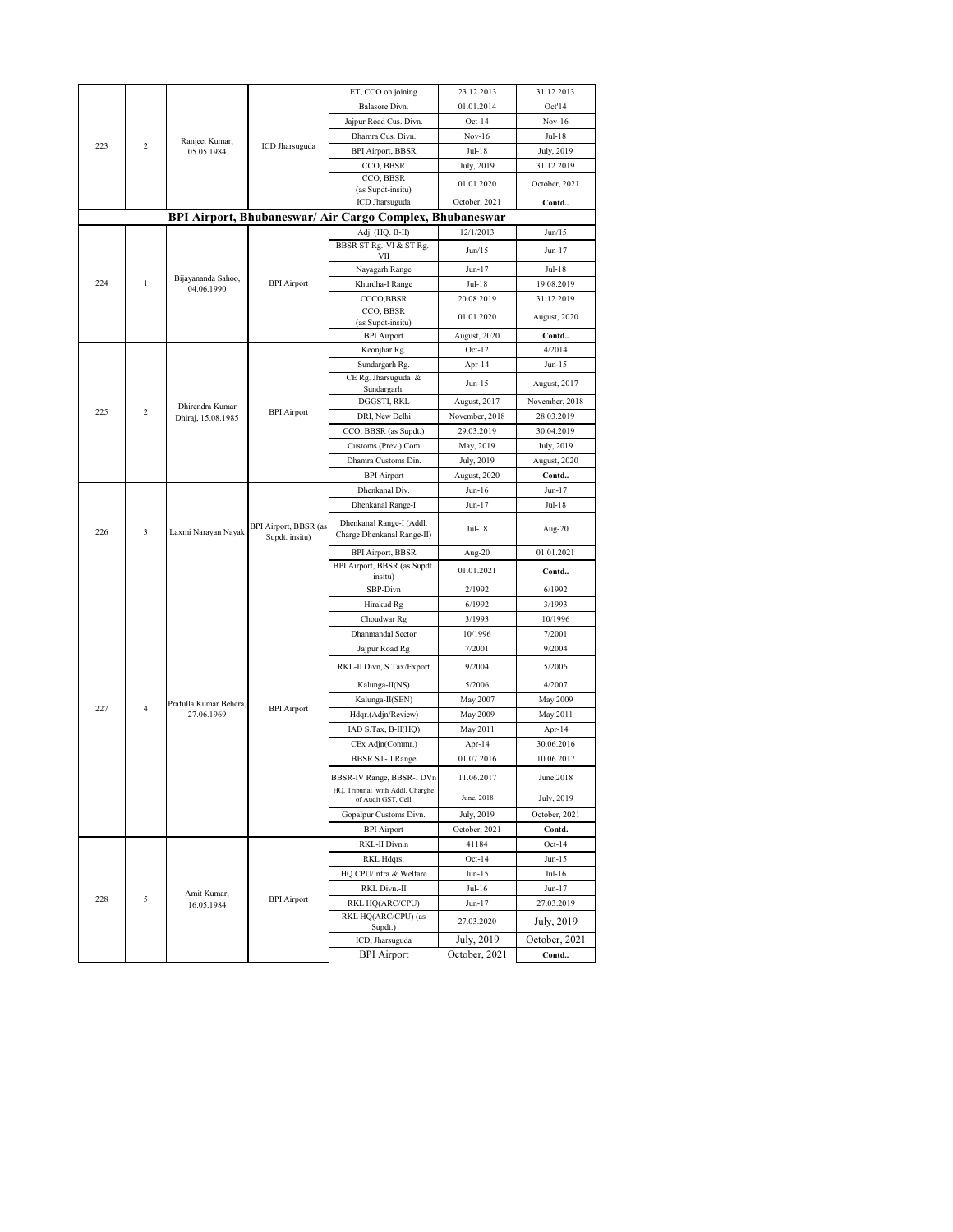| | | | | | | |
|---|---|---|---|---|---|---|
| 223 | 2 | Ranjeet Kumar, 05.05.1984 | ICD Jharsuguda | ET, CCO on joining | 23.12.2013 | 31.12.2013 |
| | | | | Balasore Divn. | 01.01.2014 | Oct'14 |
| | | | | Jajpur Road Cus. Divn. | Oct-14 | Nov-16 |
| | | | | Dhamra Cus. Divn. | Nov-16 | Jul-18 |
| | | | | BPI Airport, BBSR | Jul-18 | July, 2019 |
| | | | | CCO, BBSR | July, 2019 | 31.12.2019 |
| | | | | CCO, BBSR (as Supdt-insitu) | 01.01.2020 | October, 2021 |
| | | | | ICD Jharsuguda | October, 2021 | **Contd..** |
| **BPI Airport, Bhubaneswar/ Air Cargo Complex, Bhubaneswar** | | | | | | |
| 224 | 1 | Bijayananda Sahoo, 04.06.1990 | BPI Airport | Adj. (HQ. B-II) | 12/1/2013 | Jun/15 |
| | | | | BBSR ST Rg.-VI & ST Rg.-VII | Jun/15 | Jun-17 |
| | | | | Nayagarh Range | Jun-17 | Jul-18 |
| | | | | Khurdha-I Range | Jul-18 | 19.08.2019 |
| | | | | CCCO,BBSR | 20.08.2019 | 31.12.2019 |
| | | | | CCO, BBSR (as Supdt-insitu) | 01.01.2020 | August, 2020 |
| | | | | BPI Airport | August, 2020 | **Contd..** |
| 225 | 2 | Dhirendra Kumar Dhiraj, 15.08.1985 | BPI Airport | Keonjhar Rg. | Oct-12 | 4/2014 |
| | | | | Sundargarh Rg. | Apr-14 | Jun-15 |
| | | | | CE Rg. Jharsuguda & Sundargarh. | Jun-15 | August, 2017 |
| | | | | DGGSTI, RKL | August, 2017 | November, 2018 |
| | | | | DRI, New Delhi | November, 2018 | 28.03.2019 |
| | | | | CCO, BBSR (as Supdt.) | 29.03.2019 | 30.04.2019 |
| | | | | Customs (Prev.) Com | May, 2019 | July, 2019 |
| | | | | Dhamra Customs Din. | July, 2019 | August, 2020 |
| | | | | BPI Airport | August, 2020 | **Contd..** |
| 226 | 3 | Laxmi Narayan Nayak | BPI Airport, BBSR (as Supdt. insitu) | Dhenkanal Div. | Jun-16 | Jun-17 |
| | | | | Dhenkanal Range-I | Jun-17 | Jul-18 |
| | | | | Dhenkanal Range-I (Addl. Charge Dhenkanal Range-II) | Jul-18 | Aug-20 |
| | | | | BPI Airport, BBSR | Aug-20 | 01.01.2021 |
| | | | | BPI Airport, BBSR (as Supdt. insitu) | 01.01.2021 | **Contd..** |
| 227 | 4 | Prafulla Kumar Behera, 27.06.1969 | BPI Airport | SBP-Divn | 2/1992 | 6/1992 |
| | | | | Hirakud Rg | 6/1992 | 3/1993 |
| | | | | Choudwar Rg | 3/1993 | 10/1996 |
| | | | | Dhanmandal Sector | 10/1996 | 7/2001 |
| | | | | Jajpur Road Rg | 7/2001 | 9/2004 |
| | | | | RKL-II Divn, S.Tax/Export | 9/2004 | 5/2006 |
| | | | | Kalunga-II(NS) | 5/2006 | 4/2007 |
| | | | | Kalunga-II(SEN) | May 2007 | May 2009 |
| | | | | Hdqr.(Adjn/Review) | May 2009 | May 2011 |
| | | | | IAD S.Tax, B-II(HQ) | May 2011 | Apr-14 |
| | | | | CEx Adjn(Commr.) | Apr-14 | 30.06.2016 |
| | | | | BBSR ST-II Range | 01.07.2016 | 10.06.2017 |
| | | | | BBSR-IV Range, BBSR-I DVn | 11.06.2017 | June,2018 |
| | | | | HQ, Tribunal with Addl. Charghe of Audit GST, Cell | June, 2018 | July, 2019 |
| | | | | Gopalpur Customs Divn. | July, 2019 | October, 2021 |
| | | | | BPI Airport | October, 2021 | **Contd.** |
| 228 | 5 | Amit Kumar, 16.05.1984 | BPI Airport | RKL-II Divn.n | 41184 | Oct-14 |
| | | | | RKL Hdqrs. | Oct-14 | Jun-15 |
| | | | | HQ CPU/Infra & Welfare | Jun-15 | Jul-16 |
| | | | | RKL Divn.-II | Jul-16 | Jun-17 |
| | | | | RKL HQ(ARC/CPU) | Jun-17 | 27.03.2019 |
| | | | | RKL HQ(ARC/CPU) (as Supdt.) | 27.03.2020 | July, 2019 |
| | | | | ICD, Jharsuguda | July, 2019 | October, 2021 |
| | | | | BPI Airport | October, 2021 | **Contd..** |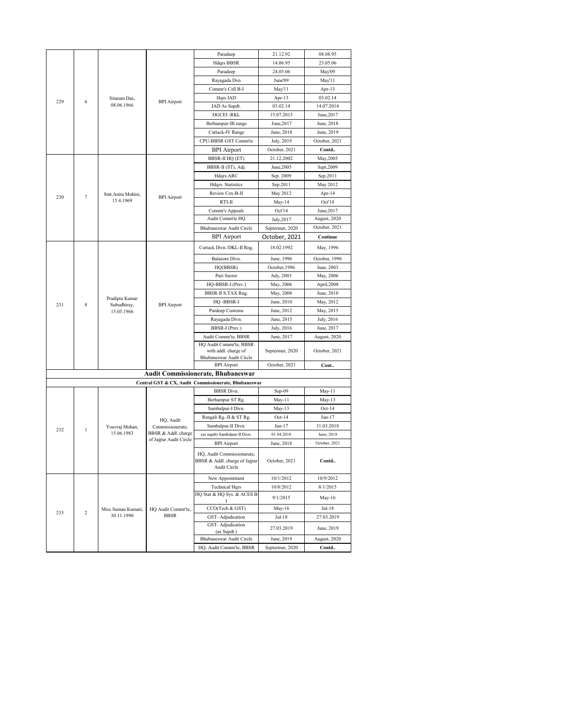| | | | | | | |
|---|---|---|---|---|---|---|
| 229 | 6 | Sitaram Das, 08.06.1966 | BPI Airport | Paradeep | 21.12.92 | 08.08.95 |
| | | | | Hdqrs BBSR | 14.06.95 | 23.05.06 |
| | | | | Paradeep | 24.05.06 | May'09 |
| | | | | Rayagada Dvn | June'09 | May'11 |
| | | | | Commr's Cell B-I | May'11 | Apr-13 |
| | | | | Hqrs IAD | Apr-13 | 03.02.14 |
| | | | | IAD As Supdt. | 03.02.14 | 14.07.2014 |
| | | | | DGCEI -RKL | 15.07.2015 | June,2017 |
| | | | | Berhampur-III range | June,2017 | June, 2018 |
| | | | | Cuttack-IV Range | June, 2018 | June, 2019 |
| | | | | CPU-BBSR GST Comm'te | July, 2019 | October, 2021 |
| | | | | BPI Airport | October, 2021 | Contd.. |
| 230 | 7 | Smt.Anita Mohini, 15.4.1969 | BPI Airport | BBSR-II HQ (ET) | 21.12.2002 | May,2005 |
| | | | | BBSR-II (ST), Adj. | June,2005 | Sept,2009 |
| | | | | Hdqrs.ARC | Sep. 2009 | Sep.2011 |
| | | | | Hdqrs. Statistics | Sep.2011 | May 2012 |
| | | | | Review Cex-B-II | May 2012 | Apr-14 |
| | | | | RTI-II | May-14 | Oct'14 |
| | | | | Commr's Appeals | Oct'14 | June,2017 |
| | | | | Audit Comm'te HQ | July,2017 | August, 2020 |
| | | | | Bhubaneswar Audit Circle | Septermer, 2020 | October, 2021 |
| | | | | BPI Airport | October, 2021 | Continue |
| 231 | 8 | Pradipta Kumar Subudhiray, 15.05.1966 | BPI Airport | Cuttack Divn./DKL-II Rng. | 18.02.1992 | May, 1996 |
| | | | | Balasore Divn. | June, 1996 | October, 1996 |
| | | | | HQ(BBSR) | October,1996 | June, 2003 |
| | | | | Puri Sector | July, 2003 | May, 2006 |
| | | | | HQ-BBSR-I (Prev.) | May, 2006 | April,2008 |
| | | | | BBSR-II S.TAX Rng. | May, 2008 | June, 2010 |
| | | | | HQ -BBSR-I | June, 2010 | May, 2012 |
| | | | | Pardeep Customs | June, 2012 | May, 2015 |
| | | | | Rayagada Divn. | June, 2015 | July, 2016 |
| | | | | BBSR-I (Prev.) | July, 2016 | June, 2017 |
| | | | | Audit Commr'te, BBSR | June, 2017 | August, 2020 |
| | | | | HQ Audit Commr'te, BBSR with addl. charge of Bhubaneswar Audit Circle | Septermer, 2020 | October, 2021 |
| | | | | BPI Airport | October, 2021 | Cont.. |
| **Audit Commissionerate, Bhubaneswar** | | | | | | |
| **Central GST & CX, Audit Commissionerate, Bhubaneswar** | | | | | | |
| 232 | 1 | Youvraj Mohan, 15.06.1983 | HQ, Audit Commissionerate, BBSR & Addl. charge of Jajpur Audit Circle | BBSR Divn. | Sep-09 | May-11 |
| | | | | Berhampur ST Rg. | May-11 | May-13 |
| | | | | Sambalpur-I Divn. | May-13 | Oct-14 |
| | | | | Rengali Rg.-II & ST Rg. | Oct-14 | Jun-17 |
| | | | | Sambalpur-II Divn. | Jun-17 | 31.03.2018 |
| | | | | (as supdt) Sambalpur-II Divn. | 01.04.2018 | June, 2018 |
| | | | | BPI Airport | June, 2018 | October, 2021 |
| | | | | HQ, Audit Commissionerate, BBSR & Addl. charge of Jajpur Audit Circle | October, 2021 | Contd.. |
| 233 | 2 | Miss Suman Kumari, 30.11.1990 | HQ Audit Commr'te, BBSR | New Appointment | 10/1/2012 | 10/9/2012 |
| | | | | Technical Hqrs | 10/8/2012 | 8/1/2015 |
| | | | | HQ Stat & HQ Sys. & ACES B-I | 9/1/2015 | May-16 |
| | | | | CCO(Tech & GST) | May-16 | Jul-18 |
| | | | | GST- Adjudication | Jul-18 | 27.03.2019 |
| | | | | GST- Adjudication (as Supdt.) | 27.03.2019 | June, 2019 |
| | | | | Bhubaneswar Audit Circle | June, 2019 | August, 2020 |
| | | | | HQ, Audit Commr'te, BBSR | Septermer, 2020 | Contd.. |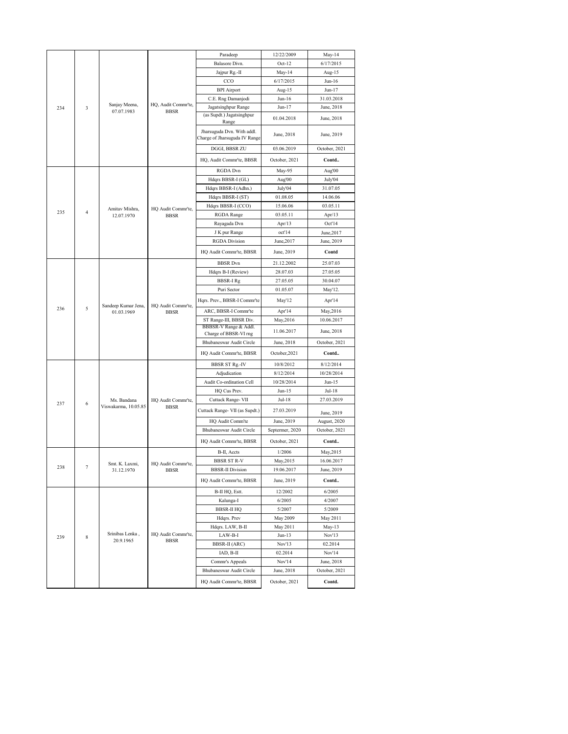| | | | | | | |
|---|---|---|---|---|---|---|
| 234 | 3 | Sanjay Meena, 07.07.1983 | HQ, Audit Commr'te, BBSR | Paradeep | 12/22/2009 | May-14 |
| | | | | Balasore Divn. | Oct-12 | 6/17/2015 |
| | | | | Jajpur Rg.-II | May-14 | Aug-15 |
| | | | | CCO | 6/17/2015 | Jun-16 |
| | | | | BPI Airport | Aug-15 | Jun-17 |
| | | | | C.E. Rng Damanjodi | Jun-16 | 31.03.2018 |
| | | | | Jagatsinghpur Range | Jun-17 | June, 2018 |
| | | | | (as Supdt.) Jagatsinghpur Range | 01.04.2018 | June, 2018 |
| | | | | Jharsuguda Dvn. With addl. Charge of Jharsuguda IV Range | June, 2018 | June, 2019 |
| | | | | DGGI, BBSR ZU | 03.06.2019 | October, 2021 |
| | | | | HQ, Audit Commr'te, BBSR | October, 2021 | **Contd..** |
| 235 | 4 | Amitav Mishra, 12.07.1970 | HQ Audit Commr'te, BBSR | RGDA Dvn | May-95 | Aug'00 |
| | | | | Hdqrs BBSR-I (GL) | Aug'00 | July'04 |
| | | | | Hdqrs BBSR-I (Adhn.) | July'04 | 31.07.05 |
| | | | | Hdqrs BBSR-I (ST) | 01.08.05 | 14.06.06 |
| | | | | Hdqrs BBSR-I (CCO) | 15.06.06 | 03.05.11 |
| | | | | RGDA Range | 03.05.11 | Apr/13 |
| | | | | Rayagada Dvn | Apr/13 | Oct'14 |
| | | | | J K pur Range | oct'14 | June,2017 |
| | | | | RGDA Division | June,2017 | June, 2019 |
| | | | | HQ Audit Commr'te, BBSR | June, 2019 | **Contd** |
| 236 | 5 | Sandeep Kumar Jena, 01.03.1969 | HQ Audit Commr'te, BBSR | BBSR Dvn | 21.12.2002 | 25.07.03 |
| | | | | Hdqrs B-I (Review) | 28.07.03 | 27.05.05 |
| | | | | BBSR-I Rg | 27.05.05 | 30.04.07 |
| | | | | Puri Sector | 01.05.07 | May'12. |
| | | | | Hqrs. Prev., BBSR-I Commr'te | May'12 | Apr'14 |
| | | | | ARC, BBSR-I Commr'te | Apr'14 | May,2016 |
| | | | | ST Range-III, BBSR Div. | May,2016 | 10.06.2017 |
| | | | | BBBSR-V Range & Addl. Charge of BBSR-VI rng | 11.06.2017 | June, 2018 |
| | | | | Bhubaneswar Audit Circle | June, 2018 | October, 2021 |
| | | | | HQ Audit Commr'te, BBSR | October,2021 | **Contd..** |
| 237 | 6 | Ms. Bandana Viswakarma, 10.05.85 | HQ Audit Commr'te, BBSR | BBSR ST Rg.-IV | 10/8/2012 | 8/12/2014 |
| | | | | Adjudication | 8/12/2014 | 10/28/2014 |
| | | | | Audit Co-ordination Cell | 10/28/2014 | Jun-15 |
| | | | | HQ Cus Prev. | Jun-15 | Jul-18 |
| | | | | Cuttack Range- VII | Jul-18 | 27.03.2019 |
| | | | | Cuttack Range- VII (as Supdt.) | 27.03.2019 | June, 2019 |
| | | | | HQ Audit Comm'te | June, 2019 | August, 2020 |
| | | | | Bhubaneswar Audit Circle | Septermer, 2020 | October, 2021 |
| | | | | HQ Audit Commr'te, BBSR | October, 2021 | **Contd..** |
| 238 | 7 | Smt. K. Laxmi, 31.12.1970 | HQ Audit Commr'te, BBSR | B-II, Accts | 1/2006 | May,2015 |
| | | | | BBSR ST R-V | May,2015 | 16.06.2017 |
| | | | | BBSR-II Division | 19.06.2017 | June, 2019 |
| | | | | HQ Audit Commr'te, BBSR | June, 2019 | **Contd..** |
| 239 | 8 | Srinibas Lenka , 20.9.1965 | HQ Audit Commr'te, BBSR | B-II HQ, Estt. | 12/2002 | 6/2005 |
| | | | | Kalunga-I | 6/2005 | 4/2007 |
| | | | | BBSR-II HQ | 5/2007 | 5/2009 |
| | | | | Hdqrs. Prev | May 2009 | May 2011 |
| | | | | Hdqrs. LAW, B-II | May 2011 | May-13 |
| | | | | LAW-B-I | Jun-13 | Nov'13 |
| | | | | BBSR-II (ARC) | Nov'13 | 02.2014 |
| | | | | IAD, B-II | 02.2014 | Nov'14 |
| | | | | Commr's Appeals | Nov'14 | June, 2018 |
| | | | | Bhubaneswar Audit Circle | June, 2018 | October, 2021 |
| | | | | HQ Audit Commr'te, BBSR | October, 2021 | **Contd.** |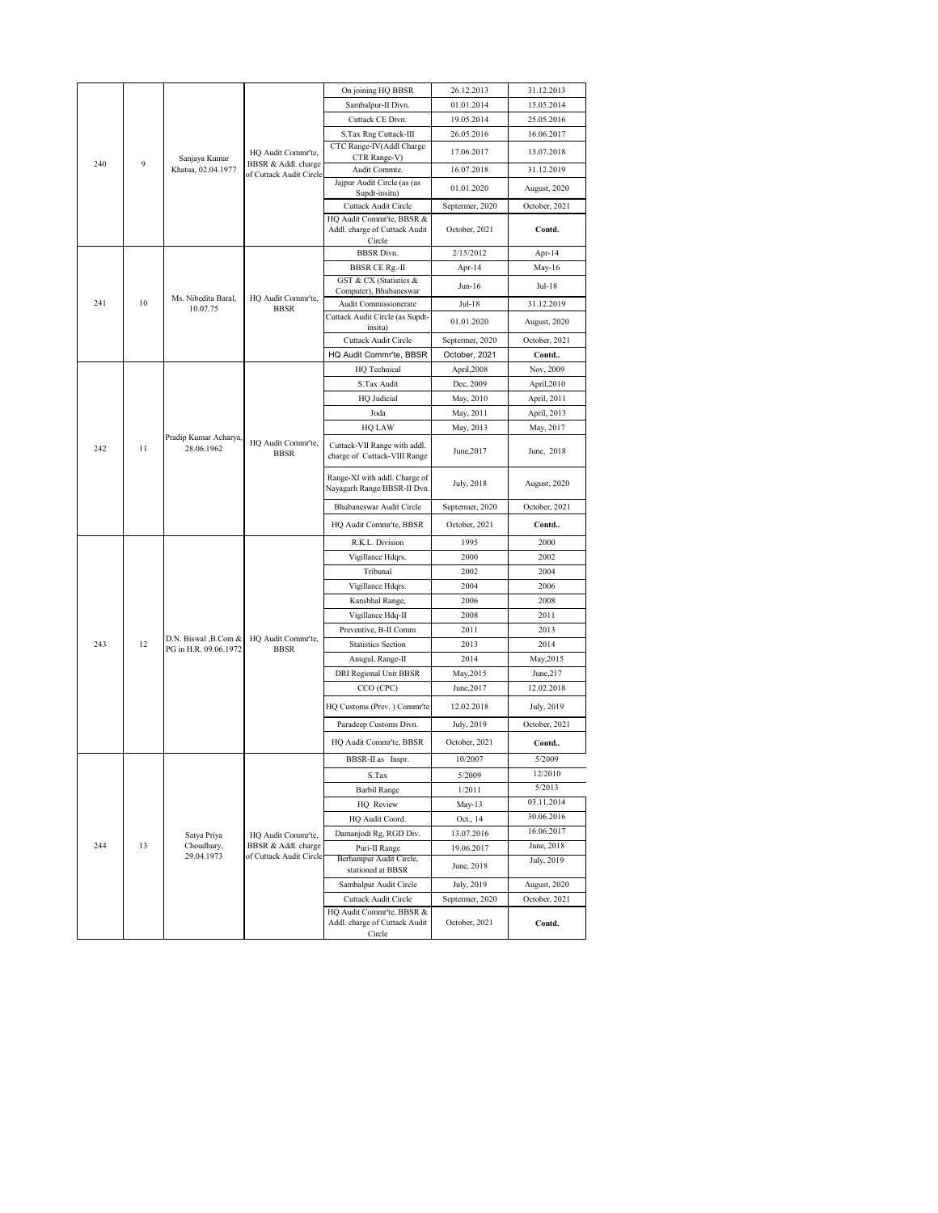| | | | | | | |
|---|---|---|---|---|---|---|
| 240 | 9 | Sanjaya Kumar Khatua, 02.04.1977 | HQ Audit Commr'te, BBSR & Addl. charge of Cuttack Audit Circle | On joining HQ BBSR | 26.12.2013 | 31.12.2013 |
| | | | | Sambalpur-II Divn. | 01.01.2014 | 15.05.2014 |
| | | | | Cuttack CE Divn. | 19.05.2014 | 25.05.2016 |
| | | | | S.Tax Rng Cuttack-III | 26.05.2016 | 16.06.2017 |
| | | | | CTC Range-IV(Addl Charge CTR Range-V) | 17.06.2017 | 13.07.2018 |
| | | | | Audit Commte. | 16.07.2018 | 31.12.2019 |
| | | | | Jajpur Audit Circle (as (as Supdt-insitu) | 01.01.2020 | August, 2020 |
| | | | | Cuttack Audit Circle | Septermer, 2020 | October, 2021 |
| | | | | HQ Audit Commr'te, BBSR & Addl. charge of Cuttack Audit Circle | October, 2021 | **Contd.** |
| 241 | 10 | Ms. Nibedita Baral, 10.07.75 | HQ Audit Commr'te, BBSR | BBSR Divn. | 2/15/2012 | Apr-14 |
| | | | | BBSR CE Rg.-II | Apr-14 | May-16 |
| | | | | GST & CX (Statistics & Computer), Bhubaneswar | Jun-16 | Jul-18 |
| | | | | Audit Commissionerate | Jul-18 | 31.12.2019 |
| | | | | Cuttack Audit Circle (as Supdt-insitu) | 01.01.2020 | August, 2020 |
| | | | | Cuttack Audit Circle | Septermer, 2020 | October, 2021 |
| | | | | HQ Audit Commr'te, BBSR | October, 2021 | **Contd..** |
| 242 | 11 | Pradip Kumar Acharya, 28.06.1962 | HQ Audit Commr'te, BBSR | HQ Technical | April,2008 | Nov, 2009 |
| | | | | S.Tax Audit | Dec, 2009 | April,2010 |
| | | | | HQ Judicial | May, 2010 | April, 2011 |
| | | | | Joda | May, 2011 | April, 2013 |
| | | | | HQ LAW | May, 2013 | May, 2017 |
| | | | | Cuttack-VII Range with addl. charge of Cuttack-VIII Range | June,2017 | June, 2018 |
| | | | | Range-XI with addl. Charge of Nayagarh Range/BBSR-II Dvn. | July, 2018 | August, 2020 |
| | | | | Bhubaneswar Audit Circle | Septermer, 2020 | October, 2021 |
| | | | | HQ Audit Commr'te, BBSR | October, 2021 | **Contd..** |
| 243 | 12 | D.N. Biswal ,B.Com & PG in H.R. 09.06.1972 | HQ Audit Commr'te, BBSR | R.K.L. Division | 1995 | 2000 |
| | | | | Vigillance Hdqrs. | 2000 | 2002 |
| | | | | Tribunal | 2002 | 2004 |
| | | | | Vigillance Hdqrs. | 2004 | 2006 |
| | | | | Kansbhal Range, | 2006 | 2008 |
| | | | | Vigillance Hdq-II | 2008 | 2011 |
| | | | | Preventive, B-II Comm | 2011 | 2013 |
| | | | | Statistics Section | 2013 | 2014 |
| | | | | Anugul, Range-II | 2014 | May,2015 |
| | | | | DRI Regional Unit BBSR | May,2015 | June,217 |
| | | | | CCO (CPC) | June,2017 | 12.02.2018 |
| | | | | HQ Customs (Prev. ) Commr'te | 12.02.2018 | July, 2019 |
| | | | | Paradeep Customs Divn. | July, 2019 | October, 2021 |
| | | | | HQ Audit Commr'te, BBSR | October, 2021 | **Contd..** |
| 244 | 13 | Satya Priya Choudhury, 29.04.1973 | HQ Audit Commr'te, BBSR & Addl. charge of Cuttack Audit Circle | BBSR-II as Inspr. | 10/2007 | 5/2009 |
| | | | | S.Tax | 5/2009 | 12/2010 |
| | | | | Barbil Range | 1/2011 | 5/2013 |
| | | | | HQ Review | May-13 | 03.11.2014 |
| | | | | HQ Audit Coord. | Oct., 14 | 30.06.2016 |
| | | | | Damanjodi Rg, RGD Div. | 13.07.2016 | 16.06.2017 |
| | | | | Puri-II Range | 19.06.2017 | June, 2018 |
| | | | | Berhampur Audit Circle, stationed at BBSR | June, 2018 | July, 2019 |
| | | | | Sambalpur Audit Circle | July, 2019 | August, 2020 |
| | | | | Cuttack Audit Circle | Septermer, 2020 | October, 2021 |
| | | | | HQ Audit Commr'te, BBSR & Addl. charge of Cuttack Audit Circle | October, 2021 | **Contd.** |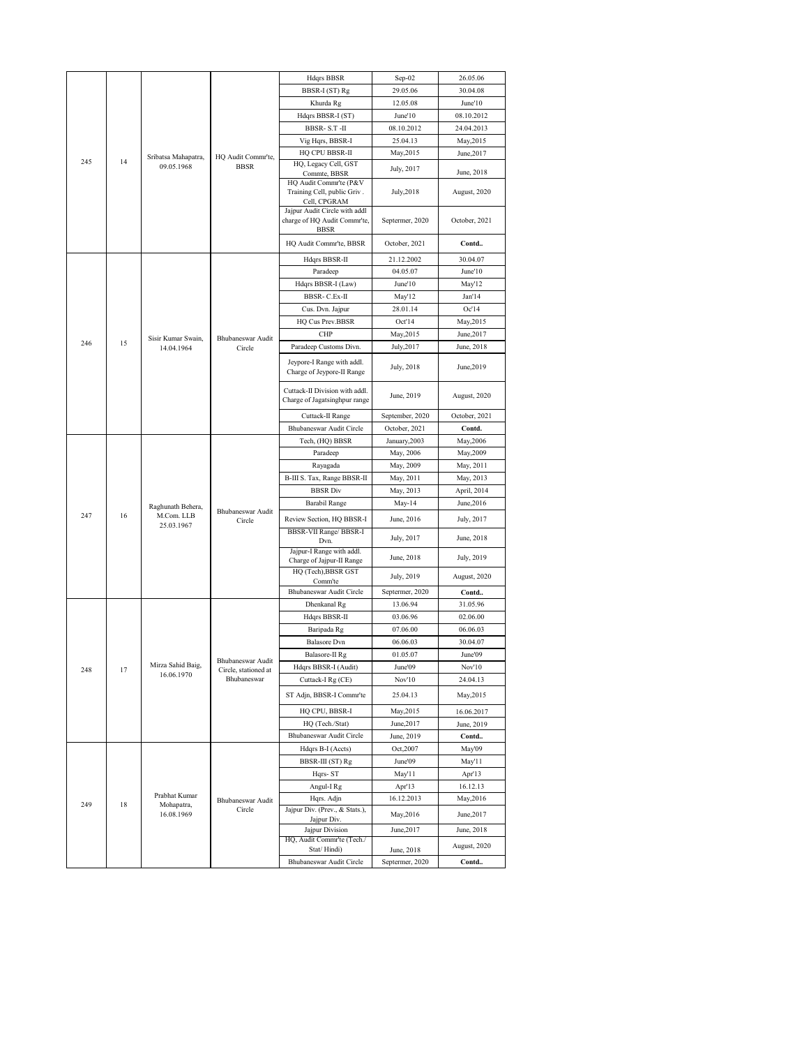| 245 | 14 | Sribatsa Mahapatra, 09.05.1968 | HQ Audit Commr'te, BBSR | Hdqrs BBSR | Sep-02 | 26.05.06 |
|---|---|---|---|---|---|---|
| | | | | BBSR-I (ST) Rg | 29.05.06 | 30.04.08 |
| | | | | Khurda Rg | 12.05.08 | June'10 |
| | | | | Hdqrs BBSR-I (ST) | June'10 | 08.10.2012 |
| | | | | BBSR- S.T -II | 08.10.2012 | 24.04.2013 |
| | | | | Vig Hqrs, BBSR-I | 25.04.13 | May,2015 |
| | | | | HQ CPU BBSR-II | May,2015 | June,2017 |
| | | | | HQ, Legacy Cell, GST Commte, BBSR | July, 2017 | June, 2018 |
| | | | | HQ Audit Commr'te (P&V Training Cell, public Griv . Cell, CPGRAM | July,2018 | August, 2020 |
| | | | | Jajpur Audit Circle with addl charge of HQ Audit Commr'te, BBSR | Septermer, 2020 | October, 2021 |
| | | | | HQ Audit Commr'te, BBSR | October, 2021 | Contd.. |
| 246 | 15 | Sisir Kumar Swain, 14.04.1964 | Bhubaneswar Audit Circle | Hdqrs BBSR-II | 21.12.2002 | 30.04.07 |
| | | | | Paradeep | 04.05.07 | June'10 |
| | | | | Hdqrs BBSR-I (Law) | June'10 | May'12 |
| | | | | BBSR- C.Ex-II | May'12 | Jan'14 |
| | | | | Cus. Dvn. Jajpur | 28.01.14 | Oc'14 |
| | | | | HQ Cus Prev.BBSR | Oct'14 | May,2015 |
| | | | | CHP | May,2015 | June,2017 |
| | | | | Paradeep Customs Divn. | July,2017 | June, 2018 |
| | | | | Jeypore-I Range with addl. Charge of Jeypore-II Range | July, 2018 | June,2019 |
| | | | | Cuttack-II Division with addl. Charge of Jagatsinghpur range | June, 2019 | August, 2020 |
| | | | | Cuttack-II Range | September, 2020 | October, 2021 |
| | | | | Bhubaneswar Audit Circle | October, 2021 | Contd. |
| 247 | 16 | Raghunath Behera, M.Com. LLB 25.03.1967 | Bhubaneswar Audit Circle | Tech, (HQ) BBSR | January,2003 | May,2006 |
| | | | | Paradeep | May, 2006 | May,2009 |
| | | | | Rayagada | May, 2009 | May, 2011 |
| | | | | B-III S. Tax, Range BBSR-II | May, 2011 | May, 2013 |
| | | | | BBSR Div | May, 2013 | April, 2014 |
| | | | | Barabil Range | May-14 | June,2016 |
| | | | | Review Section, HQ BBSR-I | June, 2016 | July, 2017 |
| | | | | BBSR-VII Range/ BBSR-I Dvn. | July, 2017 | June, 2018 |
| | | | | Jajpur-I Range with addl. Charge of Jajpur-II Range | June, 2018 | July, 2019 |
| | | | | HQ (Tech),BBSR GST Comm'te | July, 2019 | August, 2020 |
| | | | | Bhubaneswar Audit Circle | Septermer, 2020 | Contd.. |
| 248 | 17 | Mirza Sahid Baig, 16.06.1970 | Bhubaneswar Audit Circle, stationed at Bhubaneswar | Dhenkanal Rg | 13.06.94 | 31.05.96 |
| | | | | Hdqrs BBSR-II | 03.06.96 | 02.06.00 |
| | | | | Baripada Rg | 07.06.00 | 06.06.03 |
| | | | | Balasore Dvn | 06.06.03 | 30.04.07 |
| | | | | Balasore-II Rg | 01.05.07 | June'09 |
| | | | | Hdqrs BBSR-I (Audit) | June'09 | Nov'10 |
| | | | | Cuttack-I Rg (CE) | Nov'10 | 24.04.13 |
| | | | | ST Adjn, BBSR-I Commr'te | 25.04.13 | May,2015 |
| | | | | HQ CPU, BBSR-I | May,2015 | 16.06.2017 |
| | | | | HQ (Tech./Stat) | June,2017 | June, 2019 |
| | | | | Bhubaneswar Audit Circle | June, 2019 | Contd.. |
| 249 | 18 | Prabhat Kumar Mohapatra, 16.08.1969 | Bhubaneswar Audit Circle | Hdqrs B-I (Accts) | Oct,2007 | May'09 |
| | | | | BBSR-III (ST) Rg | June'09 | May'11 |
| | | | | Hqrs- ST | May'11 | Apr'13 |
| | | | | Angul-I Rg | Apr'13 | 16.12.13 |
| | | | | Hqrs. Adjn | 16.12.2013 | May,2016 |
| | | | | Jajpur Div. (Prev., & Stats.), Jajpur Div. | May,2016 | June,2017 |
| | | | | Jajpur Division | June,2017 | June, 2018 |
| | | | | HQ, Audit Commr'te (Tech./ Stat/ Hindi) | June, 2018 | August, 2020 |
| | | | | Bhubaneswar Audit Circle | Septermer, 2020 | Contd.. |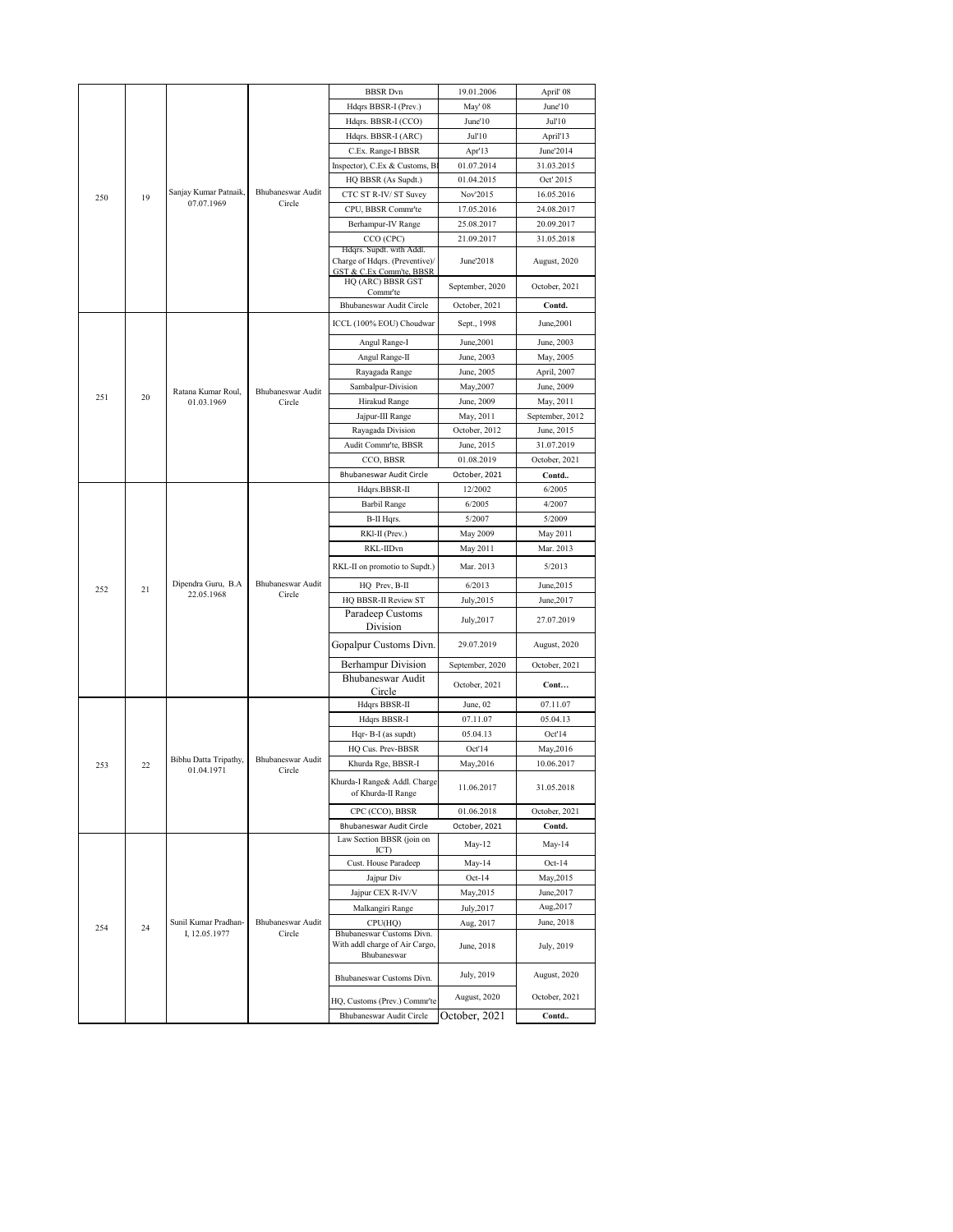| | | | | | | |
|---|---|---|---|---|---|---|
| 250 | 19 | Sanjay Kumar Patnaik, 07.07.1969 | Bhubaneswar Audit Circle | BBSR Dvn | 19.01.2006 | April' 08 |
| | | | | Hdqrs BBSR-I (Prev.) | May' 08 | June'10 |
| | | | | Hdqrs. BBSR-I (CCO) | June'10 | Jul'10 |
| | | | | Hdqrs. BBSR-I (ARC) | Jul'10 | April'13 |
| | | | | C.Ex. Range-I BBSR | Apr'13 | June'2014 |
| | | | | Inspector), C.Ex & Customs, B | 01.07.2014 | 31.03.2015 |
| | | | | HQ BBSR (As Supdt.) | 01.04.2015 | Oct' 2015 |
| | | | | CTC ST R-IV/ ST Suvey | Nov'2015 | 16.05.2016 |
| | | | | CPU, BBSR Commr'te | 17.05.2016 | 24.08.2017 |
| | | | | Berhampur-IV Range | 25.08.2017 | 20.09.2017 |
| | | | | CCO (CPC) | 21.09.2017 | 31.05.2018 |
| | | | | Hdqrs. Supdt. with Addl. Charge of Hdqrs. (Preventive)/ GST & C.Ex Comm'te, BBSR | June'2018 | August, 2020 |
| | | | | HQ (ARC) BBSR GST Commr'te | September, 2020 | October, 2021 |
| | | | | Bhubaneswar Audit Circle | October, 2021 | **Contd.** |
| 251 | 20 | Ratana Kumar Roul, 01.03.1969 | Bhubaneswar Audit Circle | ICCL (100% EOU) Choudwar | Sept., 1998 | June,2001 |
| | | | | Angul Range-I | June,2001 | June, 2003 |
| | | | | Angul Range-II | June, 2003 | May, 2005 |
| | | | | Rayagada Range | June, 2005 | April, 2007 |
| | | | | Sambalpur-Division | May,2007 | June, 2009 |
| | | | | Hirakud Range | June, 2009 | May, 2011 |
| | | | | Jajpur-III Range | May, 2011 | September, 2012 |
| | | | | Rayagada Division | October, 2012 | June, 2015 |
| | | | | Audit Commr'te, BBSR | June, 2015 | 31.07.2019 |
| | | | | CCO, BBSR | 01.08.2019 | October, 2021 |
| | | | | Bhubaneswar Audit Circle | October, 2021 | **Contd..** |
| 252 | 21 | Dipendra Guru, B.A 22.05.1968 | Bhubaneswar Audit Circle | Hdqrs.BBSR-II | 12/2002 | 6/2005 |
| | | | | Barbil Range | 6/2005 | 4/2007 |
| | | | | B-II Hqrs. | 5/2007 | 5/2009 |
| | | | | RKl-II (Prev.) | May 2009 | May 2011 |
| | | | | RKL-IIDvn | May 2011 | Mar. 2013 |
| | | | | RKL-II on promotio to Supdt.) | Mar. 2013 | 5/2013 |
| | | | | HQ Prev, B-II | 6/2013 | June,2015 |
| | | | | HQ BBSR-II Review ST | July,2015 | June,2017 |
| | | | | Paradeep Customs Division | July,2017 | 27.07.2019 |
| | | | | Gopalpur Customs Divn. | 29.07.2019 | August, 2020 |
| | | | | Berhampur Division | September, 2020 | October, 2021 |
| | | | | Bhubaneswar Audit Circle | October, 2021 | **Cont…** |
| 253 | 22 | Bibhu Datta Tripathy, 01.04.1971 | Bhubaneswar Audit Circle | Hdqrs BBSR-II | June, 02 | 07.11.07 |
| | | | | Hdqrs BBSR-I | 07.11.07 | 05.04.13 |
| | | | | Hqr- B-I (as supdt) | 05.04.13 | Oct'14 |
| | | | | HQ Cus. Prev-BBSR | Oct'14 | May,2016 |
| | | | | Khurda Rge, BBSR-I | May,2016 | 10.06.2017 |
| | | | | Khurda-I Range& Addl. Charge of Khurda-II Range | 11.06.2017 | 31.05.2018 |
| | | | | CPC (CCO), BBSR | 01.06.2018 | October, 2021 |
| | | | | Bhubaneswar Audit Circle | October, 2021 | **Contd.** |
| 254 | 24 | Sunil Kumar Pradhan-I, 12.05.1977 | Bhubaneswar Audit Circle | Law Section BBSR (join on ICT) | May-12 | May-14 |
| | | | | Cust. House Paradeep | May-14 | Oct-14 |
| | | | | Jajpur Div | Oct-14 | May,2015 |
| | | | | Jajpur CEX R-IV/V | May,2015 | June,2017 |
| | | | | Malkangiri Range | July,2017 | Aug,2017 |
| | | | | CPU(HQ) | Aug, 2017 | June, 2018 |
| | | | | Bhubaneswar Customs Divn. With addl charge of Air Cargo, Bhubaneswar | June, 2018 | July, 2019 |
| | | | | Bhubaneswar Customs Divn. | July, 2019 | August, 2020 |
| | | | | HQ, Customs (Prev.) Commr'te | August, 2020 | October, 2021 |
| | | | | Bhubaneswar Audit Circle | October, 2021 | **Contd..** |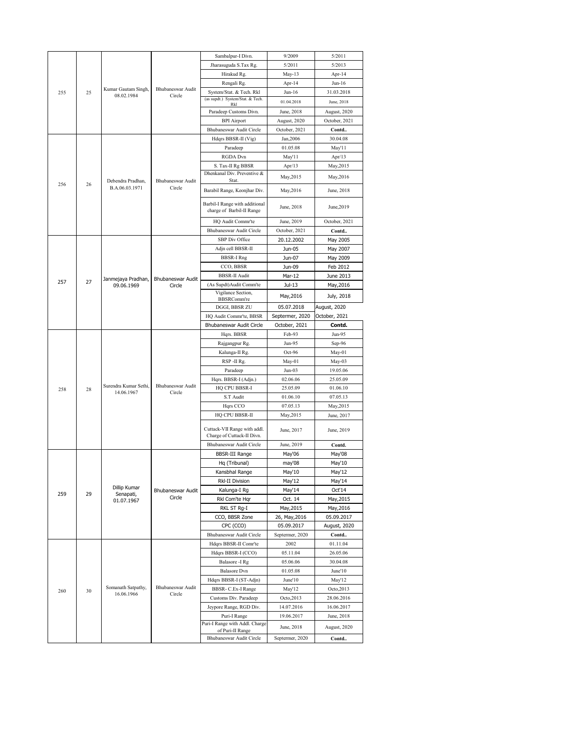| | | | | | | |
|---|---|---|---|---|---|---|
| 255 | 25 | Kumar Gautam Singh, 08.02.1984 | Bhubaneswar Audit Circle | Sambalpur-I Divn. | 9/2009 | 5/2011 |
| | | | | Jharasuguda S.Tax Rg. | 5/2011 | 5/2013 |
| | | | | Hirakud Rg. | May-13 | Apr-14 |
| | | | | Rengali Rg. | Apr-14 | Jun-16 |
| | | | | System/Stat. & Tech. Rkl | Jun-16 | 31.03.2018 |
| | | | | (as supdt.) System/Stat. & Tech. Rkl | 01.04.2018 | June, 2018 |
| | | | | Paradeep Customs Divn. | June, 2018 | August, 2020 |
| | | | | BPI Airport | August, 2020 | October, 2021 |
| | | | | Bhubaneswar Audit Circle | October, 2021 | Contd.. |
| 256 | 26 | Debendra Pradhan, B.A.06.03.1971 | Bhubaneswar Audit Circle | Hdqrs BBSR-II (Vig) | Jan,2006 | 30.04.08 |
| | | | | Paradeep | 01.05.08 | May'11 |
| | | | | RGDA Dvn | May'11 | Apr/13 |
| | | | | S. Tax-II Rg BBSR | Apr/13 | May,2015 |
| | | | | Dhenkanal Div. Preventive & Stat. | May,2015 | May,2016 |
| | | | | Barabil Range, Keonjhar Div. | May,2016 | June, 2018 |
| | | | | Barbil-I Range with additional charge of Barbil-II Range | June, 2018 | June,2019 |
| | | | | HQ Audit Commr'te | June, 2019 | October, 2021 |
| | | | | Bhubaneswar Audit Circle | October, 2021 | Contd.. |
| 257 | 27 | Janmejaya Pradhan, 09.06.1969 | Bhubaneswar Audit Circle | SBP Div Office | 20.12.2002 | May 2005 |
| | | | | Adjn cell BBSR-II | Jun-05 | May 2007 |
| | | | | BBSR-I Rng | Jun-07 | May 2009 |
| | | | | CCO, BBSR | Jun-09 | Feb 2012 |
| | | | | BBSR-II Audit | Mar-12 | June 2013 |
| | | | | (As Supdt)Audit Comm'te | Jul-13 | May,2016 |
| | | | | Vigilance Section, BBSRComm're | May,2016 | July, 2018 |
| | | | | DGGI, BBSR ZU | 05.07.2018 | August, 2020 |
| | | | | HQ Audit Commr'te, BBSR | Septermer, 2020 | October, 2021 |
| | | | | Bhubaneswar Audit Circle | October, 2021 | Contd. |
| 258 | 28 | Surendra Kumar Sethi, 14.06.1967 | Bhubaneswar Audit Circle | Hqrs. BBSR | Feb-93 | Jun-95 |
| | | | | Rajgangpur Rg. | Jun-95 | Sep-96 |
| | | | | Kalunga-II Rg. | Oct-96 | May-01 |
| | | | | RSP -II Rg. | May-01 | May-03 |
| | | | | Paradeep | Jun-03 | 19.05.06 |
| | | | | Hqrs. BBSR-I (Adjn.) | 02.06.06 | 25.05.09 |
| | | | | HQ CPU BBSR-I | 25.05.09 | 01.06.10 |
| | | | | S.T Audit | 01.06.10 | 07.05.13 |
| | | | | Hqrs CCO | 07.05.13 | May,2015 |
| | | | | HQ CPU BBSR-II | May,2015 | June, 2017 |
| | | | | Cuttack-VII Range with addl. Charge of Cuttack-II Divn. | June, 2017 | June, 2019 |
| | | | | Bhubaneswar Audit Circle | June, 2019 | Contd. |
| 259 | 29 | Dillip Kumar Senapati, 01.07.1967 | Bhubaneswar Audit Circle | BBSR-III Range | May'06 | May'08 |
| | | | | Hq (Tribunal) | may'08 | May'10 |
| | | | | Kansbhal Range | May'10 | May'12 |
| | | | | Rkl-II Division | May'12 | May'14 |
| | | | | Kalunga-I Rg | May'14 | Oct'14 |
| | | | | Rkl Com'te Hqr | Oct. 14 | May,2015 |
| | | | | RKL ST Rg-I | May,2015 | May,2016 |
| | | | | CCO, BBSR Zone | 26, May,2016 | 05.09.2017 |
| | | | | CPC (CCO) | 05.09.2017 | August, 2020 |
| | | | | Bhubaneswar Audit Circle | Septermer, 2020 | Contd.. |
| 260 | 30 | Somanath Satpathy, 16.06.1966 | Bhubaneswar Audit Circle | Hdqrs BBSR-II Comr'te | 2002 | 01.11.04 |
| | | | | Hdqrs BBSR-I (CCO) | 05.11.04 | 26.05.06 |
| | | | | Balasore -I Rg | 05.06.06 | 30.04.08 |
| | | | | Balasore Dvn | 01.05.08 | June'10 |
| | | | | Hdqrs BBSR-I (ST-Adjn) | June'10 | May'12 |
| | | | | BBSR- C.Ex-I Range | May'12 | Octo,2013 |
| | | | | Customs Div. Paradeep | Octo,2013 | 28.06.2016 |
| | | | | Jeypore Range, RGD Div. | 14.07.2016 | 16.06.2017 |
| | | | | Puri-I Range | 19.06.2017 | June, 2018 |
| | | | | Puri-I Range with Addl. Charge of Puri-II Range | June, 2018 | August, 2020 |
| | | | | Bhubaneswar Audit Circle | Septermer, 2020 | Contd.. |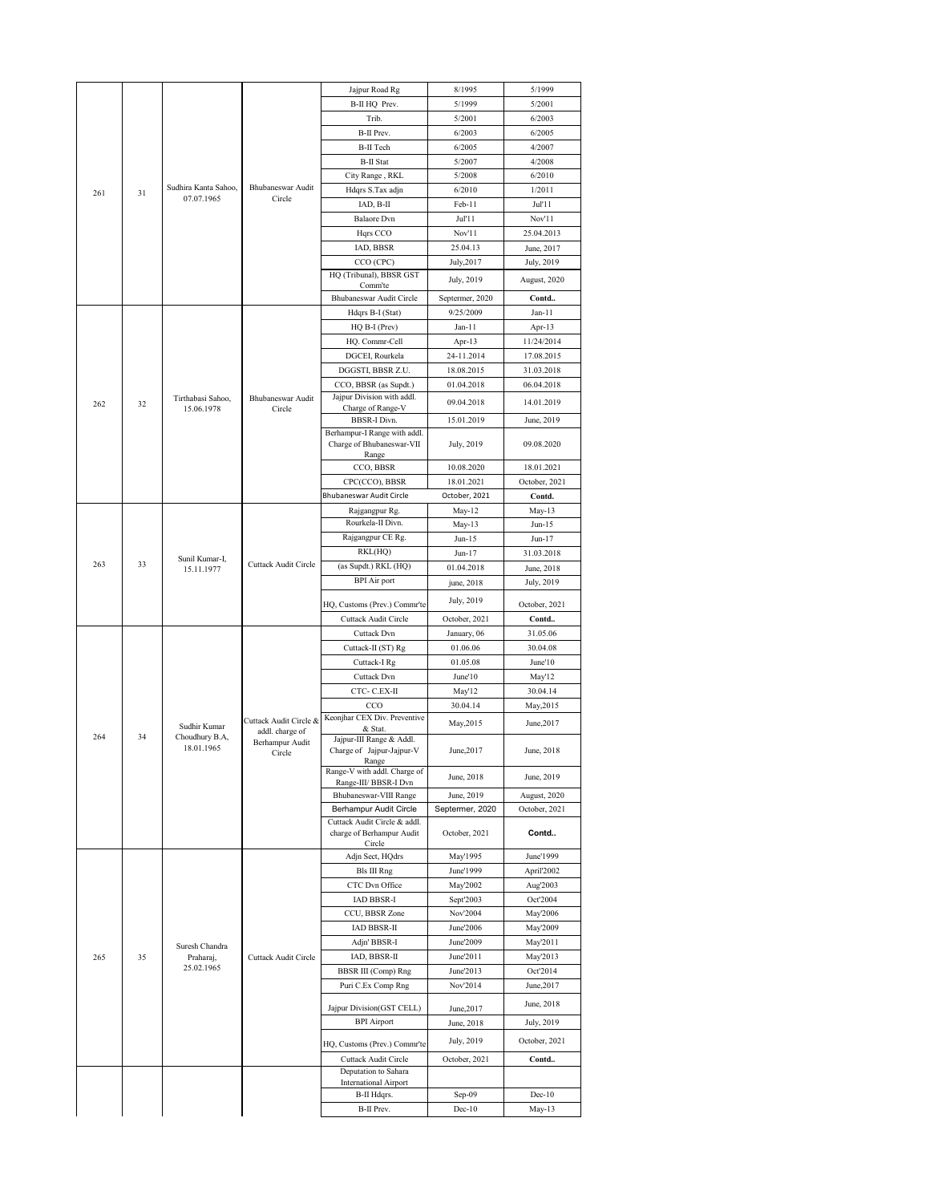| | | | | | | |
|---|---|---|---|---|---|---|
| 261 | 31 | Sudhira Kanta Sahoo, 07.07.1965 | Bhubaneswar Audit Circle | Jajpur Road Rg | 8/1995 | 5/1999 |
| | | | | B-II HQ Prev. | 5/1999 | 5/2001 |
| | | | | Trib. | 5/2001 | 6/2003 |
| | | | | B-II Prev. | 6/2003 | 6/2005 |
| | | | | B-II Tech | 6/2005 | 4/2007 |
| | | | | B-II Stat | 5/2007 | 4/2008 |
| | | | | City Range , RKL | 5/2008 | 6/2010 |
| | | | | Hdqrs S.Tax adjn | 6/2010 | 1/2011 |
| | | | | IAD, B-II | Feb-11 | Jul'11 |
| | | | | Balaore Dvn | Jul'11 | Nov'11 |
| | | | | Hqrs CCO | Nov'11 | 25.04.2013 |
| | | | | IAD, BBSR | 25.04.13 | June, 2017 |
| | | | | CCO (CPC) | July,2017 | July, 2019 |
| | | | | HQ (Tribunal), BBSR GST Comm'te | July, 2019 | August, 2020 |
| | | | | Bhubaneswar Audit Circle | Septermer, 2020 | **Contd..** |
| 262 | 32 | Tirthabasi Sahoo, 15.06.1978 | Bhubaneswar Audit Circle | Hdqrs B-I (Stat) | 9/25/2009 | Jan-11 |
| | | | | HQ B-I (Prev) | Jan-11 | Apr-13 |
| | | | | HQ. Commr-Cell | Apr-13 | 11/24/2014 |
| | | | | DGCEI, Rourkela | 24-11.2014 | 17.08.2015 |
| | | | | DGGSTI, BBSR Z.U. | 18.08.2015 | 31.03.2018 |
| | | | | CCO, BBSR (as Supdt.) | 01.04.2018 | 06.04.2018 |
| | | | | Jajpur Division with addl. Charge of Range-V | 09.04.2018 | 14.01.2019 |
| | | | | BBSR-I Divn. | 15.01.2019 | June, 2019 |
| | | | | Berhampur-I Range with addl. Charge of Bhubaneswar-VII Range | July, 2019 | 09.08.2020 |
| | | | | CCO, BBSR | 10.08.2020 | 18.01.2021 |
| | | | | CPC(CCO), BBSR | 18.01.2021 | October, 2021 |
| | | | | Bhubaneswar Audit Circle | October, 2021 | **Contd.** |
| 263 | 33 | Sunil Kumar-I, 15.11.1977 | Cuttack Audit Circle | Rajgangpur Rg. | May-12 | May-13 |
| | | | | Rourkela-II Divn. | May-13 | Jun-15 |
| | | | | Rajgangpur CE Rg. | Jun-15 | Jun-17 |
| | | | | RKL(HQ) | Jun-17 | 31.03.2018 |
| | | | | (as Supdt.) RKL (HQ) | 01.04.2018 | June, 2018 |
| | | | | BPI Air port | june, 2018 | July, 2019 |
| | | | | HQ, Customs (Prev.) Commr'te | July, 2019 | October, 2021 |
| | | | | Cuttack Audit Circle | October, 2021 | **Contd..** |
| 264 | 34 | Sudhir Kumar Choudhury B.A, 18.01.1965 | Cuttack Audit Circle & addl. charge of Berhampur Audit Circle | Cuttack Dvn | January, 06 | 31.05.06 |
| | | | | Cuttack-II (ST) Rg | 01.06.06 | 30.04.08 |
| | | | | Cuttack-I Rg | 01.05.08 | June'10 |
| | | | | Cuttack Dvn | June'10 | May'12 |
| | | | | CTC- C.EX-II | May'12 | 30.04.14 |
| | | | | CCO | 30.04.14 | May,2015 |
| | | | | Keonjhar CEX Div. Preventive & Stat. | May,2015 | June,2017 |
| | | | | Jajpur-III Range & Addl. Charge of Jajpur-Jajpur-V Range | June,2017 | June, 2018 |
| | | | | Range-V with addl. Charge of Range-III/ BBSR-I Dvn | June, 2018 | June, 2019 |
| | | | | Bhubaneswar-VIII Range | June, 2019 | August, 2020 |
| | | | | Berhampur Audit Circle | Septermer, 2020 | October, 2021 |
| | | | | Cuttack Audit Circle & addl. charge of Berhampur Audit Circle | October, 2021 | **Contd..** |
| 265 | 35 | Suresh Chandra Praharaj, 25.02.1965 | Cuttack Audit Circle | Adjn Sect, HQdrs | May'1995 | June'1999 |
| | | | | Bls III Rng | June'1999 | April'2002 |
| | | | | CTC Dvn Office | May'2002 | Aug'2003 |
| | | | | IAD BBSR-I | Sept'2003 | Oct'2004 |
| | | | | CCU, BBSR Zone | Nov'2004 | May'2006 |
| | | | | IAD BBSR-II | June'2006 | May'2009 |
| | | | | Adjn' BBSR-I | June'2009 | May'2011 |
| | | | | IAD, BBSR-II | June'2011 | May'2013 |
| | | | | BBSR III (Comp) Rng | June'2013 | Oct'2014 |
| | | | | Puri C.Ex Comp Rng | Nov'2014 | June,2017 |
| | | | | Jajpur Division(GST CELL) | June,2017 | June, 2018 |
| | | | | BPI Airport | June, 2018 | July, 2019 |
| | | | | HQ, Customs (Prev.) Commr'te | July, 2019 | October, 2021 |
| | | | | Cuttack Audit Circle | October, 2021 | **Contd..** |
| | | | | Deputation to Sahara International Airport | | |
| | | | | B-II Hdqrs. | Sep-09 | Dec-10 |
| | | | | B-II Prev. | Dec-10 | May-13 |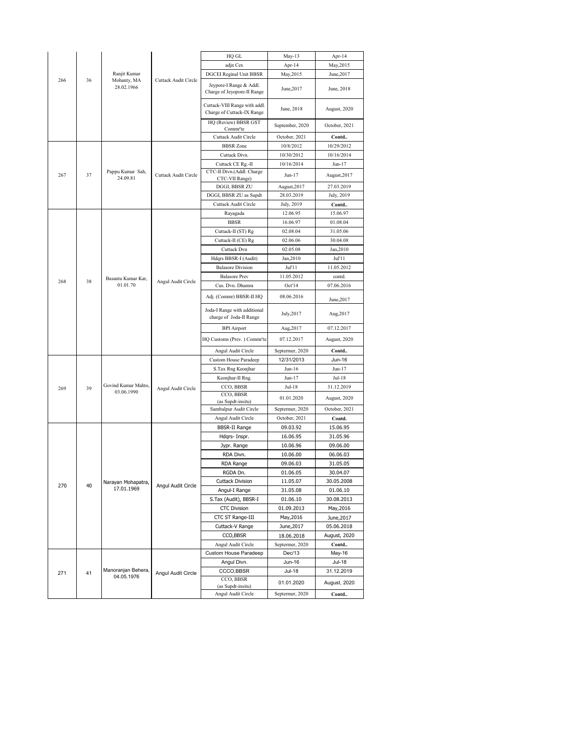| | | | | | | |
|---|---|---|---|---|---|---|
| 266 | 36 | Ranjit Kumar Mohanty, MA 28.02.1966 | Cuttack Audit Circle | HQ GL | May-13 | Apr-14 |
| | | | | adjn Cex | Apr-14 | May,2015 |
| | | | | DGCEI Reginal Unit BBSR | May,2015 | June,2017 |
| | | | | Jeypore-I Range & Addl. Charge of Jeyopore-II Range | June,2017 | June, 2018 |
| | | | | Cuttack-VIII Range with addl. Charge of Cuttack-IX Range | June, 2018 | August, 2020 |
| | | | | HQ (Review) BBSR GST Commr'te | September, 2020 | October, 2021 |
| | | | | Cuttack Audit Circle | October, 2021 | Contd.. |
| 267 | 37 | Pappu Kumar Sah, 24.09.81 | Cuttack Audit Circle | BBSR Zone | 10/8/2012 | 10/29/2012 |
| | | | | Cuttack Divn. | 10/30/2012 | 10/16/2014 |
| | | | | Cuttack CE Rg.-II | 10/16/2014 | Jun-17 |
| | | | | CTC-II Divn.(Addl. Charge CTC-VII Range) | Jun-17 | August,2017 |
| | | | | DGGI, BBSR ZU | August,2017 | 27.03.2019 |
| | | | | DGGI, BBSR ZU as Supdt | 28.03.2019 | July, 2019 |
| | | | | Cuttack Audit Circle | July, 2019 | Contd.. |
| 268 | 38 | Basanta Kumar Kar, 01.01.70 | Angul Audit Circle | Rayagada | 12.06.95 | 15.06.97 |
| | | | | BBSR | 16.06.97 | 01.08.04 |
| | | | | Cuttack-II (ST) Rg | 02.08.04 | 31.05.06 |
| | | | | Cuttack-II (CE) Rg | 02.06.06 | 30.04.08 |
| | | | | Cuttack Dvn | 02.05.08 | Jan,2010 |
| | | | | Hdqrs BBSR-I (Audit) | Jan,2010 | Jul'11 |
| | | | | Balasore Division | Jul'11 | 11.05.2012 |
| | | | | Balasore Prev | 11.05.2012 | contd. |
| | | | | Cus. Dvn. Dhamra | Oct'14 | 07.06.2016 |
| | | | | Adj. (Commr) BBSR-II HQ | 08.06.2016 | June,2017 |
| | | | | Joda-I Range with additional charge of Joda-II Range | July,2017 | Aug,2017 |
| | | | | BPI Airport | Aug,2017 | 07.12.2017 |
| | | | | HQ Customs (Prev. ) Commr'te | 07.12.2017 | August, 2020 |
| | | | | Angul Audit Circle | Septermer, 2020 | Contd.. |
| 269 | 39 | Govind Kumar Mahto, 03.06.1990 | Angul Audit Circle | Custom House Paradeep | 12/31/2013 | Jun-16 |
| | | | | S.Tax Rng Keonjhar | Jun-16 | Jun-17 |
| | | | | Keonjhar-II Rng. | Jun-17 | Jul-18 |
| | | | | CCO, BBSR | Jul-18 | 31.12.2019 |
| | | | | CCO, BBSR (as Supdt-insitu) | 01.01.2020 | August, 2020 |
| | | | | Sambalpur Audit Circle | Septermer, 2020 | October, 2021 |
| | | | | Angul Audit Circle | October, 2021 | Contd. |
| 270 | 40 | Narayan Mohapatra, 17.01.1969 | Angul Audit Circle | BBSR-II Range | 09.03.92 | 15.06.95 |
| | | | | Hdqrs- Inspr. | 16.06.95 | 31.05.96 |
| | | | | Jypr. Range | 10.06.96 | 09.06.00 |
| | | | | RDA Divn. | 10.06.00 | 06.06.03 |
| | | | | RDA Range | 09.06.03 | 31.05.05 |
| | | | | RGDA Dn. | 01.06.05 | 30.04.07 |
| | | | | Cuttack Division | 11.05.07 | 30.05.2008 |
| | | | | Angul-I Range | 31.05.08 | 01.06.10 |
| | | | | S.Tax (Audit), BBSR-I | 01.06.10 | 30.08.2013 |
| | | | | CTC Division | 01.09.2013 | May,2016 |
| | | | | CTC ST Range-III | May,2016 | June,2017 |
| | | | | Cuttack-V Range | June,2017 | 05.06.2018 |
| | | | | CCO,BBSR | 18.06.2018 | August, 2020 |
| | | | | Angul Audit Circle | Septermer, 2020 | Contd.. |
| 271 | 41 | Manoranjan Behera, 04.05.1976 | Angul Audit Circle | Custom House Paradeep | Dec/13 | May-16 |
| | | | | Angul Divn. | Jun-16 | Jul-18 |
| | | | | CCCO,BBSR | Jul-18 | 31.12.2019 |
| | | | | CCO, BBSR (as Supdt-insitu) | 01.01.2020 | August, 2020 |
| | | | | Angul Audit Circle | Septermer, 2020 | Contd.. |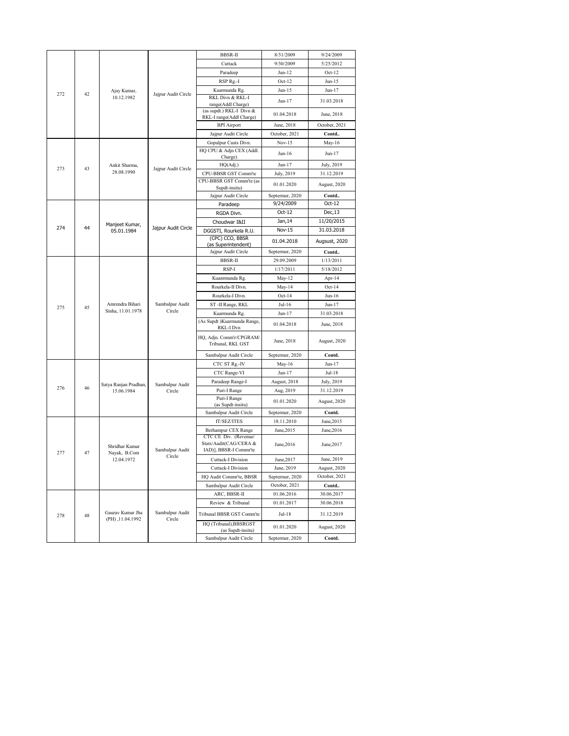| | | | | | | |
|---|---|---|---|---|---|---|
| 272 | 42 | Ajay Kumar, 10.12.1982 | Jajpur Audit Circle | BBSR-II | 8/31/2009 | 9/24/2009 |
| | | | | Cuttack | 9/30/2009 | 5/25/2012 |
| | | | | Paradeep | Jun-12 | Oct-12 |
| | | | | RSP Rg.-I | Oct-12 | Jun-15 |
| | | | | Kuarmunda Rg. | Jun-15 | Jun-17 |
| | | | | RKL Divn & RKL-I range(Addl Charge) | Jun-17 | 31.03.2018 |
| | | | | (as supdt.) RKL-I Divn & RKL-I range(Addl Charge) | 01.04.2018 | June, 2018 |
| | | | | BPI Airport | June, 2018 | October, 2021 |
| | | | | Jajpur Audit Circle | October, 2021 | **Contd..** |
| 273 | 43 | Ankit Sharma, 28.08.1990 | Jajpur Audit Circle | Gopalpur Custs Divn. | Nov-15 | May-16 |
| | | | | HQ CPU & Adjn CEX (Addl. Charge) | Jun-16 | Jun-17 |
| | | | | HQ(Adj.) | Jun-17 | July, 2019 |
| | | | | CPU-BBSR GST Comm'te | July, 2019 | 31.12.2019 |
| | | | | CPU-BBSR GST Comm'te (as Supdt-insitu) | 01.01.2020 | August, 2020 |
| | | | | Jajpur Audit Circle | Septermer, 2020 | **Contd..** |
| 274 | 44 | Manjeet Kumar, 05.01.1984 | Jajpur Audit Circle | Paradeep | 9/24/2009 | Oct-12 |
| | | | | RGDA Divn. | Oct-12 | Dec,13 |
| | | | | Choudwar I&II | Jan,14 | 11/20/2015 |
| | | | | DGGSTI, Rourkela R.U. | Nov-15 | 31.03.2018 |
| | | | | (CPC) CCO, BBSR (as Superintendent) | 01.04.2018 | Augsust, 2020 |
| | | | | Jajpur Audit Circle | Septermer, 2020 | **Contd..** |
| 275 | 45 | Amrendra Bihari Sinha, 11.01.1978 | Sambalpur Audit Circle | BBSR-II | 29.09.2009 | 1/13/2011 |
| | | | | RSP-I | 1/17/2011 | 5/18/2012 |
| | | | | Kuanrmunda Rg. | May-12 | Apr-14 |
| | | | | Rourkela-II Divn. | May-14 | Oct-14 |
| | | | | Rourkela-I Divn. | Oct-14 | Jun-16 |
| | | | | ST -II Range, RKL | Jul-16 | Jun-17 |
| | | | | Kuarmunda Rg. | Jun-17 | 31.03.2018 |
| | | | | (As Supdt )Kuarmunda Range, RKL-I Dvn | 01.04.2018 | June, 2018 |
| | | | | HQ, Adjn. Comm'r/CPGRAM/ Tribunal, RKL GST | June, 2018 | August, 2020 |
| | | | | Sambalpur Audit Circle | Septermer, 2020 | **Contd.** |
| 276 | 46 | Satya Ranjan Pradhan, 15.06.1984 | Sambalpur Audit Circle | CTC ST Rg.-IV | May-16 | Jun-17 |
| | | | | CTC Range-VI | Jun-17 | Jul-18 |
| | | | | Paradeep Range-I | August, 2018 | July, 2019 |
| | | | | Puri-I Range | Aug, 2019 | 31.12.2019 |
| | | | | Puri-I Range (as Supdt-insitu) | 01.01.2020 | August, 2020 |
| | | | | Sambalpur Audit Circle | Septermer, 2020 | **Contd.** |
| 277 | 47 | Shridhar Kumar Nayak, B.Com 12.04.1972 | Sambalpur Audit Circle | IT/SEZ/ITES | 18.11.2010 | June,2015 |
| | | | | Berhampur CEX Range | June,2015 | June,2016 |
| | | | | CTC CE Div. (Revenue/ Stats/Audit(CAG/CERA & IAD)], BBSR-I Commr'te | June,2016 | June,2017 |
| | | | | Cuttack-I Division | June,2017 | June, 2019 |
| | | | | Cuttack-I Division | June, 2019 | August, 2020 |
| | | | | HQ Audit Commr'te, BBSR | Septermer, 2020 | October, 2021 |
| | | | | Sambalpur Audit Circle | October, 2021 | **Contd..** |
| 278 | 48 | Gaurav Kumar Jha (PH) ,11.04.1992 | Sambalpur Audit Circle | ARC, BBSR-II | 01.06.2016 | 30.06.2017 |
| | | | | Review & Tribunal | 01.01.2017 | 30.06.2018 |
| | | | | Tribunal BBSR GST Comm'te | Jul-18 | 31.12.2019 |
| | | | | HQ (Tribunal),BBSRGST (as Supdt-insitu) | 01.01.2020 | August, 2020 |
| | | | | Sambalpur Audit Circle | Septermer, 2020 | **Contd.** |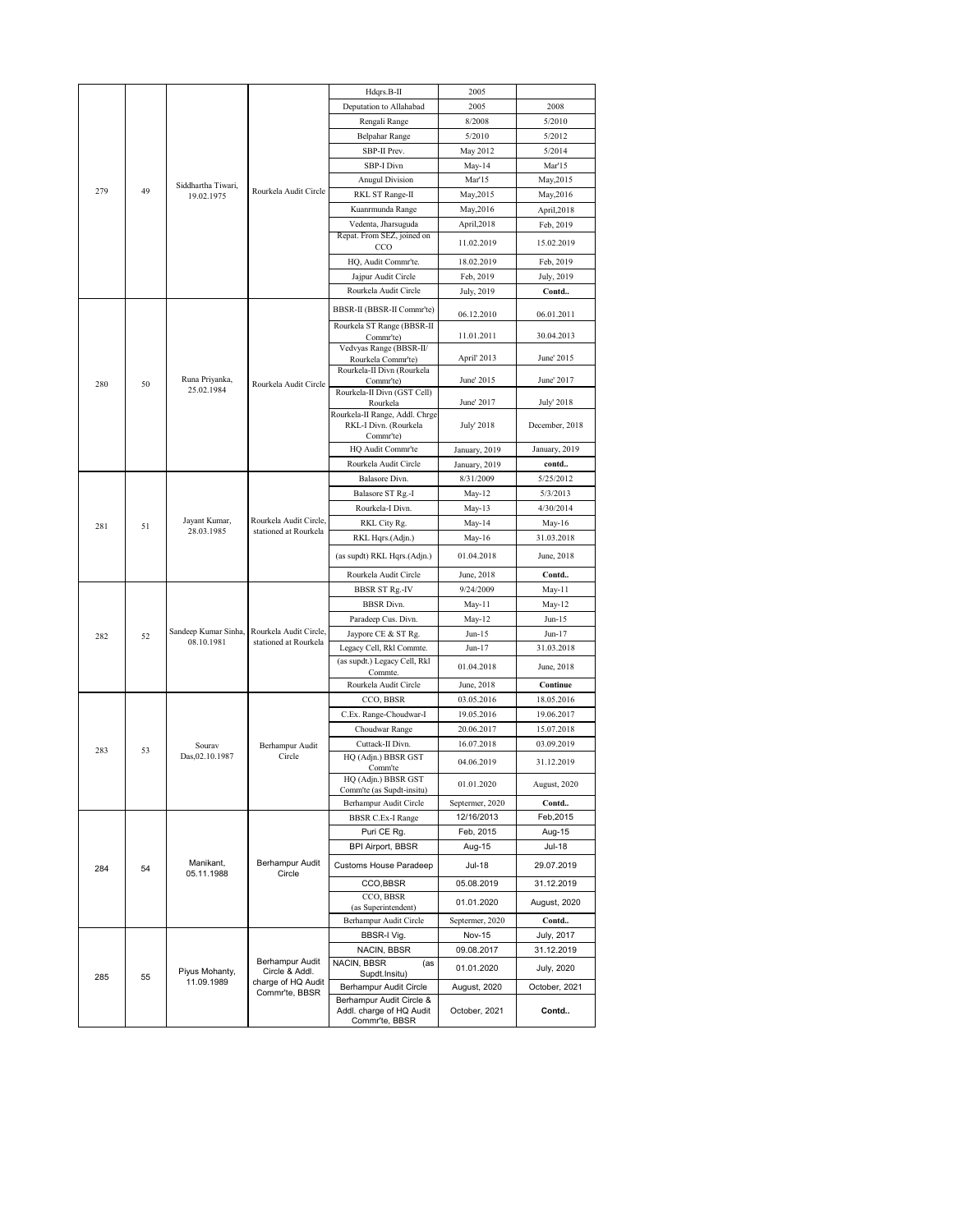| | | | | | | |
|---|---|---|---|---|---|---|
| 279 | 49 | Siddhartha Tiwari, 19.02.1975 | Rourkela Audit Circle | Hdqrs.B-II | 2005 | |
| | | | | Deputation to Allahabad | 2005 | 2008 |
| | | | | Rengali Range | 8/2008 | 5/2010 |
| | | | | Belpahar Range | 5/2010 | 5/2012 |
| | | | | SBP-II Prev. | May 2012 | 5/2014 |
| | | | | SBP-I Divn | May-14 | Mar'15 |
| | | | | Anugul Division | Mar'15 | May,2015 |
| | | | | RKL ST Range-II | May,2015 | May,2016 |
| | | | | Kuanrmunda Range | May,2016 | April,2018 |
| | | | | Vedenta, Jharsuguda | April,2018 | Feb, 2019 |
| | | | | Repat. From SEZ, joined on CCO | 11.02.2019 | 15.02.2019 |
| | | | | HQ, Audit Commr'te. | 18.02.2019 | Feb, 2019 |
| | | | | Jajpur Audit Circle | Feb, 2019 | July, 2019 |
| | | | | Rourkela Audit Circle | July, 2019 | **Contd..** |
| 280 | 50 | Runa Priyanka, 25.02.1984 | Rourkela Audit Circle | BBSR-II (BBSR-II Commr'te) | 06.12.2010 | 06.01.2011 |
| | | | | Rourkela ST Range (BBSR-II Commr'te) | 11.01.2011 | 30.04.2013 |
| | | | | Vedvyas Range (BBSR-II/ Rourkela Commr'te) | April' 2013 | June' 2015 |
| | | | | Rourkela-II Divn (Rourkela Commr'te) | June' 2015 | June' 2017 |
| | | | | Rourkela-II Divn (GST Cell) Rourkela | June' 2017 | July' 2018 |
| | | | | Rourkela-II Range, Addl. Chrge RKL-I Divn. (Rourkela Commr'te) | July' 2018 | December, 2018 |
| | | | | HQ Audit Commr'te | January, 2019 | January, 2019 |
| | | | | Rourkela Audit Circle | January, 2019 | **contd..** |
| 281 | 51 | Jayant Kumar, 28.03.1985 | Rourkela Audit Circle, stationed at Rourkela | Balasore Divn. | 8/31/2009 | 5/25/2012 |
| | | | | Balasore ST Rg.-I | May-12 | 5/3/2013 |
| | | | | Rourkela-I Divn. | May-13 | 4/30/2014 |
| | | | | RKL City Rg. | May-14 | May-16 |
| | | | | RKL Hqrs.(Adjn.) | May-16 | 31.03.2018 |
| | | | | (as supdt) RKL Hqrs.(Adjn.) | 01.04.2018 | June, 2018 |
| | | | | Rourkela Audit Circle | June, 2018 | **Contd..** |
| 282 | 52 | Sandeep Kumar Sinha, 08.10.1981 | Rourkela Audit Circle, stationed at Rourkela | BBSR ST Rg.-IV | 9/24/2009 | May-11 |
| | | | | BBSR Divn. | May-11 | May-12 |
| | | | | Paradeep Cus. Divn. | May-12 | Jun-15 |
| | | | | Jaypore CE & ST Rg. | Jun-15 | Jun-17 |
| | | | | Legacy Cell, Rkl Commte. | Jun-17 | 31.03.2018 |
| | | | | (as supdt.) Legacy Cell, Rkl Commte. | 01.04.2018 | June, 2018 |
| | | | | Rourkela Audit Circle | June, 2018 | **Continue** |
| 283 | 53 | Sourav Das,02.10.1987 | Berhampur Audit Circle | CCO, BBSR | 03.05.2016 | 18.05.2016 |
| | | | | C.Ex. Range-Choudwar-I | 19.05.2016 | 19.06.2017 |
| | | | | Choudwar Range | 20.06.2017 | 15.07.2018 |
| | | | | Cuttack-II Divn. | 16.07.2018 | 03.09.2019 |
| | | | | HQ (Adjn.) BBSR GST Comm'te | 04.06.2019 | 31.12.2019 |
| | | | | HQ (Adjn.) BBSR GST Comm'te (as Supdt-insitu) | 01.01.2020 | August, 2020 |
| | | | | Berhampur Audit Circle | Septermer, 2020 | **Contd..** |
| 284 | 54 | Manikant, 05.11.1988 | Berhampur Audit Circle | BBSR C.Ex-I Range | 12/16/2013 | Feb,2015 |
| | | | | Puri CE Rg. | Feb, 2015 | Aug-15 |
| | | | | BPI Airport, BBSR | Aug-15 | Jul-18 |
| | | | | Customs House Paradeep | Jul-18 | 29.07.2019 |
| | | | | CCO,BBSR | 05.08.2019 | 31.12.2019 |
| | | | | CCO, BBSR (as Superintendent) | 01.01.2020 | August, 2020 |
| | | | | Berhampur Audit Circle | Septermer, 2020 | **Contd..** |
| 285 | 55 | Piyus Mohanty, 11.09.1989 | Berhampur Audit Circle & Addl. charge of HQ Audit Commr'te, BBSR | BBSR-I Vig. | Nov-15 | July, 2017 |
| | | | | NACIN, BBSR | 09.08.2017 | 31.12.2019 |
| | | | | NACIN, BBSR (as Supdt.Insitu) | 01.01.2020 | July, 2020 |
| | | | | Berhampur Audit Circle | August, 2020 | October, 2021 |
| | | | | Berhampur Audit Circle & Addl. charge of HQ Audit Commr'te, BBSR | October, 2021 | **Contd..** |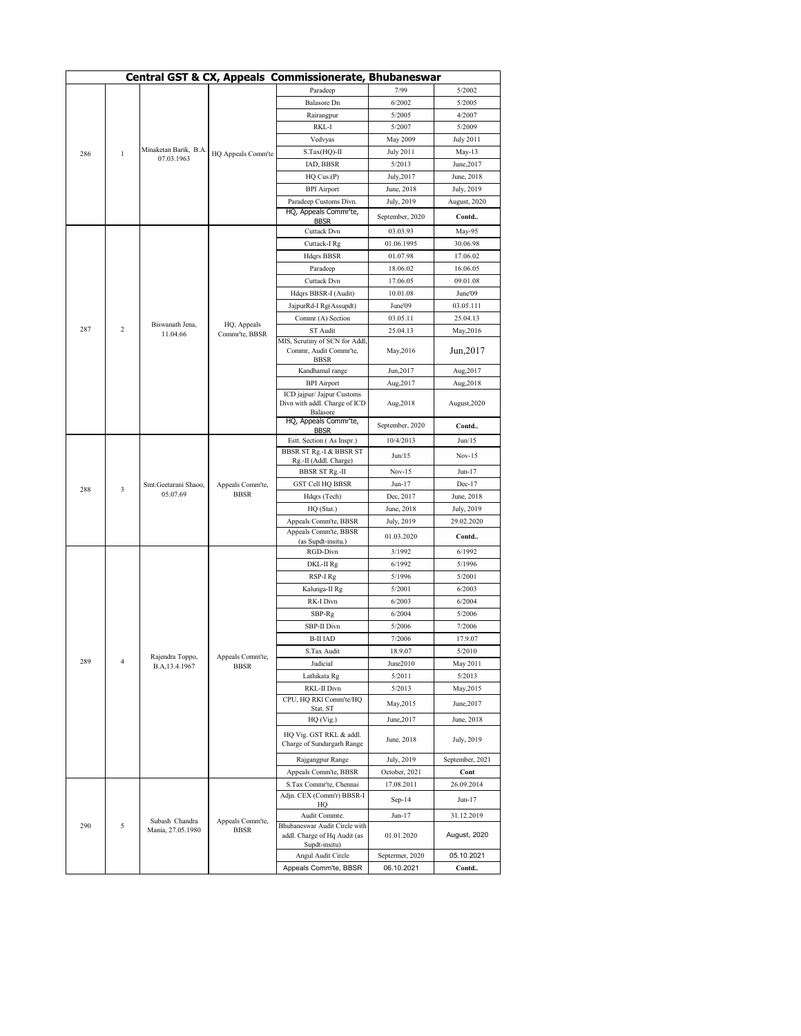## Central GST & CX, Appeals Commissionerate, Bhubaneswar

| | | | | | | |
|---|---|---|---|---|---|---|
| 286 | 1 | Minaketan Barik, B.A. 07.03.1963 | HQ Appeals Comm'te | Paradeep | 7/99 | 5/2002 |
| | | | | Balasore Dn | 6/2002 | 5/2005 |
| | | | | Rairangpur | 5/2005 | 4/2007 |
| | | | | RKL-I | 5/2007 | 5/2009 |
| | | | | Vedvyas | May 2009 | July 2011 |
| | | | | S.Tax(HQ)-II | July 2011 | May-13 |
| | | | | IAD, BBSR | 5/2013 | June,2017 |
| | | | | HQ Cus.(P) | July,2017 | June, 2018 |
| | | | | BPI Airport | June, 2018 | July, 2019 |
| | | | | Paradeep Customs Divn. | July, 2019 | August, 2020 |
| | | | | HQ, Appeals Commr'te, BBSR | September, 2020 | Contd.. |
| 287 | 2 | Biswanath Jena, 11.04.66 | HQ, Appeals Commr'te, BBSR | Cuttack Dvn | 03.03.93 | May-95 |
| | | | | Cuttack-I Rg | 01.06.1995 | 30.06.98 |
| | | | | Hdqrs BBSR | 01.07.98 | 17.06.02 |
| | | | | Paradeep | 18.06.02 | 16.06.05 |
| | | | | Cuttack Dvn | 17.06.05 | 09.01.08 |
| | | | | Hdqrs BBSR-I (Audit) | 10.01.08 | June'09 |
| | | | | JajpurRd-I Rg(Assupdt) | June'09 | 03.05.111 |
| | | | | Commr (A) Section | 03.05.11 | 25.04.13 |
| | | | | ST Audit | 25.04.13 | May,2016 |
| | | | | MIS, Scrutiny of SCN for Addl, Commr, Audit Commr'te, BBSR | May,2016 | Jun,2017 |
| | | | | Kandhamal range | Jun,2017 | Aug,2017 |
| | | | | BPI Airport | Aug,2017 | Aug,2018 |
| | | | | ICD jajpur/ Jajpur Customs Divn with addl. Charge of ICD Balasore | Aug,2018 | August,2020 |
| | | | | HQ, Appeals Commr'te, BBSR | September, 2020 | Contd.. |
| 288 | 3 | Smt.Geetarani Shaoo, 05.07.69 | Appeals Comm'te, BBSR | Estt. Section ( As Inspr.) | 10/4/2013 | Jun/15 |
| | | | | BBSR ST Rg.-I & BBSR ST Rg.-II (Addl. Charge) | Jun/15 | Nov-15 |
| | | | | BBSR ST Rg.-II | Nov-15 | Jun-17 |
| | | | | GST Cell HQ BBSR | Jun-17 | Dec-17 |
| | | | | Hdqrs (Tech) | Dec, 2017 | June, 2018 |
| | | | | HQ (Stat.) | June, 2018 | July, 2019 |
| | | | | Appeals Comm'te, BBSR | July, 2019 | 29.02.2020 |
| | | | | Appeals Comm'te, BBSR (as Supdt-insitu.) | 01.03.2020 | Contd.. |
| 289 | 4 | Rajendra Toppo, B.A,13.4.1967 | Appeals Comm'te, BBSR | RGD-Divn | 3/1992 | 6/1992 |
| | | | | DKL-II Rg | 6/1992 | 5/1996 |
| | | | | RSP-I Rg | 5/1996 | 5/2001 |
| | | | | Kalunga-II Rg | 5/2001 | 6/2003 |
| | | | | RK-I Divn | 6/2003 | 6/2004 |
| | | | | SBP-Rg | 6/2004 | 5/2006 |
| | | | | SBP-II Divn | 5/2006 | 7/2006 |
| | | | | B-II IAD | 7/2006 | 17.9.07 |
| | | | | S.Tax Audit | 18.9.07 | 5/2010 |
| | | | | Judicial | June2010 | May 2011 |
| | | | | Lathikata Rg | 5/2011 | 5/2013 |
| | | | | RKL-II Divn | 5/2013 | May,2015 |
| | | | | CPU, HQ RKl Comm'te/HQ Stat. ST | May,2015 | June,2017 |
| | | | | HQ (Vig.) | June,2017 | June, 2018 |
| | | | | HQ Vig. GST RKL & addl. Charge of Sundargarh Range | June, 2018 | July, 2019 |
| | | | | Rajgangpur Range | July, 2019 | September, 2021 |
| | | | | Appeals Comm'te, BBSR | October, 2021 | Cont |
| 290 | 5 | Subash Chandra Mania, 27.05.1980 | Appeals Comm'te, BBSR | S.Tax Commr'te, Chennai | 17.08.2011 | 26.09.2014 |
| | | | | Adjn. CEX (Comm'r) BBSR-I HQ | Sep-14 | Jun-17 |
| | | | | Audit Commte. | Jun-17 | 31.12.2019 |
| | | | | Bhubaneswar Audit Circle with addl. Charge of Hq Audit (as Supdt-insitu) | 01.01.2020 | August, 2020 |
| | | | | Angul Audit Circle | Septermer, 2020 | 05.10.2021 |
| | | | | Appeals Comm'te, BBSR | 06.10.2021 | Contd.. |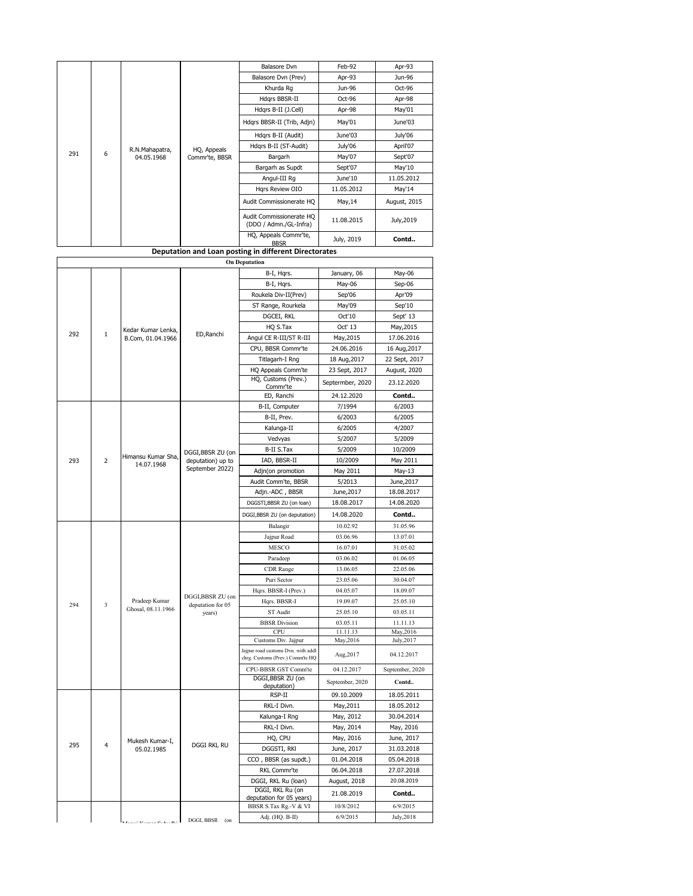| | | | | | |
|---|---|---|---|---|---|
| 291 | 6 | R.N.Mahapatra, 04.05.1968 | HQ, Appeals Commr'te, BBSR | Balasore Dvn | Feb-92 | Apr-93 |
| | | | | Balasore Dvn (Prev) | Apr-93 | Jun-96 |
| | | | | Khurda Rg | Jun-96 | Oct-96 |
| | | | | Hdqrs BBSR-II | Oct-96 | Apr-98 |
| | | | | Hdqrs B-II (J.Cell) | Apr-98 | May'01 |
| | | | | Hdqrs BBSR-II (Trib, Adjn) | May'01 | June'03 |
| | | | | Hdqrs B-II (Audit) | June'03 | July'06 |
| | | | | Hdqrs B-II (ST-Audit) | July'06 | April'07 |
| | | | | Bargarh | May'07 | Sept'07 |
| | | | | Bargarh as Supdt | Sept'07 | May'10 |
| | | | | Angul-III Rg | June'10 | 11.05.2012 |
| | | | | Hqrs Review OIO | 11.05.2012 | May'14 |
| | | | | Audit Commissionerate HQ | May,14 | August, 2015 |
| | | | | Audit Commissionerate HQ (DDO / Admn./GL-Infra) | 11.08.2015 | July,2019 |
| | | | | HQ, Appeals Commr'te, BBSR | July, 2019 | **Contd..** |

**Deputation and Loan posting in different Directorates**

**On Deputation**

| | | | | | | |
|---|---|---|---|---|---|---|
| 292 | 1 | Kedar Kumar Lenka, B.Com, 01.04.1966 | ED,Ranchi | B-I, Hqrs. | January, 06 | May-06 |
| | | | | B-I, Hqrs. | May-06 | Sep-06 |
| | | | | Roukela Div-II(Prev) | Sep'06 | Apr'09 |
| | | | | ST Range, Rourkela | May'09 | Sep'10 |
| | | | | DGCEI, RKL | Oct'10 | Sept' 13 |
| | | | | HQ S.Tax | Oct' 13 | May,2015 |
| | | | | Angul CE R-III/ST R-III | May,2015 | 17.06.2016 |
| | | | | CPU, BBSR Commr'te | 24.06.2016 | 16 Aug,2017 |
| | | | | Titlagarh-I Rng | 18 Aug,2017 | 22 Sept, 2017 |
| | | | | HQ Appeals Comm'te | 23 Sept, 2017 | August, 2020 |
| | | | | HQ, Customs (Prev.) Commr'te | Septermber, 2020 | 23.12.2020 |
| | | | | ED, Ranchi | 24.12.2020 | **Contd..** |
| 293 | 2 | Himansu Kumar Sha, 14.07.1968 | DGGI,BBSR ZU (on deputation) up to September 2022) | B-II, Computer | 7/1994 | 6/2003 |
| | | | | B-II, Prev. | 6/2003 | 6/2005 |
| | | | | Kalunga-II | 6/2005 | 4/2007 |
| | | | | Vedvyas | 5/2007 | 5/2009 |
| | | | | B-II S.Tax | 5/2009 | 10/2009 |
| | | | | IAD, BBSR-II | 10/2009 | May 2011 |
| | | | | Adjn(on promotion | May 2011 | May-13 |
| | | | | Audit Comm'te, BBSR | 5/2013 | June,2017 |
| | | | | Adjn.-ADC , BBSR | June,2017 | 18.08.2017 |
| | | | | DGGSTI,BBSR ZU (on loan) | 18.08.2017 | 14.08.2020 |
| | | | | DGGI,BBSR ZU (on deputation) | 14.08.2020 | **Contd..** |
| 294 | 3 | Pradeep Kumar Ghosal, 08.11.1966 | DGGI,BBSR ZU (on deputation for 05 years) | Balangir | 10.02.92 | 31.05.96 |
| | | | | Jajpur Road | 03.06.96 | 13.07.01 |
| | | | | MESCO | 16.07.01 | 31.05.02 |
| | | | | Paradeep | 03.06.02 | 01.06.05 |
| | | | | CDR Range | 13.06.05 | 22.05.06 |
| | | | | Puri Sector | 23.05.06 | 30.04.07 |
| | | | | Hqrs. BBSR-I (Prev.) | 04.05.07 | 18.09.07 |
| | | | | Hqrs. BBSR-I | 19.09.07 | 25.05.10 |
| | | | | ST Audit | 25.05.10 | 03.05.11 |
| | | | | BBSR Division | 03.05.11 | 11.11.13 |
| | | | | CPU | 11.11.13 | May,2016 |
| | | | | Customs Div. Jajpur | May,2016 | July,2017 |
| | | | | Jajpur road customs Dvn. with addl chrg. Customs (Prev.) Comm'te HQ | Aug,2017 | 04.12.2017 |
| | | | | CPU-BBSR GST Comm'te | 04.12.2017 | September, 2020 |
| | | | | DGGI,BBSR ZU (on deputation) | September, 2020 | **Contd..** |
| 295 | 4 | Mukesh Kumar-I, 05.02.1985 | DGGI RKL RU | RSP-II | 09.10.2009 | 18.05.2011 |
| | | | | RKL-I Divn. | May,2011 | 18.05.2012 |
| | | | | Kalunga-I Rng | May, 2012 | 30.04.2014 |
| | | | | RKL-I Divn. | May, 2014 | May, 2016 |
| | | | | HQ, CPU | May, 2016 | June, 2017 |
| | | | | DGGSTI, RKl | June, 2017 | 31.03.2018 |
| | | | | CCO , BBSR (as supdt.) | 01.04.2018 | 05.04.2018 |
| | | | | RKL Commr'te | 06.04.2018 | 27.07.2018 |
| | | | | DGGI, RKL Ru (loan) | August, 2018 | 20.08.2019 |
| | | | | DGGI, RKL Ru (on deputation for 05 years) | 21.08.2019 | **Contd..** |
| | | | DGGI, BBSR (on | BBSR S.Tax Rg.-V & VI | 10/8/2012 | 6/9/2015 |
| | | | | Adj. (HQ. B-II) | 6/9/2015 | July,2018 |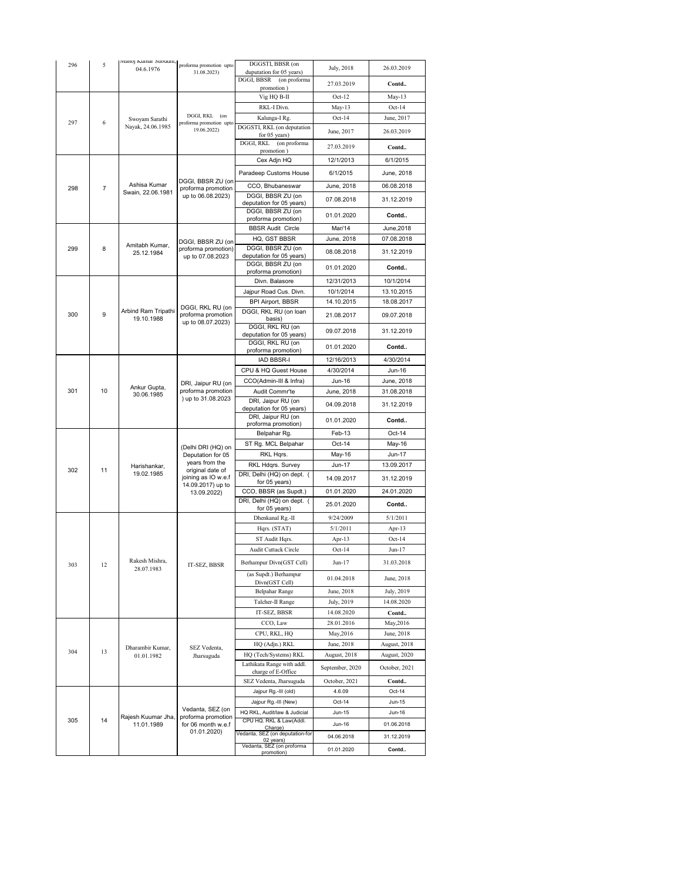| 296 | 5 | Manoj Kumar Subudhi, 04.6.1976 | proforma promotion upto 31.08.2023) | DGGSTI, BBSR (on deputation for 05 years) | July, 2018 | 26.03.2019 |
|---|---|---|---|---|---|---|
| | | | | DGGI, BBSR (on proforma promotion ) | 27.03.2019 | **Contd..** |
| 297 | 6 | Swoyam Sarathi Nayak, 24.06.1985 | DGGI, RKL (on proforma promotion upto 19.06.2022) | Vig HQ B-II | Oct-12 | May-13 |
| | | | | RKL-I Divn. | May-13 | Oct-14 |
| | | | | Kalunga-I Rg. | Oct-14 | June, 2017 |
| | | | | DGGSTI, RKL (on deputation for 05 years) | June, 2017 | 26.03.2019 |
| | | | | DGGI, RKL (on proforma promotion ) | 27.03.2019 | **Contd..** |
| 298 | 7 | Ashisa Kumar Swain, 22.06.1981 | DGGI, BBSR ZU (on proforma promotion up to 06.08.2023) | Cex Adjn HQ | 12/1/2013 | 6/1/2015 |
| | | | | Paradeep Customs House | 6/1/2015 | June, 2018 |
| | | | | CCO, Bhubaneswar | June, 2018 | 06.08.2018 |
| | | | | DGGI, BBSR ZU (on deputation for 05 years) | 07.08.2018 | 31.12.2019 |
| | | | | DGGI, BBSR ZU (on proforma promotion) | 01.01.2020 | **Contd..** |
| 299 | 8 | Amitabh Kumar, 25.12.1984 | DGGI, BBSR ZU (on proforma promotion) up to 07.08.2023 | BBSR Audit Circle | Mar/14 | June,2018 |
| | | | | HQ, GST BBSR | June, 2018 | 07.08.2018 |
| | | | | DGGI, BBSR ZU (on deputation for 05 years) | 08.08.2018 | 31.12.2019 |
| | | | | DGGI, BBSR ZU (on proforma promotion) | 01.01.2020 | **Contd..** |
| 300 | 9 | Arbind Ram Tripathi 19.10.1988 | DGGI, RKL RU (on proforma promotion up to 08.07.2023) | Divn. Balasore | 12/31/2013 | 10/1/2014 |
| | | | | Jajpur Road Cus. Divn. | 10/1/2014 | 13.10.2015 |
| | | | | BPI Airport, BBSR | 14.10.2015 | 18.08.2017 |
| | | | | DGGI, RKL RU (on loan basis) | 21.08.2017 | 09.07.2018 |
| | | | | DGGI, RKL RU (on deputation for 05 years) | 09.07.2018 | 31.12.2019 |
| | | | | DGGI, RKL RU (on proforma promotion) | 01.01.2020 | **Contd..** |
| 301 | 10 | Ankur Gupta, 30.06.1985 | DRI, Jaipur RU (on proforma promotion ) up to 31.08.2023 | IAD BBSR-I | 12/16/2013 | 4/30/2014 |
| | | | | CPU & HQ Guest House | 4/30/2014 | Jun-16 |
| | | | | CCO(Admin-III & Infra) | Jun-16 | June, 2018 |
| | | | | Audit Commr'te | June, 2018 | 31.08.2018 |
| | | | | DRI, Jaipur RU (on deputation for 05 years) | 04.09.2018 | 31.12.2019 |
| | | | | DRI, Jaipur RU (on proforma promotion) | 01.01.2020 | **Contd..** |
| 302 | 11 | Harishankar, 19.02.1985 | (Delhi DRI (HQ) on Deputation for 05 years from the original date of joining as IO w.e.f 14.09.2017) up to 13.09.2022) | Belpahar Rg. | Feb-13 | Oct-14 |
| | | | | ST Rg. MCL Belpahar | Oct-14 | May-16 |
| | | | | RKL Hqrs. | May-16 | Jun-17 |
| | | | | RKL Hdqrs. Survey | Jun-17 | 13.09.2017 |
| | | | | DRI, Delhi (HQ) on dept. ( for 05 years) | 14.09.2017 | 31.12.2019 |
| | | | | CCO, BBSR (as Supdt.) | 01.01.2020 | 24.01.2020 |
| | | | | DRI, Delhi (HQ) on dept. ( for 05 years) | 25.01.2020 | **Contd..** |
| 303 | 12 | Rakesh Mishra, 28.07.1983 | IT-SEZ, BBSR | Dhenkanal Rg.-II | 9/24/2009 | 5/1/2011 |
| | | | | Hqrs. (STAT) | 5/1/2011 | Apr-13 |
| | | | | ST Audit Hqrs. | Apr-13 | Oct-14 |
| | | | | Audit Cuttack Circle | Oct-14 | Jun-17 |
| | | | | Berhampur Divn(GST Cell) | Jun-17 | 31.03.2018 |
| | | | | (as Supdt.) Berhampur Divn(GST Cell) | 01.04.2018 | June, 2018 |
| | | | | Belpahar Range | June, 2018 | July, 2019 |
| | | | | Talcher-II Range | July, 2019 | 14.08.2020 |
| | | | | IT-SEZ, BBSR | 14.08.2020 | **Contd..** |
| 304 | 13 | Dharambir Kumar, 01.01.1982 | SEZ Vedenta, Jharsuguda | CCO, Law | 28.01.2016 | May,2016 |
| | | | | CPU, RKL, HQ | May,2016 | June, 2018 |
| | | | | HQ (Adjn.) RKL | June, 2018 | August, 2018 |
| | | | | HQ (Tech/Systems) RKL | August, 2018 | August, 2020 |
| | | | | Lathikata Range with addl. charge of E-Office | September, 2020 | October, 2021 |
| | | | | SEZ Vedenta, Jharsuguda | October, 2021 | **Contd..** |
| 305 | 14 | Rajesh Kuumar Jha, 11.01.1989 | Vedanta, SEZ (on proforma promotion for 06 month w.e.f 01.01.2020) | Jajpur Rg.-III (old) | 4.6.09 | Oct-14 |
| | | | | Jajpur Rg.-III (New) | Oct-14 | Jun-15 |
| | | | | HQ RKL, Audit/law & Judicial | Jun-15 | Jun-16 |
| | | | | CPU HQ. RKL & Law(Addl. Charge) | Jun-16 | 01.06.2018 |
| | | | | Vedanta, SEZ (on deputation-for 02 years) | 04.06.2018 | 31.12.2019 |
| | | | | Vedanta, SEZ (on proforma promotion) | 01.01.2020 | **Contd..** |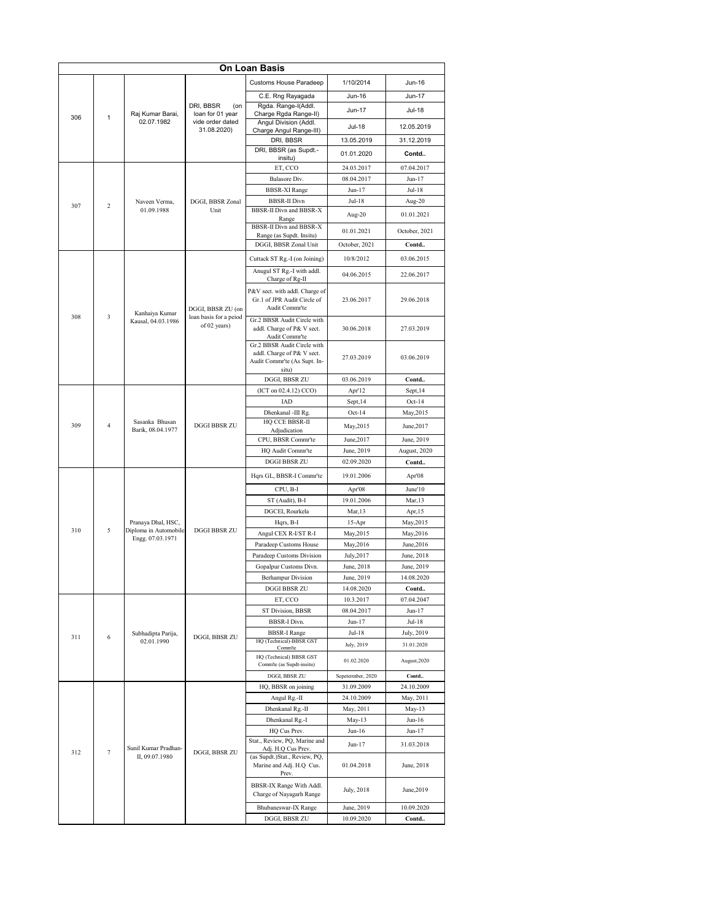**On Loan Basis**

| | | | | | | |
|---|---|---|---|---|---|---|
| 306 | 1 | Raj Kumar Barai, 02.07.1982 | DRI, BBSR (on loan for 01 year vide order dated 31.08.2020) | Customs House Paradeep | 1/10/2014 | Jun-16 |
| | | | | C.E. Rng Rayagada | Jun-16 | Jun-17 |
| | | | | Rgda. Range-I(Addl. Charge Rgda Range-II) | Jun-17 | Jul-18 |
| | | | | Angul Division (Addl. Charge Angul Range-III) | Jul-18 | 12.05.2019 |
| | | | | DRI, BBSR | 13.05.2019 | 31.12.2019 |
| | | | | DRI, BBSR (as Supdt.-insitu) | 01.01.2020 | **Contd..** |
| 307 | 2 | Naveen Verma, 01.09.1988 | DGGI, BBSR Zonal Unit | ET, CCO | 24.03.2017 | 07.04.2017 |
| | | | | Balasore Div. | 08.04.2017 | Jun-17 |
| | | | | BBSR-XI Range | Jun-17 | Jul-18 |
| | | | | BBSR-II Divn | Jul-18 | Aug-20 |
| | | | | BBSR-II Divn and BBSR-X Range | Aug-20 | 01.01.2021 |
| | | | | BBSR-II Divn and BBSR-X Range (as Supdt. Insitu) | 01.01.2021 | October, 2021 |
| | | | | DGGI, BBSR Zonal Unit | October, 2021 | **Contd..** |
| 308 | 3 | Kanhaiya Kumar Kausal, 04.03.1986 | DGGI, BBSR ZU (on loan basis for a peiod of 02 years) | Cuttack ST Rg.-I (on Joining) | 10/8/2012 | 03.06.2015 |
| | | | | Anugul ST Rg.-I with addl. Charge of Rg-II | 04.06.2015 | 22.06.2017 |
| | | | | P&V sect. with addl. Charge of Gr.1 of JPR Audit Circle of Audit Commr'te | 23.06.2017 | 29.06.2018 |
| | | | | Gr.2 BBSR Audit Circle with addl. Charge of P& V sect. Audit Commr'te | 30.06.2018 | 27.03.2019 |
| | | | | Gr.2 BBSR Audit Circle with addl. Charge of P& V sect. Audit Commr'te (As Supt. In-situ) | 27.03.2019 | 03.06.2019 |
| | | | | DGGI, BBSR ZU | 03.06.2019 | **Contd..** |
| 309 | 4 | Sasanka Bhusan Barik, 08.04.1977 | DGGI BBSR ZU | (ICT on 02.4.12) CCO) | Apr'12 | Sept,14 |
| | | | | IAD | Sept,14 | Oct-14 |
| | | | | Dhenkanal -III Rg. | Oct-14 | May,2015 |
| | | | | HQ CCE BBSR-II Adjudication | May,2015 | June,2017 |
| | | | | CPU, BBSR Commr'te | June,2017 | June, 2019 |
| | | | | HQ Audit Commr'te | June, 2019 | August, 2020 |
| | | | | DGGI BBSR ZU | 02.09.2020 | **Contd..** |
| 310 | 5 | Pranaya Dhal, HSC, Diploma in Automobile Engg. 07.03.1971 | DGGI BBSR ZU | Hqrs GL, BBSR-I Commr'te | 19.01.2006 | Apr'08 |
| | | | | CPU, B-I | Apr'08 | June'10 |
| | | | | ST (Audit), B-I | 19.01.2006 | Mar,13 |
| | | | | DGCEI, Rourkela | Mar,13 | Apr,15 |
| | | | | Hqrs, B-I | 15-Apr | May,2015 |
| | | | | Angul CEX R-I/ST R-I | May,2015 | May,2016 |
| | | | | Paradeep Customs House | May,2016 | June,2016 |
| | | | | Paradeep Customs Division | July,2017 | June, 2018 |
| | | | | Gopalpur Customs Divn. | June, 2018 | June, 2019 |
| | | | | Berhampur Division | June, 2019 | 14.08.2020 |
| | | | | DGGI BBSR ZU | 14.08.2020 | **Contd..** |
| 311 | 6 | Subhadipta Parija, 02.01.1990 | DGGI, BBSR ZU | ET, CCO | 10.3.2017 | 07.04.2047 |
| | | | | ST Division, BBSR | 08.04.2017 | Jun-17 |
| | | | | BBSR-I Divn. | Jun-17 | Jul-18 |
| | | | | BBSR-I Range | Jul-18 | July, 2019 |
| | | | | HQ (Technical)-BBSR GST Comm'te | July, 2019 | 31.01.2020 |
| | | | | HQ (Technical) BBSR GST Comm'te (as Supdt-insitu) | 01.02.2020 | August,2020 |
| | | | | DGGI, BBSR ZU | Sepetermber, 2020 | **Contd..** |
| 312 | 7 | Sunil Kumar Pradhan-II, 09.07.1980 | DGGI, BBSR ZU | HQ, BBSR on joining | 31.09.2009 | 24.10.2009 |
| | | | | Angul Rg.-II | 24.10.2009 | May, 2011 |
| | | | | Dhenkanal Rg.-II | May, 2011 | May-13 |
| | | | | Dhenkanal Rg.-I | May-13 | Jun-16 |
| | | | | HQ Cus Prev. | Jun-16 | Jun-17 |
| | | | | Stat., Review, PQ, Marine and Adj. H.Q Cus Prev. | Jun-17 | 31.03.2018 |
| | | | | (as Supdt.)Stat., Review, PQ, Marine and Adj. H.Q Cus. Prev. | 01.04.2018 | June, 2018 |
| | | | | BBSR-IX Range With Addl. Charge of Nayagarh Range | July, 2018 | June,2019 |
| | | | | Bhubaneswar-IX Range | June, 2019 | 10.09.2020 |
| | | | | DGGI, BBSR ZU | 10.09.2020 | **Contd..** |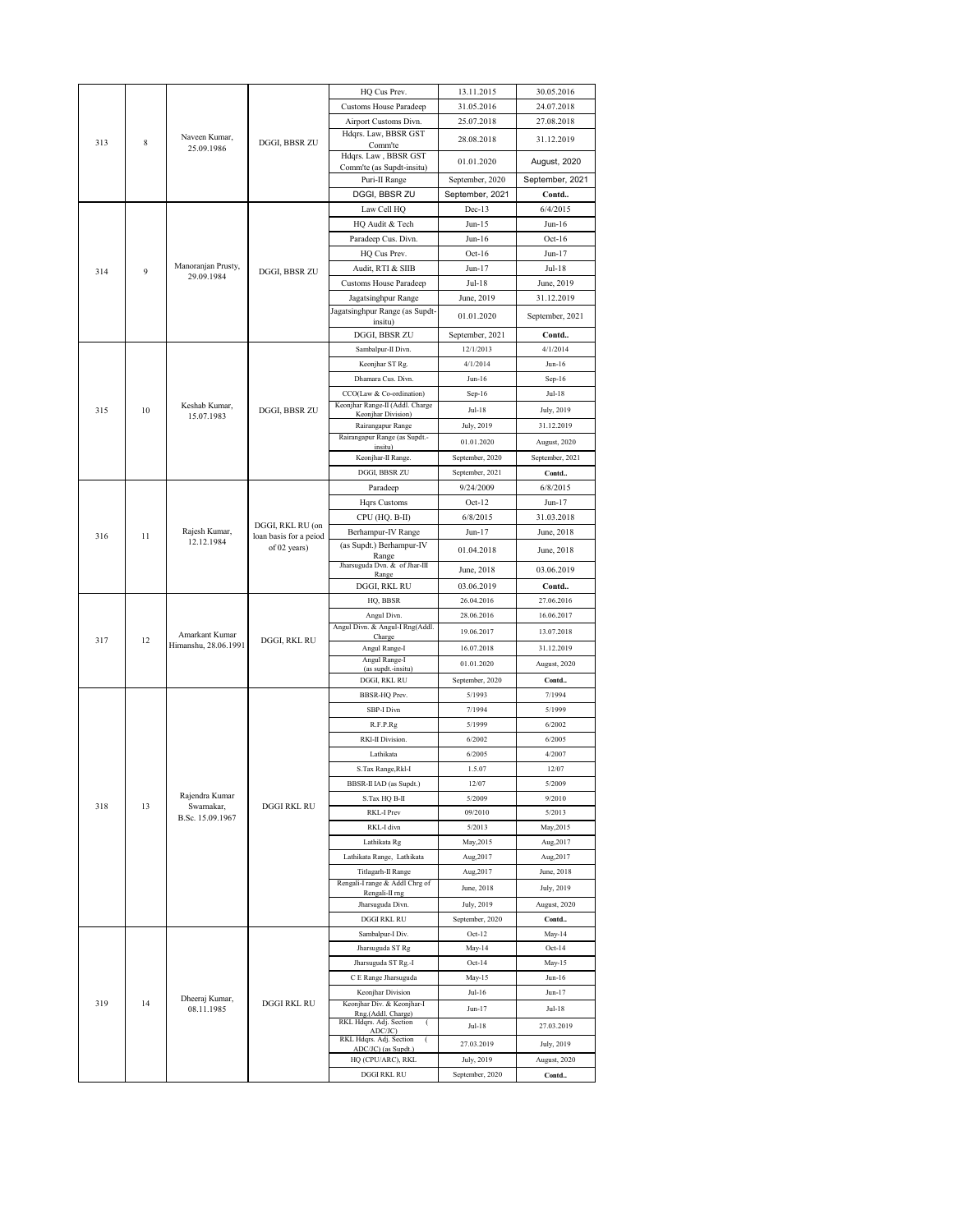| 313 | 8 | Naveen Kumar, 25.09.1986 | DGGI, BBSR ZU | HQ Cus Prev. | 13.11.2015 | 30.05.2016 |
|---|---|---|---|---|---|---|
| | | | | Customs House Paradeep | 31.05.2016 | 24.07.2018 |
| | | | | Airport Customs Divn. | 25.07.2018 | 27.08.2018 |
| | | | | Hdqrs. Law, BBSR GST Comm'te | 28.08.2018 | 31.12.2019 |
| | | | | Hdqrs. Law , BBSR GST Comm'te (as Supdt-insitu) | 01.01.2020 | August, 2020 |
| | | | | Puri-II Range | September, 2020 | September, 2021 |
| | | | | DGGI, BBSR ZU | September, 2021 | Contd.. |
| 314 | 9 | Manoranjan Prusty, 29.09.1984 | DGGI, BBSR ZU | Law Cell HQ | Dec-13 | 6/4/2015 |
| | | | | HQ Audit & Tech | Jun-15 | Jun-16 |
| | | | | Paradeep Cus. Divn. | Jun-16 | Oct-16 |
| | | | | HQ Cus Prev. | Oct-16 | Jun-17 |
| | | | | Audit, RTI & SIIB | Jun-17 | Jul-18 |
| | | | | Customs House Paradeep | Jul-18 | June, 2019 |
| | | | | Jagatsinghpur Range | June, 2019 | 31.12.2019 |
| | | | | Jagatsinghpur Range (as Supdt-insitu) | 01.01.2020 | September, 2021 |
| | | | | DGGI, BBSR ZU | September, 2021 | Contd.. |
| 315 | 10 | Keshab Kumar, 15.07.1983 | DGGI, BBSR ZU | Sambalpur-II Divn. | 12/1/2013 | 4/1/2014 |
| | | | | Keonjhar ST Rg. | 4/1/2014 | Jun-16 |
| | | | | Dhamara Cus. Divn. | Jun-16 | Sep-16 |
| | | | | CCO(Law & Co-ordination) | Sep-16 | Jul-18 |
| | | | | Keonjhar Range-II (Addl. Charge Keonjhar Division) | Jul-18 | July, 2019 |
| | | | | Rairangapur Range | July, 2019 | 31.12.2019 |
| | | | | Rairangapur Range (as Supdt.-insitu) | 01.01.2020 | August, 2020 |
| | | | | Keonjhar-II Range. | September, 2020 | September, 2021 |
| | | | | DGGI, BBSR ZU | September, 2021 | Contd.. |
| 316 | 11 | Rajesh Kumar, 12.12.1984 | DGGI, RKL RU (on loan basis for a peiod of 02 years) | Paradeep | 9/24/2009 | 6/8/2015 |
| | | | | Hqrs Customs | Oct-12 | Jun-17 |
| | | | | CPU (HQ. B-II) | 6/8/2015 | 31.03.2018 |
| | | | | Berhampur-IV Range | Jun-17 | June, 2018 |
| | | | | (as Supdt.) Berhampur-IV Range | 01.04.2018 | June, 2018 |
| | | | | Jharsuguda Dvn. & of Jhar-III Range | June, 2018 | 03.06.2019 |
| | | | | DGGI, RKL RU | 03.06.2019 | Contd.. |
| 317 | 12 | Amarkant Kumar Himanshu, 28.06.1991 | DGGI, RKL RU | HQ, BBSR | 26.04.2016 | 27.06.2016 |
| | | | | Angul Divn. | 28.06.2016 | 16.06.2017 |
| | | | | Angul Divn. & Angul-I Rng(Addl. Charge | 19.06.2017 | 13.07.2018 |
| | | | | Angul Range-I | 16.07.2018 | 31.12.2019 |
| | | | | Angul Range-I (as supdt.-insitu) | 01.01.2020 | August, 2020 |
| | | | | DGGI, RKL RU | September, 2020 | Contd.. |
| 318 | 13 | Rajendra Kumar Swarnakar, B.Sc. 15.09.1967 | DGGI RKL RU | BBSR-HQ Prev. | 5/1993 | 7/1994 |
| | | | | SBP-I Divn | 7/1994 | 5/1999 |
| | | | | R.F.P.Rg | 5/1999 | 6/2002 |
| | | | | RKl-II Division. | 6/2002 | 6/2005 |
| | | | | Lathikata | 6/2005 | 4/2007 |
| | | | | S.Tax Range,Rkl-I | 1.5.07 | 12/07 |
| | | | | BBSR-II IAD (as Supdt.) | 12/07 | 5/2009 |
| | | | | S.Tax HQ B-II | 5/2009 | 9/2010 |
| | | | | RKL-I Prev | 09/2010 | 5/2013 |
| | | | | RKL-I divn | 5/2013 | May,2015 |
| | | | | Lathikata Rg | May,2015 | Aug,2017 |
| | | | | Lathikata Range, Lathikata | Aug,2017 | Aug,2017 |
| | | | | Titlagarh-II Range | Aug,2017 | June, 2018 |
| | | | | Rengali-I range & Addl Chrg of Rengali-II rng | June, 2018 | July, 2019 |
| | | | | Jharsuguda Divn. | July, 2019 | August, 2020 |
| | | | | DGGI RKL RU | September, 2020 | Contd.. |
| 319 | 14 | Dheeraj Kumar, 08.11.1985 | DGGI RKL RU | Sambalpur-I Div. | Oct-12 | May-14 |
| | | | | Jharsuguda ST Rg | May-14 | Oct-14 |
| | | | | Jharsuguda ST Rg.-I | Oct-14 | May-15 |
| | | | | C E Range Jharsuguda | May-15 | Jun-16 |
| | | | | Keonjhar Division | Jul-16 | Jun-17 |
| | | | | Keonjhar Div. & Keonjhar-I Rng.(Addl. Charge) | Jun-17 | Jul-18 |
| | | | | RKL Hdqrs. Adj. Section ( ADC/JC) | Jul-18 | 27.03.2019 |
| | | | | RKL Hdqrs. Adj. Section ( ADC/JC) (as Supdt.) | 27.03.2019 | July, 2019 |
| | | | | HQ (CPU/ARC), RKL | July, 2019 | August, 2020 |
| | | | | DGGI RKL RU | September, 2020 | Contd.. |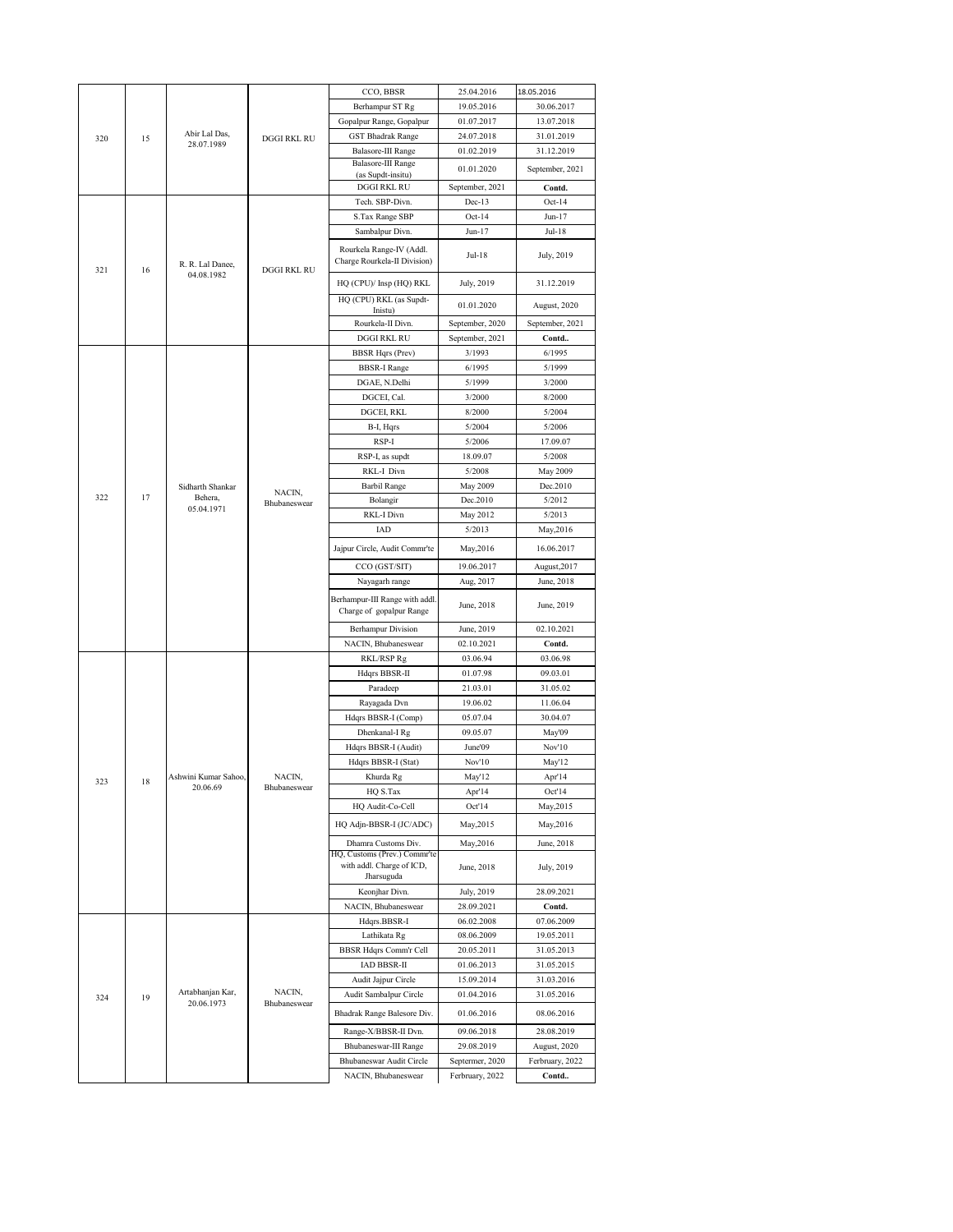| | | | | | | |
|---|---|---|---|---|---|---|
| 320 | 15 | Abir Lal Das, 28.07.1989 | DGGI RKL RU | CCO, BBSR | 25.04.2016 | 18.05.2016 |
| | | | | Berhampur ST Rg | 19.05.2016 | 30.06.2017 |
| | | | | Gopalpur Range, Gopalpur | 01.07.2017 | 13.07.2018 |
| | | | | GST Bhadrak Range | 24.07.2018 | 31.01.2019 |
| | | | | Balasore-III Range | 01.02.2019 | 31.12.2019 |
| | | | | Balasore-III Range (as Supdt-insitu) | 01.01.2020 | September, 2021 |
| | | | | DGGI RKL RU | September, 2021 | **Contd.** |
| 321 | 16 | R. R. Lal Danee, 04.08.1982 | DGGI RKL RU | Tech. SBP-Divn. | Dec-13 | Oct-14 |
| | | | | S.Tax Range SBP | Oct-14 | Jun-17 |
| | | | | Sambalpur Divn. | Jun-17 | Jul-18 |
| | | | | Rourkela Range-IV (Addl. Charge Rourkela-II Division) | Jul-18 | July, 2019 |
| | | | | HQ (CPU)/ Insp (HQ) RKL | July, 2019 | 31.12.2019 |
| | | | | HQ (CPU) RKL (as Supdt-Inistu) | 01.01.2020 | August, 2020 |
| | | | | Rourkela-II Divn. | September, 2020 | September, 2021 |
| | | | | DGGI RKL RU | September, 2021 | **Contd..** |
| 322 | 17 | Sidharth Shankar Behera, 05.04.1971 | NACIN, Bhubaneswear | BBSR Hqrs (Prev) | 3/1993 | 6/1995 |
| | | | | BBSR-I Range | 6/1995 | 5/1999 |
| | | | | DGAE, N.Delhi | 5/1999 | 3/2000 |
| | | | | DGCEI, Cal. | 3/2000 | 8/2000 |
| | | | | DGCEI, RKL | 8/2000 | 5/2004 |
| | | | | B-I, Hqrs | 5/2004 | 5/2006 |
| | | | | RSP-I | 5/2006 | 17.09.07 |
| | | | | RSP-I, as supdt | 18.09.07 | 5/2008 |
| | | | | RKL-I Divn | 5/2008 | May 2009 |
| | | | | Barbil Range | May 2009 | Dec.2010 |
| | | | | Bolangir | Dec.2010 | 5/2012 |
| | | | | RKL-I Divn | May 2012 | 5/2013 |
| | | | | IAD | 5/2013 | May,2016 |
| | | | | Jajpur Circle, Audit Commr'te | May,2016 | 16.06.2017 |
| | | | | CCO (GST/SIT) | 19.06.2017 | August,2017 |
| | | | | Nayagarh range | Aug, 2017 | June, 2018 |
| | | | | Berhampur-III Range with addl. Charge of gopalpur Range | June, 2018 | June, 2019 |
| | | | | Berhampur Division | June, 2019 | 02.10.2021 |
| | | | | NACIN, Bhubaneswear | 02.10.2021 | **Contd.** |
| 323 | 18 | Ashwini Kumar Sahoo, 20.06.69 | NACIN, Bhubaneswear | RKL/RSP Rg | 03.06.94 | 03.06.98 |
| | | | | Hdqrs BBSR-II | 01.07.98 | 09.03.01 |
| | | | | Paradeep | 21.03.01 | 31.05.02 |
| | | | | Rayagada Dvn | 19.06.02 | 11.06.04 |
| | | | | Hdqrs BBSR-I (Comp) | 05.07.04 | 30.04.07 |
| | | | | Dhenkanal-I Rg | 09.05.07 | May'09 |
| | | | | Hdqrs BBSR-I (Audit) | June'09 | Nov'10 |
| | | | | Hdqrs BBSR-I (Stat) | Nov'10 | May'12 |
| | | | | Khurda Rg | May'12 | Apr'14 |
| | | | | HQ S.Tax | Apr'14 | Oct'14 |
| | | | | HQ Audit-Co-Cell | Oct'14 | May,2015 |
| | | | | HQ Adjn-BBSR-I (JC/ADC) | May,2015 | May,2016 |
| | | | | Dhamra Customs Div. | May,2016 | June, 2018 |
| | | | | HQ, Customs (Prev.) Commr'te with addl. Charge of ICD, Jharsuguda | June, 2018 | July, 2019 |
| | | | | Keonjhar Divn. | July, 2019 | 28.09.2021 |
| | | | | NACIN, Bhubaneswear | 28.09.2021 | **Contd.** |
| 324 | 19 | Artabhanjan Kar, 20.06.1973 | NACIN, Bhubaneswear | Hdqrs.BBSR-I | 06.02.2008 | 07.06.2009 |
| | | | | Lathikata Rg | 08.06.2009 | 19.05.2011 |
| | | | | BBSR Hdqrs Comm'r Cell | 20.05.2011 | 31.05.2013 |
| | | | | IAD BBSR-II | 01.06.2013 | 31.05.2015 |
| | | | | Audit Jajpur Circle | 15.09.2014 | 31.03.2016 |
| | | | | Audit Sambalpur Circle | 01.04.2016 | 31.05.2016 |
| | | | | Bhadrak Range Balesore Div. | 01.06.2016 | 08.06.2016 |
| | | | | Range-X/BBSR-II Dvn. | 09.06.2018 | 28.08.2019 |
| | | | | Bhubaneswar-III Range | 29.08.2019 | August, 2020 |
| | | | | Bhubaneswar Audit Circle | Septermer, 2020 | Ferbruary, 2022 |
| | | | | NACIN, Bhubaneswear | Ferbruary, 2022 | **Contd..** |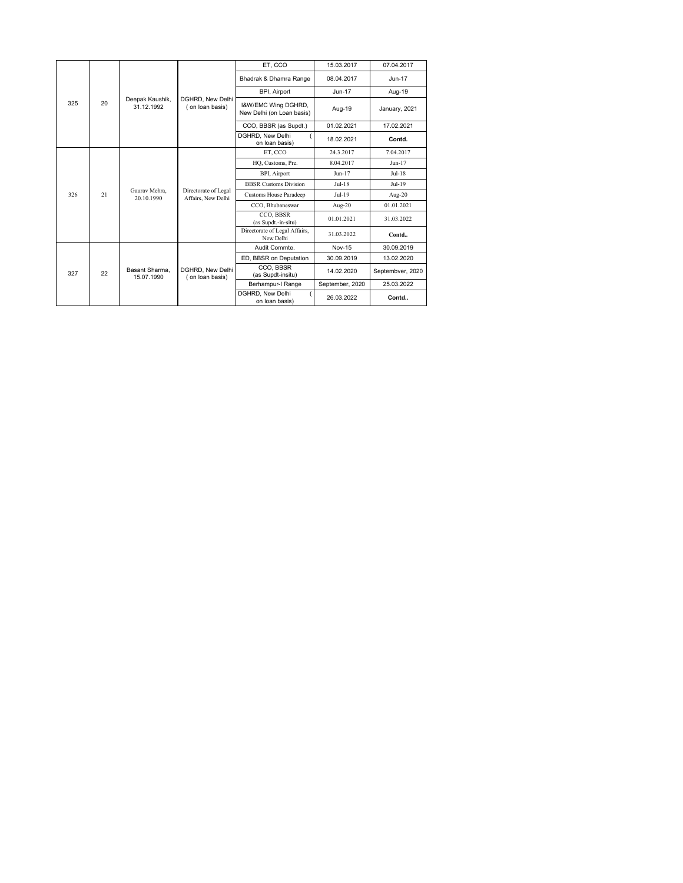| | | | | | | |
|---|---|---|---|---|---|---|
| 325 | 20 | Deepak Kaushik, 31.12.1992 | DGHRD, New Delhi ( on loan basis) | ET, CCO | 15.03.2017 | 07.04.2017 |
| | | | | Bhadrak & Dhamra Range | 08.04.2017 | Jun-17 |
| | | | | BPI, Airport | Jun-17 | Aug-19 |
| | | | | I&W/EMC Wing DGHRD, New Delhi (on Loan basis) | Aug-19 | January, 2021 |
| | | | | CCO, BBSR (as Supdt.) | 01.02.2021 | 17.02.2021 |
| | | | | DGHRD, New Delhi ( on loan basis) | 18.02.2021 | **Contd.** |
| 326 | 21 | Gaurav Mehra, 20.10.1990 | Directorate of Legal Affairs, New Delhi | ET, CCO | 24.3.2017 | 7.04.2017 |
| | | | | HQ, Customs, Pre. | 8.04.2017 | Jun-17 |
| | | | | BPI, Airport | Jun-17 | Jul-18 |
| | | | | BBSR Customs Division | Jul-18 | Jul-19 |
| | | | | Customs House Paradeep | Jul-19 | Aug-20 |
| | | | | CCO, Bhubaneswar | Aug-20 | 01.01.2021 |
| | | | | CCO, BBSR (as Supdt.-in-situ) | 01.01.2021 | 31.03.2022 |
| | | | | Directorate of Legal Affairs, New Delhi | 31.03.2022 | **Contd..** |
| 327 | 22 | Basant Sharma, 15.07.1990 | DGHRD, New Delhi ( on loan basis) | Audit Commte. | Nov-15 | 30.09.2019 |
| | | | | ED, BBSR on Deputation | 30.09.2019 | 13.02.2020 |
| | | | | CCO, BBSR (as Supdt-insitu) | 14.02.2020 | Septembver, 2020 |
| | | | | Berhampur-I Range | September, 2020 | 25.03.2022 |
| | | | | DGHRD, New Delhi ( on loan basis) | 26.03.2022 | **Contd..** |